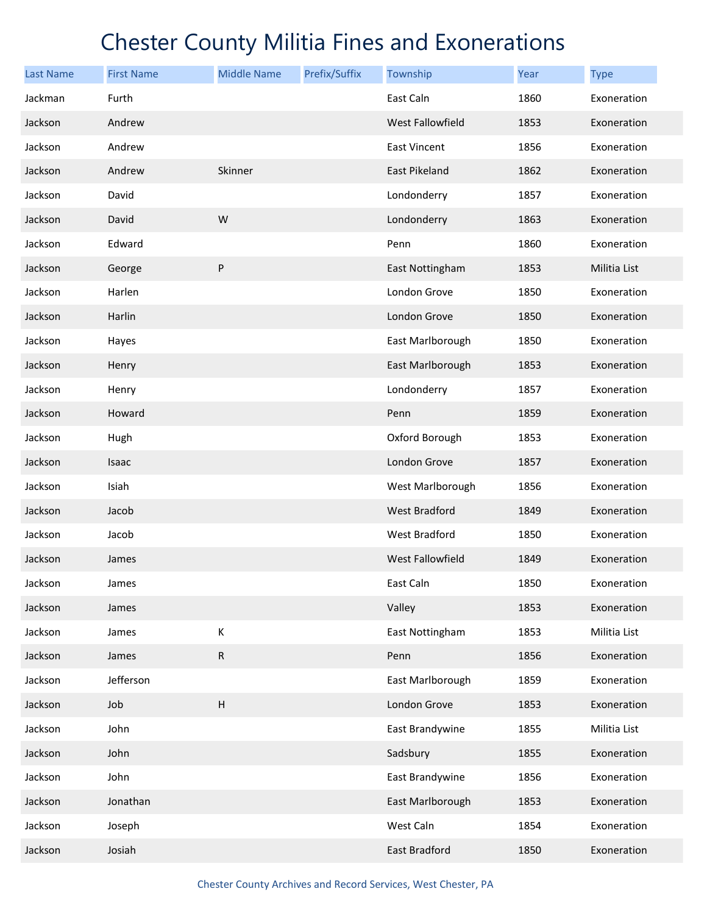# Chester County Militia Fines and Exonerations

| Last Name | First Name | Middle Name | Prefix/Suffix | Township | Year | Type |
|---|---|---|---|---|---|---|
| Jackman | Furth | | | East Caln | 1860 | Exoneration |
| Jackson | Andrew | | | West Fallowfield | 1853 | Exoneration |
| Jackson | Andrew | | | East Vincent | 1856 | Exoneration |
| Jackson | Andrew | Skinner | | East Pikeland | 1862 | Exoneration |
| Jackson | David | | | Londonderry | 1857 | Exoneration |
| Jackson | David | W | | Londonderry | 1863 | Exoneration |
| Jackson | Edward | | | Penn | 1860 | Exoneration |
| Jackson | George | P | | East Nottingham | 1853 | Militia List |
| Jackson | Harlen | | | London Grove | 1850 | Exoneration |
| Jackson | Harlin | | | London Grove | 1850 | Exoneration |
| Jackson | Hayes | | | East Marlborough | 1850 | Exoneration |
| Jackson | Henry | | | East Marlborough | 1853 | Exoneration |
| Jackson | Henry | | | Londonderry | 1857 | Exoneration |
| Jackson | Howard | | | Penn | 1859 | Exoneration |
| Jackson | Hugh | | | Oxford Borough | 1853 | Exoneration |
| Jackson | Isaac | | | London Grove | 1857 | Exoneration |
| Jackson | Isiah | | | West Marlborough | 1856 | Exoneration |
| Jackson | Jacob | | | West Bradford | 1849 | Exoneration |
| Jackson | Jacob | | | West Bradford | 1850 | Exoneration |
| Jackson | James | | | West Fallowfield | 1849 | Exoneration |
| Jackson | James | | | East Caln | 1850 | Exoneration |
| Jackson | James | | | Valley | 1853 | Exoneration |
| Jackson | James | K | | East Nottingham | 1853 | Militia List |
| Jackson | James | R | | Penn | 1856 | Exoneration |
| Jackson | Jefferson | | | East Marlborough | 1859 | Exoneration |
| Jackson | Job | H | | London Grove | 1853 | Exoneration |
| Jackson | John | | | East Brandywine | 1855 | Militia List |
| Jackson | John | | | Sadsbury | 1855 | Exoneration |
| Jackson | John | | | East Brandywine | 1856 | Exoneration |
| Jackson | Jonathan | | | East Marlborough | 1853 | Exoneration |
| Jackson | Joseph | | | West Caln | 1854 | Exoneration |
| Jackson | Josiah | | | East Bradford | 1850 | Exoneration |

Chester County Archives and Record Services, West Chester, PA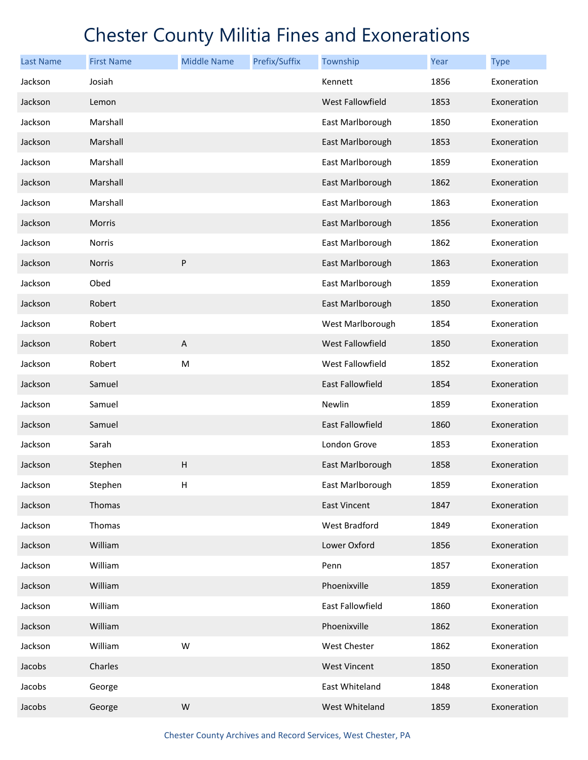# Chester County Militia Fines and Exonerations

| Last Name | First Name | Middle Name | Prefix/Suffix | Township | Year | Type |
|---|---|---|---|---|---|---|
| Jackson | Josiah | | | Kennett | 1856 | Exoneration |
| Jackson | Lemon | | | West Fallowfield | 1853 | Exoneration |
| Jackson | Marshall | | | East Marlborough | 1850 | Exoneration |
| Jackson | Marshall | | | East Marlborough | 1853 | Exoneration |
| Jackson | Marshall | | | East Marlborough | 1859 | Exoneration |
| Jackson | Marshall | | | East Marlborough | 1862 | Exoneration |
| Jackson | Marshall | | | East Marlborough | 1863 | Exoneration |
| Jackson | Morris | | | East Marlborough | 1856 | Exoneration |
| Jackson | Norris | | | East Marlborough | 1862 | Exoneration |
| Jackson | Norris | P | | East Marlborough | 1863 | Exoneration |
| Jackson | Obed | | | East Marlborough | 1859 | Exoneration |
| Jackson | Robert | | | East Marlborough | 1850 | Exoneration |
| Jackson | Robert | | | West Marlborough | 1854 | Exoneration |
| Jackson | Robert | A | | West Fallowfield | 1850 | Exoneration |
| Jackson | Robert | M | | West Fallowfield | 1852 | Exoneration |
| Jackson | Samuel | | | East Fallowfield | 1854 | Exoneration |
| Jackson | Samuel | | | Newlin | 1859 | Exoneration |
| Jackson | Samuel | | | East Fallowfield | 1860 | Exoneration |
| Jackson | Sarah | | | London Grove | 1853 | Exoneration |
| Jackson | Stephen | H | | East Marlborough | 1858 | Exoneration |
| Jackson | Stephen | H | | East Marlborough | 1859 | Exoneration |
| Jackson | Thomas | | | East Vincent | 1847 | Exoneration |
| Jackson | Thomas | | | West Bradford | 1849 | Exoneration |
| Jackson | William | | | Lower Oxford | 1856 | Exoneration |
| Jackson | William | | | Penn | 1857 | Exoneration |
| Jackson | William | | | Phoenixville | 1859 | Exoneration |
| Jackson | William | | | East Fallowfield | 1860 | Exoneration |
| Jackson | William | | | Phoenixville | 1862 | Exoneration |
| Jackson | William | W | | West Chester | 1862 | Exoneration |
| Jacobs | Charles | | | West Vincent | 1850 | Exoneration |
| Jacobs | George | | | East Whiteland | 1848 | Exoneration |
| Jacobs | George | W | | West Whiteland | 1859 | Exoneration |

Chester County Archives and Record Services, West Chester, PA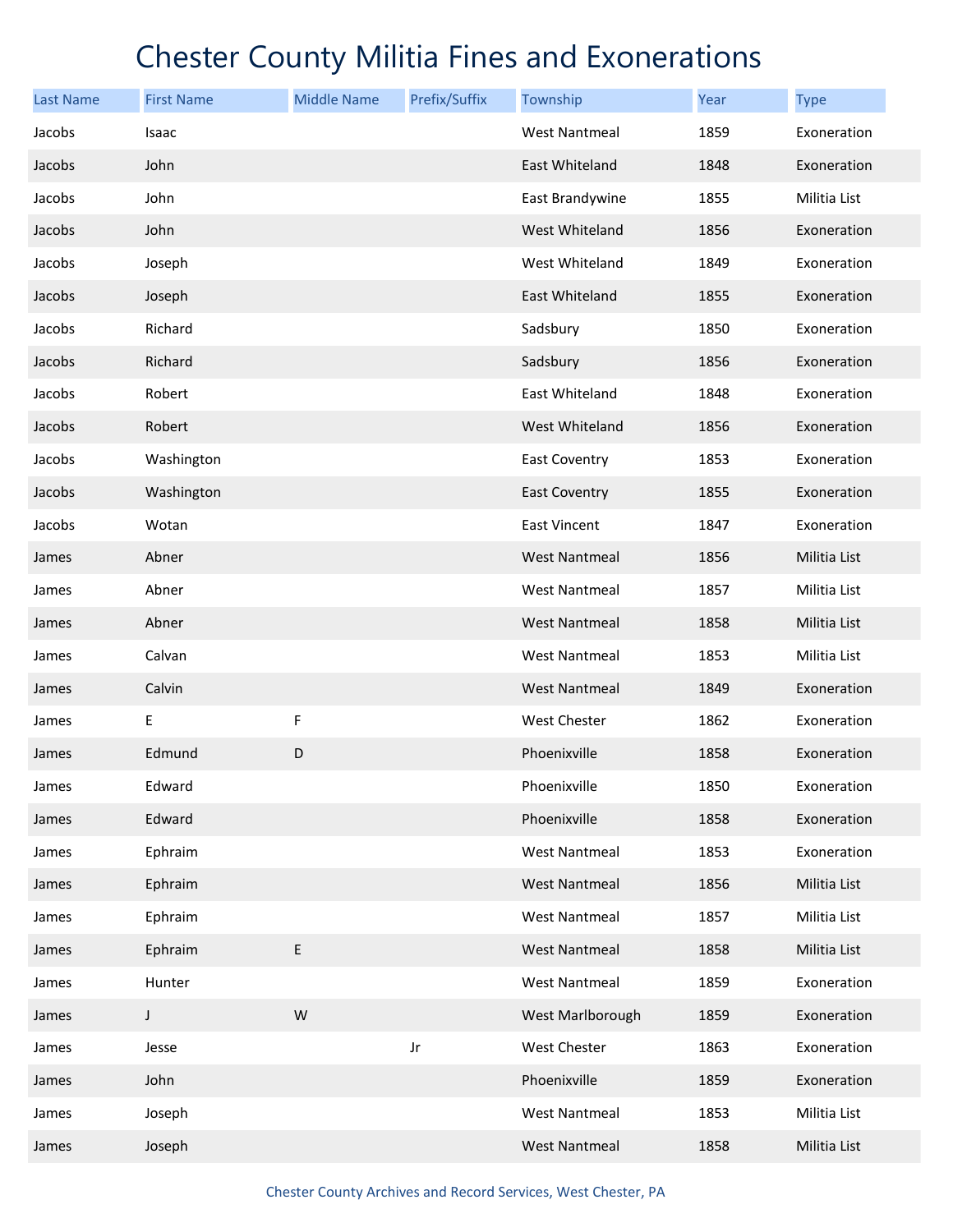# Chester County Militia Fines and Exonerations

| Last Name | First Name | Middle Name | Prefix/Suffix | Township | Year | Type |
|---|---|---|---|---|---|---|
| Jacobs | Isaac | | | West Nantmeal | 1859 | Exoneration |
| Jacobs | John | | | East Whiteland | 1848 | Exoneration |
| Jacobs | John | | | East Brandywine | 1855 | Militia List |
| Jacobs | John | | | West Whiteland | 1856 | Exoneration |
| Jacobs | Joseph | | | West Whiteland | 1849 | Exoneration |
| Jacobs | Joseph | | | East Whiteland | 1855 | Exoneration |
| Jacobs | Richard | | | Sadsbury | 1850 | Exoneration |
| Jacobs | Richard | | | Sadsbury | 1856 | Exoneration |
| Jacobs | Robert | | | East Whiteland | 1848 | Exoneration |
| Jacobs | Robert | | | West Whiteland | 1856 | Exoneration |
| Jacobs | Washington | | | East Coventry | 1853 | Exoneration |
| Jacobs | Washington | | | East Coventry | 1855 | Exoneration |
| Jacobs | Wotan | | | East Vincent | 1847 | Exoneration |
| James | Abner | | | West Nantmeal | 1856 | Militia List |
| James | Abner | | | West Nantmeal | 1857 | Militia List |
| James | Abner | | | West Nantmeal | 1858 | Militia List |
| James | Calvan | | | West Nantmeal | 1853 | Militia List |
| James | Calvin | | | West Nantmeal | 1849 | Exoneration |
| James | E | F | | West Chester | 1862 | Exoneration |
| James | Edmund | D | | Phoenixville | 1858 | Exoneration |
| James | Edward | | | Phoenixville | 1850 | Exoneration |
| James | Edward | | | Phoenixville | 1858 | Exoneration |
| James | Ephraim | | | West Nantmeal | 1853 | Exoneration |
| James | Ephraim | | | West Nantmeal | 1856 | Militia List |
| James | Ephraim | | | West Nantmeal | 1857 | Militia List |
| James | Ephraim | E | | West Nantmeal | 1858 | Militia List |
| James | Hunter | | | West Nantmeal | 1859 | Exoneration |
| James | J | W | | West Marlborough | 1859 | Exoneration |
| James | Jesse | | Jr | West Chester | 1863 | Exoneration |
| James | John | | | Phoenixville | 1859 | Exoneration |
| James | Joseph | | | West Nantmeal | 1853 | Militia List |
| James | Joseph | | | West Nantmeal | 1858 | Militia List |

Chester County Archives and Record Services, West Chester, PA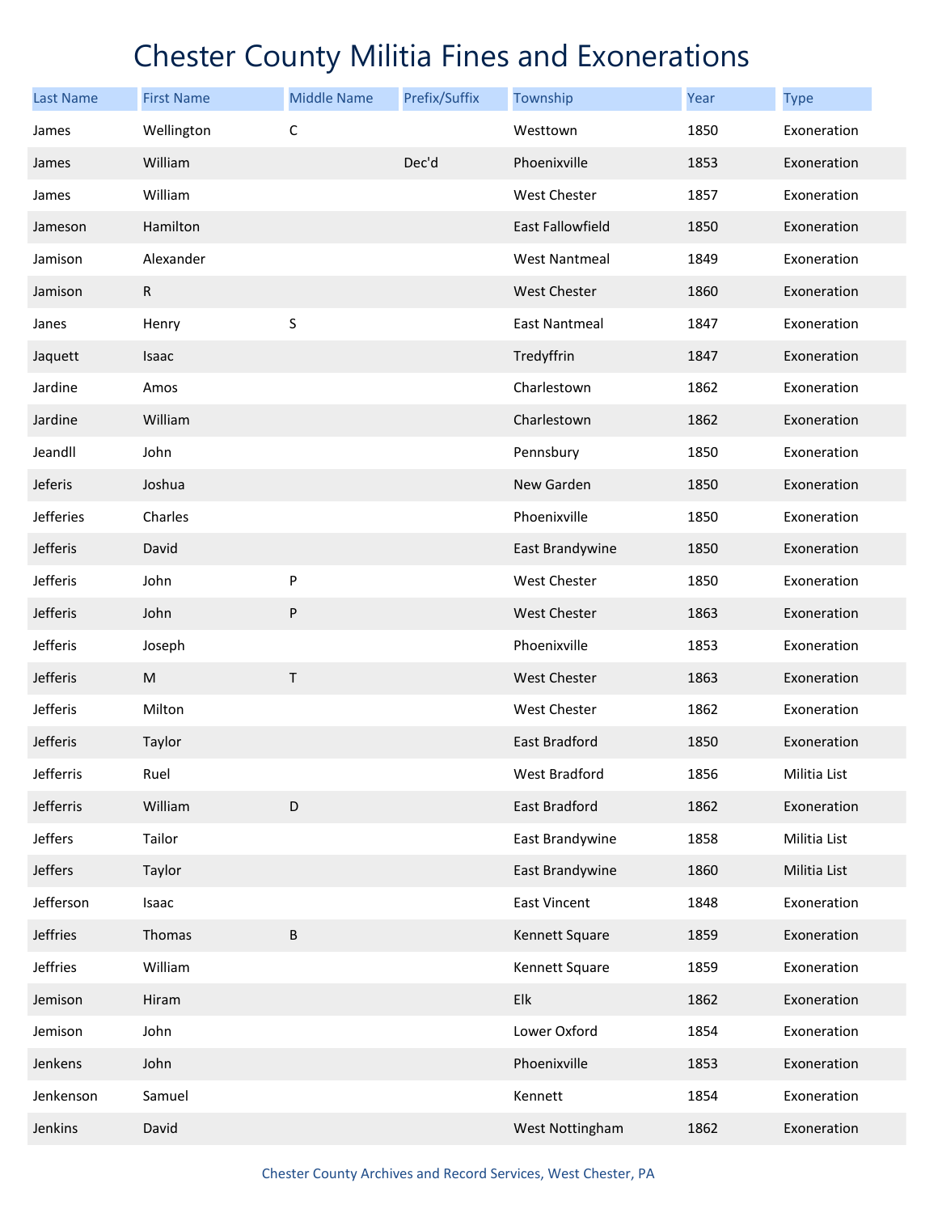# Chester County Militia Fines and Exonerations

| Last Name | First Name | Middle Name | Prefix/Suffix | Township | Year | Type |
|---|---|---|---|---|---|---|
| James | Wellington | C | | Westtown | 1850 | Exoneration |
| James | William | | Dec'd | Phoenixville | 1853 | Exoneration |
| James | William | | | West Chester | 1857 | Exoneration |
| Jameson | Hamilton | | | East Fallowfield | 1850 | Exoneration |
| Jamison | Alexander | | | West Nantmeal | 1849 | Exoneration |
| Jamison | R | | | West Chester | 1860 | Exoneration |
| Janes | Henry | S | | East Nantmeal | 1847 | Exoneration |
| Jaquett | Isaac | | | Tredyffrin | 1847 | Exoneration |
| Jardine | Amos | | | Charlestown | 1862 | Exoneration |
| Jardine | William | | | Charlestown | 1862 | Exoneration |
| Jeandll | John | | | Pennsbury | 1850 | Exoneration |
| Jeferis | Joshua | | | New Garden | 1850 | Exoneration |
| Jefferies | Charles | | | Phoenixville | 1850 | Exoneration |
| Jefferis | David | | | East Brandywine | 1850 | Exoneration |
| Jefferis | John | P | | West Chester | 1850 | Exoneration |
| Jefferis | John | P | | West Chester | 1863 | Exoneration |
| Jefferis | Joseph | | | Phoenixville | 1853 | Exoneration |
| Jefferis | M | T | | West Chester | 1863 | Exoneration |
| Jefferis | Milton | | | West Chester | 1862 | Exoneration |
| Jefferis | Taylor | | | East Bradford | 1850 | Exoneration |
| Jefferris | Ruel | | | West Bradford | 1856 | Militia List |
| Jefferris | William | D | | East Bradford | 1862 | Exoneration |
| Jeffers | Tailor | | | East Brandywine | 1858 | Militia List |
| Jeffers | Taylor | | | East Brandywine | 1860 | Militia List |
| Jefferson | Isaac | | | East Vincent | 1848 | Exoneration |
| Jeffries | Thomas | B | | Kennett Square | 1859 | Exoneration |
| Jeffries | William | | | Kennett Square | 1859 | Exoneration |
| Jemison | Hiram | | | Elk | 1862 | Exoneration |
| Jemison | John | | | Lower Oxford | 1854 | Exoneration |
| Jenkens | John | | | Phoenixville | 1853 | Exoneration |
| Jenkenson | Samuel | | | Kennett | 1854 | Exoneration |
| Jenkins | David | | | West Nottingham | 1862 | Exoneration |

Chester County Archives and Record Services, West Chester, PA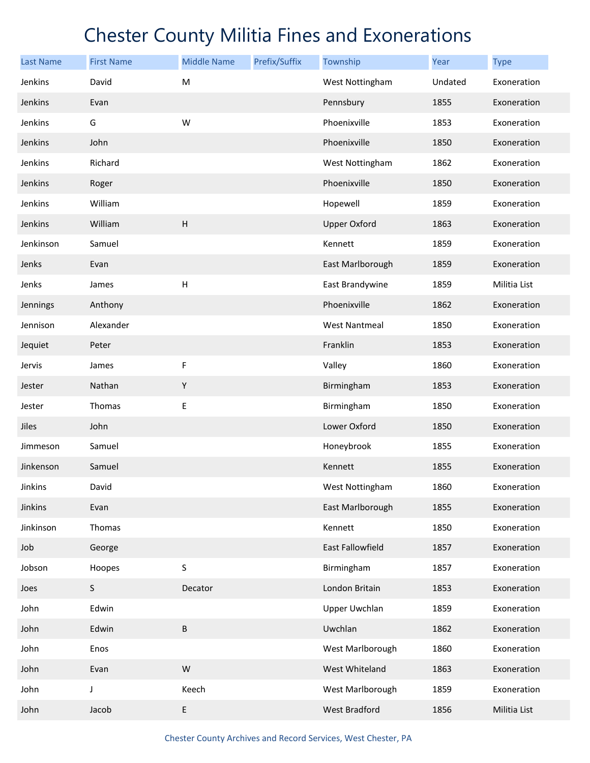# Chester County Militia Fines and Exonerations

| Last Name | First Name | Middle Name | Prefix/Suffix | Township | Year | Type |
|---|---|---|---|---|---|---|
| Jenkins | David | M | | West Nottingham | Undated | Exoneration |
| Jenkins | Evan | | | Pennsbury | 1855 | Exoneration |
| Jenkins | G | W | | Phoenixville | 1853 | Exoneration |
| Jenkins | John | | | Phoenixville | 1850 | Exoneration |
| Jenkins | Richard | | | West Nottingham | 1862 | Exoneration |
| Jenkins | Roger | | | Phoenixville | 1850 | Exoneration |
| Jenkins | William | | | Hopewell | 1859 | Exoneration |
| Jenkins | William | H | | Upper Oxford | 1863 | Exoneration |
| Jenkinson | Samuel | | | Kennett | 1859 | Exoneration |
| Jenks | Evan | | | East Marlborough | 1859 | Exoneration |
| Jenks | James | H | | East Brandywine | 1859 | Militia List |
| Jennings | Anthony | | | Phoenixville | 1862 | Exoneration |
| Jennison | Alexander | | | West Nantmeal | 1850 | Exoneration |
| Jequiet | Peter | | | Franklin | 1853 | Exoneration |
| Jervis | James | F | | Valley | 1860 | Exoneration |
| Jester | Nathan | Y | | Birmingham | 1853 | Exoneration |
| Jester | Thomas | E | | Birmingham | 1850 | Exoneration |
| Jiles | John | | | Lower Oxford | 1850 | Exoneration |
| Jimmeson | Samuel | | | Honeybrook | 1855 | Exoneration |
| Jinkenson | Samuel | | | Kennett | 1855 | Exoneration |
| Jinkins | David | | | West Nottingham | 1860 | Exoneration |
| Jinkins | Evan | | | East Marlborough | 1855 | Exoneration |
| Jinkinson | Thomas | | | Kennett | 1850 | Exoneration |
| Job | George | | | East Fallowfield | 1857 | Exoneration |
| Jobson | Hoopes | S | | Birmingham | 1857 | Exoneration |
| Joes | S | Decator | | London Britain | 1853 | Exoneration |
| John | Edwin | | | Upper Uwchlan | 1859 | Exoneration |
| John | Edwin | B | | Uwchlan | 1862 | Exoneration |
| John | Enos | | | West Marlborough | 1860 | Exoneration |
| John | Evan | W | | West Whiteland | 1863 | Exoneration |
| John | J | Keech | | West Marlborough | 1859 | Exoneration |
| John | Jacob | E | | West Bradford | 1856 | Militia List |

Chester County Archives and Record Services, West Chester, PA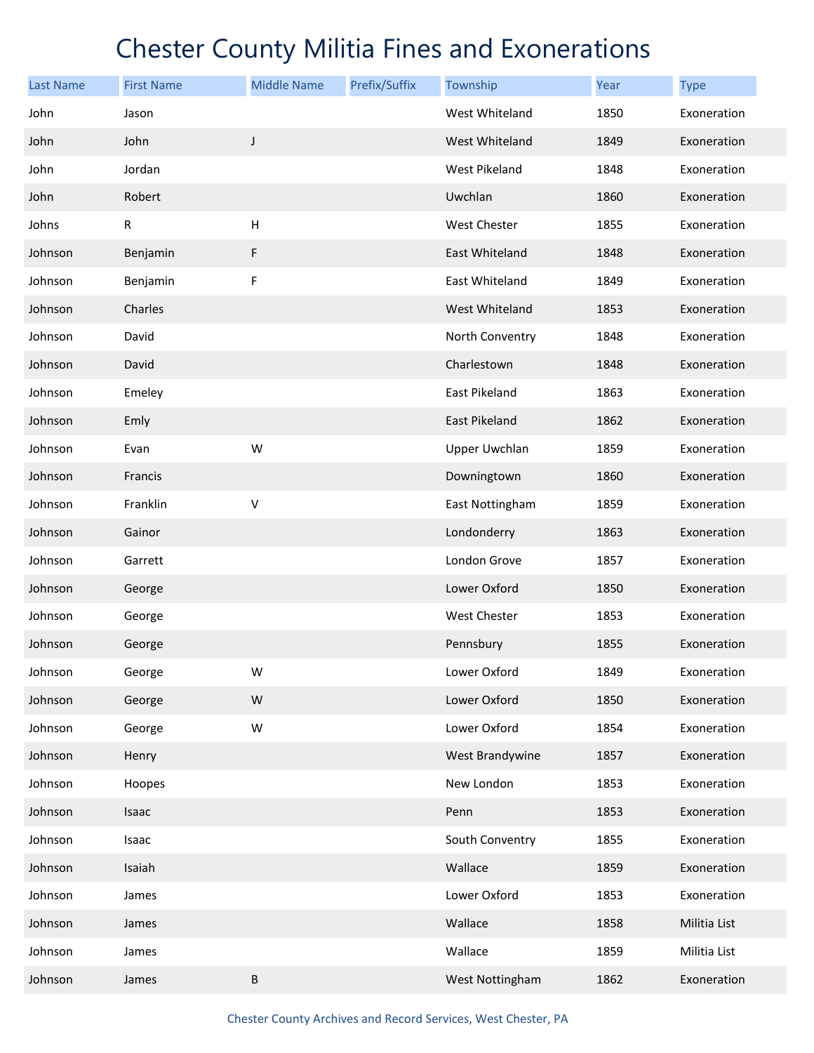# Chester County Militia Fines and Exonerations

| Last Name | First Name | Middle Name | Prefix/Suffix | Township | Year | Type |
|---|---|---|---|---|---|---|
| John | Jason | | | West Whiteland | 1850 | Exoneration |
| John | John | J | | West Whiteland | 1849 | Exoneration |
| John | Jordan | | | West Pikeland | 1848 | Exoneration |
| John | Robert | | | Uwchlan | 1860 | Exoneration |
| Johns | R | H | | West Chester | 1855 | Exoneration |
| Johnson | Benjamin | F | | East Whiteland | 1848 | Exoneration |
| Johnson | Benjamin | F | | East Whiteland | 1849 | Exoneration |
| Johnson | Charles | | | West Whiteland | 1853 | Exoneration |
| Johnson | David | | | North Conventry | 1848 | Exoneration |
| Johnson | David | | | Charlestown | 1848 | Exoneration |
| Johnson | Emeley | | | East Pikeland | 1863 | Exoneration |
| Johnson | Emly | | | East Pikeland | 1862 | Exoneration |
| Johnson | Evan | W | | Upper Uwchlan | 1859 | Exoneration |
| Johnson | Francis | | | Downingtown | 1860 | Exoneration |
| Johnson | Franklin | V | | East Nottingham | 1859 | Exoneration |
| Johnson | Gainor | | | Londonderry | 1863 | Exoneration |
| Johnson | Garrett | | | London Grove | 1857 | Exoneration |
| Johnson | George | | | Lower Oxford | 1850 | Exoneration |
| Johnson | George | | | West Chester | 1853 | Exoneration |
| Johnson | George | | | Pennsbury | 1855 | Exoneration |
| Johnson | George | W | | Lower Oxford | 1849 | Exoneration |
| Johnson | George | W | | Lower Oxford | 1850 | Exoneration |
| Johnson | George | W | | Lower Oxford | 1854 | Exoneration |
| Johnson | Henry | | | West Brandywine | 1857 | Exoneration |
| Johnson | Hoopes | | | New London | 1853 | Exoneration |
| Johnson | Isaac | | | Penn | 1853 | Exoneration |
| Johnson | Isaac | | | South Conventry | 1855 | Exoneration |
| Johnson | Isaiah | | | Wallace | 1859 | Exoneration |
| Johnson | James | | | Lower Oxford | 1853 | Exoneration |
| Johnson | James | | | Wallace | 1858 | Militia List |
| Johnson | James | | | Wallace | 1859 | Militia List |
| Johnson | James | B | | West Nottingham | 1862 | Exoneration |

Chester County Archives and Record Services, West Chester, PA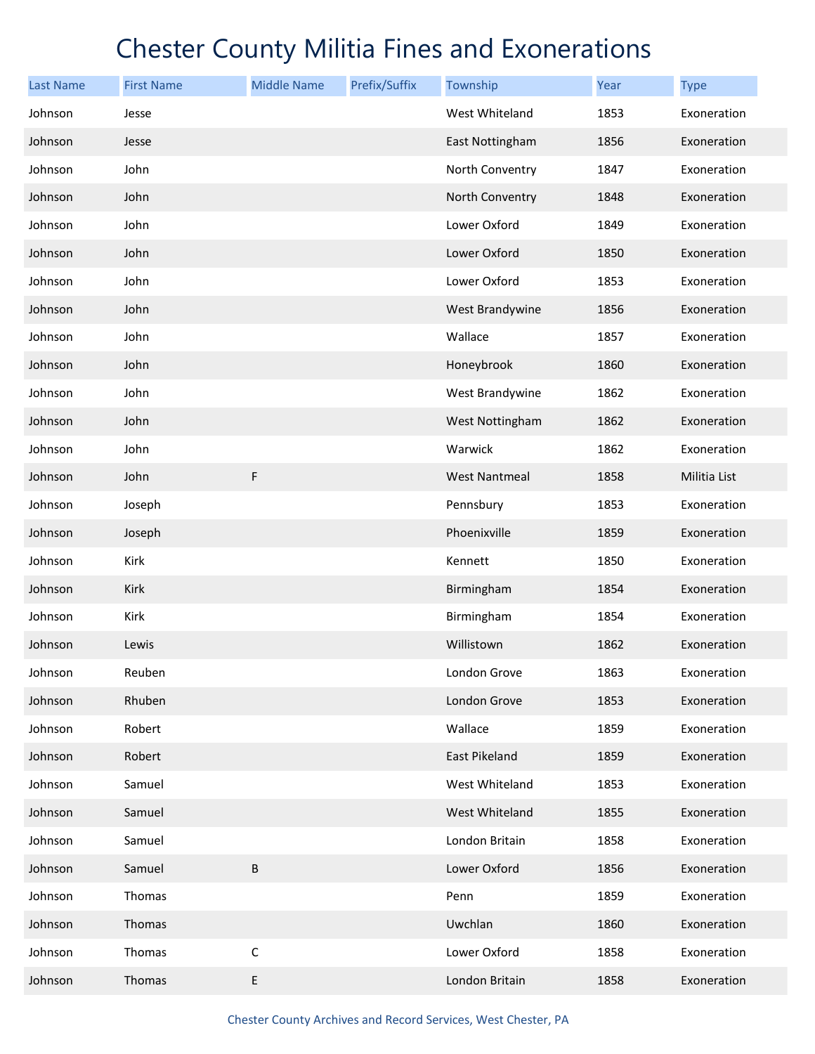# Chester County Militia Fines and Exonerations

| Last Name | First Name | Middle Name | Prefix/Suffix | Township | Year | Type |
|---|---|---|---|---|---|---|
| Johnson | Jesse | | | West Whiteland | 1853 | Exoneration |
| Johnson | Jesse | | | East Nottingham | 1856 | Exoneration |
| Johnson | John | | | North Conventry | 1847 | Exoneration |
| Johnson | John | | | North Conventry | 1848 | Exoneration |
| Johnson | John | | | Lower Oxford | 1849 | Exoneration |
| Johnson | John | | | Lower Oxford | 1850 | Exoneration |
| Johnson | John | | | Lower Oxford | 1853 | Exoneration |
| Johnson | John | | | West Brandywine | 1856 | Exoneration |
| Johnson | John | | | Wallace | 1857 | Exoneration |
| Johnson | John | | | Honeybrook | 1860 | Exoneration |
| Johnson | John | | | West Brandywine | 1862 | Exoneration |
| Johnson | John | | | West Nottingham | 1862 | Exoneration |
| Johnson | John | | | Warwick | 1862 | Exoneration |
| Johnson | John | F | | West Nantmeal | 1858 | Militia List |
| Johnson | Joseph | | | Pennsbury | 1853 | Exoneration |
| Johnson | Joseph | | | Phoenixville | 1859 | Exoneration |
| Johnson | Kirk | | | Kennett | 1850 | Exoneration |
| Johnson | Kirk | | | Birmingham | 1854 | Exoneration |
| Johnson | Kirk | | | Birmingham | 1854 | Exoneration |
| Johnson | Lewis | | | Willistown | 1862 | Exoneration |
| Johnson | Reuben | | | London Grove | 1863 | Exoneration |
| Johnson | Rhuben | | | London Grove | 1853 | Exoneration |
| Johnson | Robert | | | Wallace | 1859 | Exoneration |
| Johnson | Robert | | | East Pikeland | 1859 | Exoneration |
| Johnson | Samuel | | | West Whiteland | 1853 | Exoneration |
| Johnson | Samuel | | | West Whiteland | 1855 | Exoneration |
| Johnson | Samuel | | | London Britain | 1858 | Exoneration |
| Johnson | Samuel | B | | Lower Oxford | 1856 | Exoneration |
| Johnson | Thomas | | | Penn | 1859 | Exoneration |
| Johnson | Thomas | | | Uwchlan | 1860 | Exoneration |
| Johnson | Thomas | C | | Lower Oxford | 1858 | Exoneration |
| Johnson | Thomas | E | | London Britain | 1858 | Exoneration |

Chester County Archives and Record Services, West Chester, PA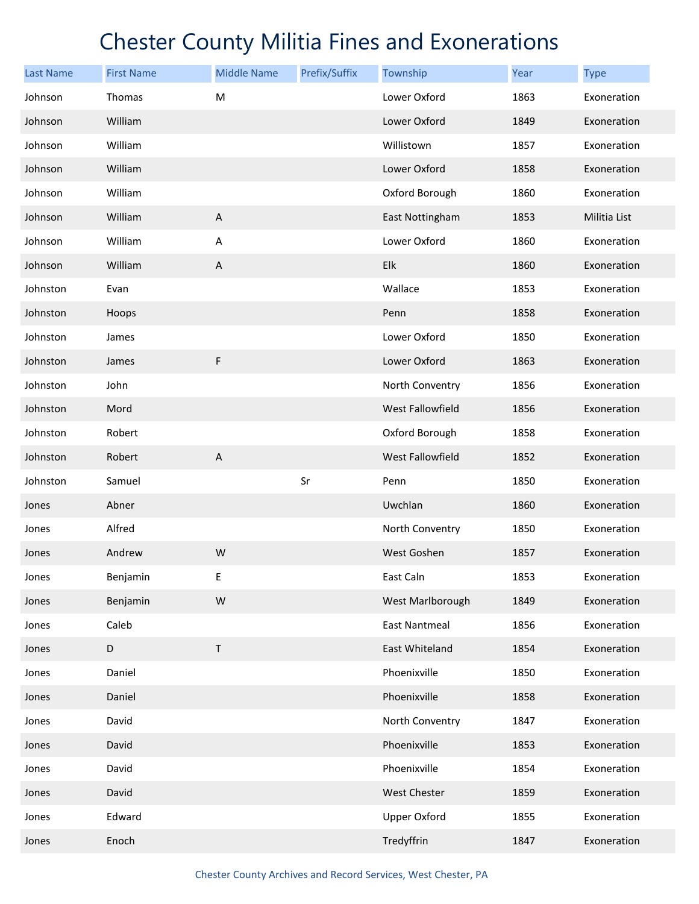# Chester County Militia Fines and Exonerations

| Last Name | First Name | Middle Name | Prefix/Suffix | Township | Year | Type |
|---|---|---|---|---|---|---|
| Johnson | Thomas | M | | Lower Oxford | 1863 | Exoneration |
| Johnson | William | | | Lower Oxford | 1849 | Exoneration |
| Johnson | William | | | Willistown | 1857 | Exoneration |
| Johnson | William | | | Lower Oxford | 1858 | Exoneration |
| Johnson | William | | | Oxford Borough | 1860 | Exoneration |
| Johnson | William | A | | East Nottingham | 1853 | Militia List |
| Johnson | William | A | | Lower Oxford | 1860 | Exoneration |
| Johnson | William | A | | Elk | 1860 | Exoneration |
| Johnston | Evan | | | Wallace | 1853 | Exoneration |
| Johnston | Hoops | | | Penn | 1858 | Exoneration |
| Johnston | James | | | Lower Oxford | 1850 | Exoneration |
| Johnston | James | F | | Lower Oxford | 1863 | Exoneration |
| Johnston | John | | | North Conventry | 1856 | Exoneration |
| Johnston | Mord | | | West Fallowfield | 1856 | Exoneration |
| Johnston | Robert | | | Oxford Borough | 1858 | Exoneration |
| Johnston | Robert | A | | West Fallowfield | 1852 | Exoneration |
| Johnston | Samuel | | Sr | Penn | 1850 | Exoneration |
| Jones | Abner | | | Uwchlan | 1860 | Exoneration |
| Jones | Alfred | | | North Conventry | 1850 | Exoneration |
| Jones | Andrew | W | | West Goshen | 1857 | Exoneration |
| Jones | Benjamin | E | | East Caln | 1853 | Exoneration |
| Jones | Benjamin | W | | West Marlborough | 1849 | Exoneration |
| Jones | Caleb | | | East Nantmeal | 1856 | Exoneration |
| Jones | D | T | | East Whiteland | 1854 | Exoneration |
| Jones | Daniel | | | Phoenixville | 1850 | Exoneration |
| Jones | Daniel | | | Phoenixville | 1858 | Exoneration |
| Jones | David | | | North Conventry | 1847 | Exoneration |
| Jones | David | | | Phoenixville | 1853 | Exoneration |
| Jones | David | | | Phoenixville | 1854 | Exoneration |
| Jones | David | | | West Chester | 1859 | Exoneration |
| Jones | Edward | | | Upper Oxford | 1855 | Exoneration |
| Jones | Enoch | | | Tredyffrin | 1847 | Exoneration |

Chester County Archives and Record Services, West Chester, PA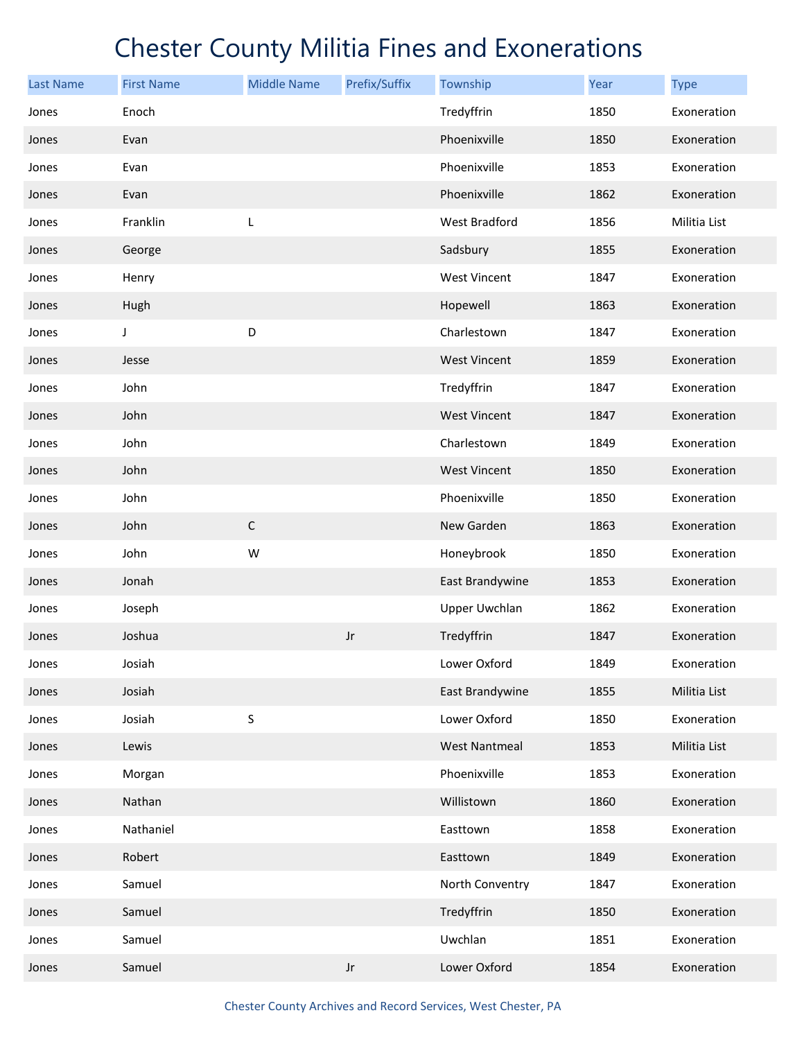# Chester County Militia Fines and Exonerations

| Last Name | First Name | Middle Name | Prefix/Suffix | Township | Year | Type |
|---|---|---|---|---|---|---|
| Jones | Enoch | | | Tredyffrin | 1850 | Exoneration |
| Jones | Evan | | | Phoenixville | 1850 | Exoneration |
| Jones | Evan | | | Phoenixville | 1853 | Exoneration |
| Jones | Evan | | | Phoenixville | 1862 | Exoneration |
| Jones | Franklin | L | | West Bradford | 1856 | Militia List |
| Jones | George | | | Sadsbury | 1855 | Exoneration |
| Jones | Henry | | | West Vincent | 1847 | Exoneration |
| Jones | Hugh | | | Hopewell | 1863 | Exoneration |
| Jones | J | D | | Charlestown | 1847 | Exoneration |
| Jones | Jesse | | | West Vincent | 1859 | Exoneration |
| Jones | John | | | Tredyffrin | 1847 | Exoneration |
| Jones | John | | | West Vincent | 1847 | Exoneration |
| Jones | John | | | Charlestown | 1849 | Exoneration |
| Jones | John | | | West Vincent | 1850 | Exoneration |
| Jones | John | | | Phoenixville | 1850 | Exoneration |
| Jones | John | C | | New Garden | 1863 | Exoneration |
| Jones | John | W | | Honeybrook | 1850 | Exoneration |
| Jones | Jonah | | | East Brandywine | 1853 | Exoneration |
| Jones | Joseph | | | Upper Uwchlan | 1862 | Exoneration |
| Jones | Joshua | | Jr | Tredyffrin | 1847 | Exoneration |
| Jones | Josiah | | | Lower Oxford | 1849 | Exoneration |
| Jones | Josiah | | | East Brandywine | 1855 | Militia List |
| Jones | Josiah | S | | Lower Oxford | 1850 | Exoneration |
| Jones | Lewis | | | West Nantmeal | 1853 | Militia List |
| Jones | Morgan | | | Phoenixville | 1853 | Exoneration |
| Jones | Nathan | | | Willistown | 1860 | Exoneration |
| Jones | Nathaniel | | | Easttown | 1858 | Exoneration |
| Jones | Robert | | | Easttown | 1849 | Exoneration |
| Jones | Samuel | | | North Conventry | 1847 | Exoneration |
| Jones | Samuel | | | Tredyffrin | 1850 | Exoneration |
| Jones | Samuel | | | Uwchlan | 1851 | Exoneration |
| Jones | Samuel | | Jr | Lower Oxford | 1854 | Exoneration |

Chester County Archives and Record Services, West Chester, PA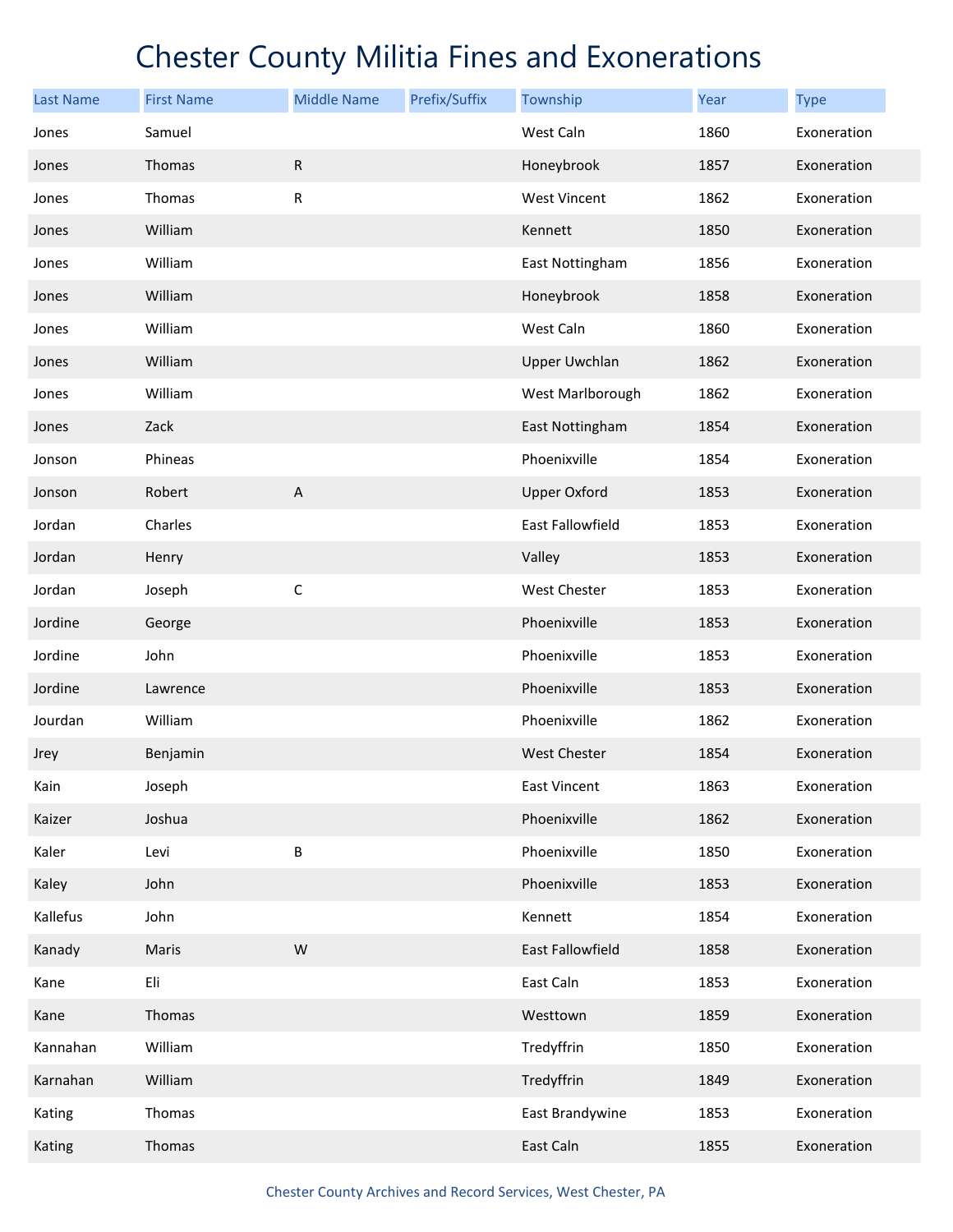# Chester County Militia Fines and Exonerations

| Last Name | First Name | Middle Name | Prefix/Suffix | Township | Year | Type |
|---|---|---|---|---|---|---|
| Jones | Samuel | | | West Caln | 1860 | Exoneration |
| Jones | Thomas | R | | Honeybrook | 1857 | Exoneration |
| Jones | Thomas | R | | West Vincent | 1862 | Exoneration |
| Jones | William | | | Kennett | 1850 | Exoneration |
| Jones | William | | | East Nottingham | 1856 | Exoneration |
| Jones | William | | | Honeybrook | 1858 | Exoneration |
| Jones | William | | | West Caln | 1860 | Exoneration |
| Jones | William | | | Upper Uwchlan | 1862 | Exoneration |
| Jones | William | | | West Marlborough | 1862 | Exoneration |
| Jones | Zack | | | East Nottingham | 1854 | Exoneration |
| Jonson | Phineas | | | Phoenixville | 1854 | Exoneration |
| Jonson | Robert | A | | Upper Oxford | 1853 | Exoneration |
| Jordan | Charles | | | East Fallowfield | 1853 | Exoneration |
| Jordan | Henry | | | Valley | 1853 | Exoneration |
| Jordan | Joseph | C | | West Chester | 1853 | Exoneration |
| Jordine | George | | | Phoenixville | 1853 | Exoneration |
| Jordine | John | | | Phoenixville | 1853 | Exoneration |
| Jordine | Lawrence | | | Phoenixville | 1853 | Exoneration |
| Jourdan | William | | | Phoenixville | 1862 | Exoneration |
| Jrey | Benjamin | | | West Chester | 1854 | Exoneration |
| Kain | Joseph | | | East Vincent | 1863 | Exoneration |
| Kaizer | Joshua | | | Phoenixville | 1862 | Exoneration |
| Kaler | Levi | B | | Phoenixville | 1850 | Exoneration |
| Kaley | John | | | Phoenixville | 1853 | Exoneration |
| Kallefus | John | | | Kennett | 1854 | Exoneration |
| Kanady | Maris | W | | East Fallowfield | 1858 | Exoneration |
| Kane | Eli | | | East Caln | 1853 | Exoneration |
| Kane | Thomas | | | Westtown | 1859 | Exoneration |
| Kannahan | William | | | Tredyffrin | 1850 | Exoneration |
| Karnahan | William | | | Tredyffrin | 1849 | Exoneration |
| Kating | Thomas | | | East Brandywine | 1853 | Exoneration |
| Kating | Thomas | | | East Caln | 1855 | Exoneration |

Chester County Archives and Record Services, West Chester, PA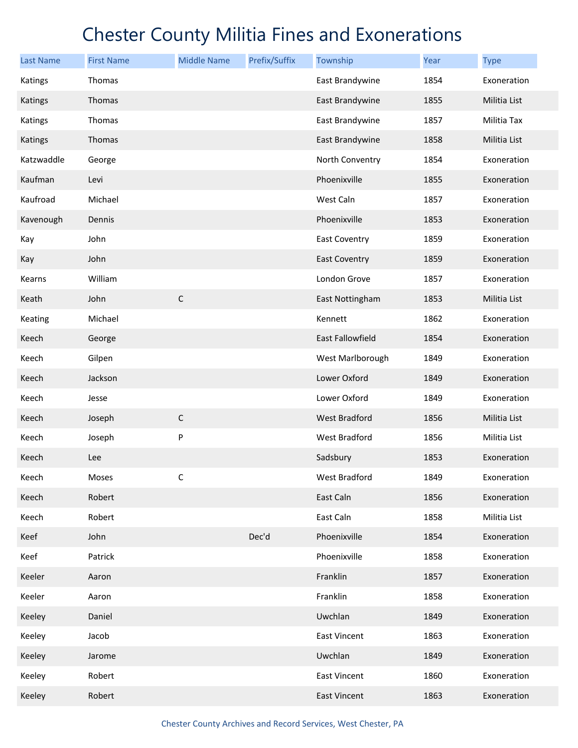# Chester County Militia Fines and Exonerations

| Last Name | First Name | Middle Name | Prefix/Suffix | Township | Year | Type |
|---|---|---|---|---|---|---|
| Katings | Thomas | | | East Brandywine | 1854 | Exoneration |
| Katings | Thomas | | | East Brandywine | 1855 | Militia List |
| Katings | Thomas | | | East Brandywine | 1857 | Militia Tax |
| Katings | Thomas | | | East Brandywine | 1858 | Militia List |
| Katzwaddle | George | | | North Conventry | 1854 | Exoneration |
| Kaufman | Levi | | | Phoenixville | 1855 | Exoneration |
| Kaufroad | Michael | | | West Caln | 1857 | Exoneration |
| Kavenough | Dennis | | | Phoenixville | 1853 | Exoneration |
| Kay | John | | | East Coventry | 1859 | Exoneration |
| Kay | John | | | East Coventry | 1859 | Exoneration |
| Kearns | William | | | London Grove | 1857 | Exoneration |
| Keath | John | C | | East Nottingham | 1853 | Militia List |
| Keating | Michael | | | Kennett | 1862 | Exoneration |
| Keech | George | | | East Fallowfield | 1854 | Exoneration |
| Keech | Gilpen | | | West Marlborough | 1849 | Exoneration |
| Keech | Jackson | | | Lower Oxford | 1849 | Exoneration |
| Keech | Jesse | | | Lower Oxford | 1849 | Exoneration |
| Keech | Joseph | C | | West Bradford | 1856 | Militia List |
| Keech | Joseph | P | | West Bradford | 1856 | Militia List |
| Keech | Lee | | | Sadsbury | 1853 | Exoneration |
| Keech | Moses | C | | West Bradford | 1849 | Exoneration |
| Keech | Robert | | | East Caln | 1856 | Exoneration |
| Keech | Robert | | | East Caln | 1858 | Militia List |
| Keef | John | | Dec'd | Phoenixville | 1854 | Exoneration |
| Keef | Patrick | | | Phoenixville | 1858 | Exoneration |
| Keeler | Aaron | | | Franklin | 1857 | Exoneration |
| Keeler | Aaron | | | Franklin | 1858 | Exoneration |
| Keeley | Daniel | | | Uwchlan | 1849 | Exoneration |
| Keeley | Jacob | | | East Vincent | 1863 | Exoneration |
| Keeley | Jarome | | | Uwchlan | 1849 | Exoneration |
| Keeley | Robert | | | East Vincent | 1860 | Exoneration |
| Keeley | Robert | | | East Vincent | 1863 | Exoneration |

Chester County Archives and Record Services, West Chester, PA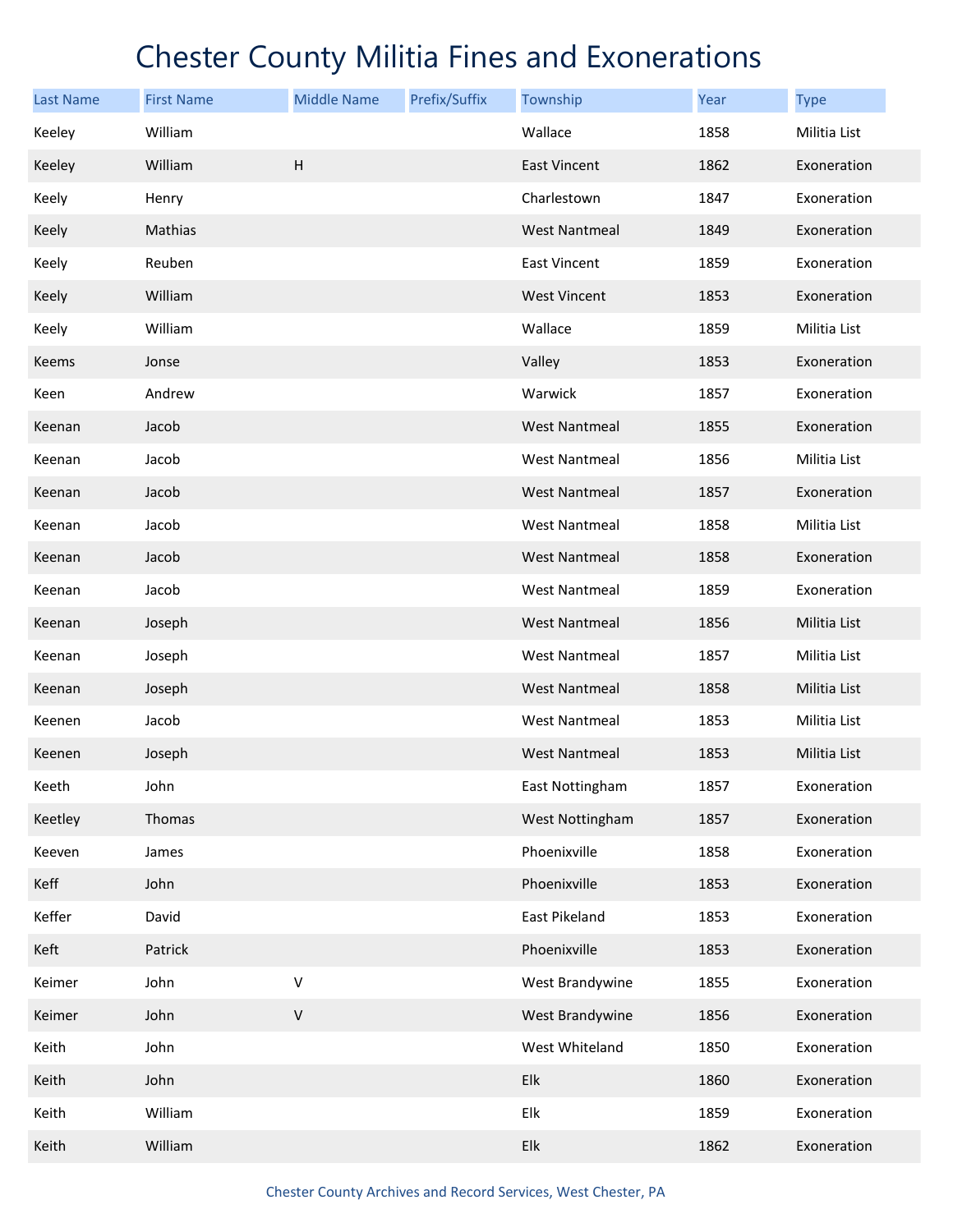# Chester County Militia Fines and Exonerations

| Last Name | First Name | Middle Name | Prefix/Suffix | Township | Year | Type |
|---|---|---|---|---|---|---|
| Keeley | William | | | Wallace | 1858 | Militia List |
| Keeley | William | H | | East Vincent | 1862 | Exoneration |
| Keely | Henry | | | Charlestown | 1847 | Exoneration |
| Keely | Mathias | | | West Nantmeal | 1849 | Exoneration |
| Keely | Reuben | | | East Vincent | 1859 | Exoneration |
| Keely | William | | | West Vincent | 1853 | Exoneration |
| Keely | William | | | Wallace | 1859 | Militia List |
| Keems | Jonse | | | Valley | 1853 | Exoneration |
| Keen | Andrew | | | Warwick | 1857 | Exoneration |
| Keenan | Jacob | | | West Nantmeal | 1855 | Exoneration |
| Keenan | Jacob | | | West Nantmeal | 1856 | Militia List |
| Keenan | Jacob | | | West Nantmeal | 1857 | Exoneration |
| Keenan | Jacob | | | West Nantmeal | 1858 | Militia List |
| Keenan | Jacob | | | West Nantmeal | 1858 | Exoneration |
| Keenan | Jacob | | | West Nantmeal | 1859 | Exoneration |
| Keenan | Joseph | | | West Nantmeal | 1856 | Militia List |
| Keenan | Joseph | | | West Nantmeal | 1857 | Militia List |
| Keenan | Joseph | | | West Nantmeal | 1858 | Militia List |
| Keenen | Jacob | | | West Nantmeal | 1853 | Militia List |
| Keenen | Joseph | | | West Nantmeal | 1853 | Militia List |
| Keeth | John | | | East Nottingham | 1857 | Exoneration |
| Keetley | Thomas | | | West Nottingham | 1857 | Exoneration |
| Keeven | James | | | Phoenixville | 1858 | Exoneration |
| Keff | John | | | Phoenixville | 1853 | Exoneration |
| Keffer | David | | | East Pikeland | 1853 | Exoneration |
| Keft | Patrick | | | Phoenixville | 1853 | Exoneration |
| Keimer | John | V | | West Brandywine | 1855 | Exoneration |
| Keimer | John | V | | West Brandywine | 1856 | Exoneration |
| Keith | John | | | West Whiteland | 1850 | Exoneration |
| Keith | John | | | Elk | 1860 | Exoneration |
| Keith | William | | | Elk | 1859 | Exoneration |
| Keith | William | | | Elk | 1862 | Exoneration |

Chester County Archives and Record Services, West Chester, PA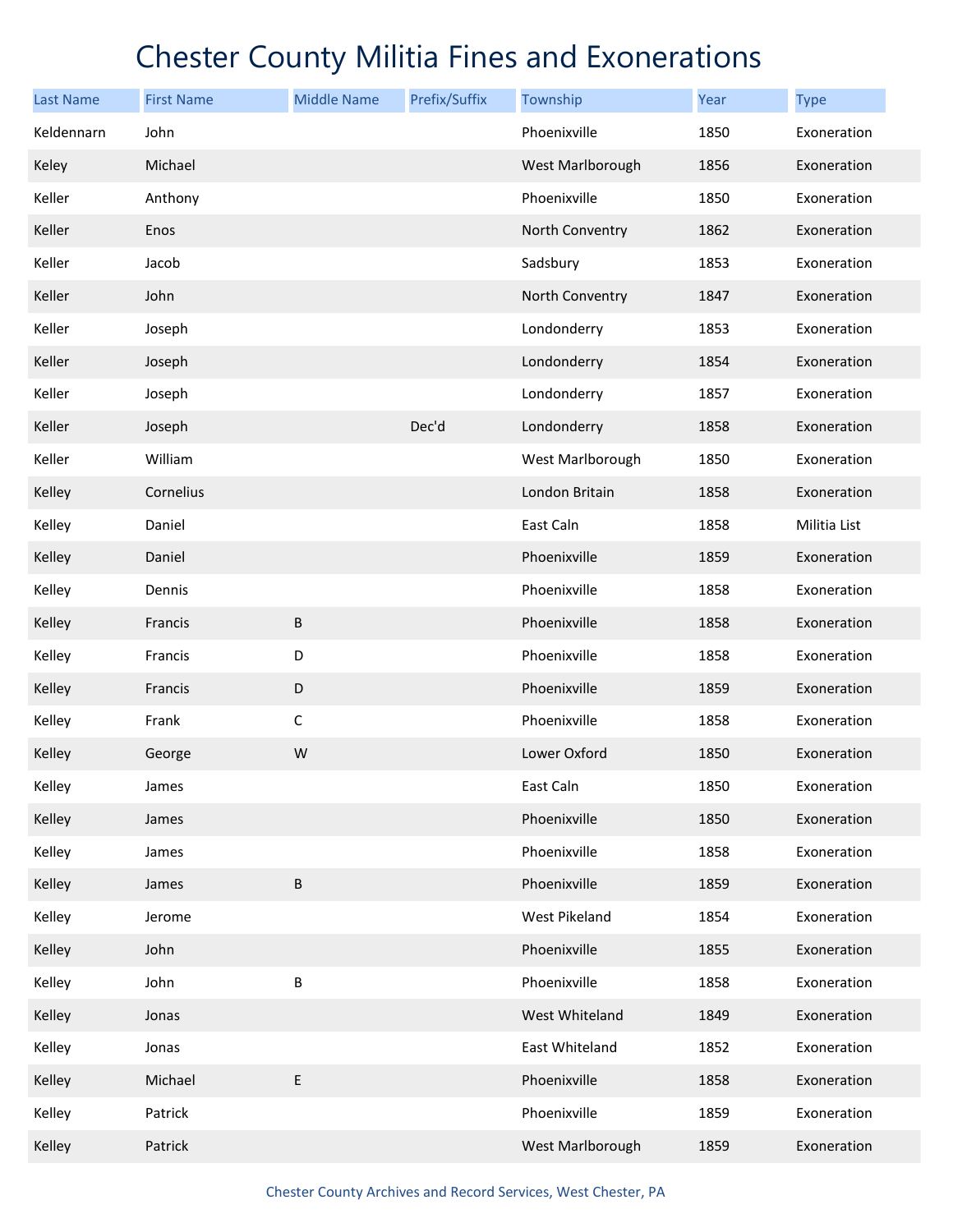# Chester County Militia Fines and Exonerations

| Last Name | First Name | Middle Name | Prefix/Suffix | Township | Year | Type |
|---|---|---|---|---|---|---|
| Keldennarn | John | | | Phoenixville | 1850 | Exoneration |
| Keley | Michael | | | West Marlborough | 1856 | Exoneration |
| Keller | Anthony | | | Phoenixville | 1850 | Exoneration |
| Keller | Enos | | | North Conventry | 1862 | Exoneration |
| Keller | Jacob | | | Sadsbury | 1853 | Exoneration |
| Keller | John | | | North Conventry | 1847 | Exoneration |
| Keller | Joseph | | | Londonderry | 1853 | Exoneration |
| Keller | Joseph | | | Londonderry | 1854 | Exoneration |
| Keller | Joseph | | | Londonderry | 1857 | Exoneration |
| Keller | Joseph | | Dec'd | Londonderry | 1858 | Exoneration |
| Keller | William | | | West Marlborough | 1850 | Exoneration |
| Kelley | Cornelius | | | London Britain | 1858 | Exoneration |
| Kelley | Daniel | | | East Caln | 1858 | Militia List |
| Kelley | Daniel | | | Phoenixville | 1859 | Exoneration |
| Kelley | Dennis | | | Phoenixville | 1858 | Exoneration |
| Kelley | Francis | B | | Phoenixville | 1858 | Exoneration |
| Kelley | Francis | D | | Phoenixville | 1858 | Exoneration |
| Kelley | Francis | D | | Phoenixville | 1859 | Exoneration |
| Kelley | Frank | C | | Phoenixville | 1858 | Exoneration |
| Kelley | George | W | | Lower Oxford | 1850 | Exoneration |
| Kelley | James | | | East Caln | 1850 | Exoneration |
| Kelley | James | | | Phoenixville | 1850 | Exoneration |
| Kelley | James | | | Phoenixville | 1858 | Exoneration |
| Kelley | James | B | | Phoenixville | 1859 | Exoneration |
| Kelley | Jerome | | | West Pikeland | 1854 | Exoneration |
| Kelley | John | | | Phoenixville | 1855 | Exoneration |
| Kelley | John | B | | Phoenixville | 1858 | Exoneration |
| Kelley | Jonas | | | West Whiteland | 1849 | Exoneration |
| Kelley | Jonas | | | East Whiteland | 1852 | Exoneration |
| Kelley | Michael | E | | Phoenixville | 1858 | Exoneration |
| Kelley | Patrick | | | Phoenixville | 1859 | Exoneration |
| Kelley | Patrick | | | West Marlborough | 1859 | Exoneration |

Chester County Archives and Record Services, West Chester, PA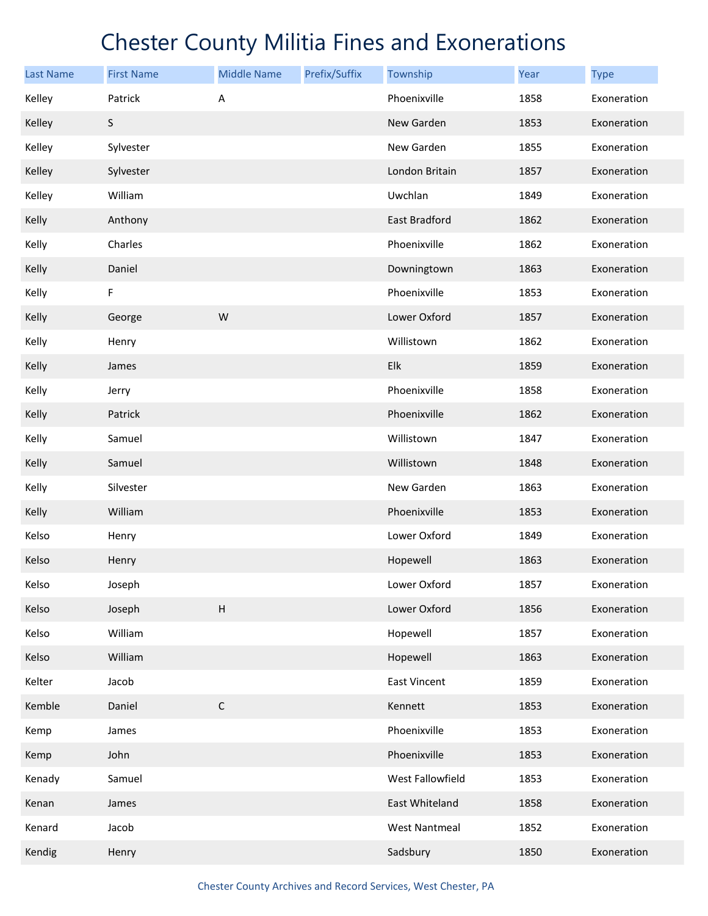# Chester County Militia Fines and Exonerations

| Last Name | First Name | Middle Name | Prefix/Suffix | Township | Year | Type |
|---|---|---|---|---|---|---|
| Kelley | Patrick | A | | Phoenixville | 1858 | Exoneration |
| Kelley | S | | | New Garden | 1853 | Exoneration |
| Kelley | Sylvester | | | New Garden | 1855 | Exoneration |
| Kelley | Sylvester | | | London Britain | 1857 | Exoneration |
| Kelley | William | | | Uwchlan | 1849 | Exoneration |
| Kelly | Anthony | | | East Bradford | 1862 | Exoneration |
| Kelly | Charles | | | Phoenixville | 1862 | Exoneration |
| Kelly | Daniel | | | Downingtown | 1863 | Exoneration |
| Kelly | F | | | Phoenixville | 1853 | Exoneration |
| Kelly | George | W | | Lower Oxford | 1857 | Exoneration |
| Kelly | Henry | | | Willistown | 1862 | Exoneration |
| Kelly | James | | | Elk | 1859 | Exoneration |
| Kelly | Jerry | | | Phoenixville | 1858 | Exoneration |
| Kelly | Patrick | | | Phoenixville | 1862 | Exoneration |
| Kelly | Samuel | | | Willistown | 1847 | Exoneration |
| Kelly | Samuel | | | Willistown | 1848 | Exoneration |
| Kelly | Silvester | | | New Garden | 1863 | Exoneration |
| Kelly | William | | | Phoenixville | 1853 | Exoneration |
| Kelso | Henry | | | Lower Oxford | 1849 | Exoneration |
| Kelso | Henry | | | Hopewell | 1863 | Exoneration |
| Kelso | Joseph | | | Lower Oxford | 1857 | Exoneration |
| Kelso | Joseph | H | | Lower Oxford | 1856 | Exoneration |
| Kelso | William | | | Hopewell | 1857 | Exoneration |
| Kelso | William | | | Hopewell | 1863 | Exoneration |
| Kelter | Jacob | | | East Vincent | 1859 | Exoneration |
| Kemble | Daniel | C | | Kennett | 1853 | Exoneration |
| Kemp | James | | | Phoenixville | 1853 | Exoneration |
| Kemp | John | | | Phoenixville | 1853 | Exoneration |
| Kenady | Samuel | | | West Fallowfield | 1853 | Exoneration |
| Kenan | James | | | East Whiteland | 1858 | Exoneration |
| Kenard | Jacob | | | West Nantmeal | 1852 | Exoneration |
| Kendig | Henry | | | Sadsbury | 1850 | Exoneration |

Chester County Archives and Record Services, West Chester, PA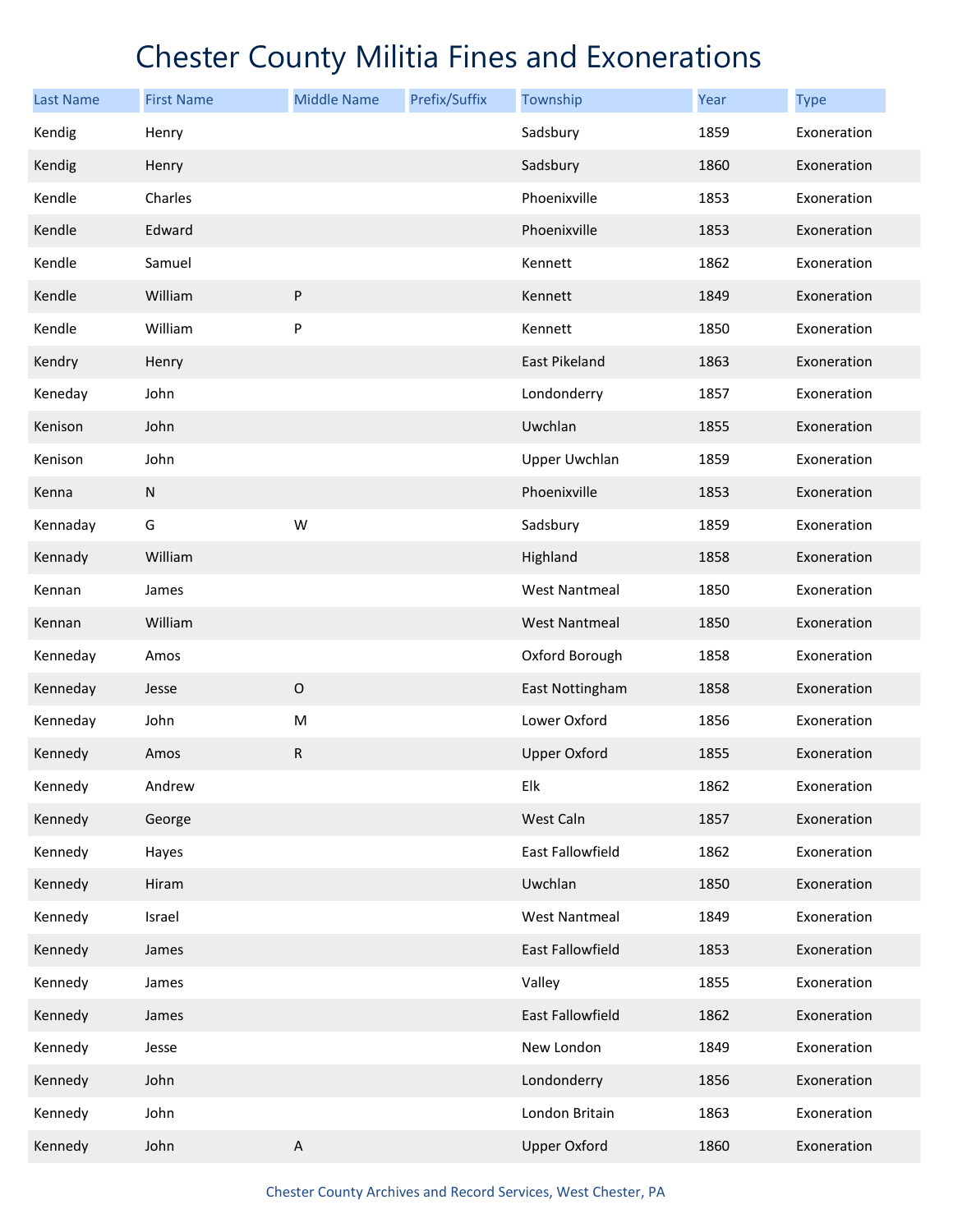# Chester County Militia Fines and Exonerations

| Last Name | First Name | Middle Name | Prefix/Suffix | Township | Year | Type |
|---|---|---|---|---|---|---|
| Kendig | Henry | | | Sadsbury | 1859 | Exoneration |
| Kendig | Henry | | | Sadsbury | 1860 | Exoneration |
| Kendle | Charles | | | Phoenixville | 1853 | Exoneration |
| Kendle | Edward | | | Phoenixville | 1853 | Exoneration |
| Kendle | Samuel | | | Kennett | 1862 | Exoneration |
| Kendle | William | P | | Kennett | 1849 | Exoneration |
| Kendle | William | P | | Kennett | 1850 | Exoneration |
| Kendry | Henry | | | East Pikeland | 1863 | Exoneration |
| Keneday | John | | | Londonderry | 1857 | Exoneration |
| Kenison | John | | | Uwchlan | 1855 | Exoneration |
| Kenison | John | | | Upper Uwchlan | 1859 | Exoneration |
| Kenna | N | | | Phoenixville | 1853 | Exoneration |
| Kennaday | G | W | | Sadsbury | 1859 | Exoneration |
| Kennady | William | | | Highland | 1858 | Exoneration |
| Kennan | James | | | West Nantmeal | 1850 | Exoneration |
| Kennan | William | | | West Nantmeal | 1850 | Exoneration |
| Kenneday | Amos | | | Oxford Borough | 1858 | Exoneration |
| Kenneday | Jesse | O | | East Nottingham | 1858 | Exoneration |
| Kenneday | John | M | | Lower Oxford | 1856 | Exoneration |
| Kennedy | Amos | R | | Upper Oxford | 1855 | Exoneration |
| Kennedy | Andrew | | | Elk | 1862 | Exoneration |
| Kennedy | George | | | West Caln | 1857 | Exoneration |
| Kennedy | Hayes | | | East Fallowfield | 1862 | Exoneration |
| Kennedy | Hiram | | | Uwchlan | 1850 | Exoneration |
| Kennedy | Israel | | | West Nantmeal | 1849 | Exoneration |
| Kennedy | James | | | East Fallowfield | 1853 | Exoneration |
| Kennedy | James | | | Valley | 1855 | Exoneration |
| Kennedy | James | | | East Fallowfield | 1862 | Exoneration |
| Kennedy | Jesse | | | New London | 1849 | Exoneration |
| Kennedy | John | | | Londonderry | 1856 | Exoneration |
| Kennedy | John | | | London Britain | 1863 | Exoneration |
| Kennedy | John | A | | Upper Oxford | 1860 | Exoneration |

Chester County Archives and Record Services, West Chester, PA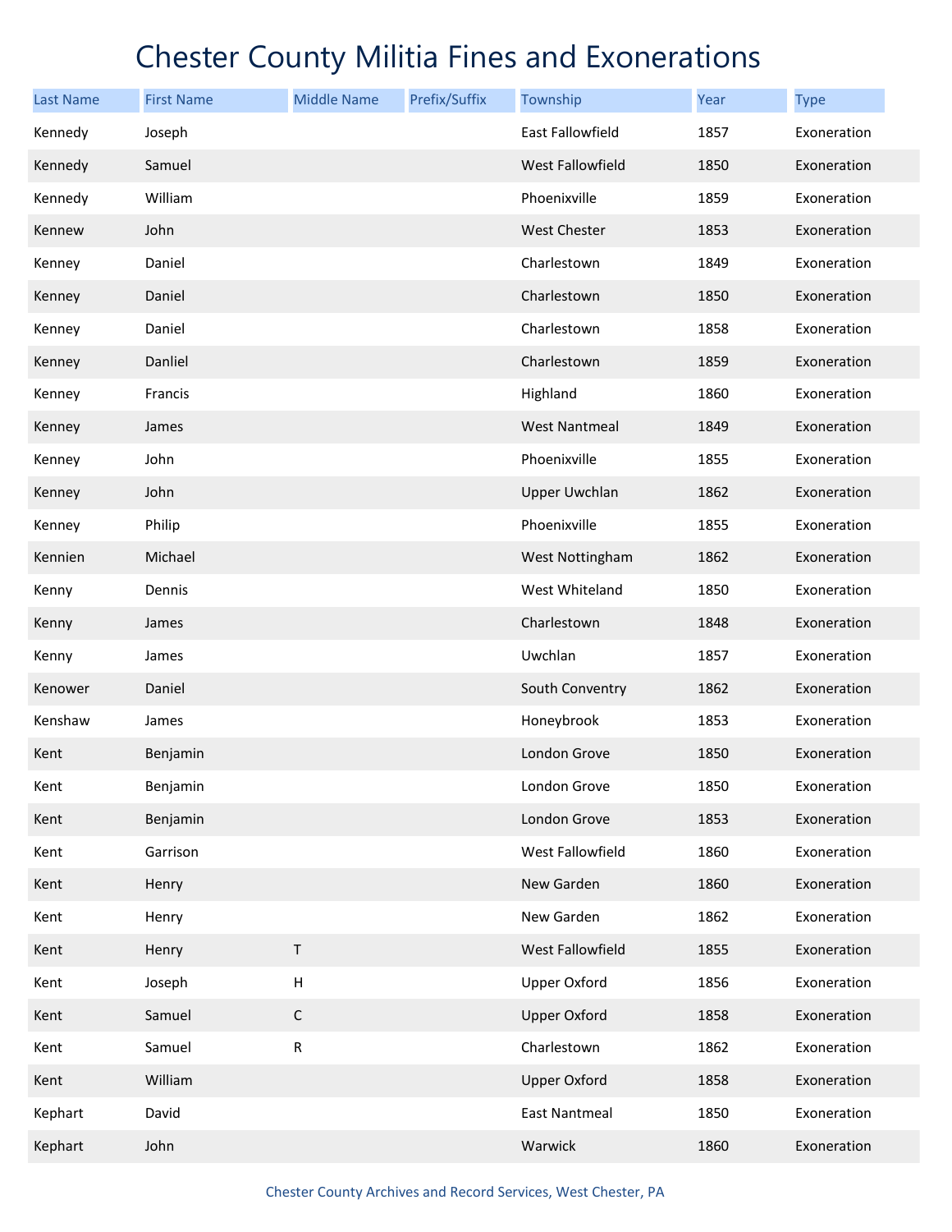# Chester County Militia Fines and Exonerations

| Last Name | First Name | Middle Name | Prefix/Suffix | Township | Year | Type |
|---|---|---|---|---|---|---|
| Kennedy | Joseph | | | East Fallowfield | 1857 | Exoneration |
| Kennedy | Samuel | | | West Fallowfield | 1850 | Exoneration |
| Kennedy | William | | | Phoenixville | 1859 | Exoneration |
| Kennew | John | | | West Chester | 1853 | Exoneration |
| Kenney | Daniel | | | Charlestown | 1849 | Exoneration |
| Kenney | Daniel | | | Charlestown | 1850 | Exoneration |
| Kenney | Daniel | | | Charlestown | 1858 | Exoneration |
| Kenney | Danliel | | | Charlestown | 1859 | Exoneration |
| Kenney | Francis | | | Highland | 1860 | Exoneration |
| Kenney | James | | | West Nantmeal | 1849 | Exoneration |
| Kenney | John | | | Phoenixville | 1855 | Exoneration |
| Kenney | John | | | Upper Uwchlan | 1862 | Exoneration |
| Kenney | Philip | | | Phoenixville | 1855 | Exoneration |
| Kennien | Michael | | | West Nottingham | 1862 | Exoneration |
| Kenny | Dennis | | | West Whiteland | 1850 | Exoneration |
| Kenny | James | | | Charlestown | 1848 | Exoneration |
| Kenny | James | | | Uwchlan | 1857 | Exoneration |
| Kenower | Daniel | | | South Conventry | 1862 | Exoneration |
| Kenshaw | James | | | Honeybrook | 1853 | Exoneration |
| Kent | Benjamin | | | London Grove | 1850 | Exoneration |
| Kent | Benjamin | | | London Grove | 1850 | Exoneration |
| Kent | Benjamin | | | London Grove | 1853 | Exoneration |
| Kent | Garrison | | | West Fallowfield | 1860 | Exoneration |
| Kent | Henry | | | New Garden | 1860 | Exoneration |
| Kent | Henry | | | New Garden | 1862 | Exoneration |
| Kent | Henry | T | | West Fallowfield | 1855 | Exoneration |
| Kent | Joseph | H | | Upper Oxford | 1856 | Exoneration |
| Kent | Samuel | C | | Upper Oxford | 1858 | Exoneration |
| Kent | Samuel | R | | Charlestown | 1862 | Exoneration |
| Kent | William | | | Upper Oxford | 1858 | Exoneration |
| Kephart | David | | | East Nantmeal | 1850 | Exoneration |
| Kephart | John | | | Warwick | 1860 | Exoneration |

Chester County Archives and Record Services, West Chester, PA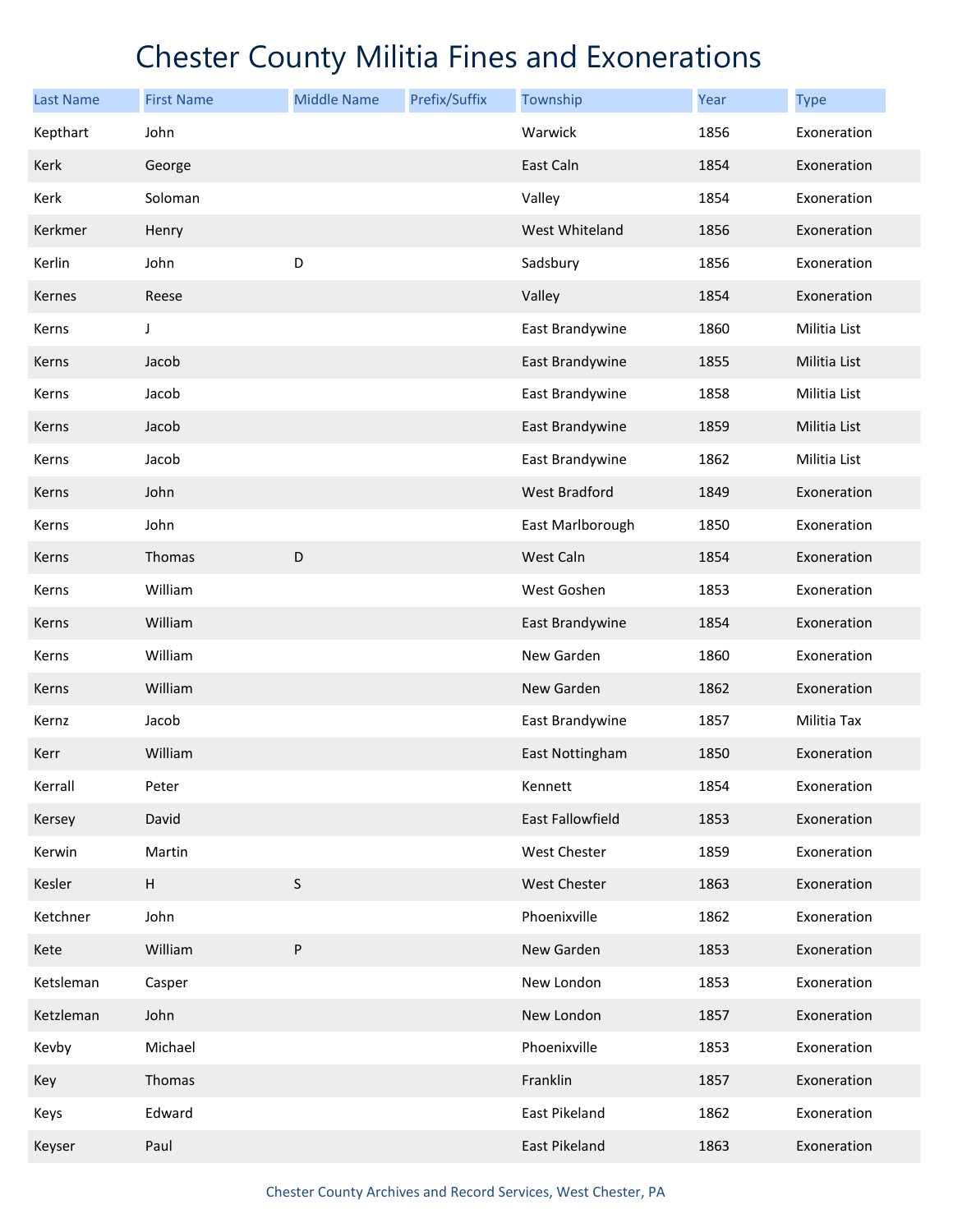# Chester County Militia Fines and Exonerations

| Last Name | First Name | Middle Name | Prefix/Suffix | Township | Year | Type |
|---|---|---|---|---|---|---|
| Kepthart | John | | | Warwick | 1856 | Exoneration |
| Kerk | George | | | East Caln | 1854 | Exoneration |
| Kerk | Soloman | | | Valley | 1854 | Exoneration |
| Kerkmer | Henry | | | West Whiteland | 1856 | Exoneration |
| Kerlin | John | D | | Sadsbury | 1856 | Exoneration |
| Kernes | Reese | | | Valley | 1854 | Exoneration |
| Kerns | J | | | East Brandywine | 1860 | Militia List |
| Kerns | Jacob | | | East Brandywine | 1855 | Militia List |
| Kerns | Jacob | | | East Brandywine | 1858 | Militia List |
| Kerns | Jacob | | | East Brandywine | 1859 | Militia List |
| Kerns | Jacob | | | East Brandywine | 1862 | Militia List |
| Kerns | John | | | West Bradford | 1849 | Exoneration |
| Kerns | John | | | East Marlborough | 1850 | Exoneration |
| Kerns | Thomas | D | | West Caln | 1854 | Exoneration |
| Kerns | William | | | West Goshen | 1853 | Exoneration |
| Kerns | William | | | East Brandywine | 1854 | Exoneration |
| Kerns | William | | | New Garden | 1860 | Exoneration |
| Kerns | William | | | New Garden | 1862 | Exoneration |
| Kernz | Jacob | | | East Brandywine | 1857 | Militia Tax |
| Kerr | William | | | East Nottingham | 1850 | Exoneration |
| Kerrall | Peter | | | Kennett | 1854 | Exoneration |
| Kersey | David | | | East Fallowfield | 1853 | Exoneration |
| Kerwin | Martin | | | West Chester | 1859 | Exoneration |
| Kesler | H | S | | West Chester | 1863 | Exoneration |
| Ketchner | John | | | Phoenixville | 1862 | Exoneration |
| Kete | William | P | | New Garden | 1853 | Exoneration |
| Ketsleman | Casper | | | New London | 1853 | Exoneration |
| Ketzleman | John | | | New London | 1857 | Exoneration |
| Kevby | Michael | | | Phoenixville | 1853 | Exoneration |
| Key | Thomas | | | Franklin | 1857 | Exoneration |
| Keys | Edward | | | East Pikeland | 1862 | Exoneration |
| Keyser | Paul | | | East Pikeland | 1863 | Exoneration |

Chester County Archives and Record Services, West Chester, PA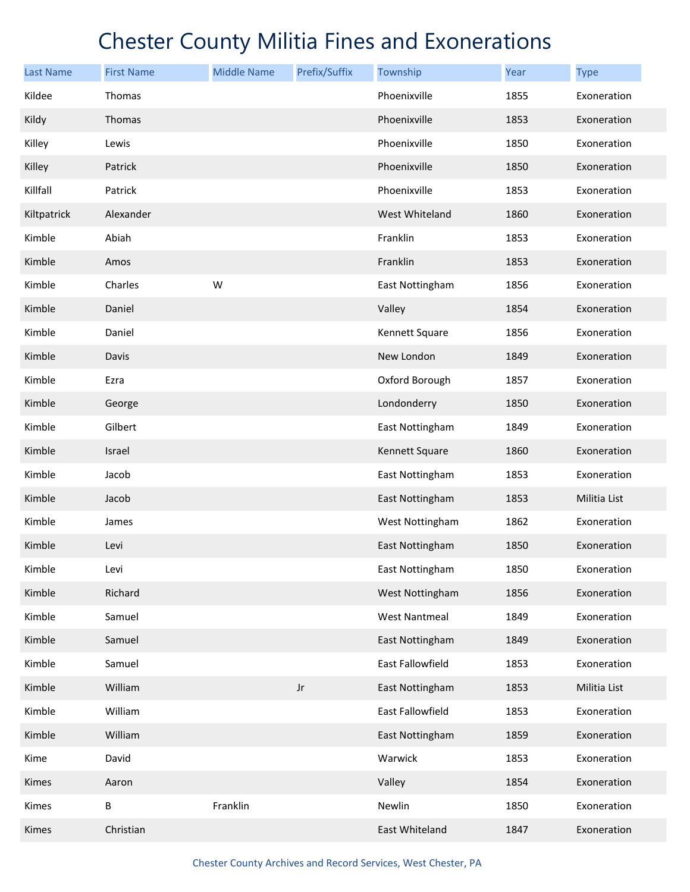# Chester County Militia Fines and Exonerations

| Last Name | First Name | Middle Name | Prefix/Suffix | Township | Year | Type |
|---|---|---|---|---|---|---|
| Kildee | Thomas | | | Phoenixville | 1855 | Exoneration |
| Kildy | Thomas | | | Phoenixville | 1853 | Exoneration |
| Killey | Lewis | | | Phoenixville | 1850 | Exoneration |
| Killey | Patrick | | | Phoenixville | 1850 | Exoneration |
| Killfall | Patrick | | | Phoenixville | 1853 | Exoneration |
| Kiltpatrick | Alexander | | | West Whiteland | 1860 | Exoneration |
| Kimble | Abiah | | | Franklin | 1853 | Exoneration |
| Kimble | Amos | | | Franklin | 1853 | Exoneration |
| Kimble | Charles | W | | East Nottingham | 1856 | Exoneration |
| Kimble | Daniel | | | Valley | 1854 | Exoneration |
| Kimble | Daniel | | | Kennett Square | 1856 | Exoneration |
| Kimble | Davis | | | New London | 1849 | Exoneration |
| Kimble | Ezra | | | Oxford Borough | 1857 | Exoneration |
| Kimble | George | | | Londonderry | 1850 | Exoneration |
| Kimble | Gilbert | | | East Nottingham | 1849 | Exoneration |
| Kimble | Israel | | | Kennett Square | 1860 | Exoneration |
| Kimble | Jacob | | | East Nottingham | 1853 | Exoneration |
| Kimble | Jacob | | | East Nottingham | 1853 | Militia List |
| Kimble | James | | | West Nottingham | 1862 | Exoneration |
| Kimble | Levi | | | East Nottingham | 1850 | Exoneration |
| Kimble | Levi | | | East Nottingham | 1850 | Exoneration |
| Kimble | Richard | | | West Nottingham | 1856 | Exoneration |
| Kimble | Samuel | | | West Nantmeal | 1849 | Exoneration |
| Kimble | Samuel | | | East Nottingham | 1849 | Exoneration |
| Kimble | Samuel | | | East Fallowfield | 1853 | Exoneration |
| Kimble | William | | Jr | East Nottingham | 1853 | Militia List |
| Kimble | William | | | East Fallowfield | 1853 | Exoneration |
| Kimble | William | | | East Nottingham | 1859 | Exoneration |
| Kime | David | | | Warwick | 1853 | Exoneration |
| Kimes | Aaron | | | Valley | 1854 | Exoneration |
| Kimes | B | Franklin | | Newlin | 1850 | Exoneration |
| Kimes | Christian | | | East Whiteland | 1847 | Exoneration |

Chester County Archives and Record Services, West Chester, PA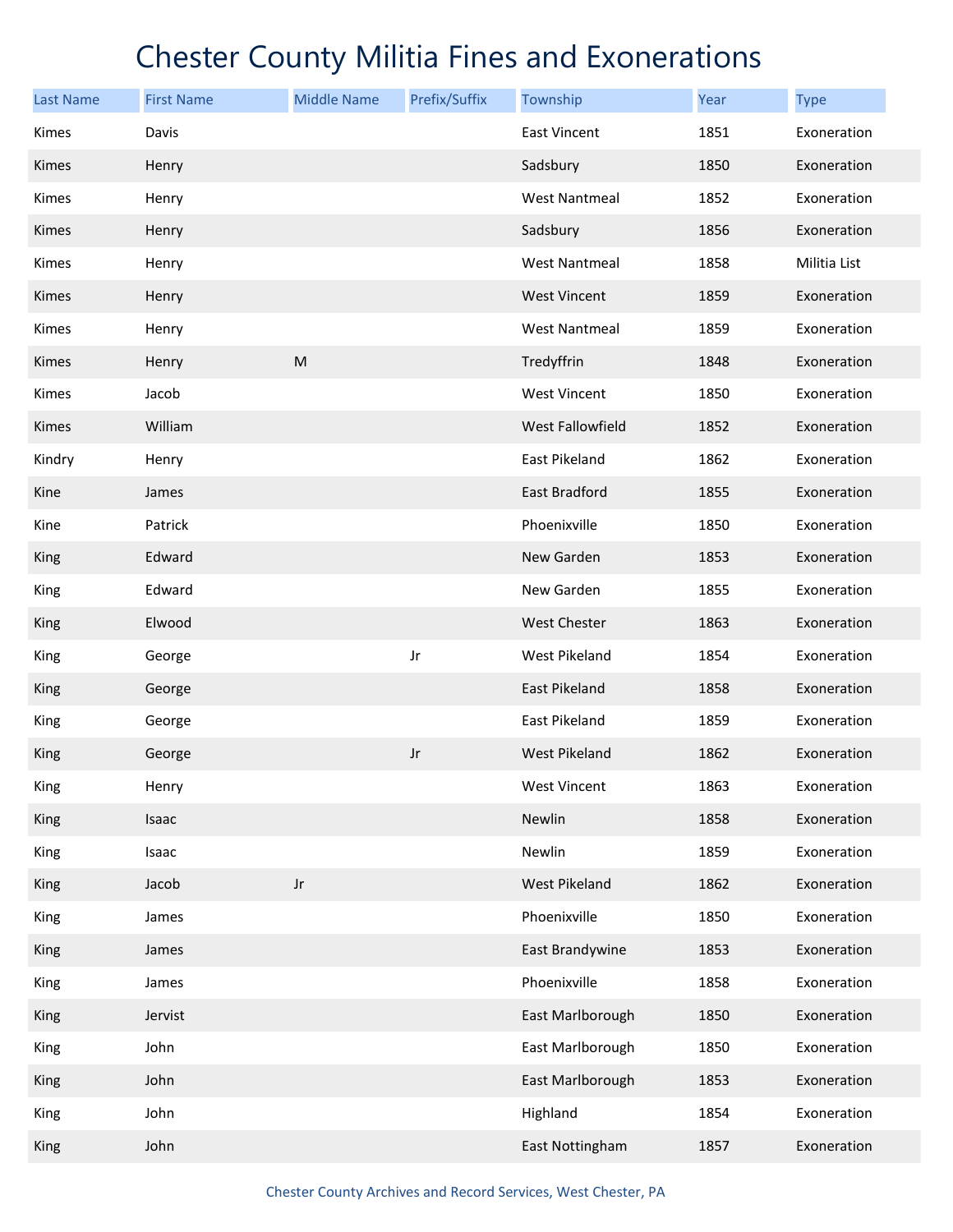# Chester County Militia Fines and Exonerations

| Last Name | First Name | Middle Name | Prefix/Suffix | Township | Year | Type |
|---|---|---|---|---|---|---|
| Kimes | Davis | | | East Vincent | 1851 | Exoneration |
| Kimes | Henry | | | Sadsbury | 1850 | Exoneration |
| Kimes | Henry | | | West Nantmeal | 1852 | Exoneration |
| Kimes | Henry | | | Sadsbury | 1856 | Exoneration |
| Kimes | Henry | | | West Nantmeal | 1858 | Militia List |
| Kimes | Henry | | | West Vincent | 1859 | Exoneration |
| Kimes | Henry | | | West Nantmeal | 1859 | Exoneration |
| Kimes | Henry | M | | Tredyffrin | 1848 | Exoneration |
| Kimes | Jacob | | | West Vincent | 1850 | Exoneration |
| Kimes | William | | | West Fallowfield | 1852 | Exoneration |
| Kindry | Henry | | | East Pikeland | 1862 | Exoneration |
| Kine | James | | | East Bradford | 1855 | Exoneration |
| Kine | Patrick | | | Phoenixville | 1850 | Exoneration |
| King | Edward | | | New Garden | 1853 | Exoneration |
| King | Edward | | | New Garden | 1855 | Exoneration |
| King | Elwood | | | West Chester | 1863 | Exoneration |
| King | George | | Jr | West Pikeland | 1854 | Exoneration |
| King | George | | | East Pikeland | 1858 | Exoneration |
| King | George | | | East Pikeland | 1859 | Exoneration |
| King | George | | Jr | West Pikeland | 1862 | Exoneration |
| King | Henry | | | West Vincent | 1863 | Exoneration |
| King | Isaac | | | Newlin | 1858 | Exoneration |
| King | Isaac | | | Newlin | 1859 | Exoneration |
| King | Jacob | Jr | | West Pikeland | 1862 | Exoneration |
| King | James | | | Phoenixville | 1850 | Exoneration |
| King | James | | | East Brandywine | 1853 | Exoneration |
| King | James | | | Phoenixville | 1858 | Exoneration |
| King | Jervist | | | East Marlborough | 1850 | Exoneration |
| King | John | | | East Marlborough | 1850 | Exoneration |
| King | John | | | East Marlborough | 1853 | Exoneration |
| King | John | | | Highland | 1854 | Exoneration |
| King | John | | | East Nottingham | 1857 | Exoneration |

Chester County Archives and Record Services, West Chester, PA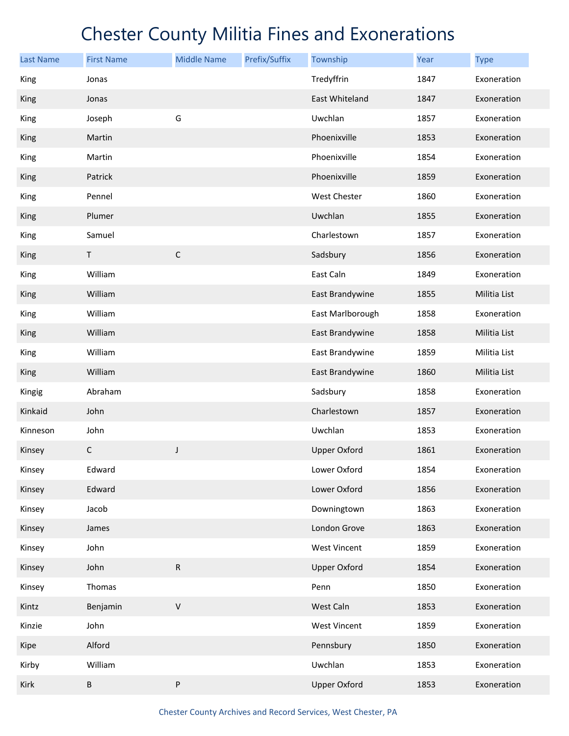# Chester County Militia Fines and Exonerations

| Last Name | First Name | Middle Name | Prefix/Suffix | Township | Year | Type |
|---|---|---|---|---|---|---|
| King | Jonas | | | Tredyffrin | 1847 | Exoneration |
| King | Jonas | | | East Whiteland | 1847 | Exoneration |
| King | Joseph | G | | Uwchlan | 1857 | Exoneration |
| King | Martin | | | Phoenixville | 1853 | Exoneration |
| King | Martin | | | Phoenixville | 1854 | Exoneration |
| King | Patrick | | | Phoenixville | 1859 | Exoneration |
| King | Pennel | | | West Chester | 1860 | Exoneration |
| King | Plumer | | | Uwchlan | 1855 | Exoneration |
| King | Samuel | | | Charlestown | 1857 | Exoneration |
| King | T | C | | Sadsbury | 1856 | Exoneration |
| King | William | | | East Caln | 1849 | Exoneration |
| King | William | | | East Brandywine | 1855 | Militia List |
| King | William | | | East Marlborough | 1858 | Exoneration |
| King | William | | | East Brandywine | 1858 | Militia List |
| King | William | | | East Brandywine | 1859 | Militia List |
| King | William | | | East Brandywine | 1860 | Militia List |
| Kingig | Abraham | | | Sadsbury | 1858 | Exoneration |
| Kinkaid | John | | | Charlestown | 1857 | Exoneration |
| Kinneson | John | | | Uwchlan | 1853 | Exoneration |
| Kinsey | C | J | | Upper Oxford | 1861 | Exoneration |
| Kinsey | Edward | | | Lower Oxford | 1854 | Exoneration |
| Kinsey | Edward | | | Lower Oxford | 1856 | Exoneration |
| Kinsey | Jacob | | | Downingtown | 1863 | Exoneration |
| Kinsey | James | | | London Grove | 1863 | Exoneration |
| Kinsey | John | | | West Vincent | 1859 | Exoneration |
| Kinsey | John | R | | Upper Oxford | 1854 | Exoneration |
| Kinsey | Thomas | | | Penn | 1850 | Exoneration |
| Kintz | Benjamin | V | | West Caln | 1853 | Exoneration |
| Kinzie | John | | | West Vincent | 1859 | Exoneration |
| Kipe | Alford | | | Pennsbury | 1850 | Exoneration |
| Kirby | William | | | Uwchlan | 1853 | Exoneration |
| Kirk | B | P | | Upper Oxford | 1853 | Exoneration |

Chester County Archives and Record Services, West Chester, PA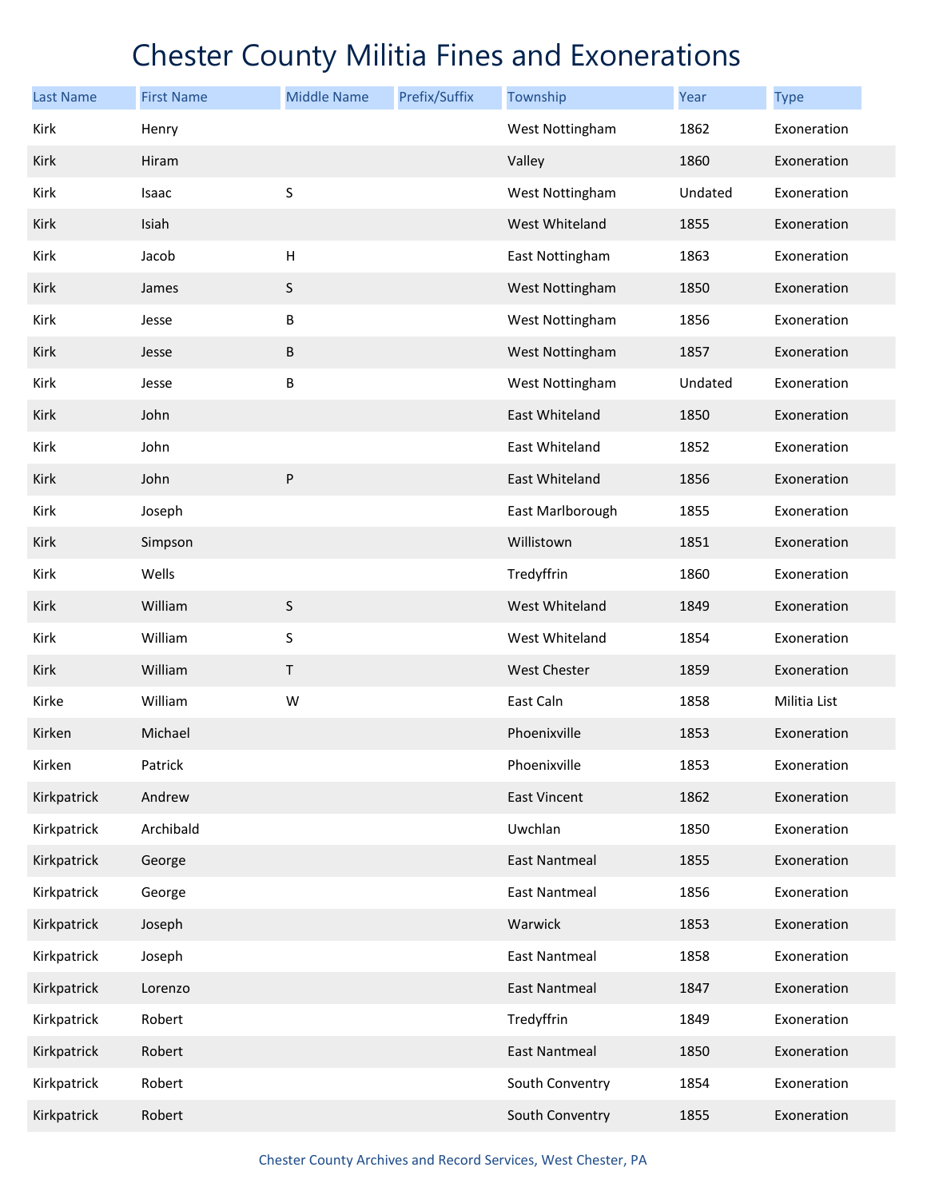# Chester County Militia Fines and Exonerations

| Last Name | First Name | Middle Name | Prefix/Suffix | Township | Year | Type |
|---|---|---|---|---|---|---|
| Kirk | Henry | | | West Nottingham | 1862 | Exoneration |
| Kirk | Hiram | | | Valley | 1860 | Exoneration |
| Kirk | Isaac | S | | West Nottingham | Undated | Exoneration |
| Kirk | Isiah | | | West Whiteland | 1855 | Exoneration |
| Kirk | Jacob | H | | East Nottingham | 1863 | Exoneration |
| Kirk | James | S | | West Nottingham | 1850 | Exoneration |
| Kirk | Jesse | B | | West Nottingham | 1856 | Exoneration |
| Kirk | Jesse | B | | West Nottingham | 1857 | Exoneration |
| Kirk | Jesse | B | | West Nottingham | Undated | Exoneration |
| Kirk | John | | | East Whiteland | 1850 | Exoneration |
| Kirk | John | | | East Whiteland | 1852 | Exoneration |
| Kirk | John | P | | East Whiteland | 1856 | Exoneration |
| Kirk | Joseph | | | East Marlborough | 1855 | Exoneration |
| Kirk | Simpson | | | Willistown | 1851 | Exoneration |
| Kirk | Wells | | | Tredyffrin | 1860 | Exoneration |
| Kirk | William | S | | West Whiteland | 1849 | Exoneration |
| Kirk | William | S | | West Whiteland | 1854 | Exoneration |
| Kirk | William | T | | West Chester | 1859 | Exoneration |
| Kirke | William | W | | East Caln | 1858 | Militia List |
| Kirken | Michael | | | Phoenixville | 1853 | Exoneration |
| Kirken | Patrick | | | Phoenixville | 1853 | Exoneration |
| Kirkpatrick | Andrew | | | East Vincent | 1862 | Exoneration |
| Kirkpatrick | Archibald | | | Uwchlan | 1850 | Exoneration |
| Kirkpatrick | George | | | East Nantmeal | 1855 | Exoneration |
| Kirkpatrick | George | | | East Nantmeal | 1856 | Exoneration |
| Kirkpatrick | Joseph | | | Warwick | 1853 | Exoneration |
| Kirkpatrick | Joseph | | | East Nantmeal | 1858 | Exoneration |
| Kirkpatrick | Lorenzo | | | East Nantmeal | 1847 | Exoneration |
| Kirkpatrick | Robert | | | Tredyffrin | 1849 | Exoneration |
| Kirkpatrick | Robert | | | East Nantmeal | 1850 | Exoneration |
| Kirkpatrick | Robert | | | South Conventry | 1854 | Exoneration |
| Kirkpatrick | Robert | | | South Conventry | 1855 | Exoneration |

Chester County Archives and Record Services, West Chester, PA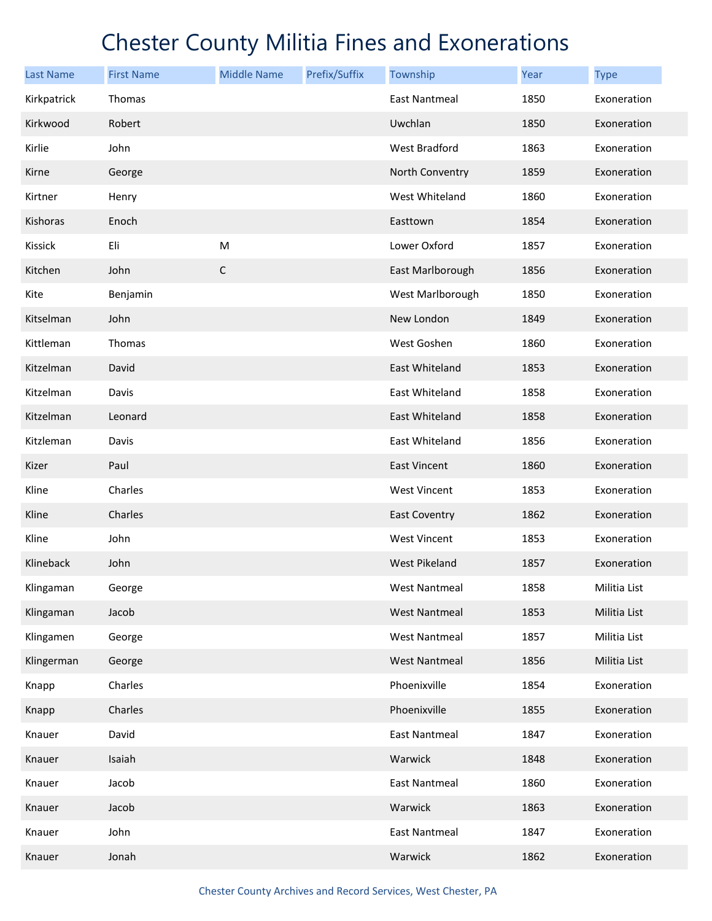# Chester County Militia Fines and Exonerations

| Last Name | First Name | Middle Name | Prefix/Suffix | Township | Year | Type |
|---|---|---|---|---|---|---|
| Kirkpatrick | Thomas | | | East Nantmeal | 1850 | Exoneration |
| Kirkwood | Robert | | | Uwchlan | 1850 | Exoneration |
| Kirlie | John | | | West Bradford | 1863 | Exoneration |
| Kirne | George | | | North Conventry | 1859 | Exoneration |
| Kirtner | Henry | | | West Whiteland | 1860 | Exoneration |
| Kishoras | Enoch | | | Easttown | 1854 | Exoneration |
| Kissick | Eli | M | | Lower Oxford | 1857 | Exoneration |
| Kitchen | John | C | | East Marlborough | 1856 | Exoneration |
| Kite | Benjamin | | | West Marlborough | 1850 | Exoneration |
| Kitselman | John | | | New London | 1849 | Exoneration |
| Kittleman | Thomas | | | West Goshen | 1860 | Exoneration |
| Kitzelman | David | | | East Whiteland | 1853 | Exoneration |
| Kitzelman | Davis | | | East Whiteland | 1858 | Exoneration |
| Kitzelman | Leonard | | | East Whiteland | 1858 | Exoneration |
| Kitzleman | Davis | | | East Whiteland | 1856 | Exoneration |
| Kizer | Paul | | | East Vincent | 1860 | Exoneration |
| Kline | Charles | | | West Vincent | 1853 | Exoneration |
| Kline | Charles | | | East Coventry | 1862 | Exoneration |
| Kline | John | | | West Vincent | 1853 | Exoneration |
| Klineback | John | | | West Pikeland | 1857 | Exoneration |
| Klingaman | George | | | West Nantmeal | 1858 | Militia List |
| Klingaman | Jacob | | | West Nantmeal | 1853 | Militia List |
| Klingamen | George | | | West Nantmeal | 1857 | Militia List |
| Klingerman | George | | | West Nantmeal | 1856 | Militia List |
| Knapp | Charles | | | Phoenixville | 1854 | Exoneration |
| Knapp | Charles | | | Phoenixville | 1855 | Exoneration |
| Knauer | David | | | East Nantmeal | 1847 | Exoneration |
| Knauer | Isaiah | | | Warwick | 1848 | Exoneration |
| Knauer | Jacob | | | East Nantmeal | 1860 | Exoneration |
| Knauer | Jacob | | | Warwick | 1863 | Exoneration |
| Knauer | John | | | East Nantmeal | 1847 | Exoneration |
| Knauer | Jonah | | | Warwick | 1862 | Exoneration |

Chester County Archives and Record Services, West Chester, PA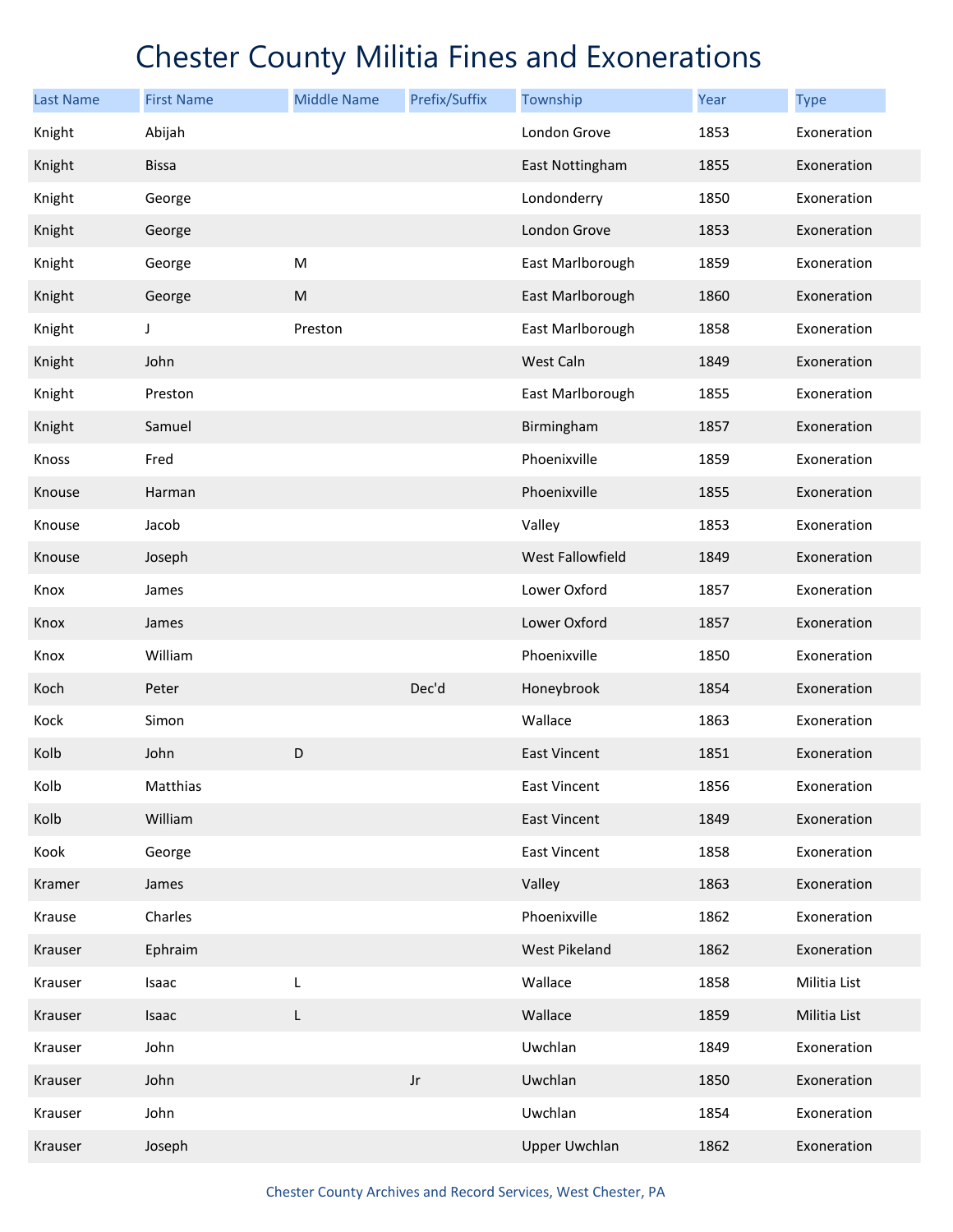# Chester County Militia Fines and Exonerations

| Last Name | First Name | Middle Name | Prefix/Suffix | Township | Year | Type |
|---|---|---|---|---|---|---|
| Knight | Abijah | | | London Grove | 1853 | Exoneration |
| Knight | Bissa | | | East Nottingham | 1855 | Exoneration |
| Knight | George | | | Londonderry | 1850 | Exoneration |
| Knight | George | | | London Grove | 1853 | Exoneration |
| Knight | George | M | | East Marlborough | 1859 | Exoneration |
| Knight | George | M | | East Marlborough | 1860 | Exoneration |
| Knight | J | Preston | | East Marlborough | 1858 | Exoneration |
| Knight | John | | | West Caln | 1849 | Exoneration |
| Knight | Preston | | | East Marlborough | 1855 | Exoneration |
| Knight | Samuel | | | Birmingham | 1857 | Exoneration |
| Knoss | Fred | | | Phoenixville | 1859 | Exoneration |
| Knouse | Harman | | | Phoenixville | 1855 | Exoneration |
| Knouse | Jacob | | | Valley | 1853 | Exoneration |
| Knouse | Joseph | | | West Fallowfield | 1849 | Exoneration |
| Knox | James | | | Lower Oxford | 1857 | Exoneration |
| Knox | James | | | Lower Oxford | 1857 | Exoneration |
| Knox | William | | | Phoenixville | 1850 | Exoneration |
| Koch | Peter | | Dec'd | Honeybrook | 1854 | Exoneration |
| Kock | Simon | | | Wallace | 1863 | Exoneration |
| Kolb | John | D | | East Vincent | 1851 | Exoneration |
| Kolb | Matthias | | | East Vincent | 1856 | Exoneration |
| Kolb | William | | | East Vincent | 1849 | Exoneration |
| Kook | George | | | East Vincent | 1858 | Exoneration |
| Kramer | James | | | Valley | 1863 | Exoneration |
| Krause | Charles | | | Phoenixville | 1862 | Exoneration |
| Krauser | Ephraim | | | West Pikeland | 1862 | Exoneration |
| Krauser | Isaac | L | | Wallace | 1858 | Militia List |
| Krauser | Isaac | L | | Wallace | 1859 | Militia List |
| Krauser | John | | | Uwchlan | 1849 | Exoneration |
| Krauser | John | | Jr | Uwchlan | 1850 | Exoneration |
| Krauser | John | | | Uwchlan | 1854 | Exoneration |
| Krauser | Joseph | | | Upper Uwchlan | 1862 | Exoneration |

Chester County Archives and Record Services, West Chester, PA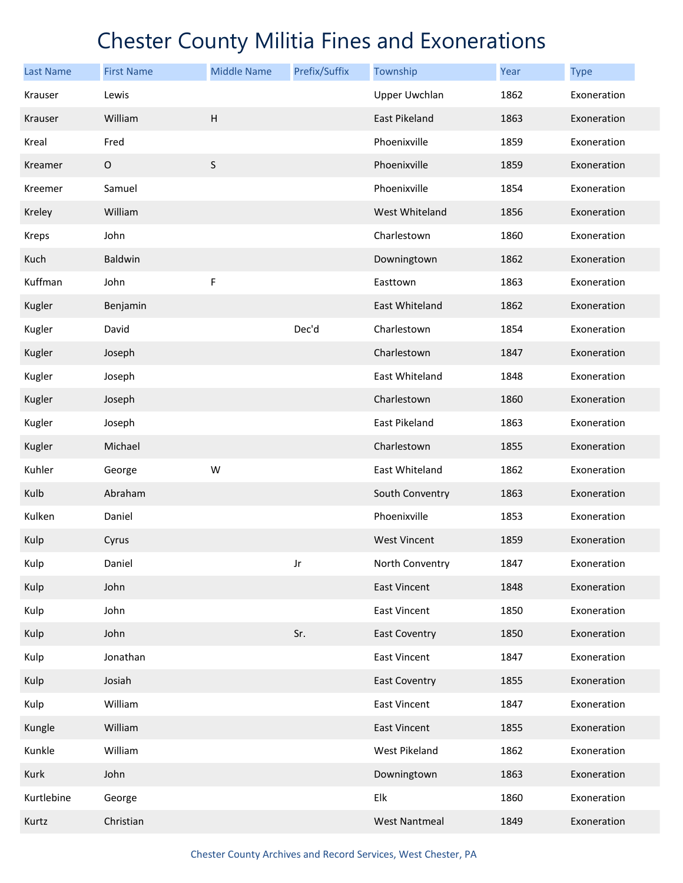# Chester County Militia Fines and Exonerations

| Last Name | First Name | Middle Name | Prefix/Suffix | Township | Year | Type |
|---|---|---|---|---|---|---|
| Krauser | Lewis | | | Upper Uwchlan | 1862 | Exoneration |
| Krauser | William | H | | East Pikeland | 1863 | Exoneration |
| Kreal | Fred | | | Phoenixville | 1859 | Exoneration |
| Kreamer | O | S | | Phoenixville | 1859 | Exoneration |
| Kreemer | Samuel | | | Phoenixville | 1854 | Exoneration |
| Kreley | William | | | West Whiteland | 1856 | Exoneration |
| Kreps | John | | | Charlestown | 1860 | Exoneration |
| Kuch | Baldwin | | | Downingtown | 1862 | Exoneration |
| Kuffman | John | F | | Easttown | 1863 | Exoneration |
| Kugler | Benjamin | | | East Whiteland | 1862 | Exoneration |
| Kugler | David | | Dec'd | Charlestown | 1854 | Exoneration |
| Kugler | Joseph | | | Charlestown | 1847 | Exoneration |
| Kugler | Joseph | | | East Whiteland | 1848 | Exoneration |
| Kugler | Joseph | | | Charlestown | 1860 | Exoneration |
| Kugler | Joseph | | | East Pikeland | 1863 | Exoneration |
| Kugler | Michael | | | Charlestown | 1855 | Exoneration |
| Kuhler | George | W | | East Whiteland | 1862 | Exoneration |
| Kulb | Abraham | | | South Conventry | 1863 | Exoneration |
| Kulken | Daniel | | | Phoenixville | 1853 | Exoneration |
| Kulp | Cyrus | | | West Vincent | 1859 | Exoneration |
| Kulp | Daniel | | Jr | North Conventry | 1847 | Exoneration |
| Kulp | John | | | East Vincent | 1848 | Exoneration |
| Kulp | John | | | East Vincent | 1850 | Exoneration |
| Kulp | John | | Sr. | East Coventry | 1850 | Exoneration |
| Kulp | Jonathan | | | East Vincent | 1847 | Exoneration |
| Kulp | Josiah | | | East Coventry | 1855 | Exoneration |
| Kulp | William | | | East Vincent | 1847 | Exoneration |
| Kungle | William | | | East Vincent | 1855 | Exoneration |
| Kunkle | William | | | West Pikeland | 1862 | Exoneration |
| Kurk | John | | | Downingtown | 1863 | Exoneration |
| Kurtlebine | George | | | Elk | 1860 | Exoneration |
| Kurtz | Christian | | | West Nantmeal | 1849 | Exoneration |

Chester County Archives and Record Services, West Chester, PA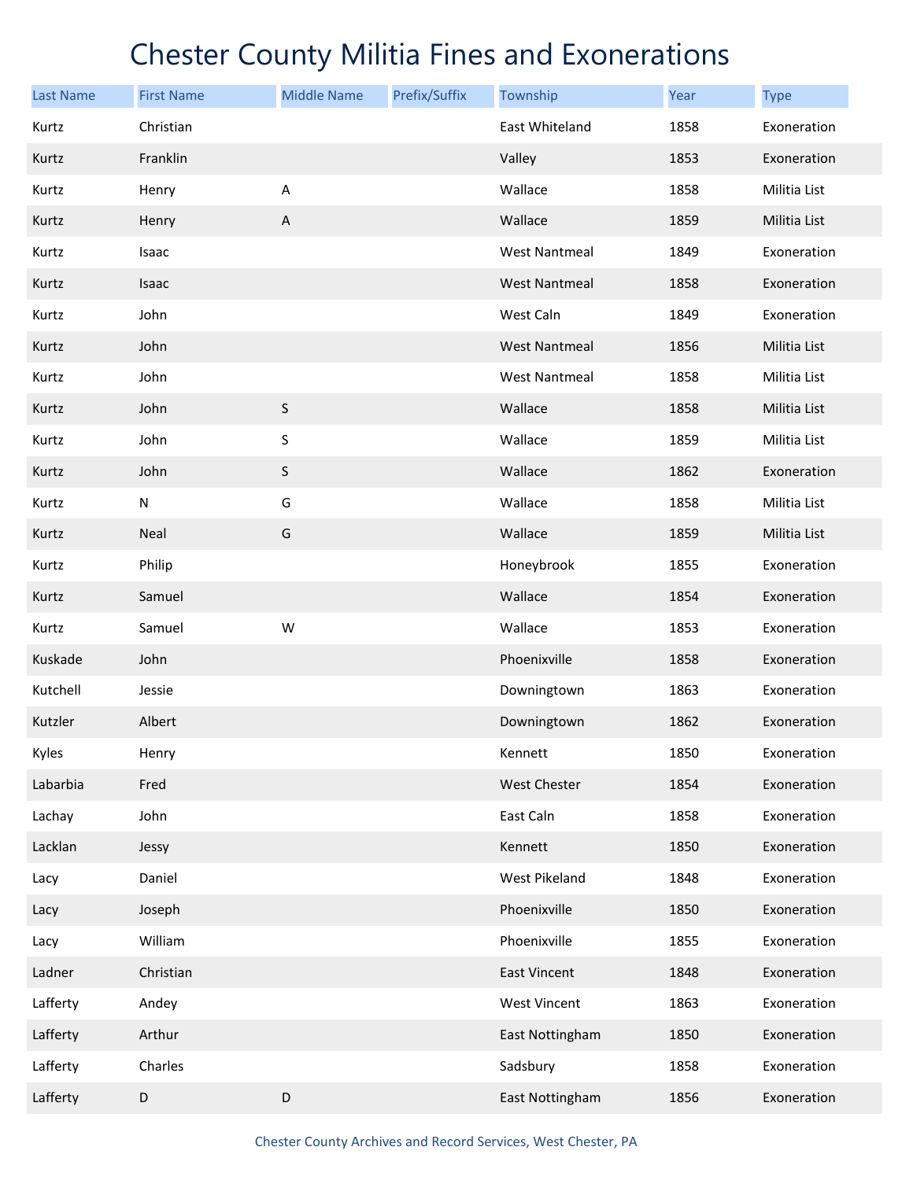# Chester County Militia Fines and Exonerations

| Last Name | First Name | Middle Name | Prefix/Suffix | Township | Year | Type |
|---|---|---|---|---|---|---|
| Kurtz | Christian | | | East Whiteland | 1858 | Exoneration |
| Kurtz | Franklin | | | Valley | 1853 | Exoneration |
| Kurtz | Henry | A | | Wallace | 1858 | Militia List |
| Kurtz | Henry | A | | Wallace | 1859 | Militia List |
| Kurtz | Isaac | | | West Nantmeal | 1849 | Exoneration |
| Kurtz | Isaac | | | West Nantmeal | 1858 | Exoneration |
| Kurtz | John | | | West Caln | 1849 | Exoneration |
| Kurtz | John | | | West Nantmeal | 1856 | Militia List |
| Kurtz | John | | | West Nantmeal | 1858 | Militia List |
| Kurtz | John | S | | Wallace | 1858 | Militia List |
| Kurtz | John | S | | Wallace | 1859 | Militia List |
| Kurtz | John | S | | Wallace | 1862 | Exoneration |
| Kurtz | N | G | | Wallace | 1858 | Militia List |
| Kurtz | Neal | G | | Wallace | 1859 | Militia List |
| Kurtz | Philip | | | Honeybrook | 1855 | Exoneration |
| Kurtz | Samuel | | | Wallace | 1854 | Exoneration |
| Kurtz | Samuel | W | | Wallace | 1853 | Exoneration |
| Kuskade | John | | | Phoenixville | 1858 | Exoneration |
| Kutchell | Jessie | | | Downingtown | 1863 | Exoneration |
| Kutzler | Albert | | | Downingtown | 1862 | Exoneration |
| Kyles | Henry | | | Kennett | 1850 | Exoneration |
| Labarbia | Fred | | | West Chester | 1854 | Exoneration |
| Lachay | John | | | East Caln | 1858 | Exoneration |
| Lacklan | Jessy | | | Kennett | 1850 | Exoneration |
| Lacy | Daniel | | | West Pikeland | 1848 | Exoneration |
| Lacy | Joseph | | | Phoenixville | 1850 | Exoneration |
| Lacy | William | | | Phoenixville | 1855 | Exoneration |
| Ladner | Christian | | | East Vincent | 1848 | Exoneration |
| Lafferty | Andey | | | West Vincent | 1863 | Exoneration |
| Lafferty | Arthur | | | East Nottingham | 1850 | Exoneration |
| Lafferty | Charles | | | Sadsbury | 1858 | Exoneration |
| Lafferty | D | D | | East Nottingham | 1856 | Exoneration |

Chester County Archives and Record Services, West Chester, PA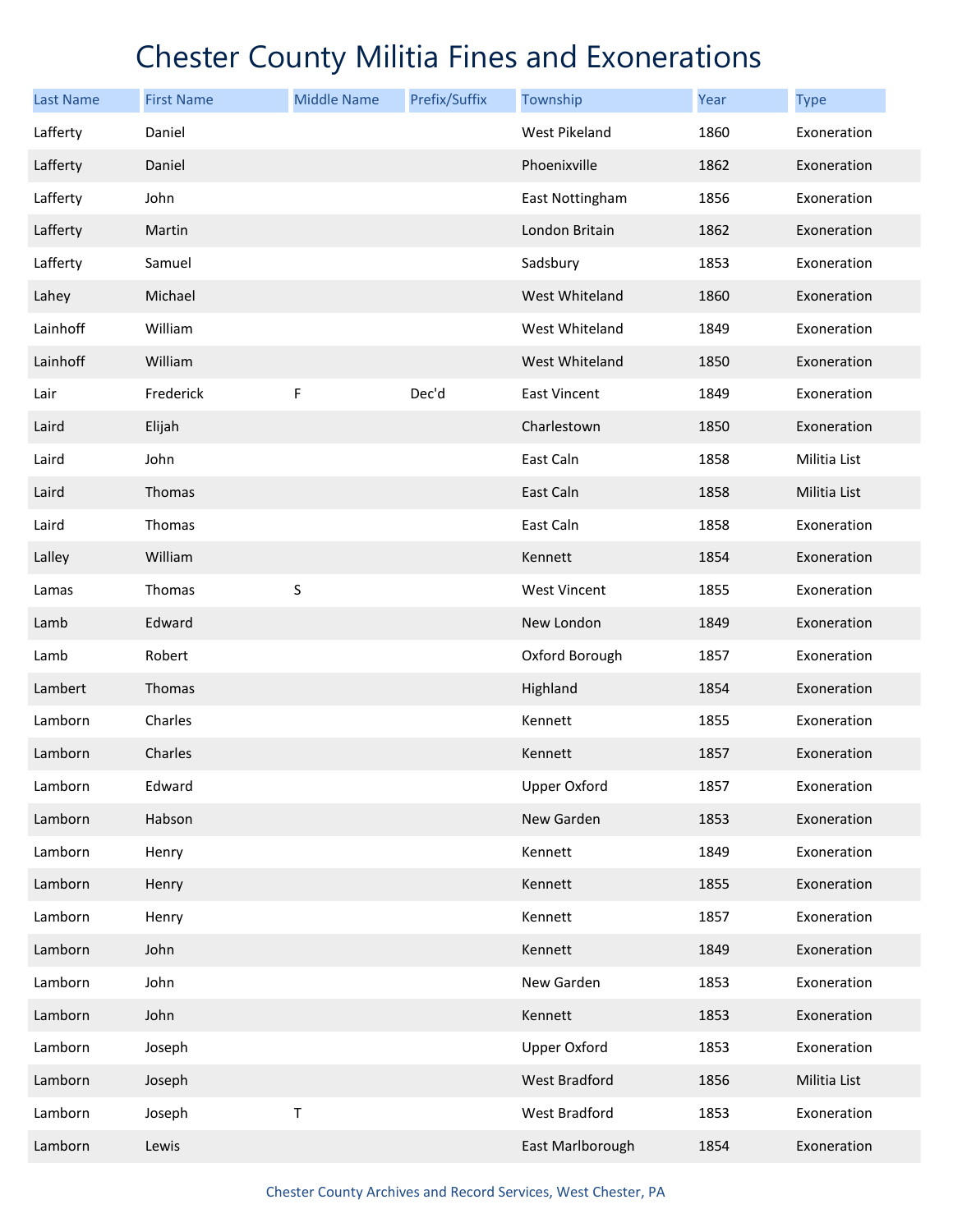# Chester County Militia Fines and Exonerations

| Last Name | First Name | Middle Name | Prefix/Suffix | Township | Year | Type |
|---|---|---|---|---|---|---|
| Lafferty | Daniel | | | West Pikeland | 1860 | Exoneration |
| Lafferty | Daniel | | | Phoenixville | 1862 | Exoneration |
| Lafferty | John | | | East Nottingham | 1856 | Exoneration |
| Lafferty | Martin | | | London Britain | 1862 | Exoneration |
| Lafferty | Samuel | | | Sadsbury | 1853 | Exoneration |
| Lahey | Michael | | | West Whiteland | 1860 | Exoneration |
| Lainhoff | William | | | West Whiteland | 1849 | Exoneration |
| Lainhoff | William | | | West Whiteland | 1850 | Exoneration |
| Lair | Frederick | F | Dec'd | East Vincent | 1849 | Exoneration |
| Laird | Elijah | | | Charlestown | 1850 | Exoneration |
| Laird | John | | | East Caln | 1858 | Militia List |
| Laird | Thomas | | | East Caln | 1858 | Militia List |
| Laird | Thomas | | | East Caln | 1858 | Exoneration |
| Lalley | William | | | Kennett | 1854 | Exoneration |
| Lamas | Thomas | S | | West Vincent | 1855 | Exoneration |
| Lamb | Edward | | | New London | 1849 | Exoneration |
| Lamb | Robert | | | Oxford Borough | 1857 | Exoneration |
| Lambert | Thomas | | | Highland | 1854 | Exoneration |
| Lamborn | Charles | | | Kennett | 1855 | Exoneration |
| Lamborn | Charles | | | Kennett | 1857 | Exoneration |
| Lamborn | Edward | | | Upper Oxford | 1857 | Exoneration |
| Lamborn | Habson | | | New Garden | 1853 | Exoneration |
| Lamborn | Henry | | | Kennett | 1849 | Exoneration |
| Lamborn | Henry | | | Kennett | 1855 | Exoneration |
| Lamborn | Henry | | | Kennett | 1857 | Exoneration |
| Lamborn | John | | | Kennett | 1849 | Exoneration |
| Lamborn | John | | | New Garden | 1853 | Exoneration |
| Lamborn | John | | | Kennett | 1853 | Exoneration |
| Lamborn | Joseph | | | Upper Oxford | 1853 | Exoneration |
| Lamborn | Joseph | | | West Bradford | 1856 | Militia List |
| Lamborn | Joseph | T | | West Bradford | 1853 | Exoneration |
| Lamborn | Lewis | | | East Marlborough | 1854 | Exoneration |

Chester County Archives and Record Services, West Chester, PA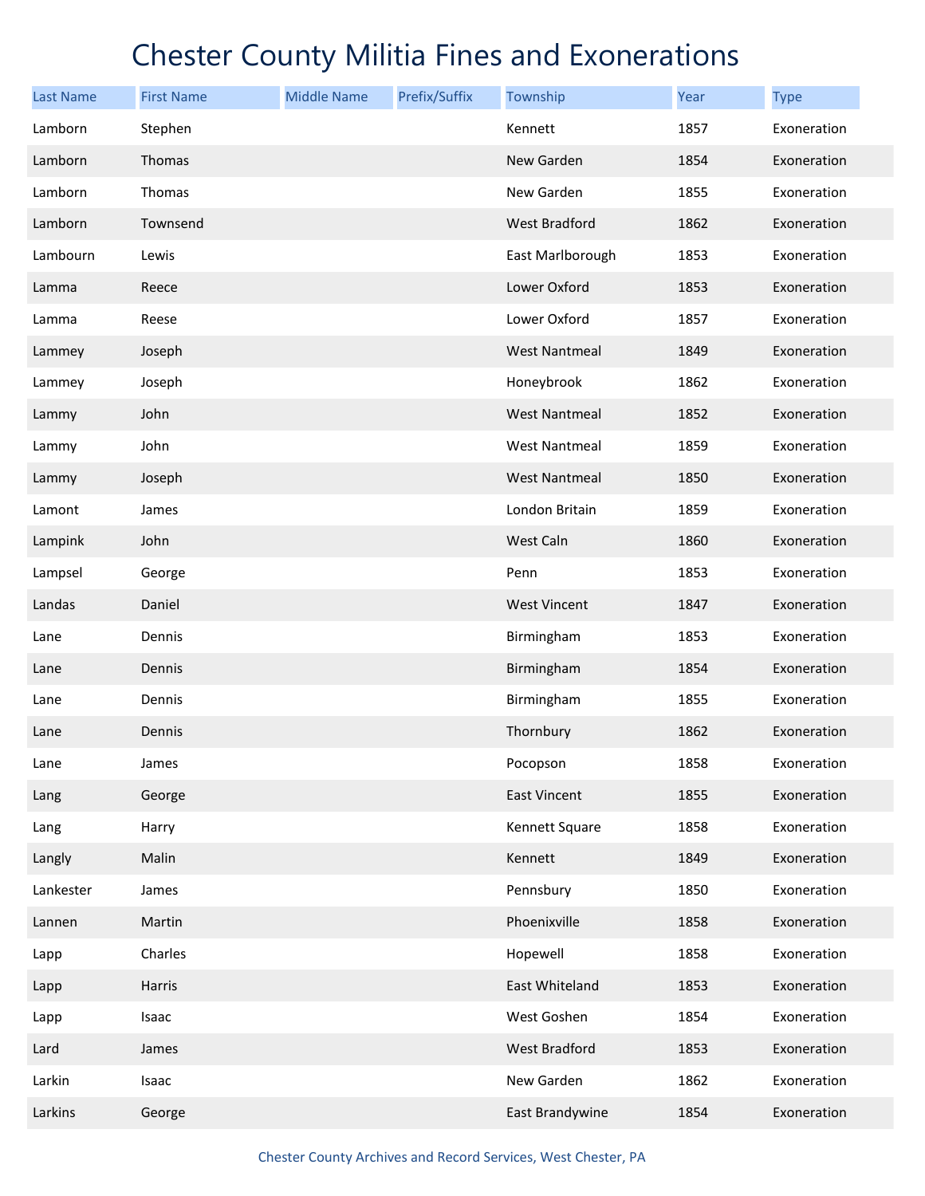# Chester County Militia Fines and Exonerations

| Last Name | First Name | Middle Name | Prefix/Suffix | Township | Year | Type |
|---|---|---|---|---|---|---|
| Lamborn | Stephen | | | Kennett | 1857 | Exoneration |
| Lamborn | Thomas | | | New Garden | 1854 | Exoneration |
| Lamborn | Thomas | | | New Garden | 1855 | Exoneration |
| Lamborn | Townsend | | | West Bradford | 1862 | Exoneration |
| Lambourn | Lewis | | | East Marlborough | 1853 | Exoneration |
| Lamma | Reece | | | Lower Oxford | 1853 | Exoneration |
| Lamma | Reese | | | Lower Oxford | 1857 | Exoneration |
| Lammey | Joseph | | | West Nantmeal | 1849 | Exoneration |
| Lammey | Joseph | | | Honeybrook | 1862 | Exoneration |
| Lammy | John | | | West Nantmeal | 1852 | Exoneration |
| Lammy | John | | | West Nantmeal | 1859 | Exoneration |
| Lammy | Joseph | | | West Nantmeal | 1850 | Exoneration |
| Lamont | James | | | London Britain | 1859 | Exoneration |
| Lampink | John | | | West Caln | 1860 | Exoneration |
| Lampsel | George | | | Penn | 1853 | Exoneration |
| Landas | Daniel | | | West Vincent | 1847 | Exoneration |
| Lane | Dennis | | | Birmingham | 1853 | Exoneration |
| Lane | Dennis | | | Birmingham | 1854 | Exoneration |
| Lane | Dennis | | | Birmingham | 1855 | Exoneration |
| Lane | Dennis | | | Thornbury | 1862 | Exoneration |
| Lane | James | | | Pocopson | 1858 | Exoneration |
| Lang | George | | | East Vincent | 1855 | Exoneration |
| Lang | Harry | | | Kennett Square | 1858 | Exoneration |
| Langly | Malin | | | Kennett | 1849 | Exoneration |
| Lankester | James | | | Pennsbury | 1850 | Exoneration |
| Lannen | Martin | | | Phoenixville | 1858 | Exoneration |
| Lapp | Charles | | | Hopewell | 1858 | Exoneration |
| Lapp | Harris | | | East Whiteland | 1853 | Exoneration |
| Lapp | Isaac | | | West Goshen | 1854 | Exoneration |
| Lard | James | | | West Bradford | 1853 | Exoneration |
| Larkin | Isaac | | | New Garden | 1862 | Exoneration |
| Larkins | George | | | East Brandywine | 1854 | Exoneration |

Chester County Archives and Record Services, West Chester, PA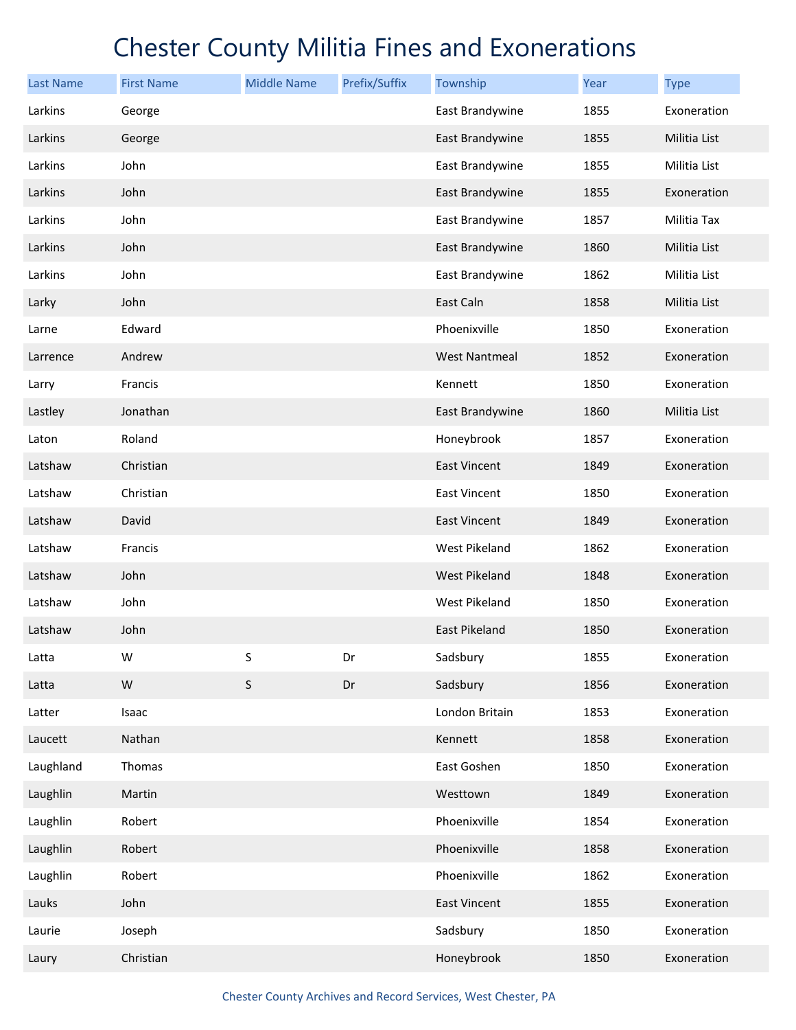# Chester County Militia Fines and Exonerations

| Last Name | First Name | Middle Name | Prefix/Suffix | Township | Year | Type |
|---|---|---|---|---|---|---|
| Larkins | George | | | East Brandywine | 1855 | Exoneration |
| Larkins | George | | | East Brandywine | 1855 | Militia List |
| Larkins | John | | | East Brandywine | 1855 | Militia List |
| Larkins | John | | | East Brandywine | 1855 | Exoneration |
| Larkins | John | | | East Brandywine | 1857 | Militia Tax |
| Larkins | John | | | East Brandywine | 1860 | Militia List |
| Larkins | John | | | East Brandywine | 1862 | Militia List |
| Larky | John | | | East Caln | 1858 | Militia List |
| Larne | Edward | | | Phoenixville | 1850 | Exoneration |
| Larrence | Andrew | | | West Nantmeal | 1852 | Exoneration |
| Larry | Francis | | | Kennett | 1850 | Exoneration |
| Lastley | Jonathan | | | East Brandywine | 1860 | Militia List |
| Laton | Roland | | | Honeybrook | 1857 | Exoneration |
| Latshaw | Christian | | | East Vincent | 1849 | Exoneration |
| Latshaw | Christian | | | East Vincent | 1850 | Exoneration |
| Latshaw | David | | | East Vincent | 1849 | Exoneration |
| Latshaw | Francis | | | West Pikeland | 1862 | Exoneration |
| Latshaw | John | | | West Pikeland | 1848 | Exoneration |
| Latshaw | John | | | West Pikeland | 1850 | Exoneration |
| Latshaw | John | | | East Pikeland | 1850 | Exoneration |
| Latta | W | S | Dr | Sadsbury | 1855 | Exoneration |
| Latta | W | S | Dr | Sadsbury | 1856 | Exoneration |
| Latter | Isaac | | | London Britain | 1853 | Exoneration |
| Laucett | Nathan | | | Kennett | 1858 | Exoneration |
| Laughland | Thomas | | | East Goshen | 1850 | Exoneration |
| Laughlin | Martin | | | Westtown | 1849 | Exoneration |
| Laughlin | Robert | | | Phoenixville | 1854 | Exoneration |
| Laughlin | Robert | | | Phoenixville | 1858 | Exoneration |
| Laughlin | Robert | | | Phoenixville | 1862 | Exoneration |
| Lauks | John | | | East Vincent | 1855 | Exoneration |
| Laurie | Joseph | | | Sadsbury | 1850 | Exoneration |
| Laury | Christian | | | Honeybrook | 1850 | Exoneration |

Chester County Archives and Record Services, West Chester, PA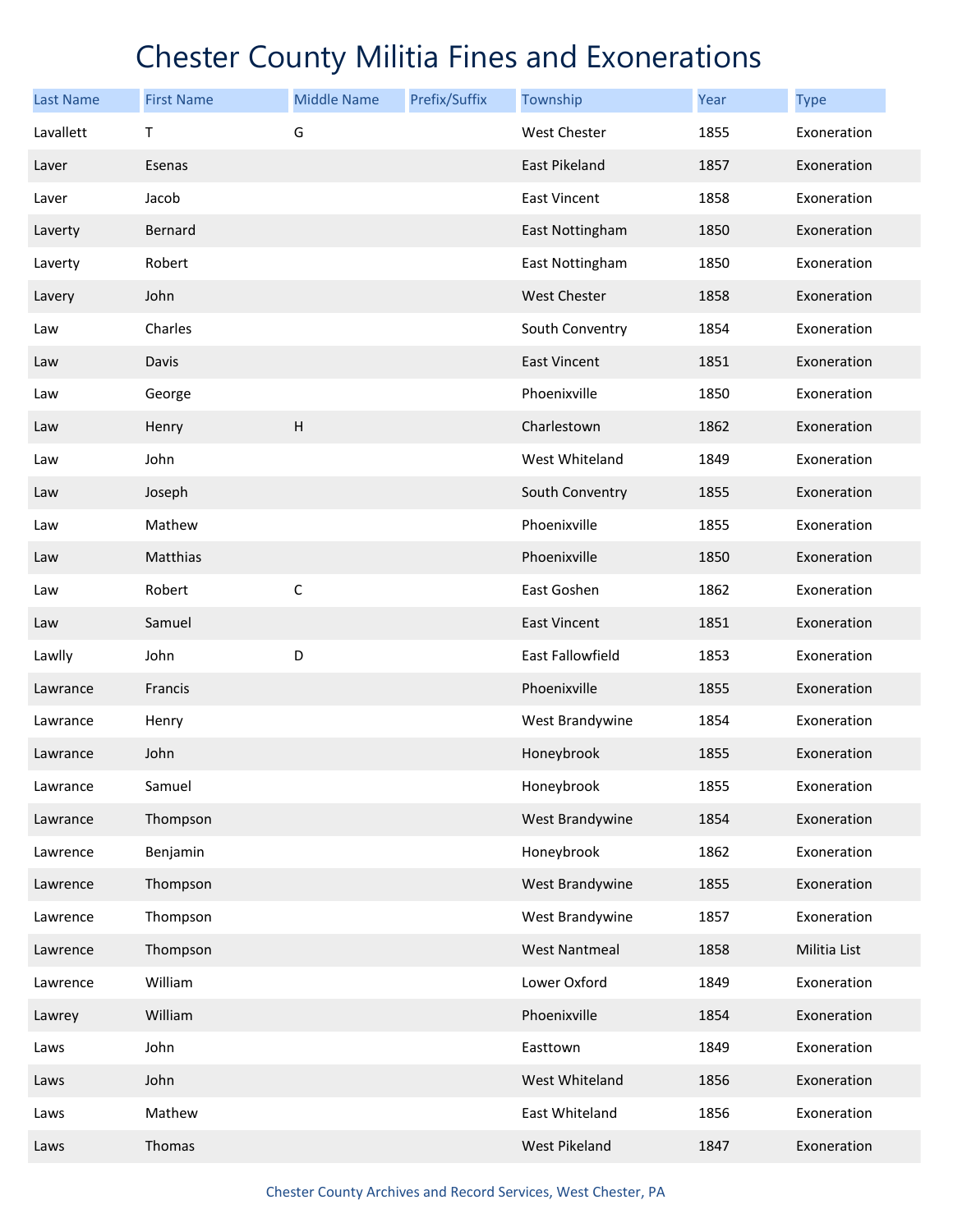# Chester County Militia Fines and Exonerations

| Last Name | First Name | Middle Name | Prefix/Suffix | Township | Year | Type |
|---|---|---|---|---|---|---|
| Lavallett | T | G | | West Chester | 1855 | Exoneration |
| Laver | Esenas | | | East Pikeland | 1857 | Exoneration |
| Laver | Jacob | | | East Vincent | 1858 | Exoneration |
| Laverty | Bernard | | | East Nottingham | 1850 | Exoneration |
| Laverty | Robert | | | East Nottingham | 1850 | Exoneration |
| Lavery | John | | | West Chester | 1858 | Exoneration |
| Law | Charles | | | South Conventry | 1854 | Exoneration |
| Law | Davis | | | East Vincent | 1851 | Exoneration |
| Law | George | | | Phoenixville | 1850 | Exoneration |
| Law | Henry | H | | Charlestown | 1862 | Exoneration |
| Law | John | | | West Whiteland | 1849 | Exoneration |
| Law | Joseph | | | South Conventry | 1855 | Exoneration |
| Law | Mathew | | | Phoenixville | 1855 | Exoneration |
| Law | Matthias | | | Phoenixville | 1850 | Exoneration |
| Law | Robert | C | | East Goshen | 1862 | Exoneration |
| Law | Samuel | | | East Vincent | 1851 | Exoneration |
| Lawlly | John | D | | East Fallowfield | 1853 | Exoneration |
| Lawrance | Francis | | | Phoenixville | 1855 | Exoneration |
| Lawrance | Henry | | | West Brandywine | 1854 | Exoneration |
| Lawrance | John | | | Honeybrook | 1855 | Exoneration |
| Lawrance | Samuel | | | Honeybrook | 1855 | Exoneration |
| Lawrance | Thompson | | | West Brandywine | 1854 | Exoneration |
| Lawrence | Benjamin | | | Honeybrook | 1862 | Exoneration |
| Lawrence | Thompson | | | West Brandywine | 1855 | Exoneration |
| Lawrence | Thompson | | | West Brandywine | 1857 | Exoneration |
| Lawrence | Thompson | | | West Nantmeal | 1858 | Militia List |
| Lawrence | William | | | Lower Oxford | 1849 | Exoneration |
| Lawrey | William | | | Phoenixville | 1854 | Exoneration |
| Laws | John | | | Easttown | 1849 | Exoneration |
| Laws | John | | | West Whiteland | 1856 | Exoneration |
| Laws | Mathew | | | East Whiteland | 1856 | Exoneration |
| Laws | Thomas | | | West Pikeland | 1847 | Exoneration |

Chester County Archives and Record Services, West Chester, PA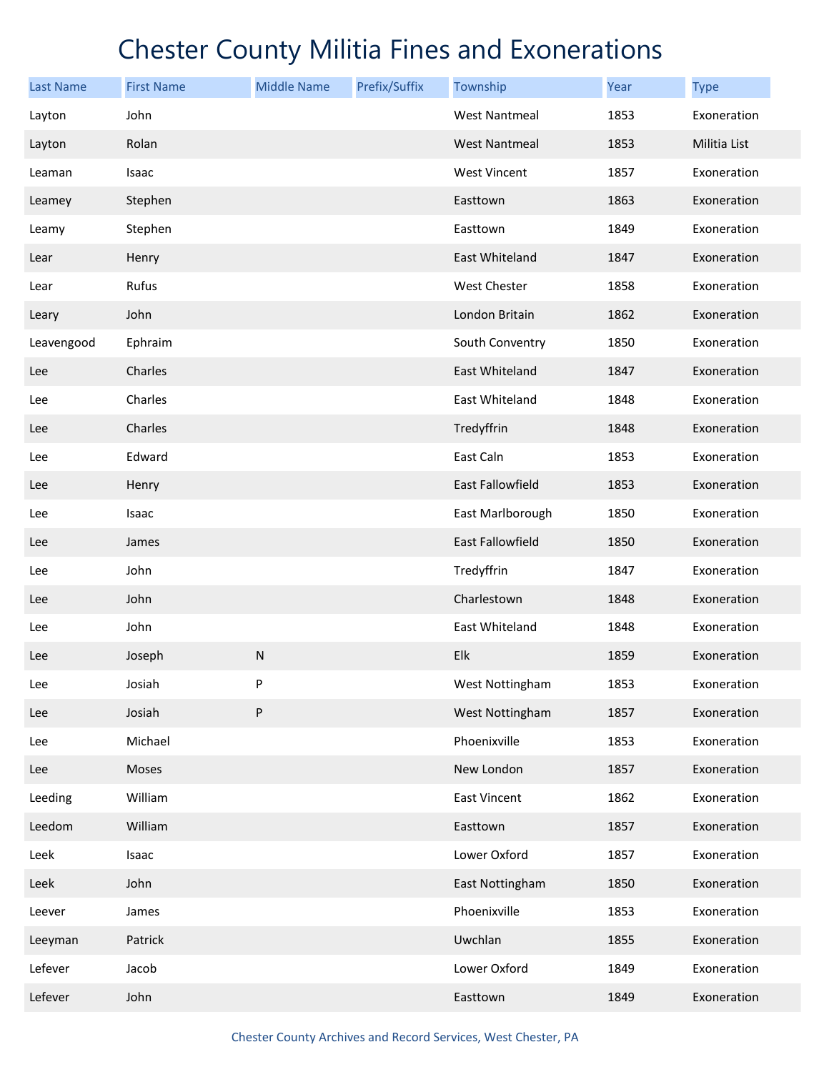# Chester County Militia Fines and Exonerations

| Last Name | First Name | Middle Name | Prefix/Suffix | Township | Year | Type |
|---|---|---|---|---|---|---|
| Layton | John | | | West Nantmeal | 1853 | Exoneration |
| Layton | Rolan | | | West Nantmeal | 1853 | Militia List |
| Leaman | Isaac | | | West Vincent | 1857 | Exoneration |
| Leamey | Stephen | | | Easttown | 1863 | Exoneration |
| Leamy | Stephen | | | Easttown | 1849 | Exoneration |
| Lear | Henry | | | East Whiteland | 1847 | Exoneration |
| Lear | Rufus | | | West Chester | 1858 | Exoneration |
| Leary | John | | | London Britain | 1862 | Exoneration |
| Leavengood | Ephraim | | | South Conventry | 1850 | Exoneration |
| Lee | Charles | | | East Whiteland | 1847 | Exoneration |
| Lee | Charles | | | East Whiteland | 1848 | Exoneration |
| Lee | Charles | | | Tredyffrin | 1848 | Exoneration |
| Lee | Edward | | | East Caln | 1853 | Exoneration |
| Lee | Henry | | | East Fallowfield | 1853 | Exoneration |
| Lee | Isaac | | | East Marlborough | 1850 | Exoneration |
| Lee | James | | | East Fallowfield | 1850 | Exoneration |
| Lee | John | | | Tredyffrin | 1847 | Exoneration |
| Lee | John | | | Charlestown | 1848 | Exoneration |
| Lee | John | | | East Whiteland | 1848 | Exoneration |
| Lee | Joseph | N | | Elk | 1859 | Exoneration |
| Lee | Josiah | P | | West Nottingham | 1853 | Exoneration |
| Lee | Josiah | P | | West Nottingham | 1857 | Exoneration |
| Lee | Michael | | | Phoenixville | 1853 | Exoneration |
| Lee | Moses | | | New London | 1857 | Exoneration |
| Leeding | William | | | East Vincent | 1862 | Exoneration |
| Leedom | William | | | Easttown | 1857 | Exoneration |
| Leek | Isaac | | | Lower Oxford | 1857 | Exoneration |
| Leek | John | | | East Nottingham | 1850 | Exoneration |
| Leever | James | | | Phoenixville | 1853 | Exoneration |
| Leeyman | Patrick | | | Uwchlan | 1855 | Exoneration |
| Lefever | Jacob | | | Lower Oxford | 1849 | Exoneration |
| Lefever | John | | | Easttown | 1849 | Exoneration |

Chester County Archives and Record Services, West Chester, PA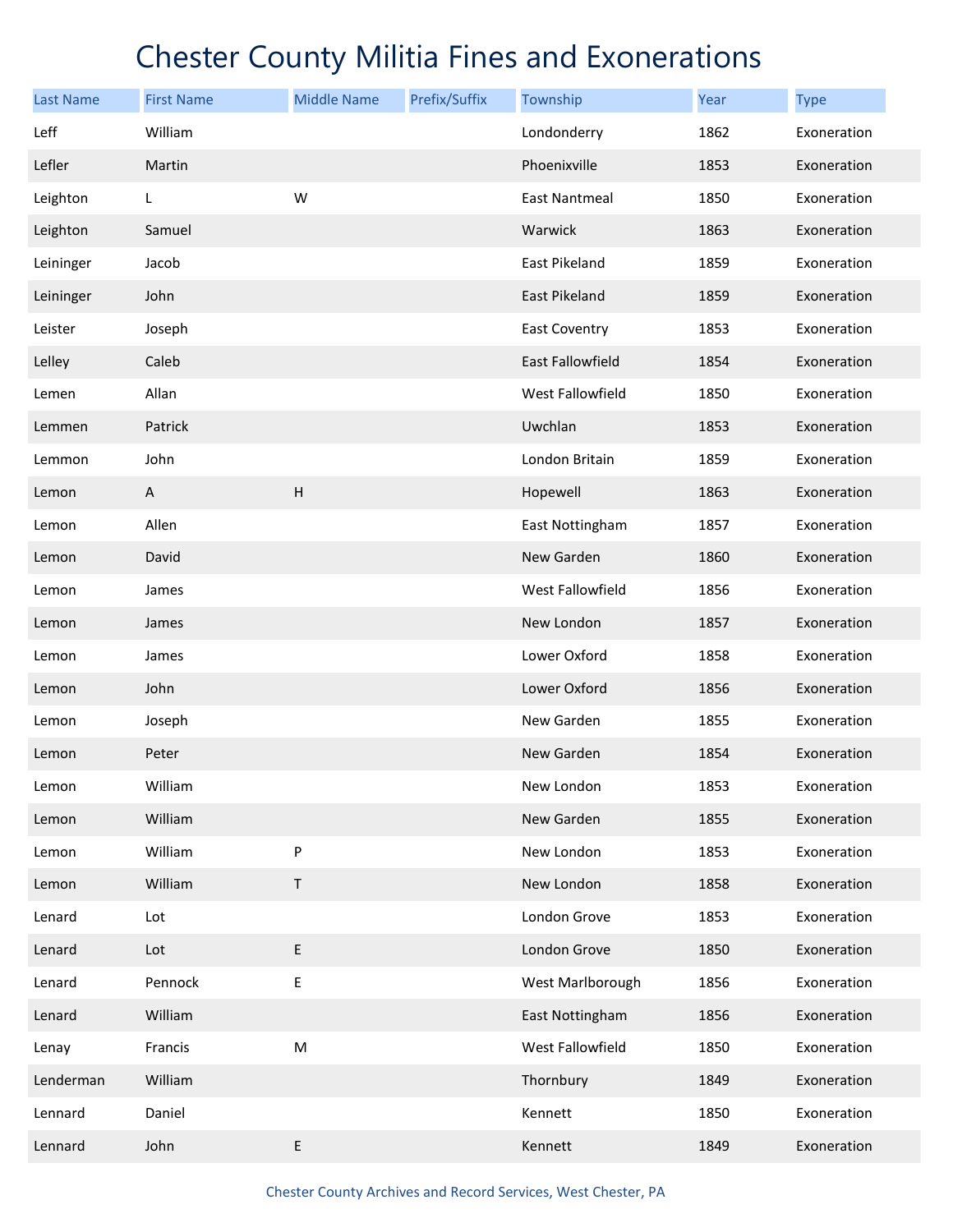# Chester County Militia Fines and Exonerations

| Last Name | First Name | Middle Name | Prefix/Suffix | Township | Year | Type |
|---|---|---|---|---|---|---|
| Leff | William | | | Londonderry | 1862 | Exoneration |
| Lefler | Martin | | | Phoenixville | 1853 | Exoneration |
| Leighton | L | W | | East Nantmeal | 1850 | Exoneration |
| Leighton | Samuel | | | Warwick | 1863 | Exoneration |
| Leininger | Jacob | | | East Pikeland | 1859 | Exoneration |
| Leininger | John | | | East Pikeland | 1859 | Exoneration |
| Leister | Joseph | | | East Coventry | 1853 | Exoneration |
| Lelley | Caleb | | | East Fallowfield | 1854 | Exoneration |
| Lemen | Allan | | | West Fallowfield | 1850 | Exoneration |
| Lemmen | Patrick | | | Uwchlan | 1853 | Exoneration |
| Lemmon | John | | | London Britain | 1859 | Exoneration |
| Lemon | A | H | | Hopewell | 1863 | Exoneration |
| Lemon | Allen | | | East Nottingham | 1857 | Exoneration |
| Lemon | David | | | New Garden | 1860 | Exoneration |
| Lemon | James | | | West Fallowfield | 1856 | Exoneration |
| Lemon | James | | | New London | 1857 | Exoneration |
| Lemon | James | | | Lower Oxford | 1858 | Exoneration |
| Lemon | John | | | Lower Oxford | 1856 | Exoneration |
| Lemon | Joseph | | | New Garden | 1855 | Exoneration |
| Lemon | Peter | | | New Garden | 1854 | Exoneration |
| Lemon | William | | | New London | 1853 | Exoneration |
| Lemon | William | | | New Garden | 1855 | Exoneration |
| Lemon | William | P | | New London | 1853 | Exoneration |
| Lemon | William | T | | New London | 1858 | Exoneration |
| Lenard | Lot | | | London Grove | 1853 | Exoneration |
| Lenard | Lot | E | | London Grove | 1850 | Exoneration |
| Lenard | Pennock | E | | West Marlborough | 1856 | Exoneration |
| Lenard | William | | | East Nottingham | 1856 | Exoneration |
| Lenay | Francis | M | | West Fallowfield | 1850 | Exoneration |
| Lenderman | William | | | Thornbury | 1849 | Exoneration |
| Lennard | Daniel | | | Kennett | 1850 | Exoneration |
| Lennard | John | E | | Kennett | 1849 | Exoneration |

Chester County Archives and Record Services, West Chester, PA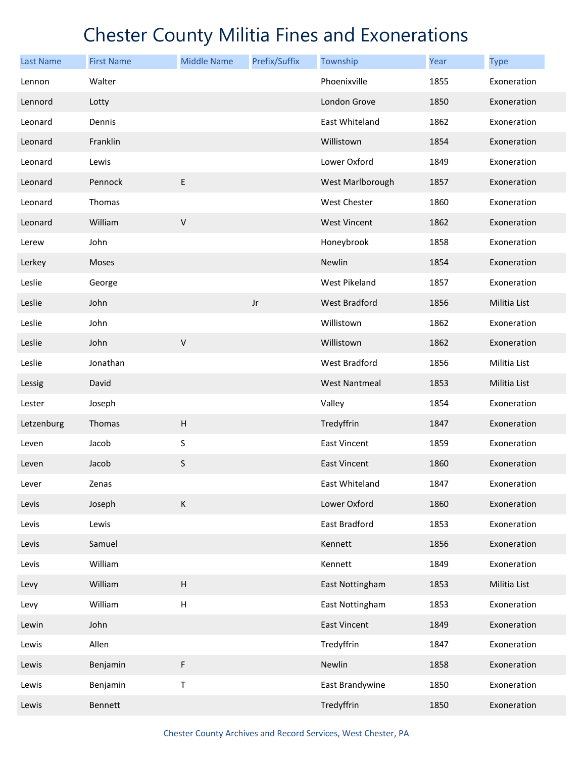# Chester County Militia Fines and Exonerations

| Last Name | First Name | Middle Name | Prefix/Suffix | Township | Year | Type |
|---|---|---|---|---|---|---|
| Lennon | Walter | | | Phoenixville | 1855 | Exoneration |
| Lennord | Lotty | | | London Grove | 1850 | Exoneration |
| Leonard | Dennis | | | East Whiteland | 1862 | Exoneration |
| Leonard | Franklin | | | Willistown | 1854 | Exoneration |
| Leonard | Lewis | | | Lower Oxford | 1849 | Exoneration |
| Leonard | Pennock | E | | West Marlborough | 1857 | Exoneration |
| Leonard | Thomas | | | West Chester | 1860 | Exoneration |
| Leonard | William | V | | West Vincent | 1862 | Exoneration |
| Lerew | John | | | Honeybrook | 1858 | Exoneration |
| Lerkey | Moses | | | Newlin | 1854 | Exoneration |
| Leslie | George | | | West Pikeland | 1857 | Exoneration |
| Leslie | John | | Jr | West Bradford | 1856 | Militia List |
| Leslie | John | | | Willistown | 1862 | Exoneration |
| Leslie | John | V | | Willistown | 1862 | Exoneration |
| Leslie | Jonathan | | | West Bradford | 1856 | Militia List |
| Lessig | David | | | West Nantmeal | 1853 | Militia List |
| Lester | Joseph | | | Valley | 1854 | Exoneration |
| Letzenburg | Thomas | H | | Tredyffrin | 1847 | Exoneration |
| Leven | Jacob | S | | East Vincent | 1859 | Exoneration |
| Leven | Jacob | S | | East Vincent | 1860 | Exoneration |
| Lever | Zenas | | | East Whiteland | 1847 | Exoneration |
| Levis | Joseph | K | | Lower Oxford | 1860 | Exoneration |
| Levis | Lewis | | | East Bradford | 1853 | Exoneration |
| Levis | Samuel | | | Kennett | 1856 | Exoneration |
| Levis | William | | | Kennett | 1849 | Exoneration |
| Levy | William | H | | East Nottingham | 1853 | Militia List |
| Levy | William | H | | East Nottingham | 1853 | Exoneration |
| Lewin | John | | | East Vincent | 1849 | Exoneration |
| Lewis | Allen | | | Tredyffrin | 1847 | Exoneration |
| Lewis | Benjamin | F | | Newlin | 1858 | Exoneration |
| Lewis | Benjamin | T | | East Brandywine | 1850 | Exoneration |
| Lewis | Bennett | | | Tredyffrin | 1850 | Exoneration |

Chester County Archives and Record Services, West Chester, PA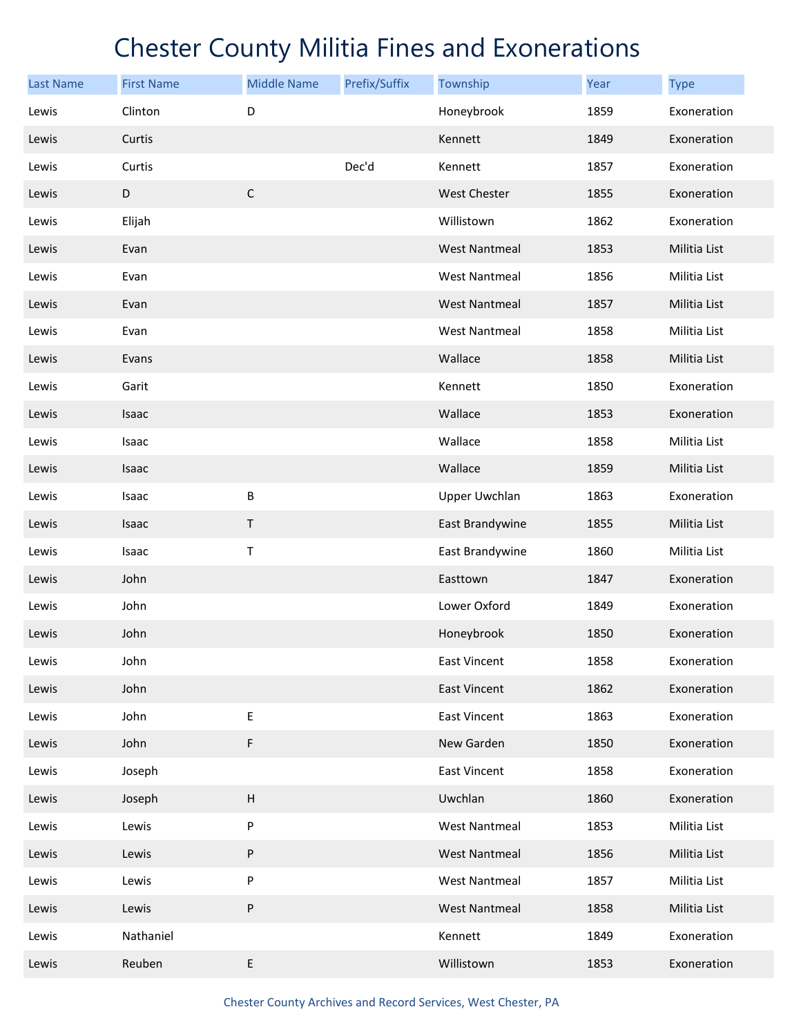# Chester County Militia Fines and Exonerations

| Last Name | First Name | Middle Name | Prefix/Suffix | Township | Year | Type |
|---|---|---|---|---|---|---|
| Lewis | Clinton | D | | Honeybrook | 1859 | Exoneration |
| Lewis | Curtis | | | Kennett | 1849 | Exoneration |
| Lewis | Curtis | | Dec'd | Kennett | 1857 | Exoneration |
| Lewis | D | C | | West Chester | 1855 | Exoneration |
| Lewis | Elijah | | | Willistown | 1862 | Exoneration |
| Lewis | Evan | | | West Nantmeal | 1853 | Militia List |
| Lewis | Evan | | | West Nantmeal | 1856 | Militia List |
| Lewis | Evan | | | West Nantmeal | 1857 | Militia List |
| Lewis | Evan | | | West Nantmeal | 1858 | Militia List |
| Lewis | Evans | | | Wallace | 1858 | Militia List |
| Lewis | Garit | | | Kennett | 1850 | Exoneration |
| Lewis | Isaac | | | Wallace | 1853 | Exoneration |
| Lewis | Isaac | | | Wallace | 1858 | Militia List |
| Lewis | Isaac | | | Wallace | 1859 | Militia List |
| Lewis | Isaac | B | | Upper Uwchlan | 1863 | Exoneration |
| Lewis | Isaac | T | | East Brandywine | 1855 | Militia List |
| Lewis | Isaac | T | | East Brandywine | 1860 | Militia List |
| Lewis | John | | | Easttown | 1847 | Exoneration |
| Lewis | John | | | Lower Oxford | 1849 | Exoneration |
| Lewis | John | | | Honeybrook | 1850 | Exoneration |
| Lewis | John | | | East Vincent | 1858 | Exoneration |
| Lewis | John | | | East Vincent | 1862 | Exoneration |
| Lewis | John | E | | East Vincent | 1863 | Exoneration |
| Lewis | John | F | | New Garden | 1850 | Exoneration |
| Lewis | Joseph | | | East Vincent | 1858 | Exoneration |
| Lewis | Joseph | H | | Uwchlan | 1860 | Exoneration |
| Lewis | Lewis | P | | West Nantmeal | 1853 | Militia List |
| Lewis | Lewis | P | | West Nantmeal | 1856 | Militia List |
| Lewis | Lewis | P | | West Nantmeal | 1857 | Militia List |
| Lewis | Lewis | P | | West Nantmeal | 1858 | Militia List |
| Lewis | Nathaniel | | | Kennett | 1849 | Exoneration |
| Lewis | Reuben | E | | Willistown | 1853 | Exoneration |

Chester County Archives and Record Services, West Chester, PA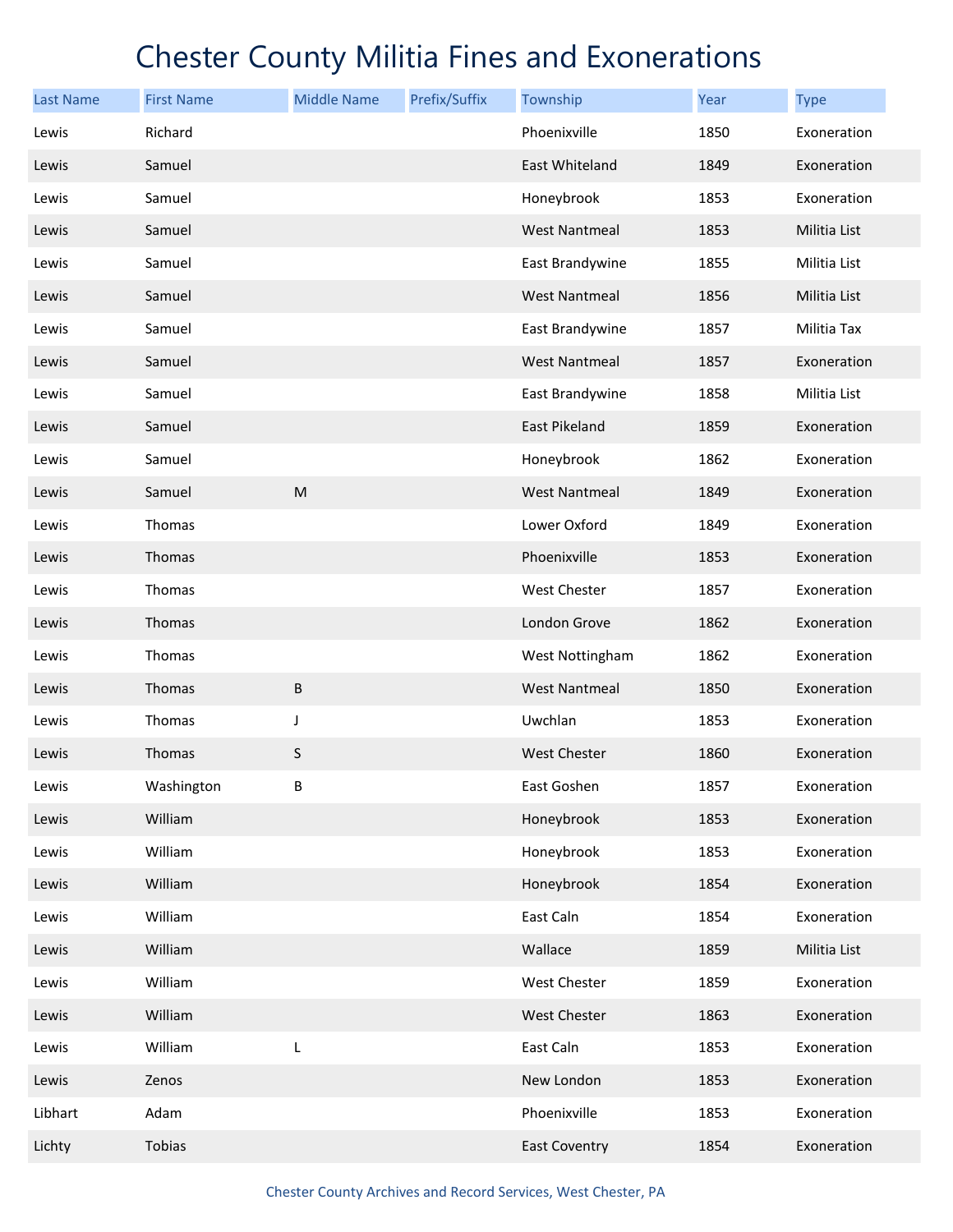# Chester County Militia Fines and Exonerations

| Last Name | First Name | Middle Name | Prefix/Suffix | Township | Year | Type |
|---|---|---|---|---|---|---|
| Lewis | Richard | | | Phoenixville | 1850 | Exoneration |
| Lewis | Samuel | | | East Whiteland | 1849 | Exoneration |
| Lewis | Samuel | | | Honeybrook | 1853 | Exoneration |
| Lewis | Samuel | | | West Nantmeal | 1853 | Militia List |
| Lewis | Samuel | | | East Brandywine | 1855 | Militia List |
| Lewis | Samuel | | | West Nantmeal | 1856 | Militia List |
| Lewis | Samuel | | | East Brandywine | 1857 | Militia Tax |
| Lewis | Samuel | | | West Nantmeal | 1857 | Exoneration |
| Lewis | Samuel | | | East Brandywine | 1858 | Militia List |
| Lewis | Samuel | | | East Pikeland | 1859 | Exoneration |
| Lewis | Samuel | | | Honeybrook | 1862 | Exoneration |
| Lewis | Samuel | M | | West Nantmeal | 1849 | Exoneration |
| Lewis | Thomas | | | Lower Oxford | 1849 | Exoneration |
| Lewis | Thomas | | | Phoenixville | 1853 | Exoneration |
| Lewis | Thomas | | | West Chester | 1857 | Exoneration |
| Lewis | Thomas | | | London Grove | 1862 | Exoneration |
| Lewis | Thomas | | | West Nottingham | 1862 | Exoneration |
| Lewis | Thomas | B | | West Nantmeal | 1850 | Exoneration |
| Lewis | Thomas | J | | Uwchlan | 1853 | Exoneration |
| Lewis | Thomas | S | | West Chester | 1860 | Exoneration |
| Lewis | Washington | B | | East Goshen | 1857 | Exoneration |
| Lewis | William | | | Honeybrook | 1853 | Exoneration |
| Lewis | William | | | Honeybrook | 1853 | Exoneration |
| Lewis | William | | | Honeybrook | 1854 | Exoneration |
| Lewis | William | | | East Caln | 1854 | Exoneration |
| Lewis | William | | | Wallace | 1859 | Militia List |
| Lewis | William | | | West Chester | 1859 | Exoneration |
| Lewis | William | | | West Chester | 1863 | Exoneration |
| Lewis | William | L | | East Caln | 1853 | Exoneration |
| Lewis | Zenos | | | New London | 1853 | Exoneration |
| Libhart | Adam | | | Phoenixville | 1853 | Exoneration |
| Lichty | Tobias | | | East Coventry | 1854 | Exoneration |

Chester County Archives and Record Services, West Chester, PA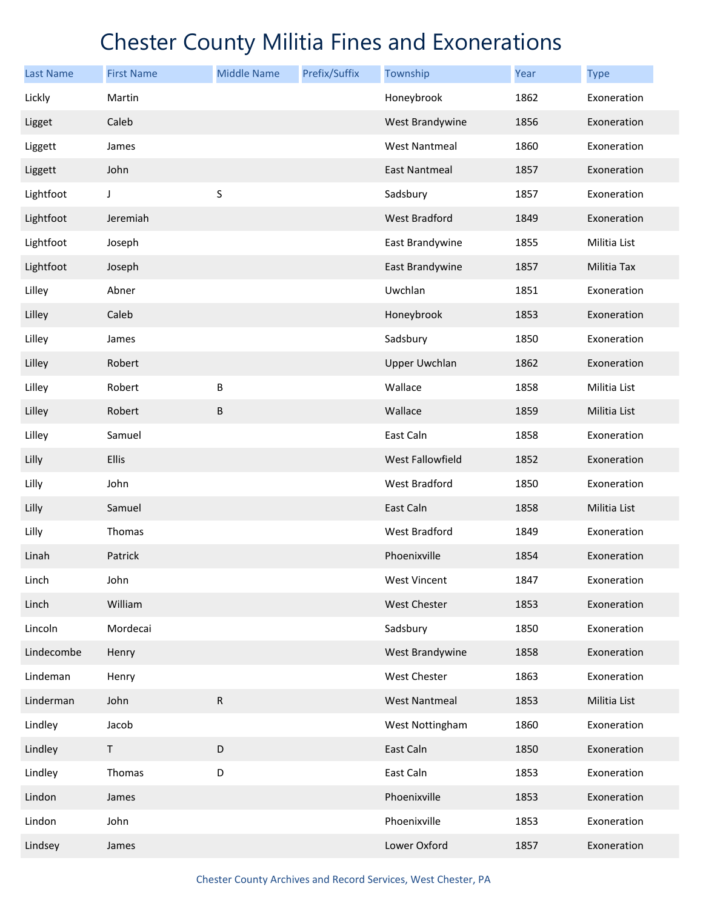# Chester County Militia Fines and Exonerations

| Last Name | First Name | Middle Name | Prefix/Suffix | Township | Year | Type |
|---|---|---|---|---|---|---|
| Lickly | Martin | | | Honeybrook | 1862 | Exoneration |
| Ligget | Caleb | | | West Brandywine | 1856 | Exoneration |
| Liggett | James | | | West Nantmeal | 1860 | Exoneration |
| Liggett | John | | | East Nantmeal | 1857 | Exoneration |
| Lightfoot | J | S | | Sadsbury | 1857 | Exoneration |
| Lightfoot | Jeremiah | | | West Bradford | 1849 | Exoneration |
| Lightfoot | Joseph | | | East Brandywine | 1855 | Militia List |
| Lightfoot | Joseph | | | East Brandywine | 1857 | Militia Tax |
| Lilley | Abner | | | Uwchlan | 1851 | Exoneration |
| Lilley | Caleb | | | Honeybrook | 1853 | Exoneration |
| Lilley | James | | | Sadsbury | 1850 | Exoneration |
| Lilley | Robert | | | Upper Uwchlan | 1862 | Exoneration |
| Lilley | Robert | B | | Wallace | 1858 | Militia List |
| Lilley | Robert | B | | Wallace | 1859 | Militia List |
| Lilley | Samuel | | | East Caln | 1858 | Exoneration |
| Lilly | Ellis | | | West Fallowfield | 1852 | Exoneration |
| Lilly | John | | | West Bradford | 1850 | Exoneration |
| Lilly | Samuel | | | East Caln | 1858 | Militia List |
| Lilly | Thomas | | | West Bradford | 1849 | Exoneration |
| Linah | Patrick | | | Phoenixville | 1854 | Exoneration |
| Linch | John | | | West Vincent | 1847 | Exoneration |
| Linch | William | | | West Chester | 1853 | Exoneration |
| Lincoln | Mordecai | | | Sadsbury | 1850 | Exoneration |
| Lindecombe | Henry | | | West Brandywine | 1858 | Exoneration |
| Lindeman | Henry | | | West Chester | 1863 | Exoneration |
| Linderman | John | R | | West Nantmeal | 1853 | Militia List |
| Lindley | Jacob | | | West Nottingham | 1860 | Exoneration |
| Lindley | T | D | | East Caln | 1850 | Exoneration |
| Lindley | Thomas | D | | East Caln | 1853 | Exoneration |
| Lindon | James | | | Phoenixville | 1853 | Exoneration |
| Lindon | John | | | Phoenixville | 1853 | Exoneration |
| Lindsey | James | | | Lower Oxford | 1857 | Exoneration |

Chester County Archives and Record Services, West Chester, PA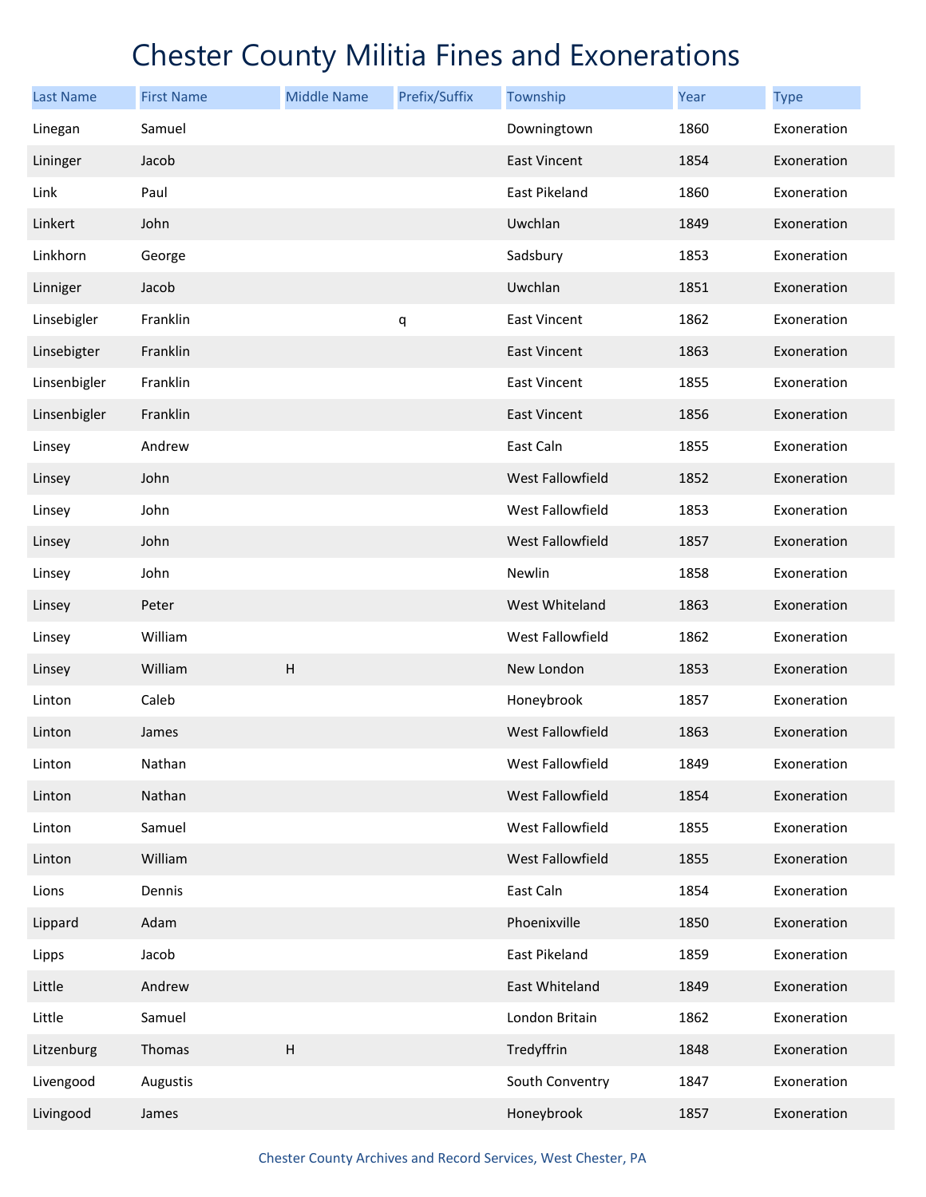# Chester County Militia Fines and Exonerations

| Last Name | First Name | Middle Name | Prefix/Suffix | Township | Year | Type |
|---|---|---|---|---|---|---|
| Linegan | Samuel | | | Downingtown | 1860 | Exoneration |
| Lininger | Jacob | | | East Vincent | 1854 | Exoneration |
| Link | Paul | | | East Pikeland | 1860 | Exoneration |
| Linkert | John | | | Uwchlan | 1849 | Exoneration |
| Linkhorn | George | | | Sadsbury | 1853 | Exoneration |
| Linniger | Jacob | | | Uwchlan | 1851 | Exoneration |
| Linsebigler | Franklin | | q | East Vincent | 1862 | Exoneration |
| Linsebigter | Franklin | | | East Vincent | 1863 | Exoneration |
| Linsenbigler | Franklin | | | East Vincent | 1855 | Exoneration |
| Linsenbigler | Franklin | | | East Vincent | 1856 | Exoneration |
| Linsey | Andrew | | | East Caln | 1855 | Exoneration |
| Linsey | John | | | West Fallowfield | 1852 | Exoneration |
| Linsey | John | | | West Fallowfield | 1853 | Exoneration |
| Linsey | John | | | West Fallowfield | 1857 | Exoneration |
| Linsey | John | | | Newlin | 1858 | Exoneration |
| Linsey | Peter | | | West Whiteland | 1863 | Exoneration |
| Linsey | William | | | West Fallowfield | 1862 | Exoneration |
| Linsey | William | H | | New London | 1853 | Exoneration |
| Linton | Caleb | | | Honeybrook | 1857 | Exoneration |
| Linton | James | | | West Fallowfield | 1863 | Exoneration |
| Linton | Nathan | | | West Fallowfield | 1849 | Exoneration |
| Linton | Nathan | | | West Fallowfield | 1854 | Exoneration |
| Linton | Samuel | | | West Fallowfield | 1855 | Exoneration |
| Linton | William | | | West Fallowfield | 1855 | Exoneration |
| Lions | Dennis | | | East Caln | 1854 | Exoneration |
| Lippard | Adam | | | Phoenixville | 1850 | Exoneration |
| Lipps | Jacob | | | East Pikeland | 1859 | Exoneration |
| Little | Andrew | | | East Whiteland | 1849 | Exoneration |
| Little | Samuel | | | London Britain | 1862 | Exoneration |
| Litzenburg | Thomas | H | | Tredyffrin | 1848 | Exoneration |
| Livengood | Augustis | | | South Conventry | 1847 | Exoneration |
| Livingood | James | | | Honeybrook | 1857 | Exoneration |

Chester County Archives and Record Services, West Chester, PA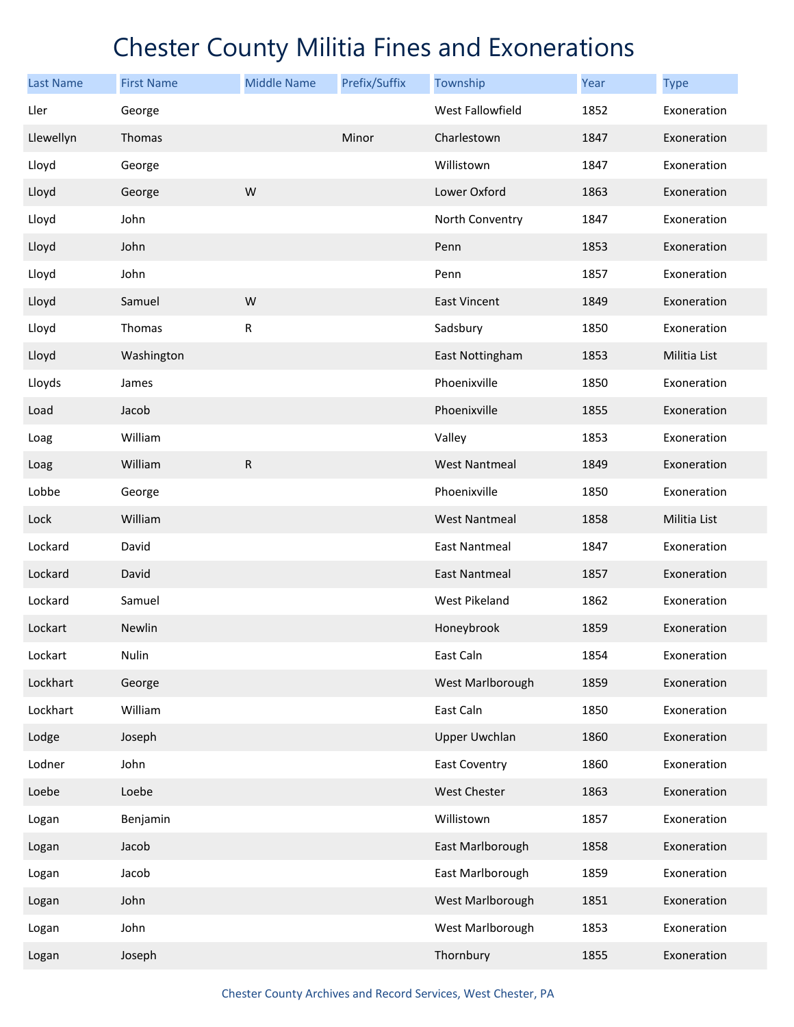# Chester County Militia Fines and Exonerations

| Last Name | First Name | Middle Name | Prefix/Suffix | Township | Year | Type |
|---|---|---|---|---|---|---|
| Ller | George | | | West Fallowfield | 1852 | Exoneration |
| Llewellyn | Thomas | | Minor | Charlestown | 1847 | Exoneration |
| Lloyd | George | | | Willistown | 1847 | Exoneration |
| Lloyd | George | W | | Lower Oxford | 1863 | Exoneration |
| Lloyd | John | | | North Conventry | 1847 | Exoneration |
| Lloyd | John | | | Penn | 1853 | Exoneration |
| Lloyd | John | | | Penn | 1857 | Exoneration |
| Lloyd | Samuel | W | | East Vincent | 1849 | Exoneration |
| Lloyd | Thomas | R | | Sadsbury | 1850 | Exoneration |
| Lloyd | Washington | | | East Nottingham | 1853 | Militia List |
| Lloyds | James | | | Phoenixville | 1850 | Exoneration |
| Load | Jacob | | | Phoenixville | 1855 | Exoneration |
| Loag | William | | | Valley | 1853 | Exoneration |
| Loag | William | R | | West Nantmeal | 1849 | Exoneration |
| Lobbe | George | | | Phoenixville | 1850 | Exoneration |
| Lock | William | | | West Nantmeal | 1858 | Militia List |
| Lockard | David | | | East Nantmeal | 1847 | Exoneration |
| Lockard | David | | | East Nantmeal | 1857 | Exoneration |
| Lockard | Samuel | | | West Pikeland | 1862 | Exoneration |
| Lockart | Newlin | | | Honeybrook | 1859 | Exoneration |
| Lockart | Nulin | | | East Caln | 1854 | Exoneration |
| Lockhart | George | | | West Marlborough | 1859 | Exoneration |
| Lockhart | William | | | East Caln | 1850 | Exoneration |
| Lodge | Joseph | | | Upper Uwchlan | 1860 | Exoneration |
| Lodner | John | | | East Coventry | 1860 | Exoneration |
| Loebe | Loebe | | | West Chester | 1863 | Exoneration |
| Logan | Benjamin | | | Willistown | 1857 | Exoneration |
| Logan | Jacob | | | East Marlborough | 1858 | Exoneration |
| Logan | Jacob | | | East Marlborough | 1859 | Exoneration |
| Logan | John | | | West Marlborough | 1851 | Exoneration |
| Logan | John | | | West Marlborough | 1853 | Exoneration |
| Logan | Joseph | | | Thornbury | 1855 | Exoneration |

Chester County Archives and Record Services, West Chester, PA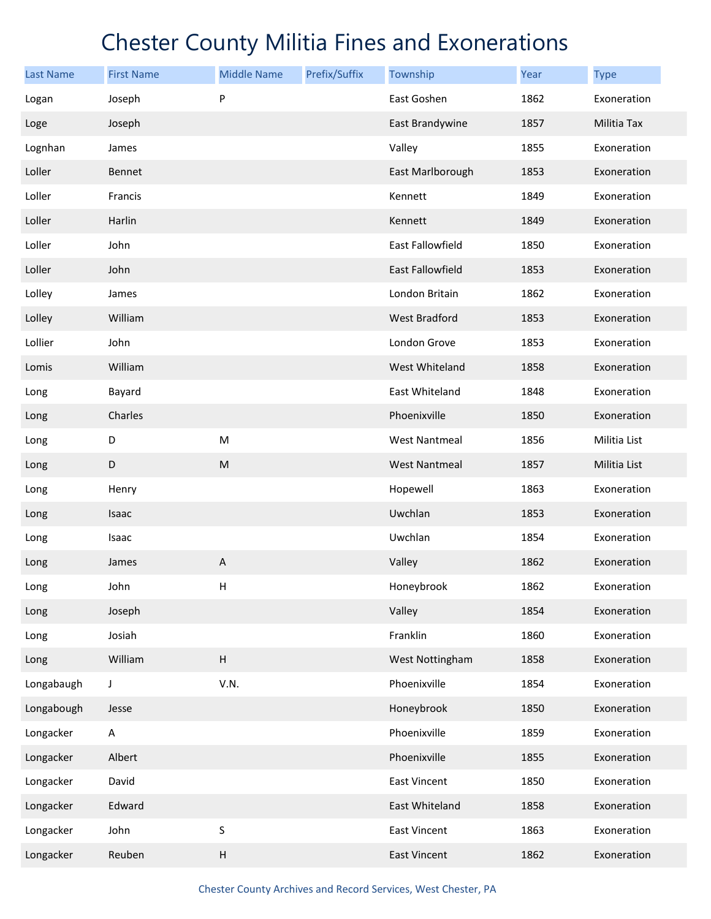# Chester County Militia Fines and Exonerations

| Last Name | First Name | Middle Name | Prefix/Suffix | Township | Year | Type |
|---|---|---|---|---|---|---|
| Logan | Joseph | P | | East Goshen | 1862 | Exoneration |
| Loge | Joseph | | | East Brandywine | 1857 | Militia Tax |
| Lognhan | James | | | Valley | 1855 | Exoneration |
| Loller | Bennet | | | East Marlborough | 1853 | Exoneration |
| Loller | Francis | | | Kennett | 1849 | Exoneration |
| Loller | Harlin | | | Kennett | 1849 | Exoneration |
| Loller | John | | | East Fallowfield | 1850 | Exoneration |
| Loller | John | | | East Fallowfield | 1853 | Exoneration |
| Lolley | James | | | London Britain | 1862 | Exoneration |
| Lolley | William | | | West Bradford | 1853 | Exoneration |
| Lollier | John | | | London Grove | 1853 | Exoneration |
| Lomis | William | | | West Whiteland | 1858 | Exoneration |
| Long | Bayard | | | East Whiteland | 1848 | Exoneration |
| Long | Charles | | | Phoenixville | 1850 | Exoneration |
| Long | D | M | | West Nantmeal | 1856 | Militia List |
| Long | D | M | | West Nantmeal | 1857 | Militia List |
| Long | Henry | | | Hopewell | 1863 | Exoneration |
| Long | Isaac | | | Uwchlan | 1853 | Exoneration |
| Long | Isaac | | | Uwchlan | 1854 | Exoneration |
| Long | James | A | | Valley | 1862 | Exoneration |
| Long | John | H | | Honeybrook | 1862 | Exoneration |
| Long | Joseph | | | Valley | 1854 | Exoneration |
| Long | Josiah | | | Franklin | 1860 | Exoneration |
| Long | William | H | | West Nottingham | 1858 | Exoneration |
| Longabaugh | J | V.N. | | Phoenixville | 1854 | Exoneration |
| Longabough | Jesse | | | Honeybrook | 1850 | Exoneration |
| Longacker | A | | | Phoenixville | 1859 | Exoneration |
| Longacker | Albert | | | Phoenixville | 1855 | Exoneration |
| Longacker | David | | | East Vincent | 1850 | Exoneration |
| Longacker | Edward | | | East Whiteland | 1858 | Exoneration |
| Longacker | John | S | | East Vincent | 1863 | Exoneration |
| Longacker | Reuben | H | | East Vincent | 1862 | Exoneration |

Chester County Archives and Record Services, West Chester, PA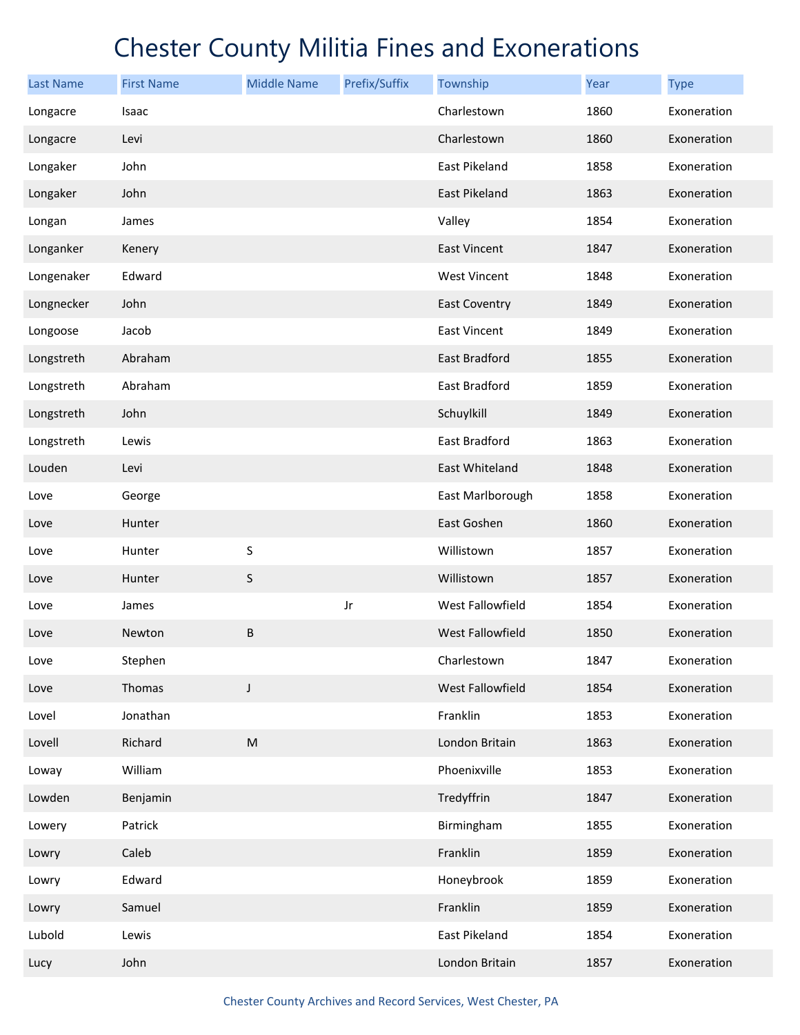# Chester County Militia Fines and Exonerations

| Last Name | First Name | Middle Name | Prefix/Suffix | Township | Year | Type |
|---|---|---|---|---|---|---|
| Longacre | Isaac | | | Charlestown | 1860 | Exoneration |
| Longacre | Levi | | | Charlestown | 1860 | Exoneration |
| Longaker | John | | | East Pikeland | 1858 | Exoneration |
| Longaker | John | | | East Pikeland | 1863 | Exoneration |
| Longan | James | | | Valley | 1854 | Exoneration |
| Longanker | Kenery | | | East Vincent | 1847 | Exoneration |
| Longenaker | Edward | | | West Vincent | 1848 | Exoneration |
| Longnecker | John | | | East Coventry | 1849 | Exoneration |
| Longoose | Jacob | | | East Vincent | 1849 | Exoneration |
| Longstreth | Abraham | | | East Bradford | 1855 | Exoneration |
| Longstreth | Abraham | | | East Bradford | 1859 | Exoneration |
| Longstreth | John | | | Schuylkill | 1849 | Exoneration |
| Longstreth | Lewis | | | East Bradford | 1863 | Exoneration |
| Louden | Levi | | | East Whiteland | 1848 | Exoneration |
| Love | George | | | East Marlborough | 1858 | Exoneration |
| Love | Hunter | | | East Goshen | 1860 | Exoneration |
| Love | Hunter | S | | Willistown | 1857 | Exoneration |
| Love | Hunter | S | | Willistown | 1857 | Exoneration |
| Love | James | | Jr | West Fallowfield | 1854 | Exoneration |
| Love | Newton | B | | West Fallowfield | 1850 | Exoneration |
| Love | Stephen | | | Charlestown | 1847 | Exoneration |
| Love | Thomas | J | | West Fallowfield | 1854 | Exoneration |
| Lovel | Jonathan | | | Franklin | 1853 | Exoneration |
| Lovell | Richard | M | | London Britain | 1863 | Exoneration |
| Loway | William | | | Phoenixville | 1853 | Exoneration |
| Lowden | Benjamin | | | Tredyffrin | 1847 | Exoneration |
| Lowery | Patrick | | | Birmingham | 1855 | Exoneration |
| Lowry | Caleb | | | Franklin | 1859 | Exoneration |
| Lowry | Edward | | | Honeybrook | 1859 | Exoneration |
| Lowry | Samuel | | | Franklin | 1859 | Exoneration |
| Lubold | Lewis | | | East Pikeland | 1854 | Exoneration |
| Lucy | John | | | London Britain | 1857 | Exoneration |

Chester County Archives and Record Services, West Chester, PA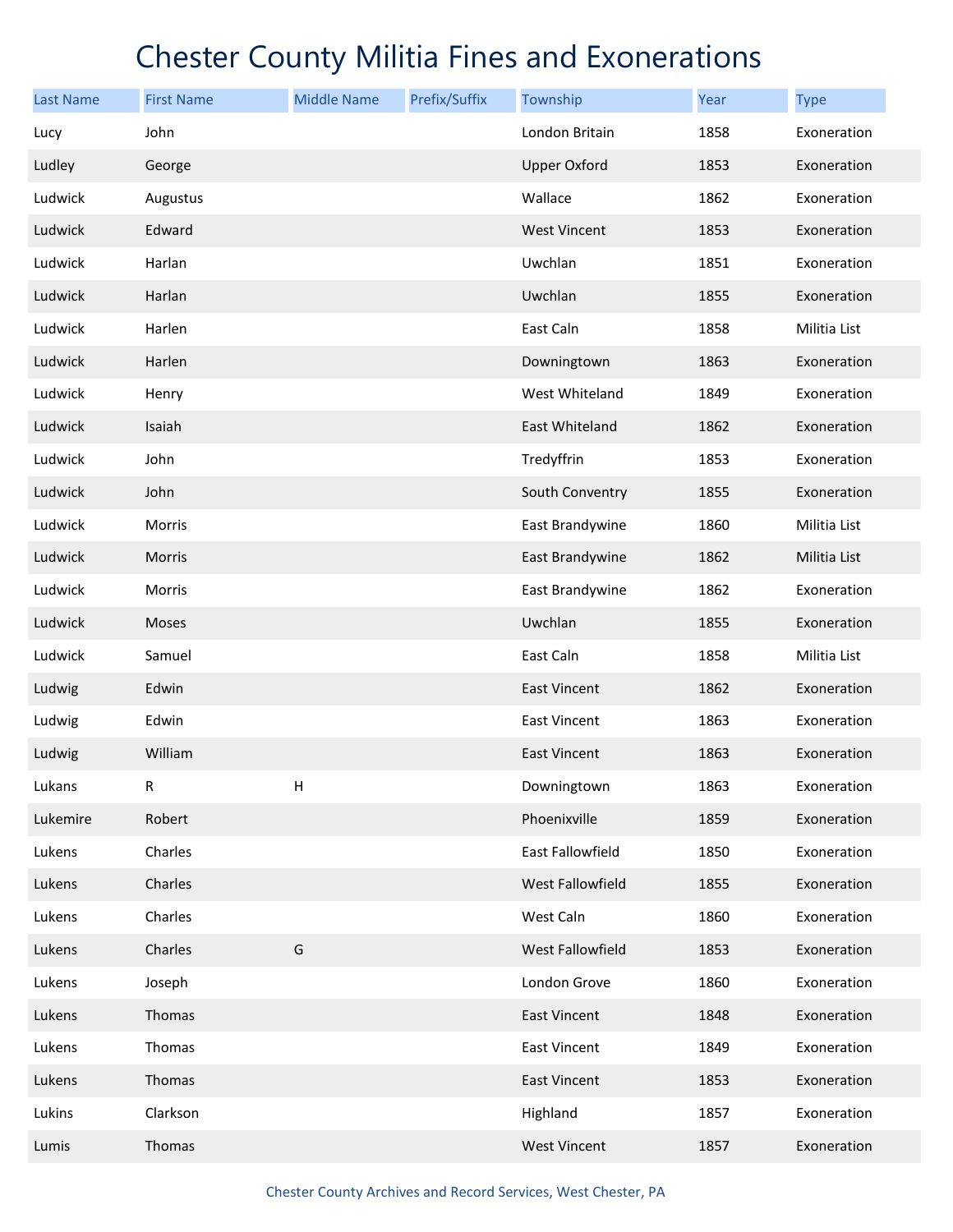# Chester County Militia Fines and Exonerations

| Last Name | First Name | Middle Name | Prefix/Suffix | Township | Year | Type |
|---|---|---|---|---|---|---|
| Lucy | John | | | London Britain | 1858 | Exoneration |
| Ludley | George | | | Upper Oxford | 1853 | Exoneration |
| Ludwick | Augustus | | | Wallace | 1862 | Exoneration |
| Ludwick | Edward | | | West Vincent | 1853 | Exoneration |
| Ludwick | Harlan | | | Uwchlan | 1851 | Exoneration |
| Ludwick | Harlan | | | Uwchlan | 1855 | Exoneration |
| Ludwick | Harlen | | | East Caln | 1858 | Militia List |
| Ludwick | Harlen | | | Downingtown | 1863 | Exoneration |
| Ludwick | Henry | | | West Whiteland | 1849 | Exoneration |
| Ludwick | Isaiah | | | East Whiteland | 1862 | Exoneration |
| Ludwick | John | | | Tredyffrin | 1853 | Exoneration |
| Ludwick | John | | | South Conventry | 1855 | Exoneration |
| Ludwick | Morris | | | East Brandywine | 1860 | Militia List |
| Ludwick | Morris | | | East Brandywine | 1862 | Militia List |
| Ludwick | Morris | | | East Brandywine | 1862 | Exoneration |
| Ludwick | Moses | | | Uwchlan | 1855 | Exoneration |
| Ludwick | Samuel | | | East Caln | 1858 | Militia List |
| Ludwig | Edwin | | | East Vincent | 1862 | Exoneration |
| Ludwig | Edwin | | | East Vincent | 1863 | Exoneration |
| Ludwig | William | | | East Vincent | 1863 | Exoneration |
| Lukans | R | H | | Downingtown | 1863 | Exoneration |
| Lukemire | Robert | | | Phoenixville | 1859 | Exoneration |
| Lukens | Charles | | | East Fallowfield | 1850 | Exoneration |
| Lukens | Charles | | | West Fallowfield | 1855 | Exoneration |
| Lukens | Charles | | | West Caln | 1860 | Exoneration |
| Lukens | Charles | G | | West Fallowfield | 1853 | Exoneration |
| Lukens | Joseph | | | London Grove | 1860 | Exoneration |
| Lukens | Thomas | | | East Vincent | 1848 | Exoneration |
| Lukens | Thomas | | | East Vincent | 1849 | Exoneration |
| Lukens | Thomas | | | East Vincent | 1853 | Exoneration |
| Lukins | Clarkson | | | Highland | 1857 | Exoneration |
| Lumis | Thomas | | | West Vincent | 1857 | Exoneration |

Chester County Archives and Record Services, West Chester, PA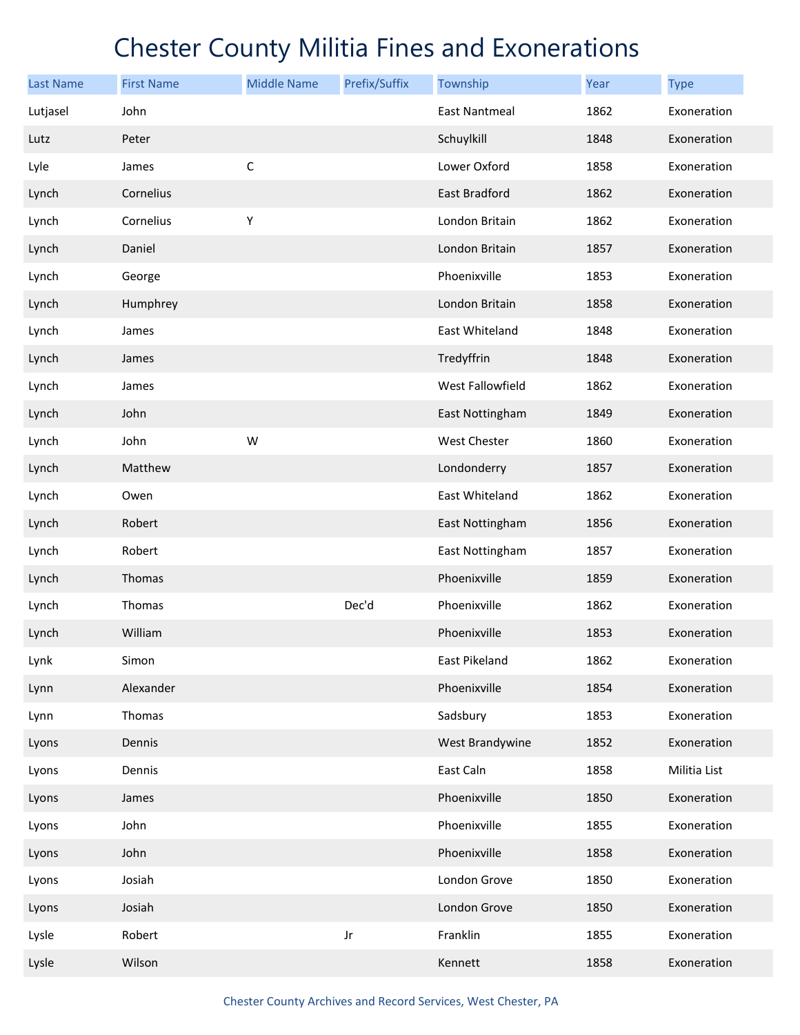# Chester County Militia Fines and Exonerations

| Last Name | First Name | Middle Name | Prefix/Suffix | Township | Year | Type |
|---|---|---|---|---|---|---|
| Lutjasel | John | | | East Nantmeal | 1862 | Exoneration |
| Lutz | Peter | | | Schuylkill | 1848 | Exoneration |
| Lyle | James | C | | Lower Oxford | 1858 | Exoneration |
| Lynch | Cornelius | | | East Bradford | 1862 | Exoneration |
| Lynch | Cornelius | Y | | London Britain | 1862 | Exoneration |
| Lynch | Daniel | | | London Britain | 1857 | Exoneration |
| Lynch | George | | | Phoenixville | 1853 | Exoneration |
| Lynch | Humphrey | | | London Britain | 1858 | Exoneration |
| Lynch | James | | | East Whiteland | 1848 | Exoneration |
| Lynch | James | | | Tredyffrin | 1848 | Exoneration |
| Lynch | James | | | West Fallowfield | 1862 | Exoneration |
| Lynch | John | | | East Nottingham | 1849 | Exoneration |
| Lynch | John | W | | West Chester | 1860 | Exoneration |
| Lynch | Matthew | | | Londonderry | 1857 | Exoneration |
| Lynch | Owen | | | East Whiteland | 1862 | Exoneration |
| Lynch | Robert | | | East Nottingham | 1856 | Exoneration |
| Lynch | Robert | | | East Nottingham | 1857 | Exoneration |
| Lynch | Thomas | | | Phoenixville | 1859 | Exoneration |
| Lynch | Thomas | | Dec'd | Phoenixville | 1862 | Exoneration |
| Lynch | William | | | Phoenixville | 1853 | Exoneration |
| Lynk | Simon | | | East Pikeland | 1862 | Exoneration |
| Lynn | Alexander | | | Phoenixville | 1854 | Exoneration |
| Lynn | Thomas | | | Sadsbury | 1853 | Exoneration |
| Lyons | Dennis | | | West Brandywine | 1852 | Exoneration |
| Lyons | Dennis | | | East Caln | 1858 | Militia List |
| Lyons | James | | | Phoenixville | 1850 | Exoneration |
| Lyons | John | | | Phoenixville | 1855 | Exoneration |
| Lyons | John | | | Phoenixville | 1858 | Exoneration |
| Lyons | Josiah | | | London Grove | 1850 | Exoneration |
| Lyons | Josiah | | | London Grove | 1850 | Exoneration |
| Lysle | Robert | | Jr | Franklin | 1855 | Exoneration |
| Lysle | Wilson | | | Kennett | 1858 | Exoneration |

Chester County Archives and Record Services, West Chester, PA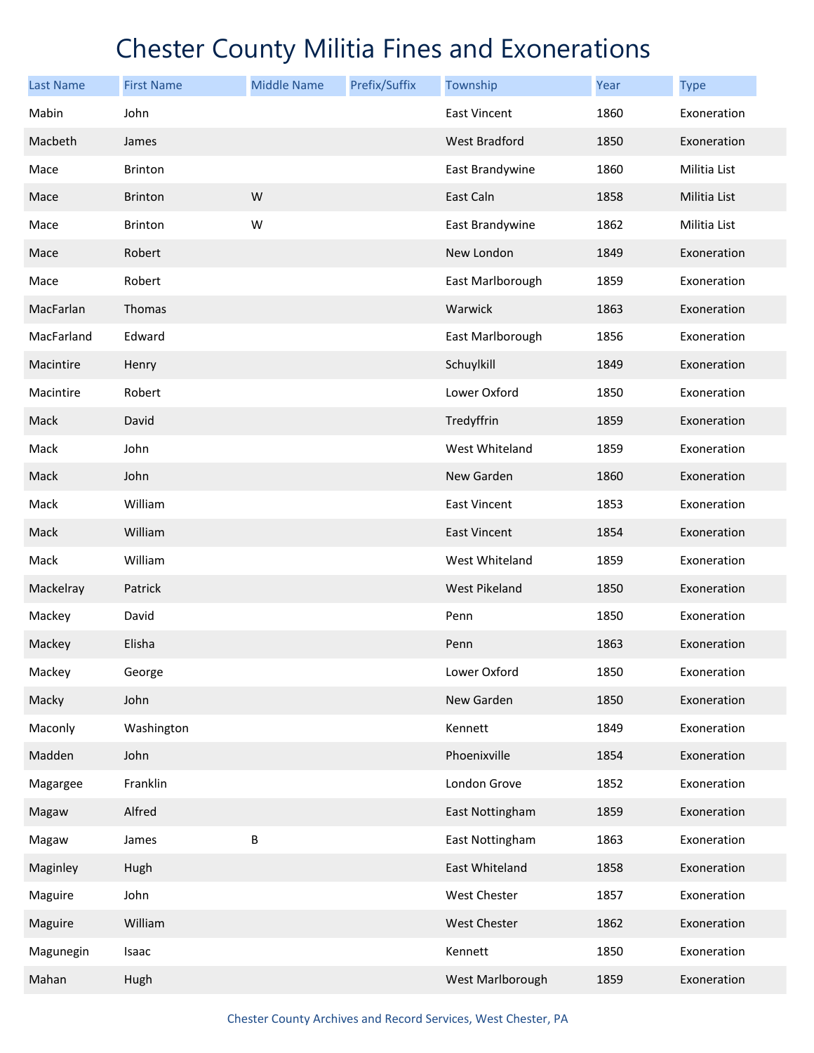# Chester County Militia Fines and Exonerations

| Last Name | First Name | Middle Name | Prefix/Suffix | Township | Year | Type |
|---|---|---|---|---|---|---|
| Mabin | John | | | East Vincent | 1860 | Exoneration |
| Macbeth | James | | | West Bradford | 1850 | Exoneration |
| Mace | Brinton | | | East Brandywine | 1860 | Militia List |
| Mace | Brinton | W | | East Caln | 1858 | Militia List |
| Mace | Brinton | W | | East Brandywine | 1862 | Militia List |
| Mace | Robert | | | New London | 1849 | Exoneration |
| Mace | Robert | | | East Marlborough | 1859 | Exoneration |
| MacFarlan | Thomas | | | Warwick | 1863 | Exoneration |
| MacFarland | Edward | | | East Marlborough | 1856 | Exoneration |
| Macintire | Henry | | | Schuylkill | 1849 | Exoneration |
| Macintire | Robert | | | Lower Oxford | 1850 | Exoneration |
| Mack | David | | | Tredyffrin | 1859 | Exoneration |
| Mack | John | | | West Whiteland | 1859 | Exoneration |
| Mack | John | | | New Garden | 1860 | Exoneration |
| Mack | William | | | East Vincent | 1853 | Exoneration |
| Mack | William | | | East Vincent | 1854 | Exoneration |
| Mack | William | | | West Whiteland | 1859 | Exoneration |
| Mackelray | Patrick | | | West Pikeland | 1850 | Exoneration |
| Mackey | David | | | Penn | 1850 | Exoneration |
| Mackey | Elisha | | | Penn | 1863 | Exoneration |
| Mackey | George | | | Lower Oxford | 1850 | Exoneration |
| Macky | John | | | New Garden | 1850 | Exoneration |
| Maconly | Washington | | | Kennett | 1849 | Exoneration |
| Madden | John | | | Phoenixville | 1854 | Exoneration |
| Magargee | Franklin | | | London Grove | 1852 | Exoneration |
| Magaw | Alfred | | | East Nottingham | 1859 | Exoneration |
| Magaw | James | B | | East Nottingham | 1863 | Exoneration |
| Maginley | Hugh | | | East Whiteland | 1858 | Exoneration |
| Maguire | John | | | West Chester | 1857 | Exoneration |
| Maguire | William | | | West Chester | 1862 | Exoneration |
| Magunegin | Isaac | | | Kennett | 1850 | Exoneration |
| Mahan | Hugh | | | West Marlborough | 1859 | Exoneration |

Chester County Archives and Record Services, West Chester, PA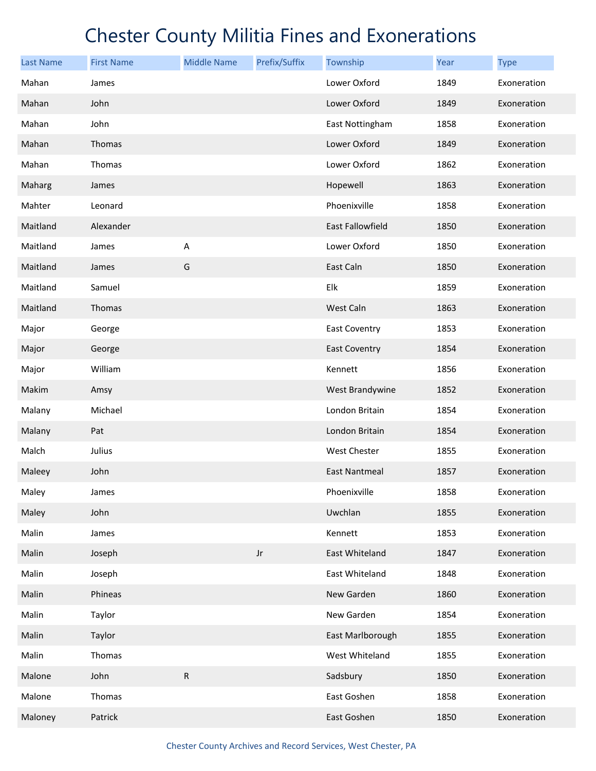# Chester County Militia Fines and Exonerations

| Last Name | First Name | Middle Name | Prefix/Suffix | Township | Year | Type |
|---|---|---|---|---|---|---|
| Mahan | James | | | Lower Oxford | 1849 | Exoneration |
| Mahan | John | | | Lower Oxford | 1849 | Exoneration |
| Mahan | John | | | East Nottingham | 1858 | Exoneration |
| Mahan | Thomas | | | Lower Oxford | 1849 | Exoneration |
| Mahan | Thomas | | | Lower Oxford | 1862 | Exoneration |
| Maharg | James | | | Hopewell | 1863 | Exoneration |
| Mahter | Leonard | | | Phoenixville | 1858 | Exoneration |
| Maitland | Alexander | | | East Fallowfield | 1850 | Exoneration |
| Maitland | James | A | | Lower Oxford | 1850 | Exoneration |
| Maitland | James | G | | East Caln | 1850 | Exoneration |
| Maitland | Samuel | | | Elk | 1859 | Exoneration |
| Maitland | Thomas | | | West Caln | 1863 | Exoneration |
| Major | George | | | East Coventry | 1853 | Exoneration |
| Major | George | | | East Coventry | 1854 | Exoneration |
| Major | William | | | Kennett | 1856 | Exoneration |
| Makim | Amsy | | | West Brandywine | 1852 | Exoneration |
| Malany | Michael | | | London Britain | 1854 | Exoneration |
| Malany | Pat | | | London Britain | 1854 | Exoneration |
| Malch | Julius | | | West Chester | 1855 | Exoneration |
| Maleey | John | | | East Nantmeal | 1857 | Exoneration |
| Maley | James | | | Phoenixville | 1858 | Exoneration |
| Maley | John | | | Uwchlan | 1855 | Exoneration |
| Malin | James | | | Kennett | 1853 | Exoneration |
| Malin | Joseph | | Jr | East Whiteland | 1847 | Exoneration |
| Malin | Joseph | | | East Whiteland | 1848 | Exoneration |
| Malin | Phineas | | | New Garden | 1860 | Exoneration |
| Malin | Taylor | | | New Garden | 1854 | Exoneration |
| Malin | Taylor | | | East Marlborough | 1855 | Exoneration |
| Malin | Thomas | | | West Whiteland | 1855 | Exoneration |
| Malone | John | R | | Sadsbury | 1850 | Exoneration |
| Malone | Thomas | | | East Goshen | 1858 | Exoneration |
| Maloney | Patrick | | | East Goshen | 1850 | Exoneration |

Chester County Archives and Record Services, West Chester, PA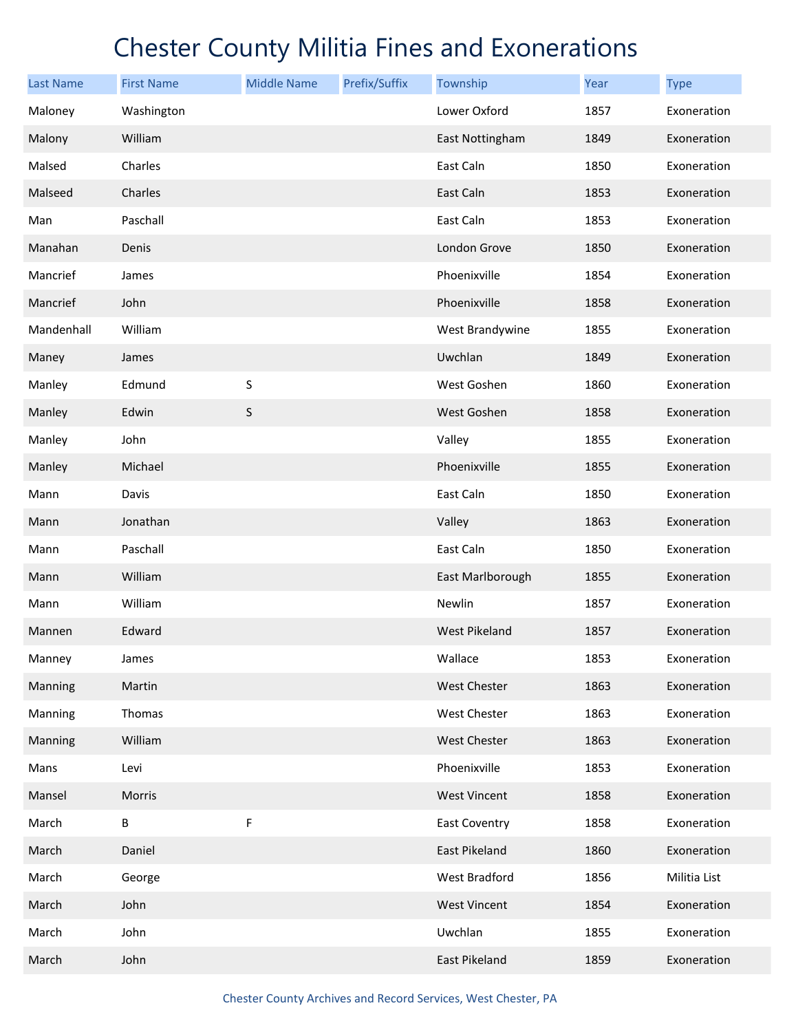# Chester County Militia Fines and Exonerations

| Last Name | First Name | Middle Name | Prefix/Suffix | Township | Year | Type |
|---|---|---|---|---|---|---|
| Maloney | Washington | | | Lower Oxford | 1857 | Exoneration |
| Malony | William | | | East Nottingham | 1849 | Exoneration |
| Malsed | Charles | | | East Caln | 1850 | Exoneration |
| Malseed | Charles | | | East Caln | 1853 | Exoneration |
| Man | Paschall | | | East Caln | 1853 | Exoneration |
| Manahan | Denis | | | London Grove | 1850 | Exoneration |
| Mancrief | James | | | Phoenixville | 1854 | Exoneration |
| Mancrief | John | | | Phoenixville | 1858 | Exoneration |
| Mandenhall | William | | | West Brandywine | 1855 | Exoneration |
| Maney | James | | | Uwchlan | 1849 | Exoneration |
| Manley | Edmund | S | | West Goshen | 1860 | Exoneration |
| Manley | Edwin | S | | West Goshen | 1858 | Exoneration |
| Manley | John | | | Valley | 1855 | Exoneration |
| Manley | Michael | | | Phoenixville | 1855 | Exoneration |
| Mann | Davis | | | East Caln | 1850 | Exoneration |
| Mann | Jonathan | | | Valley | 1863 | Exoneration |
| Mann | Paschall | | | East Caln | 1850 | Exoneration |
| Mann | William | | | East Marlborough | 1855 | Exoneration |
| Mann | William | | | Newlin | 1857 | Exoneration |
| Mannen | Edward | | | West Pikeland | 1857 | Exoneration |
| Manney | James | | | Wallace | 1853 | Exoneration |
| Manning | Martin | | | West Chester | 1863 | Exoneration |
| Manning | Thomas | | | West Chester | 1863 | Exoneration |
| Manning | William | | | West Chester | 1863 | Exoneration |
| Mans | Levi | | | Phoenixville | 1853 | Exoneration |
| Mansel | Morris | | | West Vincent | 1858 | Exoneration |
| March | B | F | | East Coventry | 1858 | Exoneration |
| March | Daniel | | | East Pikeland | 1860 | Exoneration |
| March | George | | | West Bradford | 1856 | Militia List |
| March | John | | | West Vincent | 1854 | Exoneration |
| March | John | | | Uwchlan | 1855 | Exoneration |
| March | John | | | East Pikeland | 1859 | Exoneration |

Chester County Archives and Record Services, West Chester, PA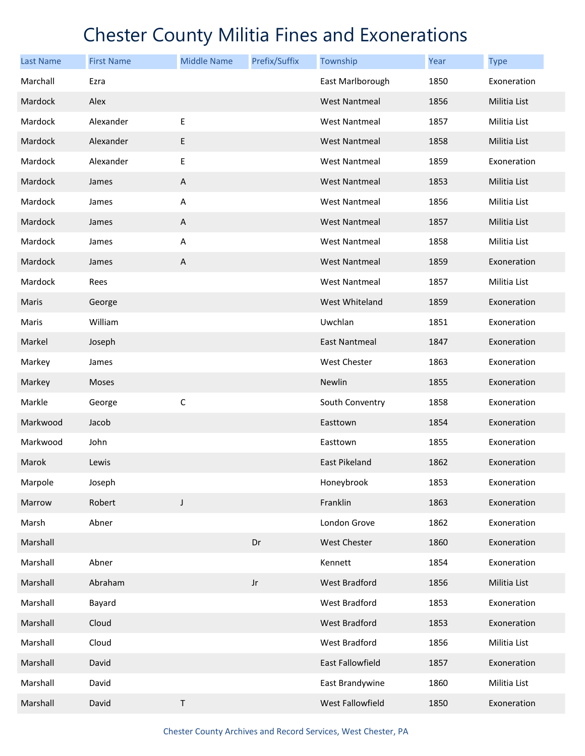# Chester County Militia Fines and Exonerations

| Last Name | First Name | Middle Name | Prefix/Suffix | Township | Year | Type |
|---|---|---|---|---|---|---|
| Marchall | Ezra | | | East Marlborough | 1850 | Exoneration |
| Mardock | Alex | | | West Nantmeal | 1856 | Militia List |
| Mardock | Alexander | E | | West Nantmeal | 1857 | Militia List |
| Mardock | Alexander | E | | West Nantmeal | 1858 | Militia List |
| Mardock | Alexander | E | | West Nantmeal | 1859 | Exoneration |
| Mardock | James | A | | West Nantmeal | 1853 | Militia List |
| Mardock | James | A | | West Nantmeal | 1856 | Militia List |
| Mardock | James | A | | West Nantmeal | 1857 | Militia List |
| Mardock | James | A | | West Nantmeal | 1858 | Militia List |
| Mardock | James | A | | West Nantmeal | 1859 | Exoneration |
| Mardock | Rees | | | West Nantmeal | 1857 | Militia List |
| Maris | George | | | West Whiteland | 1859 | Exoneration |
| Maris | William | | | Uwchlan | 1851 | Exoneration |
| Markel | Joseph | | | East Nantmeal | 1847 | Exoneration |
| Markey | James | | | West Chester | 1863 | Exoneration |
| Markey | Moses | | | Newlin | 1855 | Exoneration |
| Markle | George | C | | South Conventry | 1858 | Exoneration |
| Markwood | Jacob | | | Easttown | 1854 | Exoneration |
| Markwood | John | | | Easttown | 1855 | Exoneration |
| Marok | Lewis | | | East Pikeland | 1862 | Exoneration |
| Marpole | Joseph | | | Honeybrook | 1853 | Exoneration |
| Marrow | Robert | J | | Franklin | 1863 | Exoneration |
| Marsh | Abner | | | London Grove | 1862 | Exoneration |
| Marshall | | | Dr | West Chester | 1860 | Exoneration |
| Marshall | Abner | | | Kennett | 1854 | Exoneration |
| Marshall | Abraham | | Jr | West Bradford | 1856 | Militia List |
| Marshall | Bayard | | | West Bradford | 1853 | Exoneration |
| Marshall | Cloud | | | West Bradford | 1853 | Exoneration |
| Marshall | Cloud | | | West Bradford | 1856 | Militia List |
| Marshall | David | | | East Fallowfield | 1857 | Exoneration |
| Marshall | David | | | East Brandywine | 1860 | Militia List |
| Marshall | David | T | | West Fallowfield | 1850 | Exoneration |

Chester County Archives and Record Services, West Chester, PA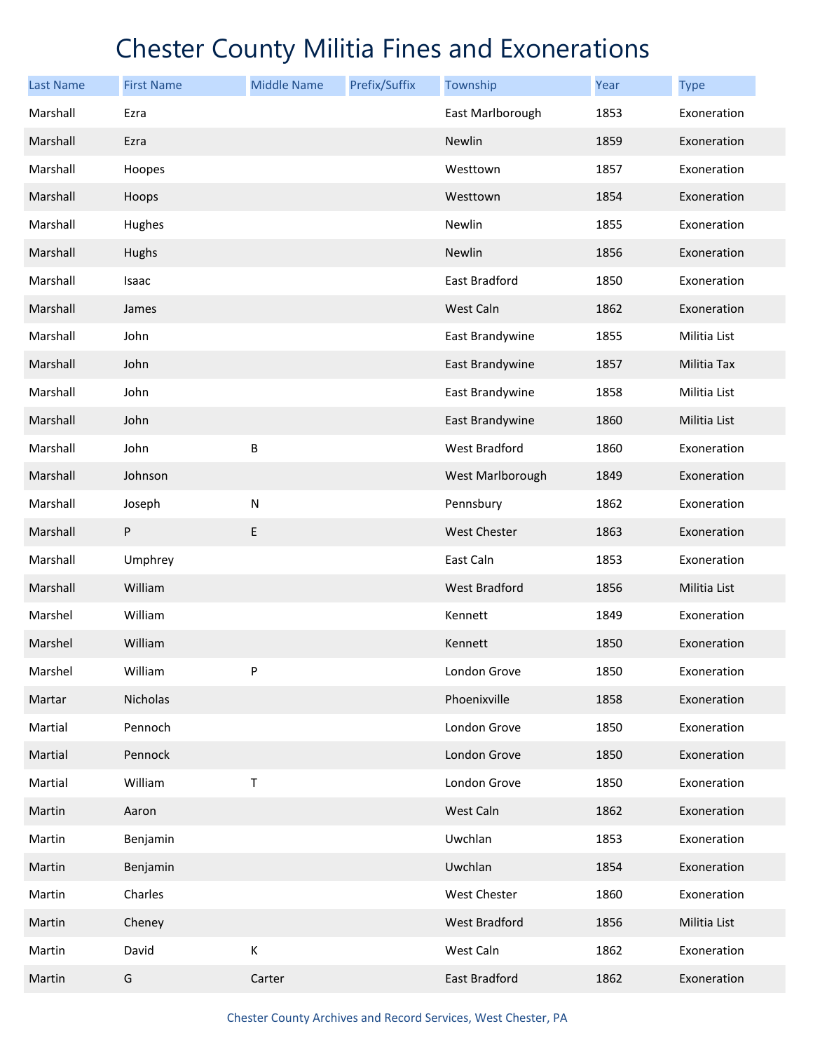# Chester County Militia Fines and Exonerations

| Last Name | First Name | Middle Name | Prefix/Suffix | Township | Year | Type |
|---|---|---|---|---|---|---|
| Marshall | Ezra | | | East Marlborough | 1853 | Exoneration |
| Marshall | Ezra | | | Newlin | 1859 | Exoneration |
| Marshall | Hoopes | | | Westtown | 1857 | Exoneration |
| Marshall | Hoops | | | Westtown | 1854 | Exoneration |
| Marshall | Hughes | | | Newlin | 1855 | Exoneration |
| Marshall | Hughs | | | Newlin | 1856 | Exoneration |
| Marshall | Isaac | | | East Bradford | 1850 | Exoneration |
| Marshall | James | | | West Caln | 1862 | Exoneration |
| Marshall | John | | | East Brandywine | 1855 | Militia List |
| Marshall | John | | | East Brandywine | 1857 | Militia Tax |
| Marshall | John | | | East Brandywine | 1858 | Militia List |
| Marshall | John | | | East Brandywine | 1860 | Militia List |
| Marshall | John | B | | West Bradford | 1860 | Exoneration |
| Marshall | Johnson | | | West Marlborough | 1849 | Exoneration |
| Marshall | Joseph | N | | Pennsbury | 1862 | Exoneration |
| Marshall | P | E | | West Chester | 1863 | Exoneration |
| Marshall | Umphrey | | | East Caln | 1853 | Exoneration |
| Marshall | William | | | West Bradford | 1856 | Militia List |
| Marshel | William | | | Kennett | 1849 | Exoneration |
| Marshel | William | | | Kennett | 1850 | Exoneration |
| Marshel | William | P | | London Grove | 1850 | Exoneration |
| Martar | Nicholas | | | Phoenixville | 1858 | Exoneration |
| Martial | Pennoch | | | London Grove | 1850 | Exoneration |
| Martial | Pennock | | | London Grove | 1850 | Exoneration |
| Martial | William | T | | London Grove | 1850 | Exoneration |
| Martin | Aaron | | | West Caln | 1862 | Exoneration |
| Martin | Benjamin | | | Uwchlan | 1853 | Exoneration |
| Martin | Benjamin | | | Uwchlan | 1854 | Exoneration |
| Martin | Charles | | | West Chester | 1860 | Exoneration |
| Martin | Cheney | | | West Bradford | 1856 | Militia List |
| Martin | David | K | | West Caln | 1862 | Exoneration |
| Martin | G | Carter | | East Bradford | 1862 | Exoneration |

Chester County Archives and Record Services, West Chester, PA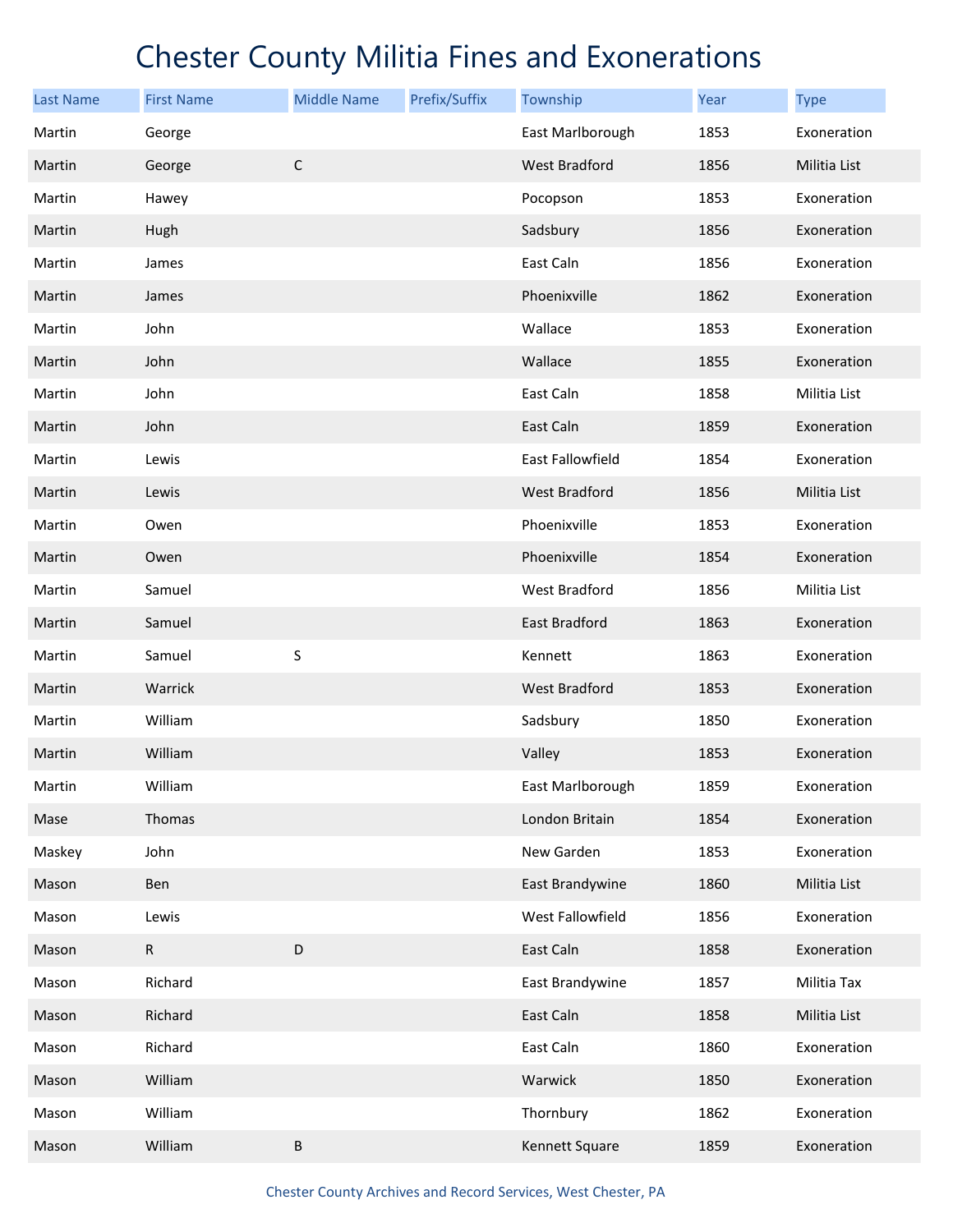# Chester County Militia Fines and Exonerations

| Last Name | First Name | Middle Name | Prefix/Suffix | Township | Year | Type |
|---|---|---|---|---|---|---|
| Martin | George | | | East Marlborough | 1853 | Exoneration |
| Martin | George | C | | West Bradford | 1856 | Militia List |
| Martin | Hawey | | | Pocopson | 1853 | Exoneration |
| Martin | Hugh | | | Sadsbury | 1856 | Exoneration |
| Martin | James | | | East Caln | 1856 | Exoneration |
| Martin | James | | | Phoenixville | 1862 | Exoneration |
| Martin | John | | | Wallace | 1853 | Exoneration |
| Martin | John | | | Wallace | 1855 | Exoneration |
| Martin | John | | | East Caln | 1858 | Militia List |
| Martin | John | | | East Caln | 1859 | Exoneration |
| Martin | Lewis | | | East Fallowfield | 1854 | Exoneration |
| Martin | Lewis | | | West Bradford | 1856 | Militia List |
| Martin | Owen | | | Phoenixville | 1853 | Exoneration |
| Martin | Owen | | | Phoenixville | 1854 | Exoneration |
| Martin | Samuel | | | West Bradford | 1856 | Militia List |
| Martin | Samuel | | | East Bradford | 1863 | Exoneration |
| Martin | Samuel | S | | Kennett | 1863 | Exoneration |
| Martin | Warrick | | | West Bradford | 1853 | Exoneration |
| Martin | William | | | Sadsbury | 1850 | Exoneration |
| Martin | William | | | Valley | 1853 | Exoneration |
| Martin | William | | | East Marlborough | 1859 | Exoneration |
| Mase | Thomas | | | London Britain | 1854 | Exoneration |
| Maskey | John | | | New Garden | 1853 | Exoneration |
| Mason | Ben | | | East Brandywine | 1860 | Militia List |
| Mason | Lewis | | | West Fallowfield | 1856 | Exoneration |
| Mason | R | D | | East Caln | 1858 | Exoneration |
| Mason | Richard | | | East Brandywine | 1857 | Militia Tax |
| Mason | Richard | | | East Caln | 1858 | Militia List |
| Mason | Richard | | | East Caln | 1860 | Exoneration |
| Mason | William | | | Warwick | 1850 | Exoneration |
| Mason | William | | | Thornbury | 1862 | Exoneration |
| Mason | William | B | | Kennett Square | 1859 | Exoneration |

Chester County Archives and Record Services, West Chester, PA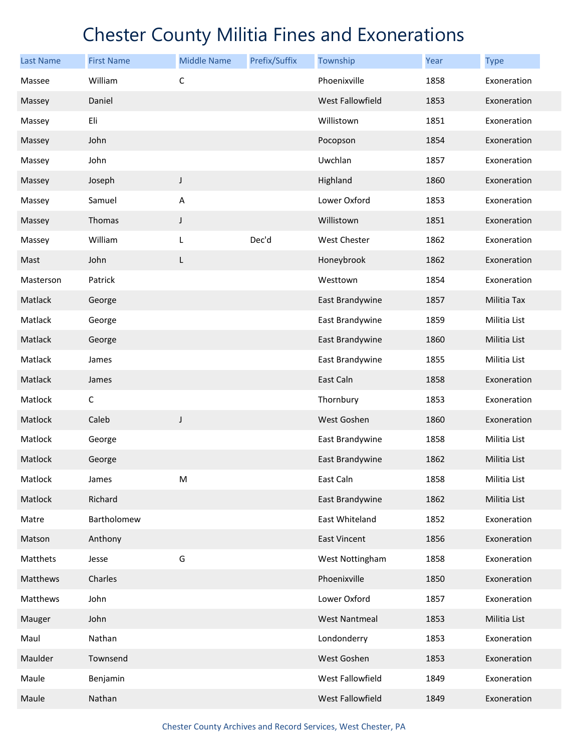# Chester County Militia Fines and Exonerations

| Last Name | First Name | Middle Name | Prefix/Suffix | Township | Year | Type |
|---|---|---|---|---|---|---|
| Massee | William | C | | Phoenixville | 1858 | Exoneration |
| Massey | Daniel | | | West Fallowfield | 1853 | Exoneration |
| Massey | Eli | | | Willistown | 1851 | Exoneration |
| Massey | John | | | Pocopson | 1854 | Exoneration |
| Massey | John | | | Uwchlan | 1857 | Exoneration |
| Massey | Joseph | J | | Highland | 1860 | Exoneration |
| Massey | Samuel | A | | Lower Oxford | 1853 | Exoneration |
| Massey | Thomas | J | | Willistown | 1851 | Exoneration |
| Massey | William | L | Dec'd | West Chester | 1862 | Exoneration |
| Mast | John | L | | Honeybrook | 1862 | Exoneration |
| Masterson | Patrick | | | Westtown | 1854 | Exoneration |
| Matlack | George | | | East Brandywine | 1857 | Militia Tax |
| Matlack | George | | | East Brandywine | 1859 | Militia List |
| Matlack | George | | | East Brandywine | 1860 | Militia List |
| Matlack | James | | | East Brandywine | 1855 | Militia List |
| Matlack | James | | | East Caln | 1858 | Exoneration |
| Matlock | C | | | Thornbury | 1853 | Exoneration |
| Matlock | Caleb | J | | West Goshen | 1860 | Exoneration |
| Matlock | George | | | East Brandywine | 1858 | Militia List |
| Matlock | George | | | East Brandywine | 1862 | Militia List |
| Matlock | James | M | | East Caln | 1858 | Militia List |
| Matlock | Richard | | | East Brandywine | 1862 | Militia List |
| Matre | Bartholomew | | | East Whiteland | 1852 | Exoneration |
| Matson | Anthony | | | East Vincent | 1856 | Exoneration |
| Matthets | Jesse | G | | West Nottingham | 1858 | Exoneration |
| Matthews | Charles | | | Phoenixville | 1850 | Exoneration |
| Matthews | John | | | Lower Oxford | 1857 | Exoneration |
| Mauger | John | | | West Nantmeal | 1853 | Militia List |
| Maul | Nathan | | | Londonderry | 1853 | Exoneration |
| Maulder | Townsend | | | West Goshen | 1853 | Exoneration |
| Maule | Benjamin | | | West Fallowfield | 1849 | Exoneration |
| Maule | Nathan | | | West Fallowfield | 1849 | Exoneration |

Chester County Archives and Record Services, West Chester, PA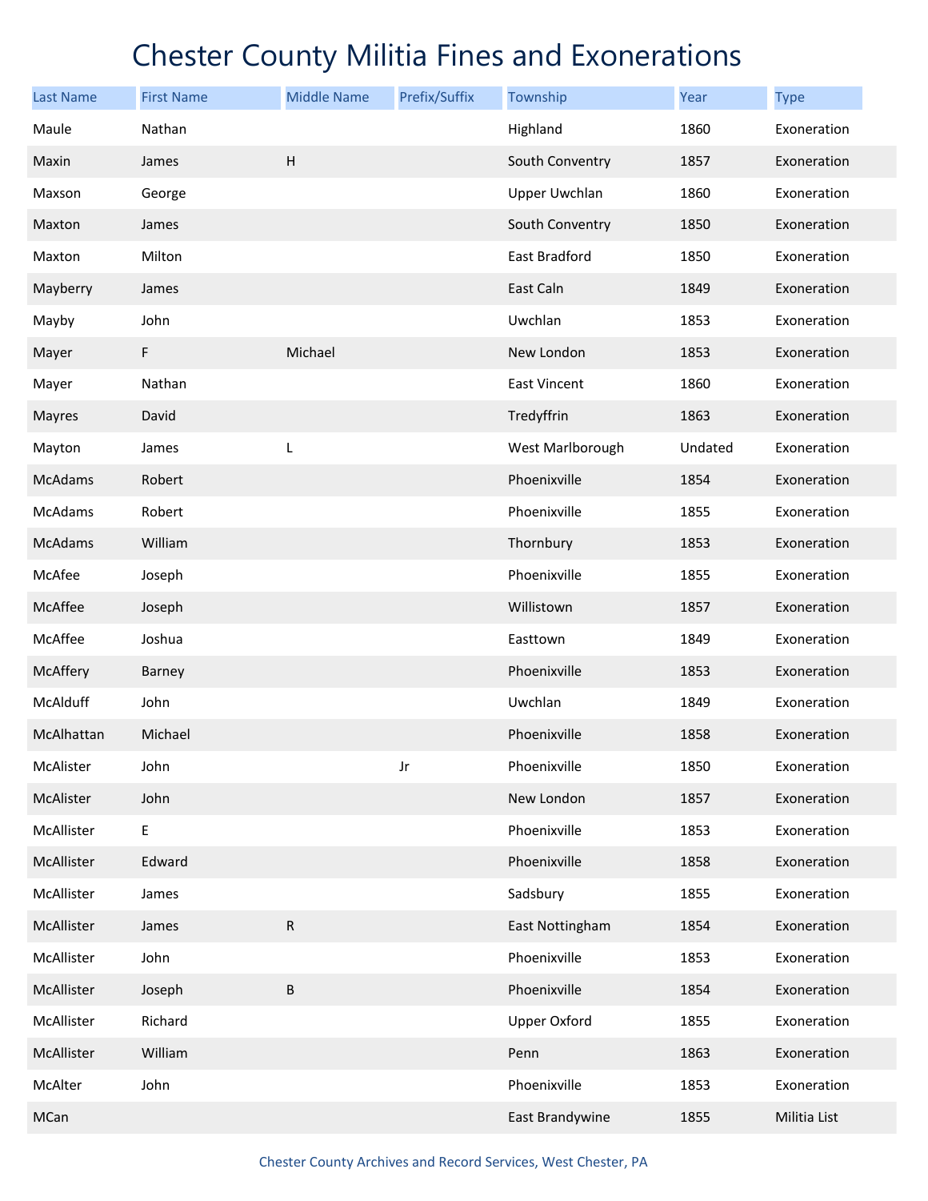# Chester County Militia Fines and Exonerations

| Last Name | First Name | Middle Name | Prefix/Suffix | Township | Year | Type |
|---|---|---|---|---|---|---|
| Maule | Nathan | | | Highland | 1860 | Exoneration |
| Maxin | James | H | | South Conventry | 1857 | Exoneration |
| Maxson | George | | | Upper Uwchlan | 1860 | Exoneration |
| Maxton | James | | | South Conventry | 1850 | Exoneration |
| Maxton | Milton | | | East Bradford | 1850 | Exoneration |
| Mayberry | James | | | East Caln | 1849 | Exoneration |
| Mayby | John | | | Uwchlan | 1853 | Exoneration |
| Mayer | F | Michael | | New London | 1853 | Exoneration |
| Mayer | Nathan | | | East Vincent | 1860 | Exoneration |
| Mayres | David | | | Tredyffrin | 1863 | Exoneration |
| Mayton | James | L | | West Marlborough | Undated | Exoneration |
| McAdams | Robert | | | Phoenixville | 1854 | Exoneration |
| McAdams | Robert | | | Phoenixville | 1855 | Exoneration |
| McAdams | William | | | Thornbury | 1853 | Exoneration |
| McAfee | Joseph | | | Phoenixville | 1855 | Exoneration |
| McAffee | Joseph | | | Willistown | 1857 | Exoneration |
| McAffee | Joshua | | | Easttown | 1849 | Exoneration |
| McAffery | Barney | | | Phoenixville | 1853 | Exoneration |
| McAlduff | John | | | Uwchlan | 1849 | Exoneration |
| McAlhattan | Michael | | | Phoenixville | 1858 | Exoneration |
| McAlister | John | | Jr | Phoenixville | 1850 | Exoneration |
| McAlister | John | | | New London | 1857 | Exoneration |
| McAllister | E | | | Phoenixville | 1853 | Exoneration |
| McAllister | Edward | | | Phoenixville | 1858 | Exoneration |
| McAllister | James | | | Sadsbury | 1855 | Exoneration |
| McAllister | James | R | | East Nottingham | 1854 | Exoneration |
| McAllister | John | | | Phoenixville | 1853 | Exoneration |
| McAllister | Joseph | B | | Phoenixville | 1854 | Exoneration |
| McAllister | Richard | | | Upper Oxford | 1855 | Exoneration |
| McAllister | William | | | Penn | 1863 | Exoneration |
| McAlter | John | | | Phoenixville | 1853 | Exoneration |
| MCan | | | | East Brandywine | 1855 | Militia List |

Chester County Archives and Record Services, West Chester, PA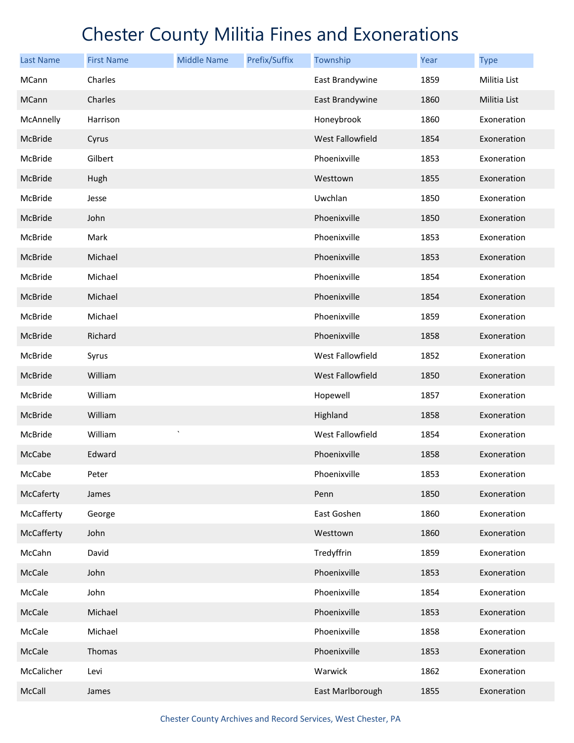# Chester County Militia Fines and Exonerations

| Last Name | First Name | Middle Name | Prefix/Suffix | Township | Year | Type |
|---|---|---|---|---|---|---|
| MCann | Charles | | | East Brandywine | 1859 | Militia List |
| MCann | Charles | | | East Brandywine | 1860 | Militia List |
| McAnnelly | Harrison | | | Honeybrook | 1860 | Exoneration |
| McBride | Cyrus | | | West Fallowfield | 1854 | Exoneration |
| McBride | Gilbert | | | Phoenixville | 1853 | Exoneration |
| McBride | Hugh | | | Westtown | 1855 | Exoneration |
| McBride | Jesse | | | Uwchlan | 1850 | Exoneration |
| McBride | John | | | Phoenixville | 1850 | Exoneration |
| McBride | Mark | | | Phoenixville | 1853 | Exoneration |
| McBride | Michael | | | Phoenixville | 1853 | Exoneration |
| McBride | Michael | | | Phoenixville | 1854 | Exoneration |
| McBride | Michael | | | Phoenixville | 1854 | Exoneration |
| McBride | Michael | | | Phoenixville | 1859 | Exoneration |
| McBride | Richard | | | Phoenixville | 1858 | Exoneration |
| McBride | Syrus | | | West Fallowfield | 1852 | Exoneration |
| McBride | William | | | West Fallowfield | 1850 | Exoneration |
| McBride | William | | | Hopewell | 1857 | Exoneration |
| McBride | William | | | Highland | 1858 | Exoneration |
| McBride | William | ` | | West Fallowfield | 1854 | Exoneration |
| McCabe | Edward | | | Phoenixville | 1858 | Exoneration |
| McCabe | Peter | | | Phoenixville | 1853 | Exoneration |
| McCaferty | James | | | Penn | 1850 | Exoneration |
| McCafferty | George | | | East Goshen | 1860 | Exoneration |
| McCafferty | John | | | Westtown | 1860 | Exoneration |
| McCahn | David | | | Tredyffrin | 1859 | Exoneration |
| McCale | John | | | Phoenixville | 1853 | Exoneration |
| McCale | John | | | Phoenixville | 1854 | Exoneration |
| McCale | Michael | | | Phoenixville | 1853 | Exoneration |
| McCale | Michael | | | Phoenixville | 1858 | Exoneration |
| McCale | Thomas | | | Phoenixville | 1853 | Exoneration |
| McCalicher | Levi | | | Warwick | 1862 | Exoneration |
| McCall | James | | | East Marlborough | 1855 | Exoneration |

Chester County Archives and Record Services, West Chester, PA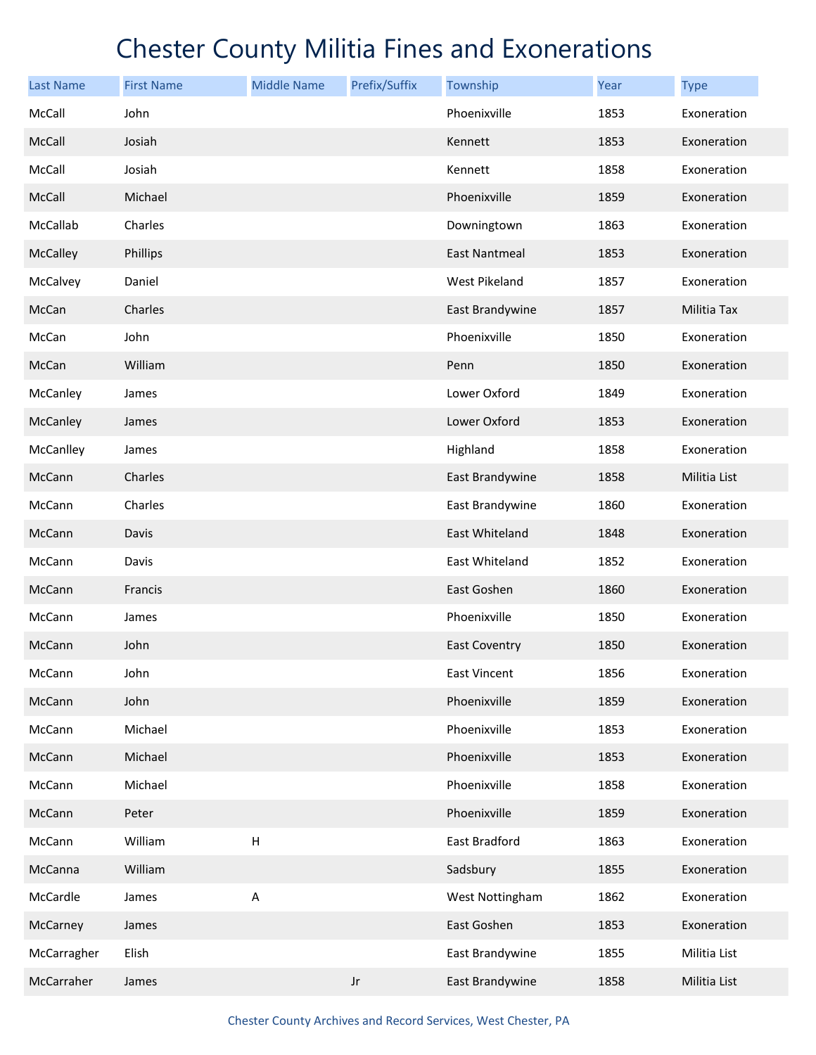# Chester County Militia Fines and Exonerations

| Last Name | First Name | Middle Name | Prefix/Suffix | Township | Year | Type |
|---|---|---|---|---|---|---|
| McCall | John | | | Phoenixville | 1853 | Exoneration |
| McCall | Josiah | | | Kennett | 1853 | Exoneration |
| McCall | Josiah | | | Kennett | 1858 | Exoneration |
| McCall | Michael | | | Phoenixville | 1859 | Exoneration |
| McCallab | Charles | | | Downingtown | 1863 | Exoneration |
| McCalley | Phillips | | | East Nantmeal | 1853 | Exoneration |
| McCalvey | Daniel | | | West Pikeland | 1857 | Exoneration |
| McCan | Charles | | | East Brandywine | 1857 | Militia Tax |
| McCan | John | | | Phoenixville | 1850 | Exoneration |
| McCan | William | | | Penn | 1850 | Exoneration |
| McCanley | James | | | Lower Oxford | 1849 | Exoneration |
| McCanley | James | | | Lower Oxford | 1853 | Exoneration |
| McCanlley | James | | | Highland | 1858 | Exoneration |
| McCann | Charles | | | East Brandywine | 1858 | Militia List |
| McCann | Charles | | | East Brandywine | 1860 | Exoneration |
| McCann | Davis | | | East Whiteland | 1848 | Exoneration |
| McCann | Davis | | | East Whiteland | 1852 | Exoneration |
| McCann | Francis | | | East Goshen | 1860 | Exoneration |
| McCann | James | | | Phoenixville | 1850 | Exoneration |
| McCann | John | | | East Coventry | 1850 | Exoneration |
| McCann | John | | | East Vincent | 1856 | Exoneration |
| McCann | John | | | Phoenixville | 1859 | Exoneration |
| McCann | Michael | | | Phoenixville | 1853 | Exoneration |
| McCann | Michael | | | Phoenixville | 1853 | Exoneration |
| McCann | Michael | | | Phoenixville | 1858 | Exoneration |
| McCann | Peter | | | Phoenixville | 1859 | Exoneration |
| McCann | William | H | | East Bradford | 1863 | Exoneration |
| McCanna | William | | | Sadsbury | 1855 | Exoneration |
| McCardle | James | A | | West Nottingham | 1862 | Exoneration |
| McCarney | James | | | East Goshen | 1853 | Exoneration |
| McCarragher | Elish | | | East Brandywine | 1855 | Militia List |
| McCarraher | James | | Jr | East Brandywine | 1858 | Militia List |

Chester County Archives and Record Services, West Chester, PA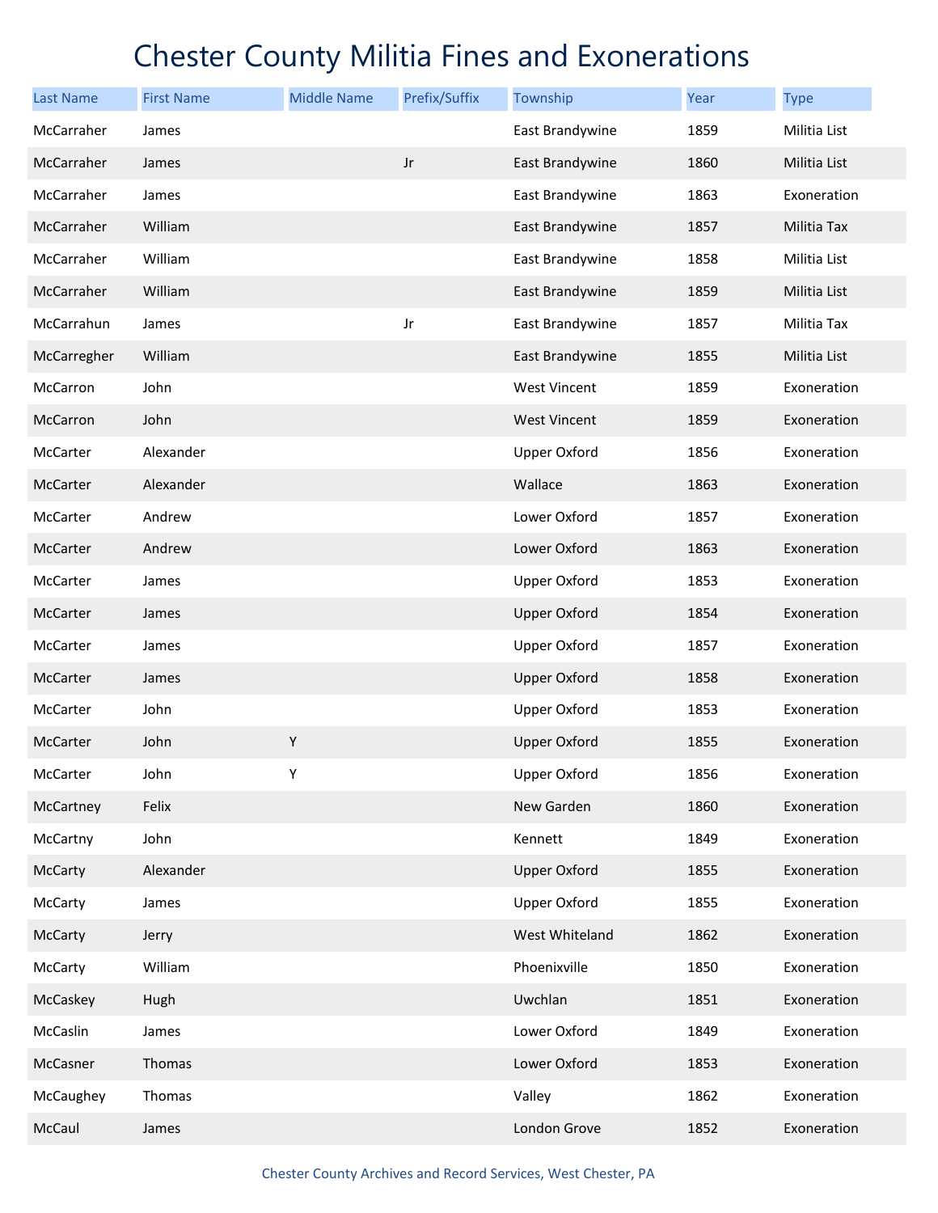# Chester County Militia Fines and Exonerations

| Last Name | First Name | Middle Name | Prefix/Suffix | Township | Year | Type |
|---|---|---|---|---|---|---|
| McCarraher | James | | | East Brandywine | 1859 | Militia List |
| McCarraher | James | | Jr | East Brandywine | 1860 | Militia List |
| McCarraher | James | | | East Brandywine | 1863 | Exoneration |
| McCarraher | William | | | East Brandywine | 1857 | Militia Tax |
| McCarraher | William | | | East Brandywine | 1858 | Militia List |
| McCarraher | William | | | East Brandywine | 1859 | Militia List |
| McCarrahun | James | | Jr | East Brandywine | 1857 | Militia Tax |
| McCarregher | William | | | East Brandywine | 1855 | Militia List |
| McCarron | John | | | West Vincent | 1859 | Exoneration |
| McCarron | John | | | West Vincent | 1859 | Exoneration |
| McCarter | Alexander | | | Upper Oxford | 1856 | Exoneration |
| McCarter | Alexander | | | Wallace | 1863 | Exoneration |
| McCarter | Andrew | | | Lower Oxford | 1857 | Exoneration |
| McCarter | Andrew | | | Lower Oxford | 1863 | Exoneration |
| McCarter | James | | | Upper Oxford | 1853 | Exoneration |
| McCarter | James | | | Upper Oxford | 1854 | Exoneration |
| McCarter | James | | | Upper Oxford | 1857 | Exoneration |
| McCarter | James | | | Upper Oxford | 1858 | Exoneration |
| McCarter | John | | | Upper Oxford | 1853 | Exoneration |
| McCarter | John | Y | | Upper Oxford | 1855 | Exoneration |
| McCarter | John | Y | | Upper Oxford | 1856 | Exoneration |
| McCartney | Felix | | | New Garden | 1860 | Exoneration |
| McCartny | John | | | Kennett | 1849 | Exoneration |
| McCarty | Alexander | | | Upper Oxford | 1855 | Exoneration |
| McCarty | James | | | Upper Oxford | 1855 | Exoneration |
| McCarty | Jerry | | | West Whiteland | 1862 | Exoneration |
| McCarty | William | | | Phoenixville | 1850 | Exoneration |
| McCaskey | Hugh | | | Uwchlan | 1851 | Exoneration |
| McCaslin | James | | | Lower Oxford | 1849 | Exoneration |
| McCasner | Thomas | | | Lower Oxford | 1853 | Exoneration |
| McCaughey | Thomas | | | Valley | 1862 | Exoneration |
| McCaul | James | | | London Grove | 1852 | Exoneration |

Chester County Archives and Record Services, West Chester, PA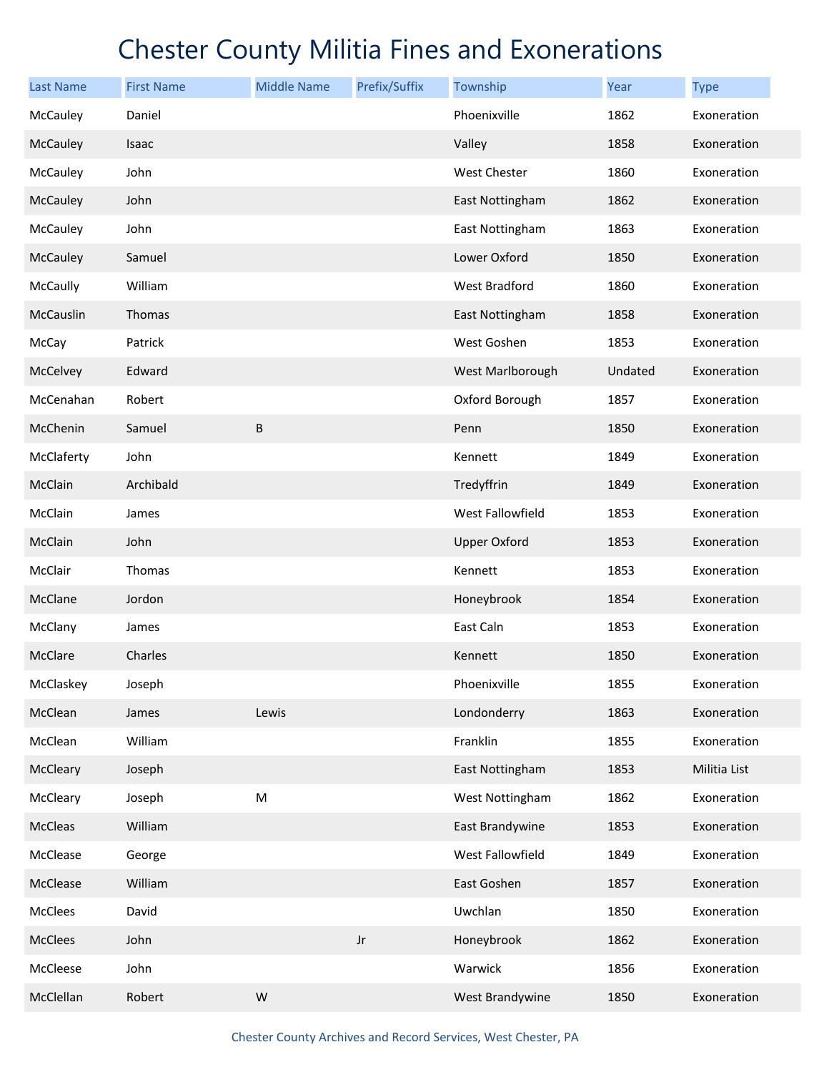# Chester County Militia Fines and Exonerations

| Last Name | First Name | Middle Name | Prefix/Suffix | Township | Year | Type |
|---|---|---|---|---|---|---|
| McCauley | Daniel | | | Phoenixville | 1862 | Exoneration |
| McCauley | Isaac | | | Valley | 1858 | Exoneration |
| McCauley | John | | | West Chester | 1860 | Exoneration |
| McCauley | John | | | East Nottingham | 1862 | Exoneration |
| McCauley | John | | | East Nottingham | 1863 | Exoneration |
| McCauley | Samuel | | | Lower Oxford | 1850 | Exoneration |
| McCaully | William | | | West Bradford | 1860 | Exoneration |
| McCauslin | Thomas | | | East Nottingham | 1858 | Exoneration |
| McCay | Patrick | | | West Goshen | 1853 | Exoneration |
| McCelvey | Edward | | | West Marlborough | Undated | Exoneration |
| McCenahan | Robert | | | Oxford Borough | 1857 | Exoneration |
| McChenin | Samuel | B | | Penn | 1850 | Exoneration |
| McClaferty | John | | | Kennett | 1849 | Exoneration |
| McClain | Archibald | | | Tredyffrin | 1849 | Exoneration |
| McClain | James | | | West Fallowfield | 1853 | Exoneration |
| McClain | John | | | Upper Oxford | 1853 | Exoneration |
| McClair | Thomas | | | Kennett | 1853 | Exoneration |
| McClane | Jordon | | | Honeybrook | 1854 | Exoneration |
| McClany | James | | | East Caln | 1853 | Exoneration |
| McClare | Charles | | | Kennett | 1850 | Exoneration |
| McClaskey | Joseph | | | Phoenixville | 1855 | Exoneration |
| McClean | James | Lewis | | Londonderry | 1863 | Exoneration |
| McClean | William | | | Franklin | 1855 | Exoneration |
| McCleary | Joseph | | | East Nottingham | 1853 | Militia List |
| McCleary | Joseph | M | | West Nottingham | 1862 | Exoneration |
| McCleas | William | | | East Brandywine | 1853 | Exoneration |
| McClease | George | | | West Fallowfield | 1849 | Exoneration |
| McClease | William | | | East Goshen | 1857 | Exoneration |
| McClees | David | | | Uwchlan | 1850 | Exoneration |
| McClees | John | | Jr | Honeybrook | 1862 | Exoneration |
| McCleese | John | | | Warwick | 1856 | Exoneration |
| McClellan | Robert | W | | West Brandywine | 1850 | Exoneration |

Chester County Archives and Record Services, West Chester, PA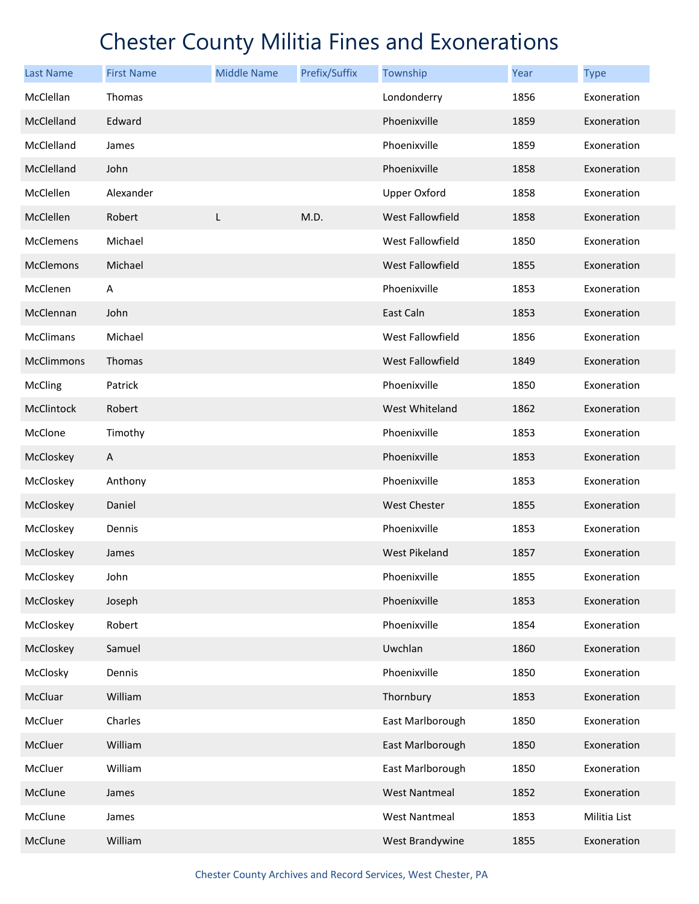# Chester County Militia Fines and Exonerations

| Last Name | First Name | Middle Name | Prefix/Suffix | Township | Year | Type |
|---|---|---|---|---|---|---|
| McClellan | Thomas | | | Londonderry | 1856 | Exoneration |
| McClelland | Edward | | | Phoenixville | 1859 | Exoneration |
| McClelland | James | | | Phoenixville | 1859 | Exoneration |
| McClelland | John | | | Phoenixville | 1858 | Exoneration |
| McClellen | Alexander | | | Upper Oxford | 1858 | Exoneration |
| McClellen | Robert | L | M.D. | West Fallowfield | 1858 | Exoneration |
| McClemens | Michael | | | West Fallowfield | 1850 | Exoneration |
| McClemons | Michael | | | West Fallowfield | 1855 | Exoneration |
| McClenen | A | | | Phoenixville | 1853 | Exoneration |
| McClennan | John | | | East Caln | 1853 | Exoneration |
| McClimans | Michael | | | West Fallowfield | 1856 | Exoneration |
| McClimmons | Thomas | | | West Fallowfield | 1849 | Exoneration |
| McCling | Patrick | | | Phoenixville | 1850 | Exoneration |
| McClintock | Robert | | | West Whiteland | 1862 | Exoneration |
| McClone | Timothy | | | Phoenixville | 1853 | Exoneration |
| McCloskey | A | | | Phoenixville | 1853 | Exoneration |
| McCloskey | Anthony | | | Phoenixville | 1853 | Exoneration |
| McCloskey | Daniel | | | West Chester | 1855 | Exoneration |
| McCloskey | Dennis | | | Phoenixville | 1853 | Exoneration |
| McCloskey | James | | | West Pikeland | 1857 | Exoneration |
| McCloskey | John | | | Phoenixville | 1855 | Exoneration |
| McCloskey | Joseph | | | Phoenixville | 1853 | Exoneration |
| McCloskey | Robert | | | Phoenixville | 1854 | Exoneration |
| McCloskey | Samuel | | | Uwchlan | 1860 | Exoneration |
| McClosky | Dennis | | | Phoenixville | 1850 | Exoneration |
| McCluar | William | | | Thornbury | 1853 | Exoneration |
| McCluer | Charles | | | East Marlborough | 1850 | Exoneration |
| McCluer | William | | | East Marlborough | 1850 | Exoneration |
| McCluer | William | | | East Marlborough | 1850 | Exoneration |
| McClune | James | | | West Nantmeal | 1852 | Exoneration |
| McClune | James | | | West Nantmeal | 1853 | Militia List |
| McClune | William | | | West Brandywine | 1855 | Exoneration |

Chester County Archives and Record Services, West Chester, PA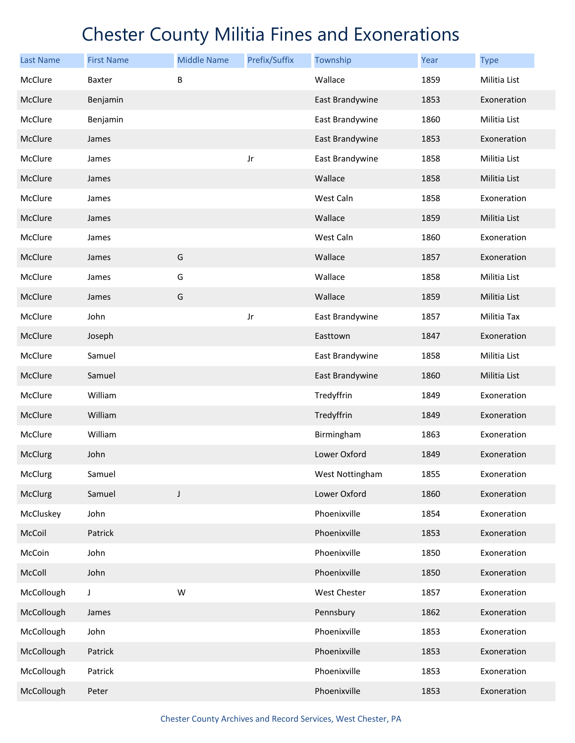# Chester County Militia Fines and Exonerations

| Last Name | First Name | Middle Name | Prefix/Suffix | Township | Year | Type |
|---|---|---|---|---|---|---|
| McClure | Baxter | B | | Wallace | 1859 | Militia List |
| McClure | Benjamin | | | East Brandywine | 1853 | Exoneration |
| McClure | Benjamin | | | East Brandywine | 1860 | Militia List |
| McClure | James | | | East Brandywine | 1853 | Exoneration |
| McClure | James | | Jr | East Brandywine | 1858 | Militia List |
| McClure | James | | | Wallace | 1858 | Militia List |
| McClure | James | | | West Caln | 1858 | Exoneration |
| McClure | James | | | Wallace | 1859 | Militia List |
| McClure | James | | | West Caln | 1860 | Exoneration |
| McClure | James | G | | Wallace | 1857 | Exoneration |
| McClure | James | G | | Wallace | 1858 | Militia List |
| McClure | James | G | | Wallace | 1859 | Militia List |
| McClure | John | | Jr | East Brandywine | 1857 | Militia Tax |
| McClure | Joseph | | | Easttown | 1847 | Exoneration |
| McClure | Samuel | | | East Brandywine | 1858 | Militia List |
| McClure | Samuel | | | East Brandywine | 1860 | Militia List |
| McClure | William | | | Tredyffrin | 1849 | Exoneration |
| McClure | William | | | Tredyffrin | 1849 | Exoneration |
| McClure | William | | | Birmingham | 1863 | Exoneration |
| McClurg | John | | | Lower Oxford | 1849 | Exoneration |
| McClurg | Samuel | | | West Nottingham | 1855 | Exoneration |
| McClurg | Samuel | J | | Lower Oxford | 1860 | Exoneration |
| McCluskey | John | | | Phoenixville | 1854 | Exoneration |
| McCoil | Patrick | | | Phoenixville | 1853 | Exoneration |
| McCoin | John | | | Phoenixville | 1850 | Exoneration |
| McColl | John | | | Phoenixville | 1850 | Exoneration |
| McCollough | J | W | | West Chester | 1857 | Exoneration |
| McCollough | James | | | Pennsbury | 1862 | Exoneration |
| McCollough | John | | | Phoenixville | 1853 | Exoneration |
| McCollough | Patrick | | | Phoenixville | 1853 | Exoneration |
| McCollough | Patrick | | | Phoenixville | 1853 | Exoneration |
| McCollough | Peter | | | Phoenixville | 1853 | Exoneration |

Chester County Archives and Record Services, West Chester, PA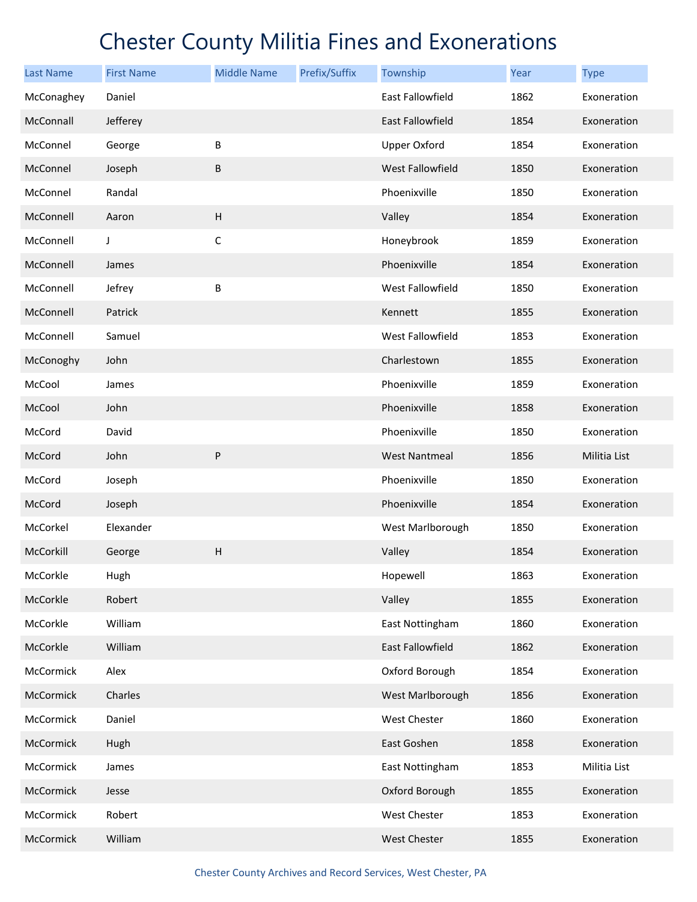# Chester County Militia Fines and Exonerations

| Last Name | First Name | Middle Name | Prefix/Suffix | Township | Year | Type |
|---|---|---|---|---|---|---|
| McConaghey | Daniel | | | East Fallowfield | 1862 | Exoneration |
| McConnall | Jefferey | | | East Fallowfield | 1854 | Exoneration |
| McConnel | George | B | | Upper Oxford | 1854 | Exoneration |
| McConnel | Joseph | B | | West Fallowfield | 1850 | Exoneration |
| McConnel | Randal | | | Phoenixville | 1850 | Exoneration |
| McConnell | Aaron | H | | Valley | 1854 | Exoneration |
| McConnell | J | C | | Honeybrook | 1859 | Exoneration |
| McConnell | James | | | Phoenixville | 1854 | Exoneration |
| McConnell | Jefrey | B | | West Fallowfield | 1850 | Exoneration |
| McConnell | Patrick | | | Kennett | 1855 | Exoneration |
| McConnell | Samuel | | | West Fallowfield | 1853 | Exoneration |
| McConoghy | John | | | Charlestown | 1855 | Exoneration |
| McCool | James | | | Phoenixville | 1859 | Exoneration |
| McCool | John | | | Phoenixville | 1858 | Exoneration |
| McCord | David | | | Phoenixville | 1850 | Exoneration |
| McCord | John | P | | West Nantmeal | 1856 | Militia List |
| McCord | Joseph | | | Phoenixville | 1850 | Exoneration |
| McCord | Joseph | | | Phoenixville | 1854 | Exoneration |
| McCorkel | Elexander | | | West Marlborough | 1850 | Exoneration |
| McCorkill | George | H | | Valley | 1854 | Exoneration |
| McCorkle | Hugh | | | Hopewell | 1863 | Exoneration |
| McCorkle | Robert | | | Valley | 1855 | Exoneration |
| McCorkle | William | | | East Nottingham | 1860 | Exoneration |
| McCorkle | William | | | East Fallowfield | 1862 | Exoneration |
| McCormick | Alex | | | Oxford Borough | 1854 | Exoneration |
| McCormick | Charles | | | West Marlborough | 1856 | Exoneration |
| McCormick | Daniel | | | West Chester | 1860 | Exoneration |
| McCormick | Hugh | | | East Goshen | 1858 | Exoneration |
| McCormick | James | | | East Nottingham | 1853 | Militia List |
| McCormick | Jesse | | | Oxford Borough | 1855 | Exoneration |
| McCormick | Robert | | | West Chester | 1853 | Exoneration |
| McCormick | William | | | West Chester | 1855 | Exoneration |

Chester County Archives and Record Services, West Chester, PA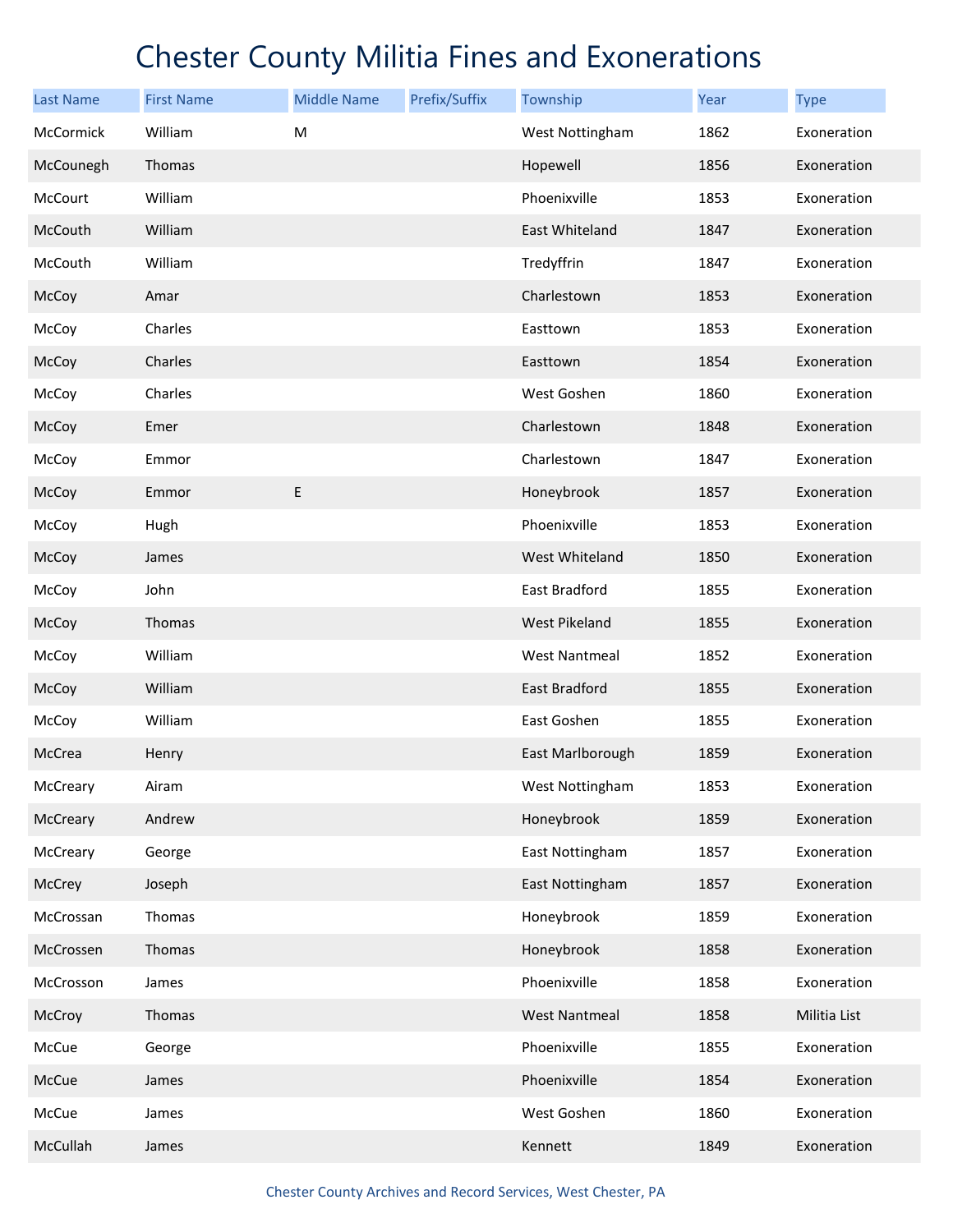# Chester County Militia Fines and Exonerations

| Last Name | First Name | Middle Name | Prefix/Suffix | Township | Year | Type |
|---|---|---|---|---|---|---|
| McCormick | William | M | | West Nottingham | 1862 | Exoneration |
| McCounegh | Thomas | | | Hopewell | 1856 | Exoneration |
| McCourt | William | | | Phoenixville | 1853 | Exoneration |
| McCouth | William | | | East Whiteland | 1847 | Exoneration |
| McCouth | William | | | Tredyffrin | 1847 | Exoneration |
| McCoy | Amar | | | Charlestown | 1853 | Exoneration |
| McCoy | Charles | | | Easttown | 1853 | Exoneration |
| McCoy | Charles | | | Easttown | 1854 | Exoneration |
| McCoy | Charles | | | West Goshen | 1860 | Exoneration |
| McCoy | Emer | | | Charlestown | 1848 | Exoneration |
| McCoy | Emmor | | | Charlestown | 1847 | Exoneration |
| McCoy | Emmor | E | | Honeybrook | 1857 | Exoneration |
| McCoy | Hugh | | | Phoenixville | 1853 | Exoneration |
| McCoy | James | | | West Whiteland | 1850 | Exoneration |
| McCoy | John | | | East Bradford | 1855 | Exoneration |
| McCoy | Thomas | | | West Pikeland | 1855 | Exoneration |
| McCoy | William | | | West Nantmeal | 1852 | Exoneration |
| McCoy | William | | | East Bradford | 1855 | Exoneration |
| McCoy | William | | | East Goshen | 1855 | Exoneration |
| McCrea | Henry | | | East Marlborough | 1859 | Exoneration |
| McCreary | Airam | | | West Nottingham | 1853 | Exoneration |
| McCreary | Andrew | | | Honeybrook | 1859 | Exoneration |
| McCreary | George | | | East Nottingham | 1857 | Exoneration |
| McCrey | Joseph | | | East Nottingham | 1857 | Exoneration |
| McCrossan | Thomas | | | Honeybrook | 1859 | Exoneration |
| McCrossen | Thomas | | | Honeybrook | 1858 | Exoneration |
| McCrosson | James | | | Phoenixville | 1858 | Exoneration |
| McCroy | Thomas | | | West Nantmeal | 1858 | Militia List |
| McCue | George | | | Phoenixville | 1855 | Exoneration |
| McCue | James | | | Phoenixville | 1854 | Exoneration |
| McCue | James | | | West Goshen | 1860 | Exoneration |
| McCullah | James | | | Kennett | 1849 | Exoneration |

Chester County Archives and Record Services, West Chester, PA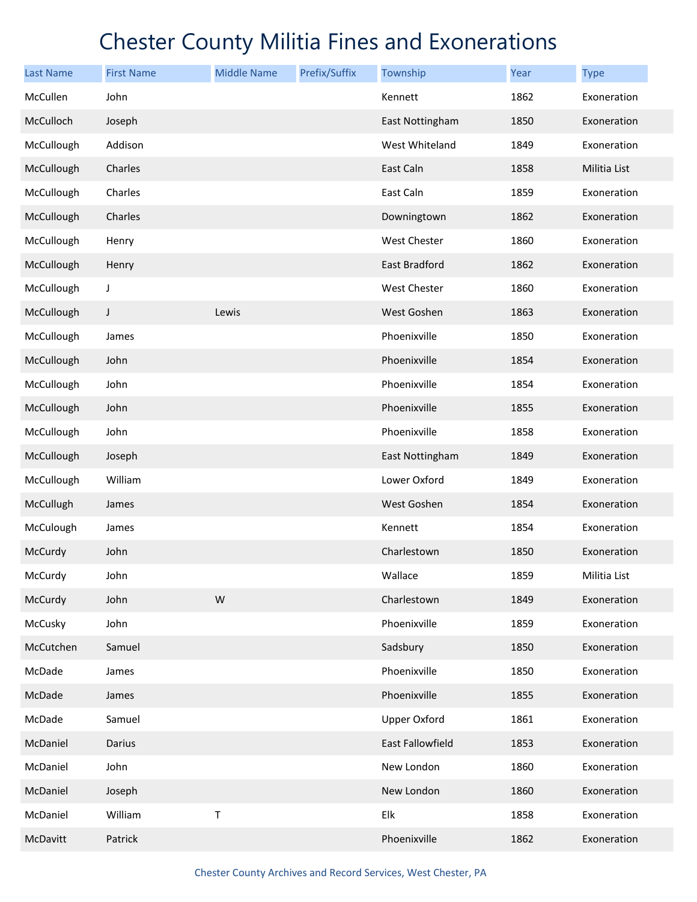# Chester County Militia Fines and Exonerations

| Last Name | First Name | Middle Name | Prefix/Suffix | Township | Year | Type |
|---|---|---|---|---|---|---|
| McCullen | John | | | Kennett | 1862 | Exoneration |
| McCulloch | Joseph | | | East Nottingham | 1850 | Exoneration |
| McCullough | Addison | | | West Whiteland | 1849 | Exoneration |
| McCullough | Charles | | | East Caln | 1858 | Militia List |
| McCullough | Charles | | | East Caln | 1859 | Exoneration |
| McCullough | Charles | | | Downingtown | 1862 | Exoneration |
| McCullough | Henry | | | West Chester | 1860 | Exoneration |
| McCullough | Henry | | | East Bradford | 1862 | Exoneration |
| McCullough | J | | | West Chester | 1860 | Exoneration |
| McCullough | J | Lewis | | West Goshen | 1863 | Exoneration |
| McCullough | James | | | Phoenixville | 1850 | Exoneration |
| McCullough | John | | | Phoenixville | 1854 | Exoneration |
| McCullough | John | | | Phoenixville | 1854 | Exoneration |
| McCullough | John | | | Phoenixville | 1855 | Exoneration |
| McCullough | John | | | Phoenixville | 1858 | Exoneration |
| McCullough | Joseph | | | East Nottingham | 1849 | Exoneration |
| McCullough | William | | | Lower Oxford | 1849 | Exoneration |
| McCullugh | James | | | West Goshen | 1854 | Exoneration |
| McCulough | James | | | Kennett | 1854 | Exoneration |
| McCurdy | John | | | Charlestown | 1850 | Exoneration |
| McCurdy | John | | | Wallace | 1859 | Militia List |
| McCurdy | John | W | | Charlestown | 1849 | Exoneration |
| McCusky | John | | | Phoenixville | 1859 | Exoneration |
| McCutchen | Samuel | | | Sadsbury | 1850 | Exoneration |
| McDade | James | | | Phoenixville | 1850 | Exoneration |
| McDade | James | | | Phoenixville | 1855 | Exoneration |
| McDade | Samuel | | | Upper Oxford | 1861 | Exoneration |
| McDaniel | Darius | | | East Fallowfield | 1853 | Exoneration |
| McDaniel | John | | | New London | 1860 | Exoneration |
| McDaniel | Joseph | | | New London | 1860 | Exoneration |
| McDaniel | William | T | | Elk | 1858 | Exoneration |
| McDavitt | Patrick | | | Phoenixville | 1862 | Exoneration |

Chester County Archives and Record Services, West Chester, PA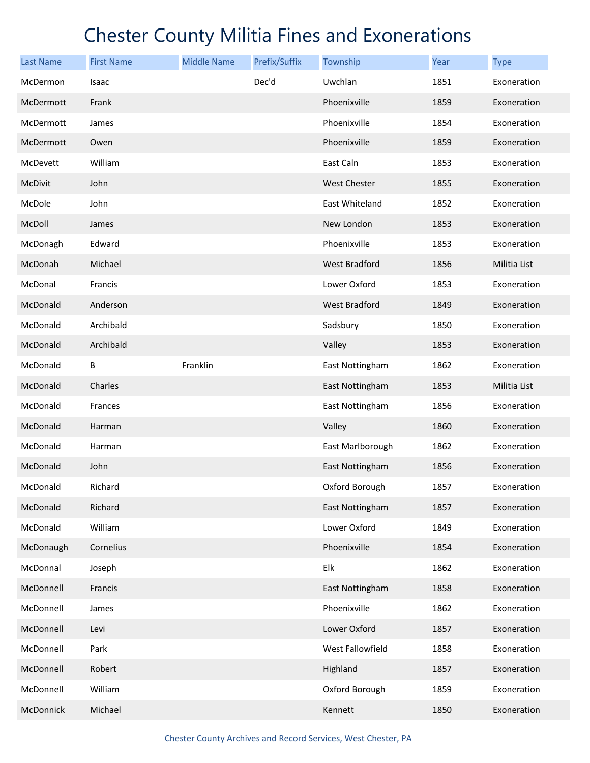# Chester County Militia Fines and Exonerations

| Last Name | First Name | Middle Name | Prefix/Suffix | Township | Year | Type |
|---|---|---|---|---|---|---|
| McDermon | Isaac | | Dec'd | Uwchlan | 1851 | Exoneration |
| McDermott | Frank | | | Phoenixville | 1859 | Exoneration |
| McDermott | James | | | Phoenixville | 1854 | Exoneration |
| McDermott | Owen | | | Phoenixville | 1859 | Exoneration |
| McDevett | William | | | East Caln | 1853 | Exoneration |
| McDivit | John | | | West Chester | 1855 | Exoneration |
| McDole | John | | | East Whiteland | 1852 | Exoneration |
| McDoll | James | | | New London | 1853 | Exoneration |
| McDonagh | Edward | | | Phoenixville | 1853 | Exoneration |
| McDonah | Michael | | | West Bradford | 1856 | Militia List |
| McDonal | Francis | | | Lower Oxford | 1853 | Exoneration |
| McDonald | Anderson | | | West Bradford | 1849 | Exoneration |
| McDonald | Archibald | | | Sadsbury | 1850 | Exoneration |
| McDonald | Archibald | | | Valley | 1853 | Exoneration |
| McDonald | B | Franklin | | East Nottingham | 1862 | Exoneration |
| McDonald | Charles | | | East Nottingham | 1853 | Militia List |
| McDonald | Frances | | | East Nottingham | 1856 | Exoneration |
| McDonald | Harman | | | Valley | 1860 | Exoneration |
| McDonald | Harman | | | East Marlborough | 1862 | Exoneration |
| McDonald | John | | | East Nottingham | 1856 | Exoneration |
| McDonald | Richard | | | Oxford Borough | 1857 | Exoneration |
| McDonald | Richard | | | East Nottingham | 1857 | Exoneration |
| McDonald | William | | | Lower Oxford | 1849 | Exoneration |
| McDonaugh | Cornelius | | | Phoenixville | 1854 | Exoneration |
| McDonnal | Joseph | | | Elk | 1862 | Exoneration |
| McDonnell | Francis | | | East Nottingham | 1858 | Exoneration |
| McDonnell | James | | | Phoenixville | 1862 | Exoneration |
| McDonnell | Levi | | | Lower Oxford | 1857 | Exoneration |
| McDonnell | Park | | | West Fallowfield | 1858 | Exoneration |
| McDonnell | Robert | | | Highland | 1857 | Exoneration |
| McDonnell | William | | | Oxford Borough | 1859 | Exoneration |
| McDonnick | Michael | | | Kennett | 1850 | Exoneration |

Chester County Archives and Record Services, West Chester, PA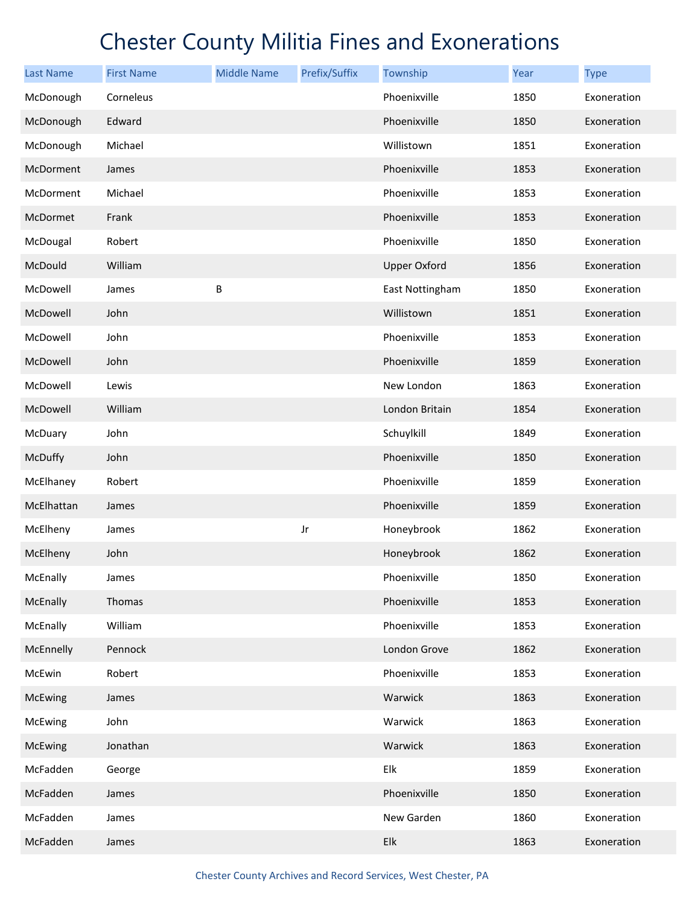# Chester County Militia Fines and Exonerations

| Last Name | First Name | Middle Name | Prefix/Suffix | Township | Year | Type |
|---|---|---|---|---|---|---|
| McDonough | Corneleus | | | Phoenixville | 1850 | Exoneration |
| McDonough | Edward | | | Phoenixville | 1850 | Exoneration |
| McDonough | Michael | | | Willistown | 1851 | Exoneration |
| McDorment | James | | | Phoenixville | 1853 | Exoneration |
| McDorment | Michael | | | Phoenixville | 1853 | Exoneration |
| McDormet | Frank | | | Phoenixville | 1853 | Exoneration |
| McDougal | Robert | | | Phoenixville | 1850 | Exoneration |
| McDould | William | | | Upper Oxford | 1856 | Exoneration |
| McDowell | James | B | | East Nottingham | 1850 | Exoneration |
| McDowell | John | | | Willistown | 1851 | Exoneration |
| McDowell | John | | | Phoenixville | 1853 | Exoneration |
| McDowell | John | | | Phoenixville | 1859 | Exoneration |
| McDowell | Lewis | | | New London | 1863 | Exoneration |
| McDowell | William | | | London Britain | 1854 | Exoneration |
| McDuary | John | | | Schuylkill | 1849 | Exoneration |
| McDuffy | John | | | Phoenixville | 1850 | Exoneration |
| McElhaney | Robert | | | Phoenixville | 1859 | Exoneration |
| McElhattan | James | | | Phoenixville | 1859 | Exoneration |
| McElheny | James | | Jr | Honeybrook | 1862 | Exoneration |
| McElheny | John | | | Honeybrook | 1862 | Exoneration |
| McEnally | James | | | Phoenixville | 1850 | Exoneration |
| McEnally | Thomas | | | Phoenixville | 1853 | Exoneration |
| McEnally | William | | | Phoenixville | 1853 | Exoneration |
| McEnnelly | Pennock | | | London Grove | 1862 | Exoneration |
| McEwin | Robert | | | Phoenixville | 1853 | Exoneration |
| McEwing | James | | | Warwick | 1863 | Exoneration |
| McEwing | John | | | Warwick | 1863 | Exoneration |
| McEwing | Jonathan | | | Warwick | 1863 | Exoneration |
| McFadden | George | | | Elk | 1859 | Exoneration |
| McFadden | James | | | Phoenixville | 1850 | Exoneration |
| McFadden | James | | | New Garden | 1860 | Exoneration |
| McFadden | James | | | Elk | 1863 | Exoneration |

Chester County Archives and Record Services, West Chester, PA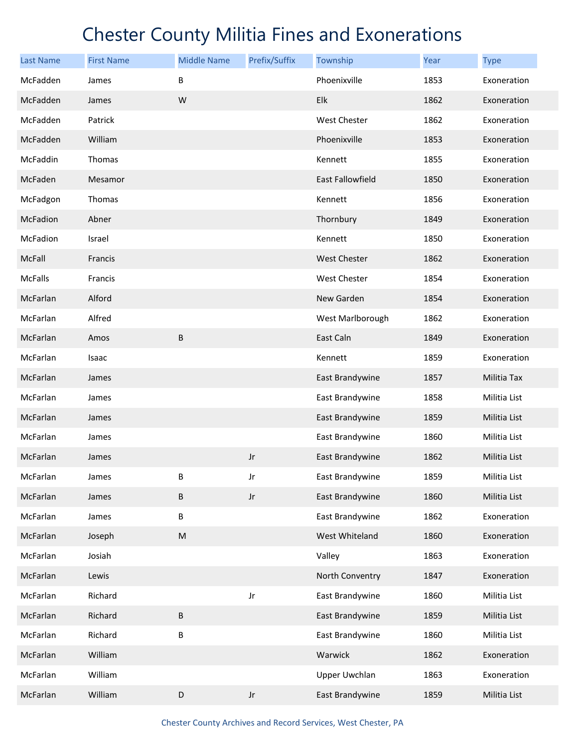# Chester County Militia Fines and Exonerations

| Last Name | First Name | Middle Name | Prefix/Suffix | Township | Year | Type |
|---|---|---|---|---|---|---|
| McFadden | James | B | | Phoenixville | 1853 | Exoneration |
| McFadden | James | W | | Elk | 1862 | Exoneration |
| McFadden | Patrick | | | West Chester | 1862 | Exoneration |
| McFadden | William | | | Phoenixville | 1853 | Exoneration |
| McFaddin | Thomas | | | Kennett | 1855 | Exoneration |
| McFaden | Mesamor | | | East Fallowfield | 1850 | Exoneration |
| McFadgon | Thomas | | | Kennett | 1856 | Exoneration |
| McFadion | Abner | | | Thornbury | 1849 | Exoneration |
| McFadion | Israel | | | Kennett | 1850 | Exoneration |
| McFall | Francis | | | West Chester | 1862 | Exoneration |
| McFalls | Francis | | | West Chester | 1854 | Exoneration |
| McFarlan | Alford | | | New Garden | 1854 | Exoneration |
| McFarlan | Alfred | | | West Marlborough | 1862 | Exoneration |
| McFarlan | Amos | B | | East Caln | 1849 | Exoneration |
| McFarlan | Isaac | | | Kennett | 1859 | Exoneration |
| McFarlan | James | | | East Brandywine | 1857 | Militia Tax |
| McFarlan | James | | | East Brandywine | 1858 | Militia List |
| McFarlan | James | | | East Brandywine | 1859 | Militia List |
| McFarlan | James | | | East Brandywine | 1860 | Militia List |
| McFarlan | James | | Jr | East Brandywine | 1862 | Militia List |
| McFarlan | James | B | Jr | East Brandywine | 1859 | Militia List |
| McFarlan | James | B | Jr | East Brandywine | 1860 | Militia List |
| McFarlan | James | B | | East Brandywine | 1862 | Exoneration |
| McFarlan | Joseph | M | | West Whiteland | 1860 | Exoneration |
| McFarlan | Josiah | | | Valley | 1863 | Exoneration |
| McFarlan | Lewis | | | North Conventry | 1847 | Exoneration |
| McFarlan | Richard | | Jr | East Brandywine | 1860 | Militia List |
| McFarlan | Richard | B | | East Brandywine | 1859 | Militia List |
| McFarlan | Richard | B | | East Brandywine | 1860 | Militia List |
| McFarlan | William | | | Warwick | 1862 | Exoneration |
| McFarlan | William | | | Upper Uwchlan | 1863 | Exoneration |
| McFarlan | William | D | Jr | East Brandywine | 1859 | Militia List |

Chester County Archives and Record Services, West Chester, PA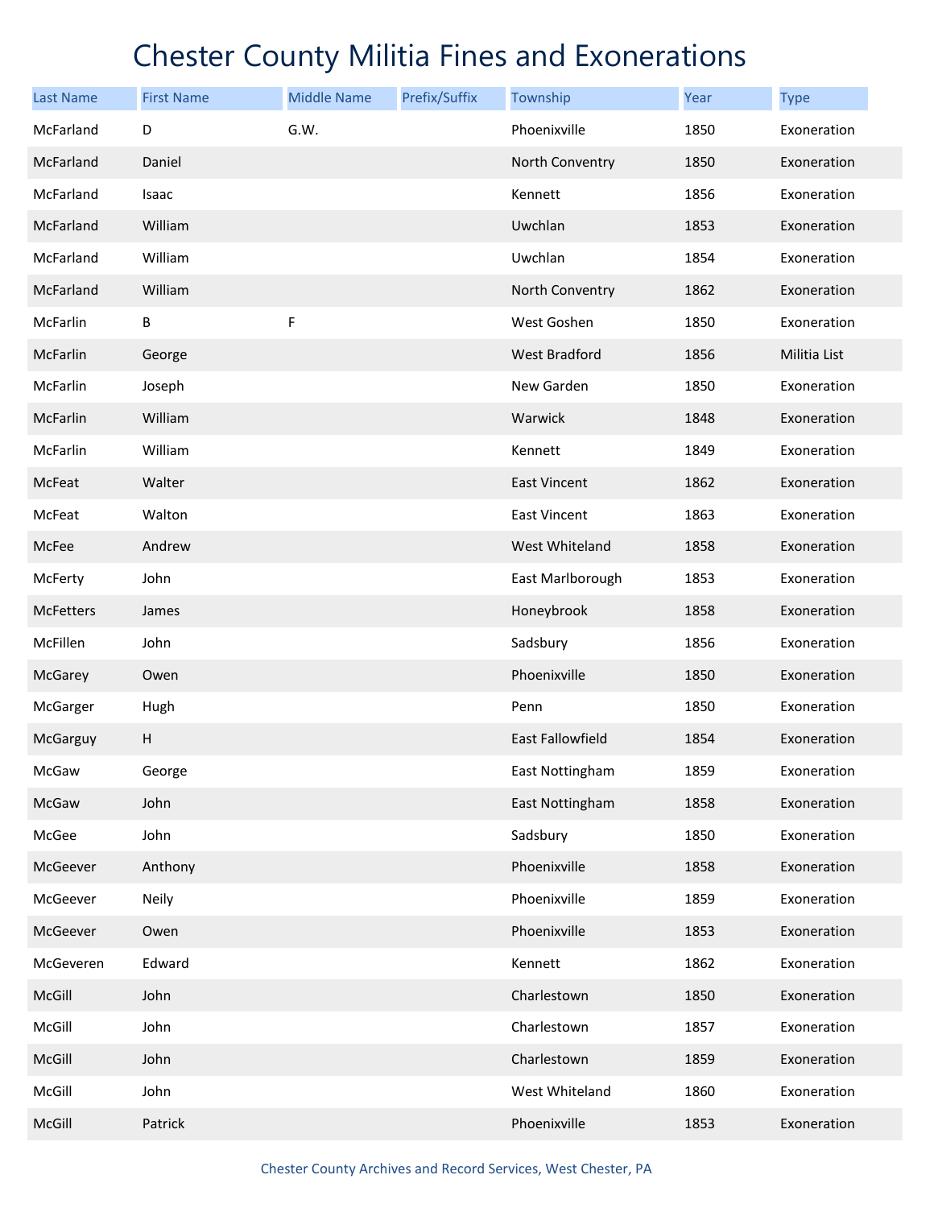# Chester County Militia Fines and Exonerations

| Last Name | First Name | Middle Name | Prefix/Suffix | Township | Year | Type |
|---|---|---|---|---|---|---|
| McFarland | D | G.W. | | Phoenixville | 1850 | Exoneration |
| McFarland | Daniel | | | North Conventry | 1850 | Exoneration |
| McFarland | Isaac | | | Kennett | 1856 | Exoneration |
| McFarland | William | | | Uwchlan | 1853 | Exoneration |
| McFarland | William | | | Uwchlan | 1854 | Exoneration |
| McFarland | William | | | North Conventry | 1862 | Exoneration |
| McFarlin | B | F | | West Goshen | 1850 | Exoneration |
| McFarlin | George | | | West Bradford | 1856 | Militia List |
| McFarlin | Joseph | | | New Garden | 1850 | Exoneration |
| McFarlin | William | | | Warwick | 1848 | Exoneration |
| McFarlin | William | | | Kennett | 1849 | Exoneration |
| McFeat | Walter | | | East Vincent | 1862 | Exoneration |
| McFeat | Walton | | | East Vincent | 1863 | Exoneration |
| McFee | Andrew | | | West Whiteland | 1858 | Exoneration |
| McFerty | John | | | East Marlborough | 1853 | Exoneration |
| McFetters | James | | | Honeybrook | 1858 | Exoneration |
| McFillen | John | | | Sadsbury | 1856 | Exoneration |
| McGarey | Owen | | | Phoenixville | 1850 | Exoneration |
| McGarger | Hugh | | | Penn | 1850 | Exoneration |
| McGarguy | H | | | East Fallowfield | 1854 | Exoneration |
| McGaw | George | | | East Nottingham | 1859 | Exoneration |
| McGaw | John | | | East Nottingham | 1858 | Exoneration |
| McGee | John | | | Sadsbury | 1850 | Exoneration |
| McGeever | Anthony | | | Phoenixville | 1858 | Exoneration |
| McGeever | Neily | | | Phoenixville | 1859 | Exoneration |
| McGeever | Owen | | | Phoenixville | 1853 | Exoneration |
| McGeveren | Edward | | | Kennett | 1862 | Exoneration |
| McGill | John | | | Charlestown | 1850 | Exoneration |
| McGill | John | | | Charlestown | 1857 | Exoneration |
| McGill | John | | | Charlestown | 1859 | Exoneration |
| McGill | John | | | West Whiteland | 1860 | Exoneration |
| McGill | Patrick | | | Phoenixville | 1853 | Exoneration |

Chester County Archives and Record Services, West Chester, PA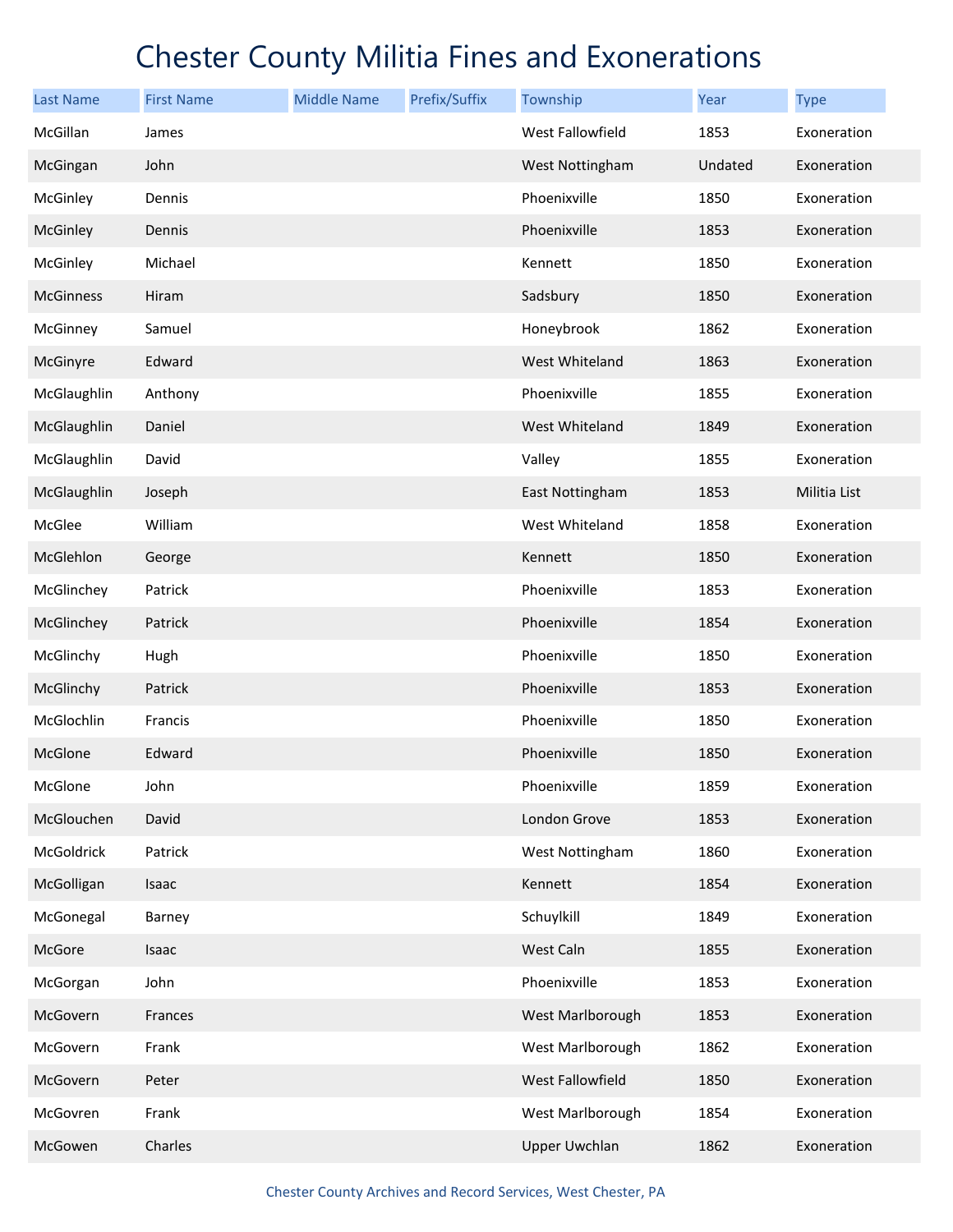# Chester County Militia Fines and Exonerations

| Last Name | First Name | Middle Name | Prefix/Suffix | Township | Year | Type |
|---|---|---|---|---|---|---|
| McGillan | James | | | West Fallowfield | 1853 | Exoneration |
| McGingan | John | | | West Nottingham | Undated | Exoneration |
| McGinley | Dennis | | | Phoenixville | 1850 | Exoneration |
| McGinley | Dennis | | | Phoenixville | 1853 | Exoneration |
| McGinley | Michael | | | Kennett | 1850 | Exoneration |
| McGinness | Hiram | | | Sadsbury | 1850 | Exoneration |
| McGinney | Samuel | | | Honeybrook | 1862 | Exoneration |
| McGinyre | Edward | | | West Whiteland | 1863 | Exoneration |
| McGlaughlin | Anthony | | | Phoenixville | 1855 | Exoneration |
| McGlaughlin | Daniel | | | West Whiteland | 1849 | Exoneration |
| McGlaughlin | David | | | Valley | 1855 | Exoneration |
| McGlaughlin | Joseph | | | East Nottingham | 1853 | Militia List |
| McGlee | William | | | West Whiteland | 1858 | Exoneration |
| McGlehlon | George | | | Kennett | 1850 | Exoneration |
| McGlinchey | Patrick | | | Phoenixville | 1853 | Exoneration |
| McGlinchey | Patrick | | | Phoenixville | 1854 | Exoneration |
| McGlinchy | Hugh | | | Phoenixville | 1850 | Exoneration |
| McGlinchy | Patrick | | | Phoenixville | 1853 | Exoneration |
| McGlochlin | Francis | | | Phoenixville | 1850 | Exoneration |
| McGlone | Edward | | | Phoenixville | 1850 | Exoneration |
| McGlone | John | | | Phoenixville | 1859 | Exoneration |
| McGlouchen | David | | | London Grove | 1853 | Exoneration |
| McGoldrick | Patrick | | | West Nottingham | 1860 | Exoneration |
| McGolligan | Isaac | | | Kennett | 1854 | Exoneration |
| McGonegal | Barney | | | Schuylkill | 1849 | Exoneration |
| McGore | Isaac | | | West Caln | 1855 | Exoneration |
| McGorgan | John | | | Phoenixville | 1853 | Exoneration |
| McGovern | Frances | | | West Marlborough | 1853 | Exoneration |
| McGovern | Frank | | | West Marlborough | 1862 | Exoneration |
| McGovern | Peter | | | West Fallowfield | 1850 | Exoneration |
| McGovren | Frank | | | West Marlborough | 1854 | Exoneration |
| McGowen | Charles | | | Upper Uwchlan | 1862 | Exoneration |

Chester County Archives and Record Services, West Chester, PA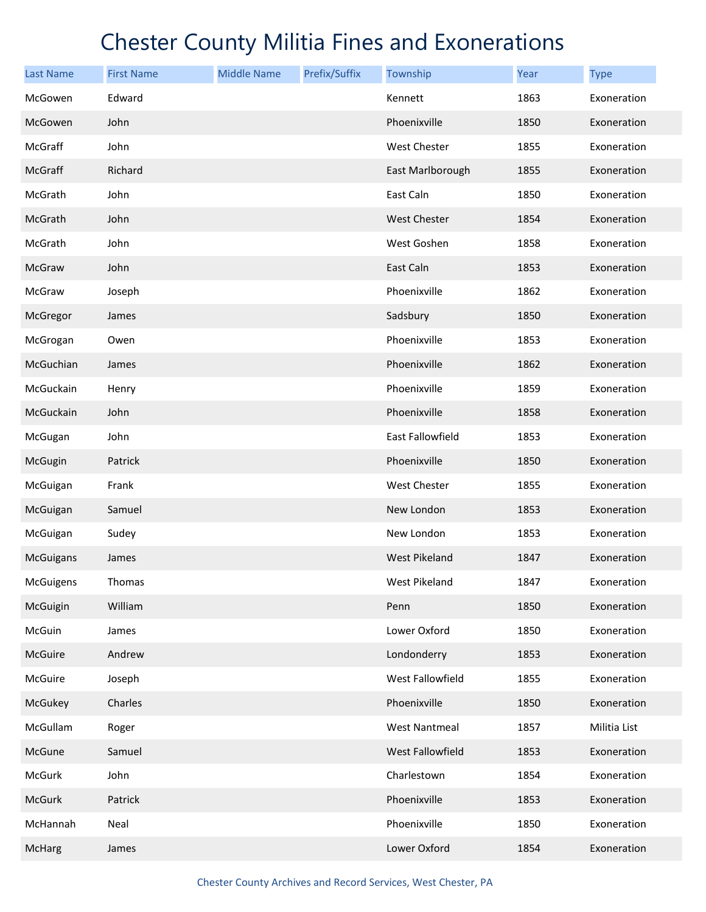# Chester County Militia Fines and Exonerations

| Last Name | First Name | Middle Name | Prefix/Suffix | Township | Year | Type |
|---|---|---|---|---|---|---|
| McGowen | Edward | | | Kennett | 1863 | Exoneration |
| McGowen | John | | | Phoenixville | 1850 | Exoneration |
| McGraff | John | | | West Chester | 1855 | Exoneration |
| McGraff | Richard | | | East Marlborough | 1855 | Exoneration |
| McGrath | John | | | East Caln | 1850 | Exoneration |
| McGrath | John | | | West Chester | 1854 | Exoneration |
| McGrath | John | | | West Goshen | 1858 | Exoneration |
| McGraw | John | | | East Caln | 1853 | Exoneration |
| McGraw | Joseph | | | Phoenixville | 1862 | Exoneration |
| McGregor | James | | | Sadsbury | 1850 | Exoneration |
| McGrogan | Owen | | | Phoenixville | 1853 | Exoneration |
| McGuchian | James | | | Phoenixville | 1862 | Exoneration |
| McGuckain | Henry | | | Phoenixville | 1859 | Exoneration |
| McGuckain | John | | | Phoenixville | 1858 | Exoneration |
| McGugan | John | | | East Fallowfield | 1853 | Exoneration |
| McGugin | Patrick | | | Phoenixville | 1850 | Exoneration |
| McGuigan | Frank | | | West Chester | 1855 | Exoneration |
| McGuigan | Samuel | | | New London | 1853 | Exoneration |
| McGuigan | Sudey | | | New London | 1853 | Exoneration |
| McGuigans | James | | | West Pikeland | 1847 | Exoneration |
| McGuigens | Thomas | | | West Pikeland | 1847 | Exoneration |
| McGuigin | William | | | Penn | 1850 | Exoneration |
| McGuin | James | | | Lower Oxford | 1850 | Exoneration |
| McGuire | Andrew | | | Londonderry | 1853 | Exoneration |
| McGuire | Joseph | | | West Fallowfield | 1855 | Exoneration |
| McGukey | Charles | | | Phoenixville | 1850 | Exoneration |
| McGullam | Roger | | | West Nantmeal | 1857 | Militia List |
| McGune | Samuel | | | West Fallowfield | 1853 | Exoneration |
| McGurk | John | | | Charlestown | 1854 | Exoneration |
| McGurk | Patrick | | | Phoenixville | 1853 | Exoneration |
| McHannah | Neal | | | Phoenixville | 1850 | Exoneration |
| McHarg | James | | | Lower Oxford | 1854 | Exoneration |

Chester County Archives and Record Services, West Chester, PA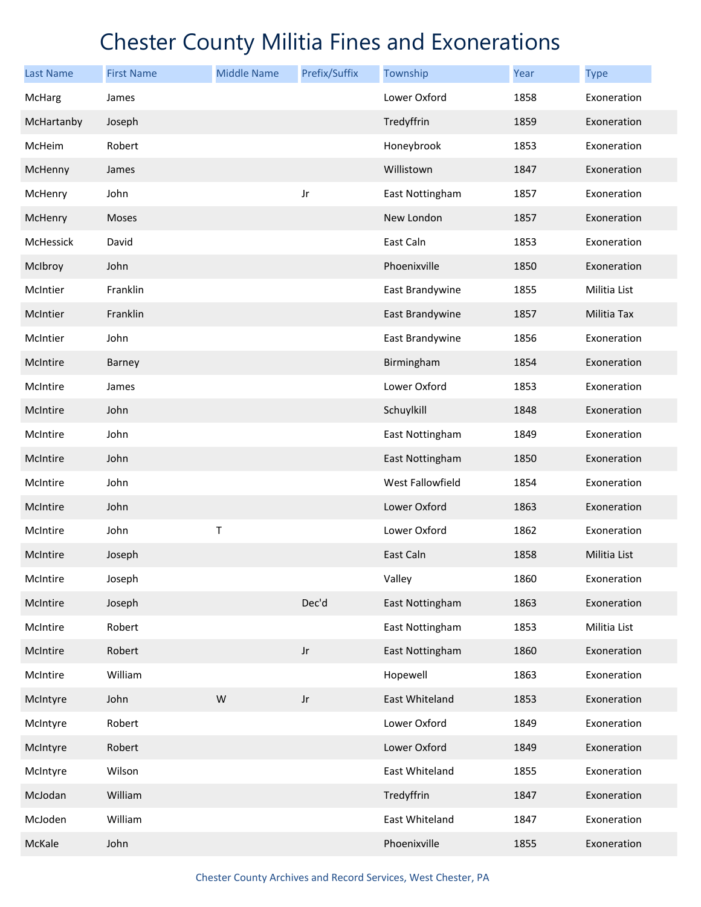# Chester County Militia Fines and Exonerations

| Last Name | First Name | Middle Name | Prefix/Suffix | Township | Year | Type |
|---|---|---|---|---|---|---|
| McHarg | James | | | Lower Oxford | 1858 | Exoneration |
| McHartanby | Joseph | | | Tredyffrin | 1859 | Exoneration |
| McHeim | Robert | | | Honeybrook | 1853 | Exoneration |
| McHenny | James | | | Willistown | 1847 | Exoneration |
| McHenry | John | | Jr | East Nottingham | 1857 | Exoneration |
| McHenry | Moses | | | New London | 1857 | Exoneration |
| McHessick | David | | | East Caln | 1853 | Exoneration |
| McIbroy | John | | | Phoenixville | 1850 | Exoneration |
| McIntier | Franklin | | | East Brandywine | 1855 | Militia List |
| McIntier | Franklin | | | East Brandywine | 1857 | Militia Tax |
| McIntier | John | | | East Brandywine | 1856 | Exoneration |
| McIntire | Barney | | | Birmingham | 1854 | Exoneration |
| McIntire | James | | | Lower Oxford | 1853 | Exoneration |
| McIntire | John | | | Schuylkill | 1848 | Exoneration |
| McIntire | John | | | East Nottingham | 1849 | Exoneration |
| McIntire | John | | | East Nottingham | 1850 | Exoneration |
| McIntire | John | | | West Fallowfield | 1854 | Exoneration |
| McIntire | John | | | Lower Oxford | 1863 | Exoneration |
| McIntire | John | T | | Lower Oxford | 1862 | Exoneration |
| McIntire | Joseph | | | East Caln | 1858 | Militia List |
| McIntire | Joseph | | | Valley | 1860 | Exoneration |
| McIntire | Joseph | | Dec'd | East Nottingham | 1863 | Exoneration |
| McIntire | Robert | | | East Nottingham | 1853 | Militia List |
| McIntire | Robert | | Jr | East Nottingham | 1860 | Exoneration |
| McIntire | William | | | Hopewell | 1863 | Exoneration |
| McIntyre | John | W | Jr | East Whiteland | 1853 | Exoneration |
| McIntyre | Robert | | | Lower Oxford | 1849 | Exoneration |
| McIntyre | Robert | | | Lower Oxford | 1849 | Exoneration |
| McIntyre | Wilson | | | East Whiteland | 1855 | Exoneration |
| McJodan | William | | | Tredyffrin | 1847 | Exoneration |
| McJoden | William | | | East Whiteland | 1847 | Exoneration |
| McKale | John | | | Phoenixville | 1855 | Exoneration |

Chester County Archives and Record Services, West Chester, PA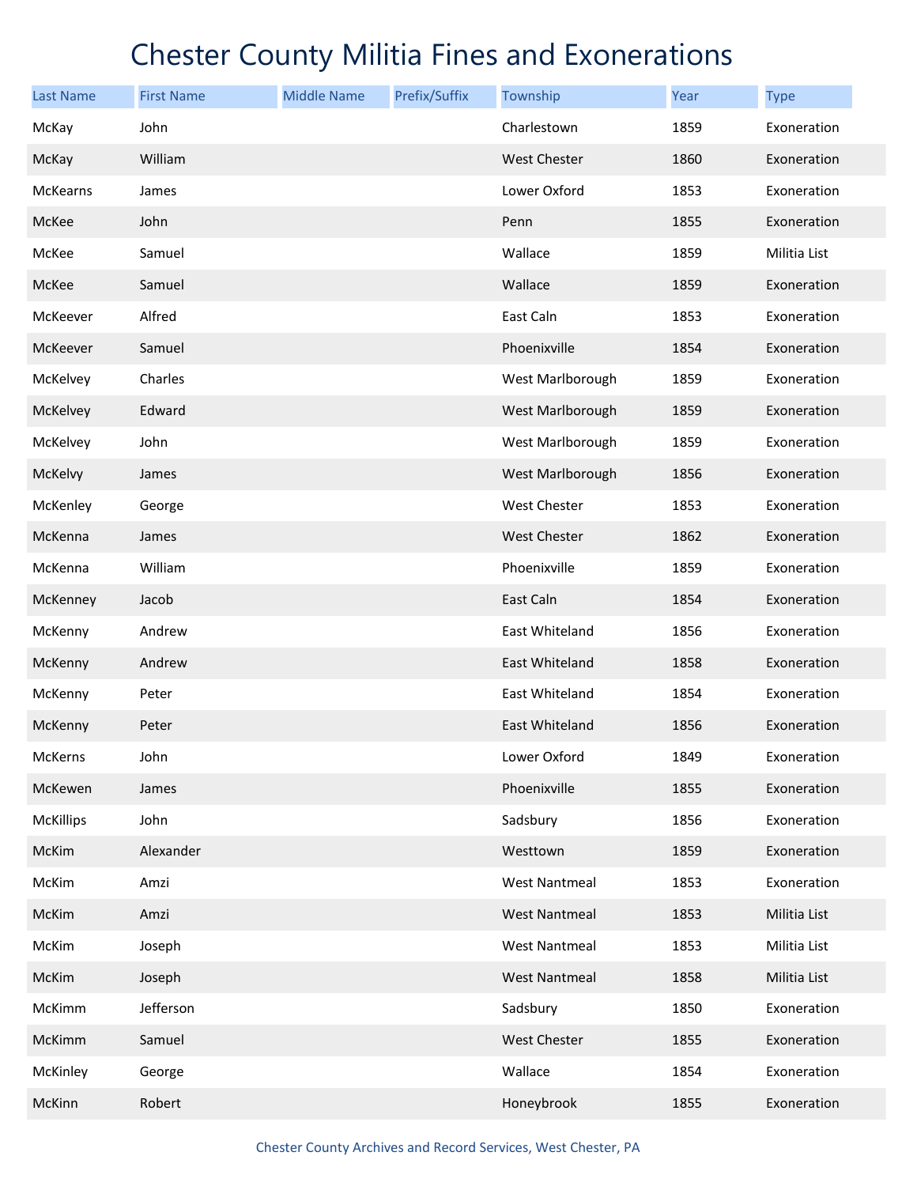# Chester County Militia Fines and Exonerations

| Last Name | First Name | Middle Name | Prefix/Suffix | Township | Year | Type |
|---|---|---|---|---|---|---|
| McKay | John | | | Charlestown | 1859 | Exoneration |
| McKay | William | | | West Chester | 1860 | Exoneration |
| McKearns | James | | | Lower Oxford | 1853 | Exoneration |
| McKee | John | | | Penn | 1855 | Exoneration |
| McKee | Samuel | | | Wallace | 1859 | Militia List |
| McKee | Samuel | | | Wallace | 1859 | Exoneration |
| McKeever | Alfred | | | East Caln | 1853 | Exoneration |
| McKeever | Samuel | | | Phoenixville | 1854 | Exoneration |
| McKelvey | Charles | | | West Marlborough | 1859 | Exoneration |
| McKelvey | Edward | | | West Marlborough | 1859 | Exoneration |
| McKelvey | John | | | West Marlborough | 1859 | Exoneration |
| McKelvy | James | | | West Marlborough | 1856 | Exoneration |
| McKenley | George | | | West Chester | 1853 | Exoneration |
| McKenna | James | | | West Chester | 1862 | Exoneration |
| McKenna | William | | | Phoenixville | 1859 | Exoneration |
| McKenney | Jacob | | | East Caln | 1854 | Exoneration |
| McKenny | Andrew | | | East Whiteland | 1856 | Exoneration |
| McKenny | Andrew | | | East Whiteland | 1858 | Exoneration |
| McKenny | Peter | | | East Whiteland | 1854 | Exoneration |
| McKenny | Peter | | | East Whiteland | 1856 | Exoneration |
| McKerns | John | | | Lower Oxford | 1849 | Exoneration |
| McKewen | James | | | Phoenixville | 1855 | Exoneration |
| McKillips | John | | | Sadsbury | 1856 | Exoneration |
| McKim | Alexander | | | Westtown | 1859 | Exoneration |
| McKim | Amzi | | | West Nantmeal | 1853 | Exoneration |
| McKim | Amzi | | | West Nantmeal | 1853 | Militia List |
| McKim | Joseph | | | West Nantmeal | 1853 | Militia List |
| McKim | Joseph | | | West Nantmeal | 1858 | Militia List |
| McKimm | Jefferson | | | Sadsbury | 1850 | Exoneration |
| McKimm | Samuel | | | West Chester | 1855 | Exoneration |
| McKinley | George | | | Wallace | 1854 | Exoneration |
| McKinn | Robert | | | Honeybrook | 1855 | Exoneration |

Chester County Archives and Record Services, West Chester, PA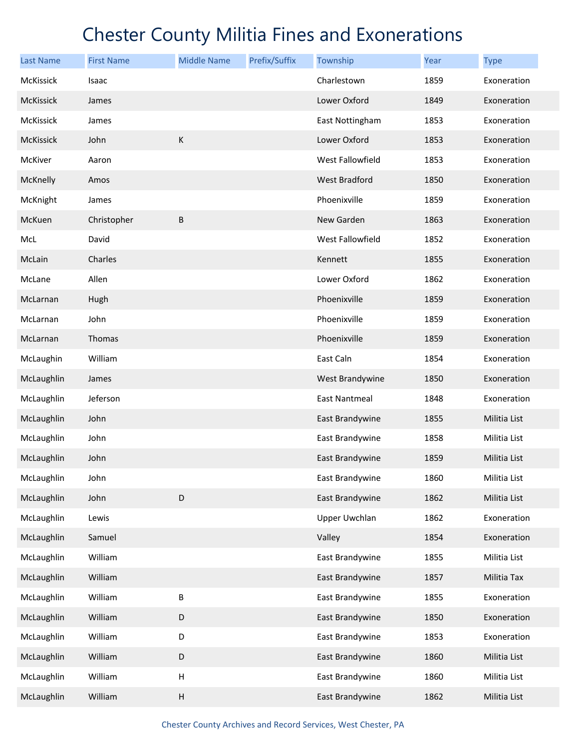# Chester County Militia Fines and Exonerations

| Last Name | First Name | Middle Name | Prefix/Suffix | Township | Year | Type |
|---|---|---|---|---|---|---|
| McKissick | Isaac | | | Charlestown | 1859 | Exoneration |
| McKissick | James | | | Lower Oxford | 1849 | Exoneration |
| McKissick | James | | | East Nottingham | 1853 | Exoneration |
| McKissick | John | K | | Lower Oxford | 1853 | Exoneration |
| McKiver | Aaron | | | West Fallowfield | 1853 | Exoneration |
| McKnelly | Amos | | | West Bradford | 1850 | Exoneration |
| McKnight | James | | | Phoenixville | 1859 | Exoneration |
| McKuen | Christopher | B | | New Garden | 1863 | Exoneration |
| McL | David | | | West Fallowfield | 1852 | Exoneration |
| McLain | Charles | | | Kennett | 1855 | Exoneration |
| McLane | Allen | | | Lower Oxford | 1862 | Exoneration |
| McLarnan | Hugh | | | Phoenixville | 1859 | Exoneration |
| McLarnan | John | | | Phoenixville | 1859 | Exoneration |
| McLarnan | Thomas | | | Phoenixville | 1859 | Exoneration |
| McLaughin | William | | | East Caln | 1854 | Exoneration |
| McLaughlin | James | | | West Brandywine | 1850 | Exoneration |
| McLaughlin | Jeferson | | | East Nantmeal | 1848 | Exoneration |
| McLaughlin | John | | | East Brandywine | 1855 | Militia List |
| McLaughlin | John | | | East Brandywine | 1858 | Militia List |
| McLaughlin | John | | | East Brandywine | 1859 | Militia List |
| McLaughlin | John | | | East Brandywine | 1860 | Militia List |
| McLaughlin | John | D | | East Brandywine | 1862 | Militia List |
| McLaughlin | Lewis | | | Upper Uwchlan | 1862 | Exoneration |
| McLaughlin | Samuel | | | Valley | 1854 | Exoneration |
| McLaughlin | William | | | East Brandywine | 1855 | Militia List |
| McLaughlin | William | | | East Brandywine | 1857 | Militia Tax |
| McLaughlin | William | B | | East Brandywine | 1855 | Exoneration |
| McLaughlin | William | D | | East Brandywine | 1850 | Exoneration |
| McLaughlin | William | D | | East Brandywine | 1853 | Exoneration |
| McLaughlin | William | D | | East Brandywine | 1860 | Militia List |
| McLaughlin | William | H | | East Brandywine | 1860 | Militia List |
| McLaughlin | William | H | | East Brandywine | 1862 | Militia List |

Chester County Archives and Record Services, West Chester, PA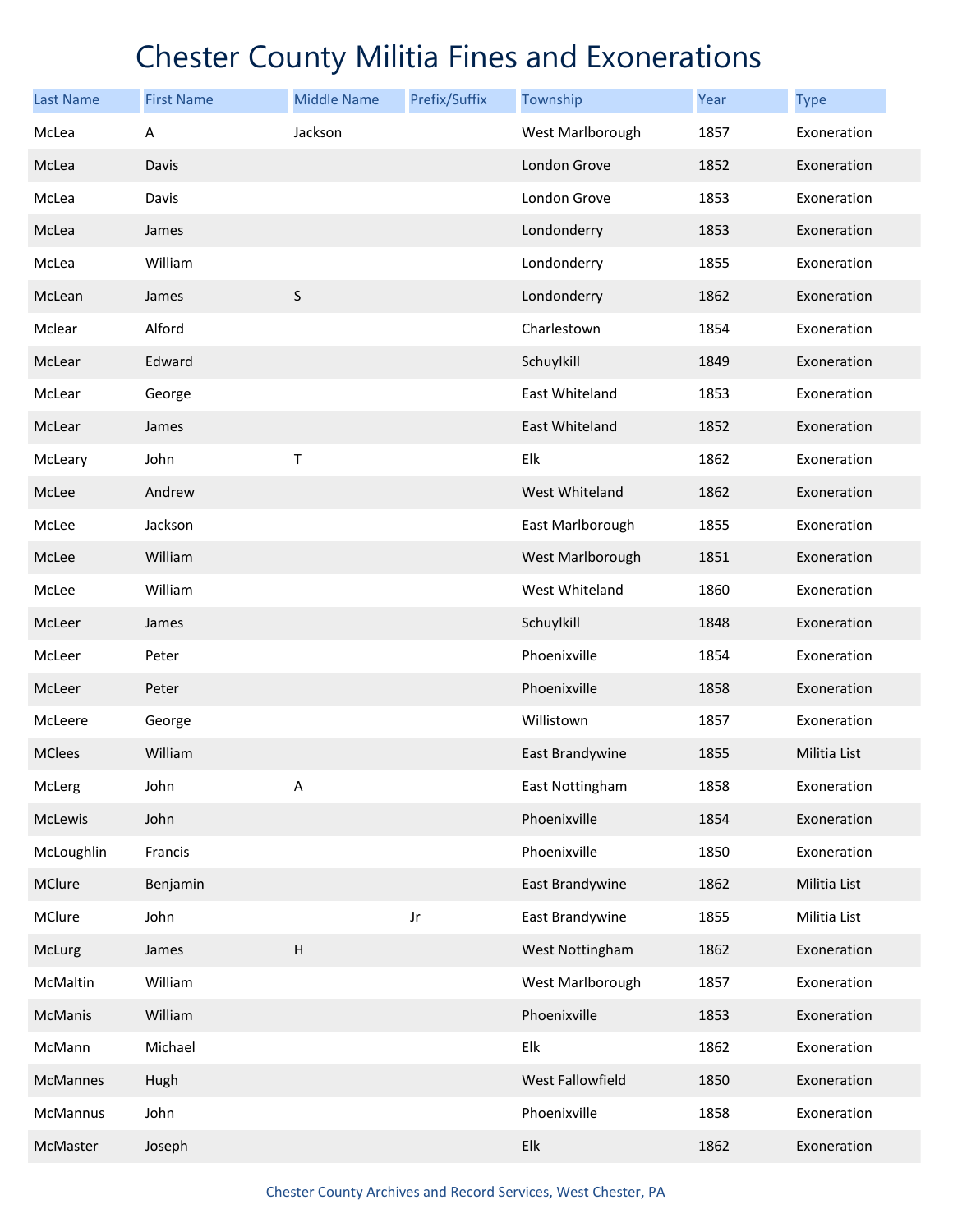# Chester County Militia Fines and Exonerations

| Last Name | First Name | Middle Name | Prefix/Suffix | Township | Year | Type |
|---|---|---|---|---|---|---|
| McLea | A | Jackson | | West Marlborough | 1857 | Exoneration |
| McLea | Davis | | | London Grove | 1852 | Exoneration |
| McLea | Davis | | | London Grove | 1853 | Exoneration |
| McLea | James | | | Londonderry | 1853 | Exoneration |
| McLea | William | | | Londonderry | 1855 | Exoneration |
| McLean | James | S | | Londonderry | 1862 | Exoneration |
| Mclear | Alford | | | Charlestown | 1854 | Exoneration |
| McLear | Edward | | | Schuylkill | 1849 | Exoneration |
| McLear | George | | | East Whiteland | 1853 | Exoneration |
| McLear | James | | | East Whiteland | 1852 | Exoneration |
| McLeary | John | T | | Elk | 1862 | Exoneration |
| McLee | Andrew | | | West Whiteland | 1862 | Exoneration |
| McLee | Jackson | | | East Marlborough | 1855 | Exoneration |
| McLee | William | | | West Marlborough | 1851 | Exoneration |
| McLee | William | | | West Whiteland | 1860 | Exoneration |
| McLeer | James | | | Schuylkill | 1848 | Exoneration |
| McLeer | Peter | | | Phoenixville | 1854 | Exoneration |
| McLeer | Peter | | | Phoenixville | 1858 | Exoneration |
| McLeere | George | | | Willistown | 1857 | Exoneration |
| MClees | William | | | East Brandywine | 1855 | Militia List |
| McLerg | John | A | | East Nottingham | 1858 | Exoneration |
| McLewis | John | | | Phoenixville | 1854 | Exoneration |
| McLoughlin | Francis | | | Phoenixville | 1850 | Exoneration |
| MClure | Benjamin | | | East Brandywine | 1862 | Militia List |
| MClure | John | | Jr | East Brandywine | 1855 | Militia List |
| McLurg | James | H | | West Nottingham | 1862 | Exoneration |
| McMaltin | William | | | West Marlborough | 1857 | Exoneration |
| McManis | William | | | Phoenixville | 1853 | Exoneration |
| McMann | Michael | | | Elk | 1862 | Exoneration |
| McMannes | Hugh | | | West Fallowfield | 1850 | Exoneration |
| McMannus | John | | | Phoenixville | 1858 | Exoneration |
| McMaster | Joseph | | | Elk | 1862 | Exoneration |

Chester County Archives and Record Services, West Chester, PA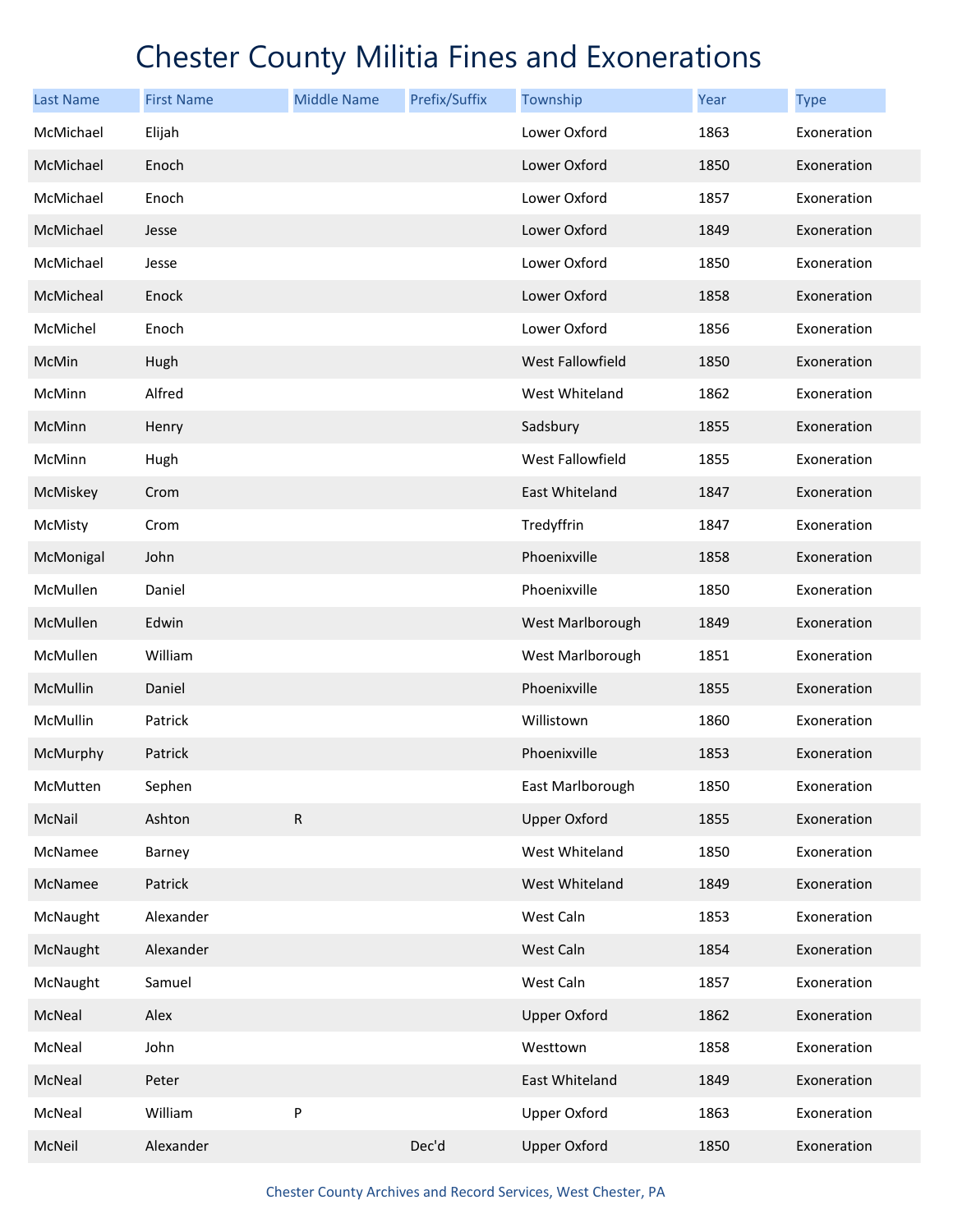# Chester County Militia Fines and Exonerations

| Last Name | First Name | Middle Name | Prefix/Suffix | Township | Year | Type |
|---|---|---|---|---|---|---|
| McMichael | Elijah | | | Lower Oxford | 1863 | Exoneration |
| McMichael | Enoch | | | Lower Oxford | 1850 | Exoneration |
| McMichael | Enoch | | | Lower Oxford | 1857 | Exoneration |
| McMichael | Jesse | | | Lower Oxford | 1849 | Exoneration |
| McMichael | Jesse | | | Lower Oxford | 1850 | Exoneration |
| McMicheal | Enock | | | Lower Oxford | 1858 | Exoneration |
| McMichel | Enoch | | | Lower Oxford | 1856 | Exoneration |
| McMin | Hugh | | | West Fallowfield | 1850 | Exoneration |
| McMinn | Alfred | | | West Whiteland | 1862 | Exoneration |
| McMinn | Henry | | | Sadsbury | 1855 | Exoneration |
| McMinn | Hugh | | | West Fallowfield | 1855 | Exoneration |
| McMiskey | Crom | | | East Whiteland | 1847 | Exoneration |
| McMisty | Crom | | | Tredyffrin | 1847 | Exoneration |
| McMonigal | John | | | Phoenixville | 1858 | Exoneration |
| McMullen | Daniel | | | Phoenixville | 1850 | Exoneration |
| McMullen | Edwin | | | West Marlborough | 1849 | Exoneration |
| McMullen | William | | | West Marlborough | 1851 | Exoneration |
| McMullin | Daniel | | | Phoenixville | 1855 | Exoneration |
| McMullin | Patrick | | | Willistown | 1860 | Exoneration |
| McMurphy | Patrick | | | Phoenixville | 1853 | Exoneration |
| McMutten | Sephen | | | East Marlborough | 1850 | Exoneration |
| McNail | Ashton | R | | Upper Oxford | 1855 | Exoneration |
| McNamee | Barney | | | West Whiteland | 1850 | Exoneration |
| McNamee | Patrick | | | West Whiteland | 1849 | Exoneration |
| McNaught | Alexander | | | West Caln | 1853 | Exoneration |
| McNaught | Alexander | | | West Caln | 1854 | Exoneration |
| McNaught | Samuel | | | West Caln | 1857 | Exoneration |
| McNeal | Alex | | | Upper Oxford | 1862 | Exoneration |
| McNeal | John | | | Westtown | 1858 | Exoneration |
| McNeal | Peter | | | East Whiteland | 1849 | Exoneration |
| McNeal | William | P | | Upper Oxford | 1863 | Exoneration |
| McNeil | Alexander | | Dec'd | Upper Oxford | 1850 | Exoneration |

Chester County Archives and Record Services, West Chester, PA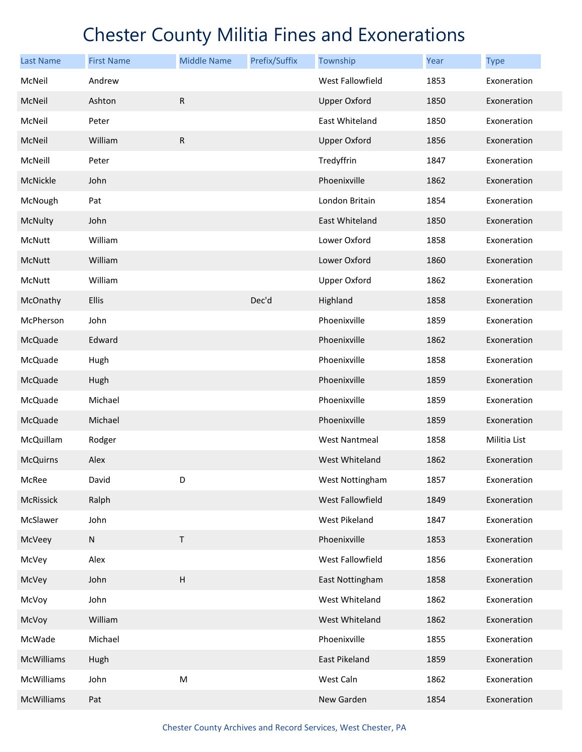# Chester County Militia Fines and Exonerations

| Last Name | First Name | Middle Name | Prefix/Suffix | Township | Year | Type |
|---|---|---|---|---|---|---|
| McNeil | Andrew | | | West Fallowfield | 1853 | Exoneration |
| McNeil | Ashton | R | | Upper Oxford | 1850 | Exoneration |
| McNeil | Peter | | | East Whiteland | 1850 | Exoneration |
| McNeil | William | R | | Upper Oxford | 1856 | Exoneration |
| McNeill | Peter | | | Tredyffrin | 1847 | Exoneration |
| McNickle | John | | | Phoenixville | 1862 | Exoneration |
| McNough | Pat | | | London Britain | 1854 | Exoneration |
| McNulty | John | | | East Whiteland | 1850 | Exoneration |
| McNutt | William | | | Lower Oxford | 1858 | Exoneration |
| McNutt | William | | | Lower Oxford | 1860 | Exoneration |
| McNutt | William | | | Upper Oxford | 1862 | Exoneration |
| McOnathy | Ellis | | Dec'd | Highland | 1858 | Exoneration |
| McPherson | John | | | Phoenixville | 1859 | Exoneration |
| McQuade | Edward | | | Phoenixville | 1862 | Exoneration |
| McQuade | Hugh | | | Phoenixville | 1858 | Exoneration |
| McQuade | Hugh | | | Phoenixville | 1859 | Exoneration |
| McQuade | Michael | | | Phoenixville | 1859 | Exoneration |
| McQuade | Michael | | | Phoenixville | 1859 | Exoneration |
| McQuillam | Rodger | | | West Nantmeal | 1858 | Militia List |
| McQuirns | Alex | | | West Whiteland | 1862 | Exoneration |
| McRee | David | D | | West Nottingham | 1857 | Exoneration |
| McRissick | Ralph | | | West Fallowfield | 1849 | Exoneration |
| McSlawer | John | | | West Pikeland | 1847 | Exoneration |
| McVeey | N | T | | Phoenixville | 1853 | Exoneration |
| McVey | Alex | | | West Fallowfield | 1856 | Exoneration |
| McVey | John | H | | East Nottingham | 1858 | Exoneration |
| McVoy | John | | | West Whiteland | 1862 | Exoneration |
| McVoy | William | | | West Whiteland | 1862 | Exoneration |
| McWade | Michael | | | Phoenixville | 1855 | Exoneration |
| McWilliams | Hugh | | | East Pikeland | 1859 | Exoneration |
| McWilliams | John | M | | West Caln | 1862 | Exoneration |
| McWilliams | Pat | | | New Garden | 1854 | Exoneration |

Chester County Archives and Record Services, West Chester, PA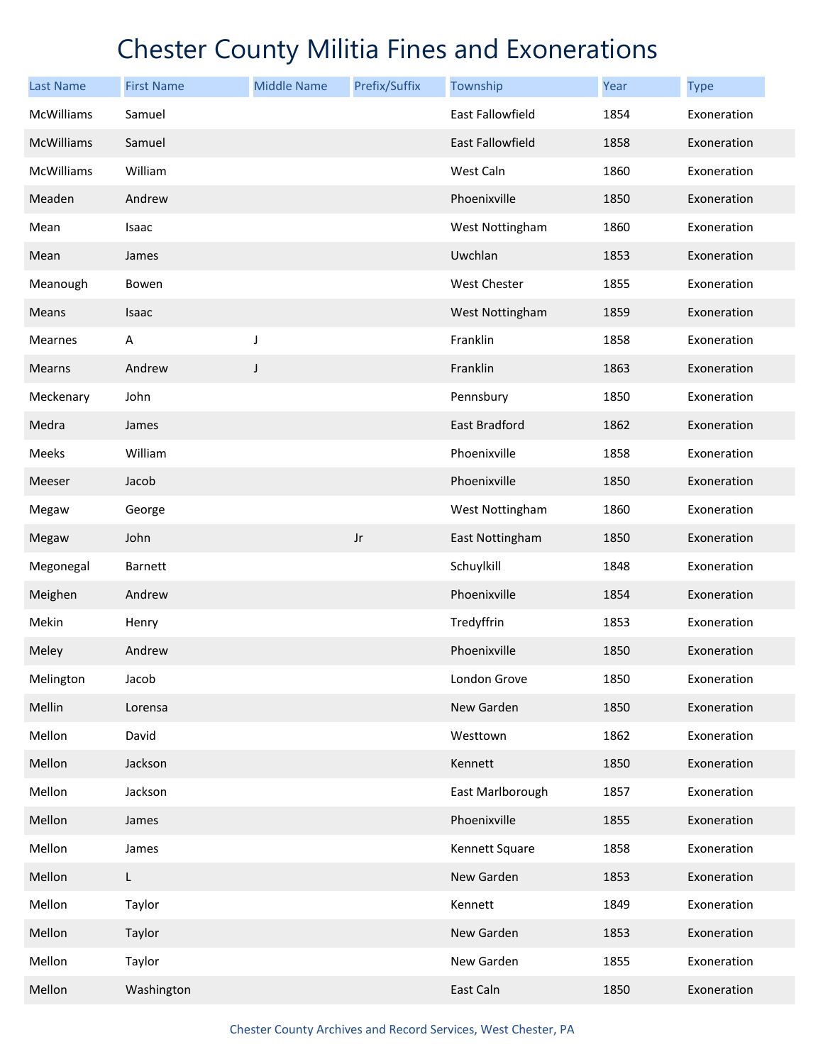# Chester County Militia Fines and Exonerations

| Last Name | First Name | Middle Name | Prefix/Suffix | Township | Year | Type |
| --- | --- | --- | --- | --- | --- | --- |
| McWilliams | Samuel | | | East Fallowfield | 1854 | Exoneration |
| McWilliams | Samuel | | | East Fallowfield | 1858 | Exoneration |
| McWilliams | William | | | West Caln | 1860 | Exoneration |
| Meaden | Andrew | | | Phoenixville | 1850 | Exoneration |
| Mean | Isaac | | | West Nottingham | 1860 | Exoneration |
| Mean | James | | | Uwchlan | 1853 | Exoneration |
| Meanough | Bowen | | | West Chester | 1855 | Exoneration |
| Means | Isaac | | | West Nottingham | 1859 | Exoneration |
| Mearnes | A | J | | Franklin | 1858 | Exoneration |
| Mearns | Andrew | J | | Franklin | 1863 | Exoneration |
| Meckenary | John | | | Pennsbury | 1850 | Exoneration |
| Medra | James | | | East Bradford | 1862 | Exoneration |
| Meeks | William | | | Phoenixville | 1858 | Exoneration |
| Meeser | Jacob | | | Phoenixville | 1850 | Exoneration |
| Megaw | George | | | West Nottingham | 1860 | Exoneration |
| Megaw | John | | Jr | East Nottingham | 1850 | Exoneration |
| Megonegal | Barnett | | | Schuylkill | 1848 | Exoneration |
| Meighen | Andrew | | | Phoenixville | 1854 | Exoneration |
| Mekin | Henry | | | Tredyffrin | 1853 | Exoneration |
| Meley | Andrew | | | Phoenixville | 1850 | Exoneration |
| Melington | Jacob | | | London Grove | 1850 | Exoneration |
| Mellin | Lorensa | | | New Garden | 1850 | Exoneration |
| Mellon | David | | | Westtown | 1862 | Exoneration |
| Mellon | Jackson | | | Kennett | 1850 | Exoneration |
| Mellon | Jackson | | | East Marlborough | 1857 | Exoneration |
| Mellon | James | | | Phoenixville | 1855 | Exoneration |
| Mellon | James | | | Kennett Square | 1858 | Exoneration |
| Mellon | L | | | New Garden | 1853 | Exoneration |
| Mellon | Taylor | | | Kennett | 1849 | Exoneration |
| Mellon | Taylor | | | New Garden | 1853 | Exoneration |
| Mellon | Taylor | | | New Garden | 1855 | Exoneration |
| Mellon | Washington | | | East Caln | 1850 | Exoneration |

Chester County Archives and Record Services, West Chester, PA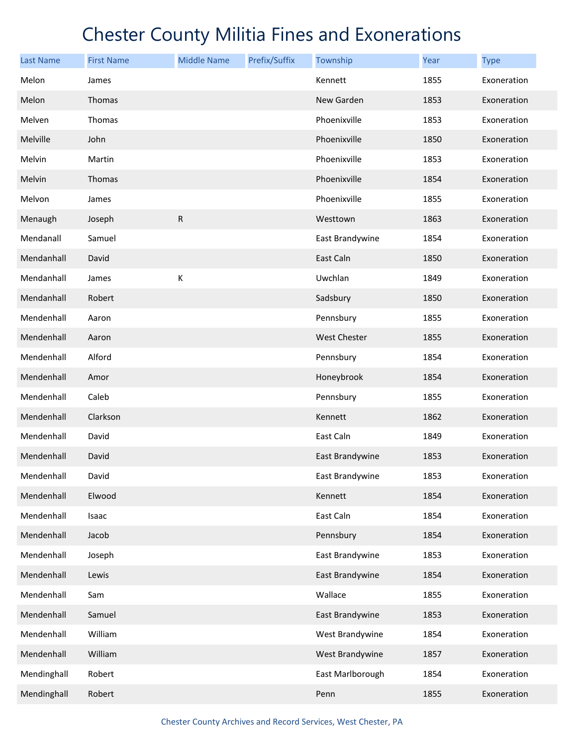# Chester County Militia Fines and Exonerations

| Last Name | First Name | Middle Name | Prefix/Suffix | Township | Year | Type |
|---|---|---|---|---|---|---|
| Melon | James | | | Kennett | 1855 | Exoneration |
| Melon | Thomas | | | New Garden | 1853 | Exoneration |
| Melven | Thomas | | | Phoenixville | 1853 | Exoneration |
| Melville | John | | | Phoenixville | 1850 | Exoneration |
| Melvin | Martin | | | Phoenixville | 1853 | Exoneration |
| Melvin | Thomas | | | Phoenixville | 1854 | Exoneration |
| Melvon | James | | | Phoenixville | 1855 | Exoneration |
| Menaugh | Joseph | R | | Westtown | 1863 | Exoneration |
| Mendanall | Samuel | | | East Brandywine | 1854 | Exoneration |
| Mendanhall | David | | | East Caln | 1850 | Exoneration |
| Mendanhall | James | K | | Uwchlan | 1849 | Exoneration |
| Mendanhall | Robert | | | Sadsbury | 1850 | Exoneration |
| Mendenhall | Aaron | | | Pennsbury | 1855 | Exoneration |
| Mendenhall | Aaron | | | West Chester | 1855 | Exoneration |
| Mendenhall | Alford | | | Pennsbury | 1854 | Exoneration |
| Mendenhall | Amor | | | Honeybrook | 1854 | Exoneration |
| Mendenhall | Caleb | | | Pennsbury | 1855 | Exoneration |
| Mendenhall | Clarkson | | | Kennett | 1862 | Exoneration |
| Mendenhall | David | | | East Caln | 1849 | Exoneration |
| Mendenhall | David | | | East Brandywine | 1853 | Exoneration |
| Mendenhall | David | | | East Brandywine | 1853 | Exoneration |
| Mendenhall | Elwood | | | Kennett | 1854 | Exoneration |
| Mendenhall | Isaac | | | East Caln | 1854 | Exoneration |
| Mendenhall | Jacob | | | Pennsbury | 1854 | Exoneration |
| Mendenhall | Joseph | | | East Brandywine | 1853 | Exoneration |
| Mendenhall | Lewis | | | East Brandywine | 1854 | Exoneration |
| Mendenhall | Sam | | | Wallace | 1855 | Exoneration |
| Mendenhall | Samuel | | | East Brandywine | 1853 | Exoneration |
| Mendenhall | William | | | West Brandywine | 1854 | Exoneration |
| Mendenhall | William | | | West Brandywine | 1857 | Exoneration |
| Mendinghall | Robert | | | East Marlborough | 1854 | Exoneration |
| Mendinghall | Robert | | | Penn | 1855 | Exoneration |

Chester County Archives and Record Services, West Chester, PA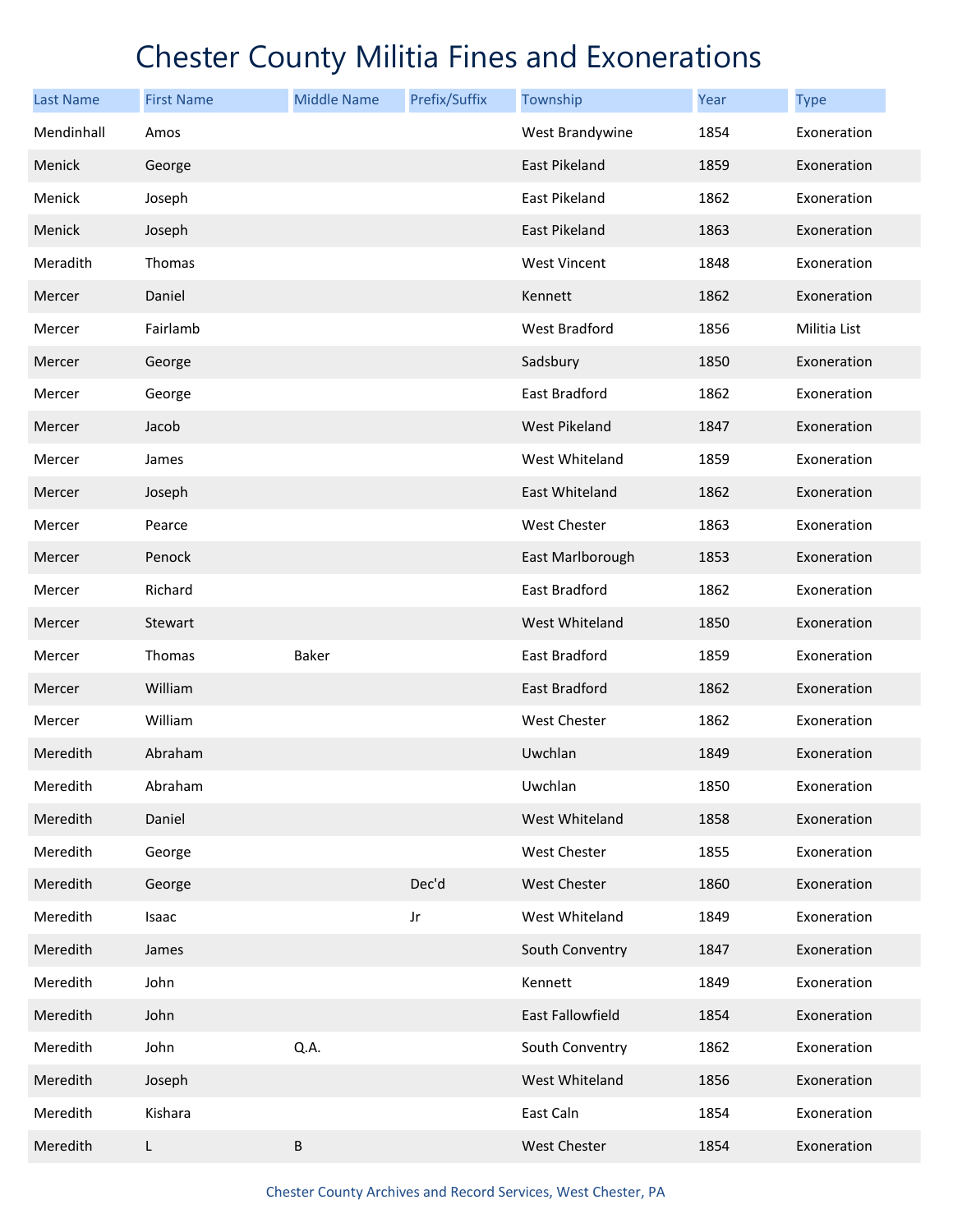# Chester County Militia Fines and Exonerations

| Last Name | First Name | Middle Name | Prefix/Suffix | Township | Year | Type |
|---|---|---|---|---|---|---|
| Mendinhall | Amos | | | West Brandywine | 1854 | Exoneration |
| Menick | George | | | East Pikeland | 1859 | Exoneration |
| Menick | Joseph | | | East Pikeland | 1862 | Exoneration |
| Menick | Joseph | | | East Pikeland | 1863 | Exoneration |
| Meradith | Thomas | | | West Vincent | 1848 | Exoneration |
| Mercer | Daniel | | | Kennett | 1862 | Exoneration |
| Mercer | Fairlamb | | | West Bradford | 1856 | Militia List |
| Mercer | George | | | Sadsbury | 1850 | Exoneration |
| Mercer | George | | | East Bradford | 1862 | Exoneration |
| Mercer | Jacob | | | West Pikeland | 1847 | Exoneration |
| Mercer | James | | | West Whiteland | 1859 | Exoneration |
| Mercer | Joseph | | | East Whiteland | 1862 | Exoneration |
| Mercer | Pearce | | | West Chester | 1863 | Exoneration |
| Mercer | Penock | | | East Marlborough | 1853 | Exoneration |
| Mercer | Richard | | | East Bradford | 1862 | Exoneration |
| Mercer | Stewart | | | West Whiteland | 1850 | Exoneration |
| Mercer | Thomas | Baker | | East Bradford | 1859 | Exoneration |
| Mercer | William | | | East Bradford | 1862 | Exoneration |
| Mercer | William | | | West Chester | 1862 | Exoneration |
| Meredith | Abraham | | | Uwchlan | 1849 | Exoneration |
| Meredith | Abraham | | | Uwchlan | 1850 | Exoneration |
| Meredith | Daniel | | | West Whiteland | 1858 | Exoneration |
| Meredith | George | | | West Chester | 1855 | Exoneration |
| Meredith | George | | Dec'd | West Chester | 1860 | Exoneration |
| Meredith | Isaac | | Jr | West Whiteland | 1849 | Exoneration |
| Meredith | James | | | South Conventry | 1847 | Exoneration |
| Meredith | John | | | Kennett | 1849 | Exoneration |
| Meredith | John | | | East Fallowfield | 1854 | Exoneration |
| Meredith | John | Q.A. | | South Conventry | 1862 | Exoneration |
| Meredith | Joseph | | | West Whiteland | 1856 | Exoneration |
| Meredith | Kishara | | | East Caln | 1854 | Exoneration |
| Meredith | L | B | | West Chester | 1854 | Exoneration |

Chester County Archives and Record Services, West Chester, PA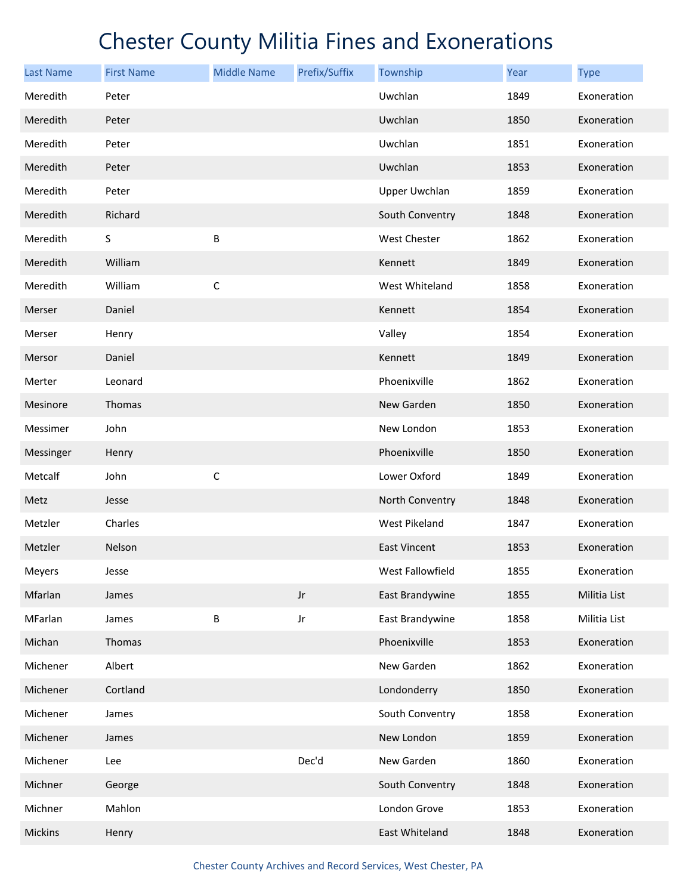# Chester County Militia Fines and Exonerations

| Last Name | First Name | Middle Name | Prefix/Suffix | Township | Year | Type |
|---|---|---|---|---|---|---|
| Meredith | Peter | | | Uwchlan | 1849 | Exoneration |
| Meredith | Peter | | | Uwchlan | 1850 | Exoneration |
| Meredith | Peter | | | Uwchlan | 1851 | Exoneration |
| Meredith | Peter | | | Uwchlan | 1853 | Exoneration |
| Meredith | Peter | | | Upper Uwchlan | 1859 | Exoneration |
| Meredith | Richard | | | South Conventry | 1848 | Exoneration |
| Meredith | S | B | | West Chester | 1862 | Exoneration |
| Meredith | William | | | Kennett | 1849 | Exoneration |
| Meredith | William | C | | West Whiteland | 1858 | Exoneration |
| Merser | Daniel | | | Kennett | 1854 | Exoneration |
| Merser | Henry | | | Valley | 1854 | Exoneration |
| Mersor | Daniel | | | Kennett | 1849 | Exoneration |
| Merter | Leonard | | | Phoenixville | 1862 | Exoneration |
| Mesinore | Thomas | | | New Garden | 1850 | Exoneration |
| Messimer | John | | | New London | 1853 | Exoneration |
| Messinger | Henry | | | Phoenixville | 1850 | Exoneration |
| Metcalf | John | C | | Lower Oxford | 1849 | Exoneration |
| Metz | Jesse | | | North Conventry | 1848 | Exoneration |
| Metzler | Charles | | | West Pikeland | 1847 | Exoneration |
| Metzler | Nelson | | | East Vincent | 1853 | Exoneration |
| Meyers | Jesse | | | West Fallowfield | 1855 | Exoneration |
| Mfarlan | James | | Jr | East Brandywine | 1855 | Militia List |
| MFarlan | James | B | Jr | East Brandywine | 1858 | Militia List |
| Michan | Thomas | | | Phoenixville | 1853 | Exoneration |
| Michener | Albert | | | New Garden | 1862 | Exoneration |
| Michener | Cortland | | | Londonderry | 1850 | Exoneration |
| Michener | James | | | South Conventry | 1858 | Exoneration |
| Michener | James | | | New London | 1859 | Exoneration |
| Michener | Lee | | Dec'd | New Garden | 1860 | Exoneration |
| Michner | George | | | South Conventry | 1848 | Exoneration |
| Michner | Mahlon | | | London Grove | 1853 | Exoneration |
| Mickins | Henry | | | East Whiteland | 1848 | Exoneration |

Chester County Archives and Record Services, West Chester, PA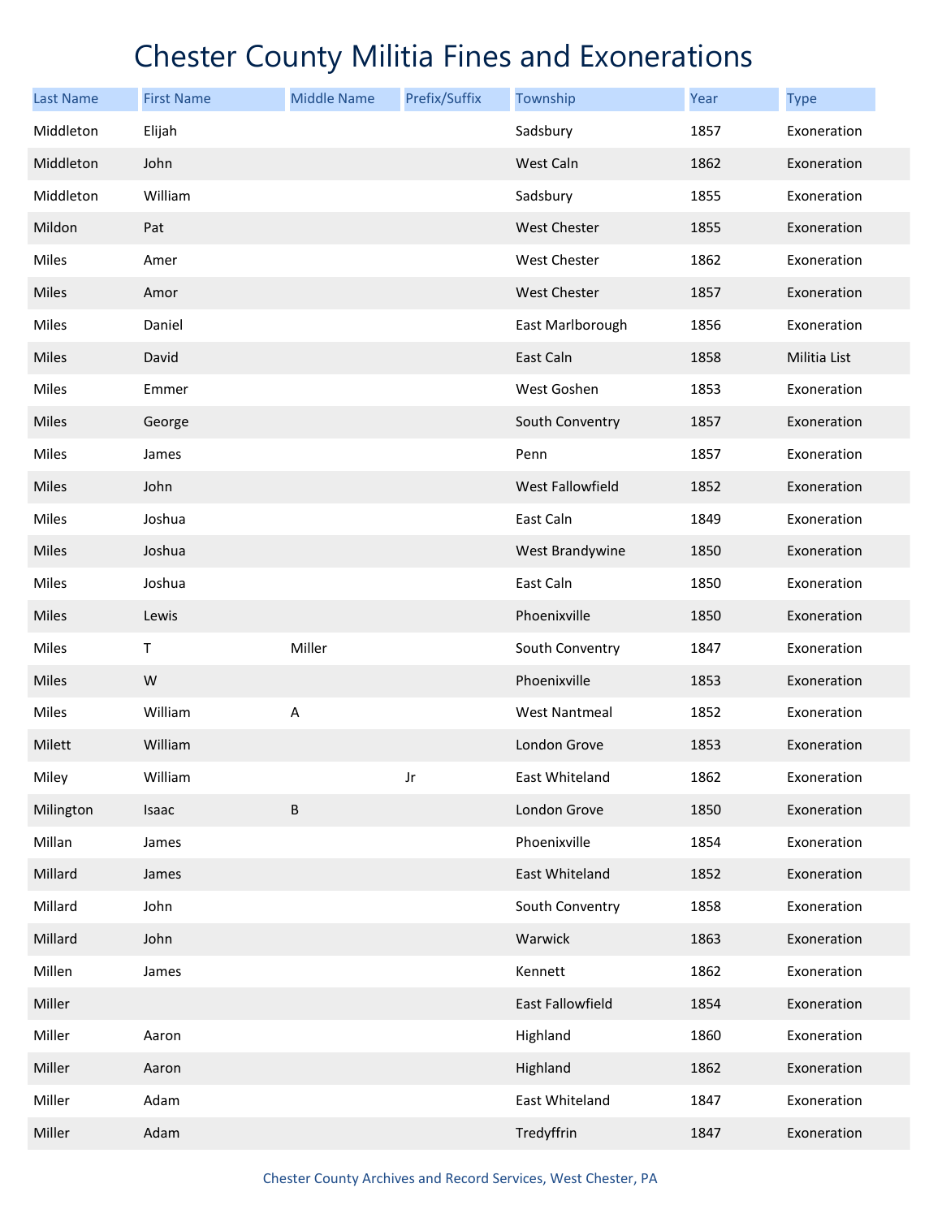# Chester County Militia Fines and Exonerations

| Last Name | First Name | Middle Name | Prefix/Suffix | Township | Year | Type |
|---|---|---|---|---|---|---|
| Middleton | Elijah | | | Sadsbury | 1857 | Exoneration |
| Middleton | John | | | West Caln | 1862 | Exoneration |
| Middleton | William | | | Sadsbury | 1855 | Exoneration |
| Mildon | Pat | | | West Chester | 1855 | Exoneration |
| Miles | Amer | | | West Chester | 1862 | Exoneration |
| Miles | Amor | | | West Chester | 1857 | Exoneration |
| Miles | Daniel | | | East Marlborough | 1856 | Exoneration |
| Miles | David | | | East Caln | 1858 | Militia List |
| Miles | Emmer | | | West Goshen | 1853 | Exoneration |
| Miles | George | | | South Conventry | 1857 | Exoneration |
| Miles | James | | | Penn | 1857 | Exoneration |
| Miles | John | | | West Fallowfield | 1852 | Exoneration |
| Miles | Joshua | | | East Caln | 1849 | Exoneration |
| Miles | Joshua | | | West Brandywine | 1850 | Exoneration |
| Miles | Joshua | | | East Caln | 1850 | Exoneration |
| Miles | Lewis | | | Phoenixville | 1850 | Exoneration |
| Miles | T | Miller | | South Conventry | 1847 | Exoneration |
| Miles | W | | | Phoenixville | 1853 | Exoneration |
| Miles | William | A | | West Nantmeal | 1852 | Exoneration |
| Milett | William | | | London Grove | 1853 | Exoneration |
| Miley | William | | Jr | East Whiteland | 1862 | Exoneration |
| Milington | Isaac | B | | London Grove | 1850 | Exoneration |
| Millan | James | | | Phoenixville | 1854 | Exoneration |
| Millard | James | | | East Whiteland | 1852 | Exoneration |
| Millard | John | | | South Conventry | 1858 | Exoneration |
| Millard | John | | | Warwick | 1863 | Exoneration |
| Millen | James | | | Kennett | 1862 | Exoneration |
| Miller | | | | East Fallowfield | 1854 | Exoneration |
| Miller | Aaron | | | Highland | 1860 | Exoneration |
| Miller | Aaron | | | Highland | 1862 | Exoneration |
| Miller | Adam | | | East Whiteland | 1847 | Exoneration |
| Miller | Adam | | | Tredyffrin | 1847 | Exoneration |

Chester County Archives and Record Services, West Chester, PA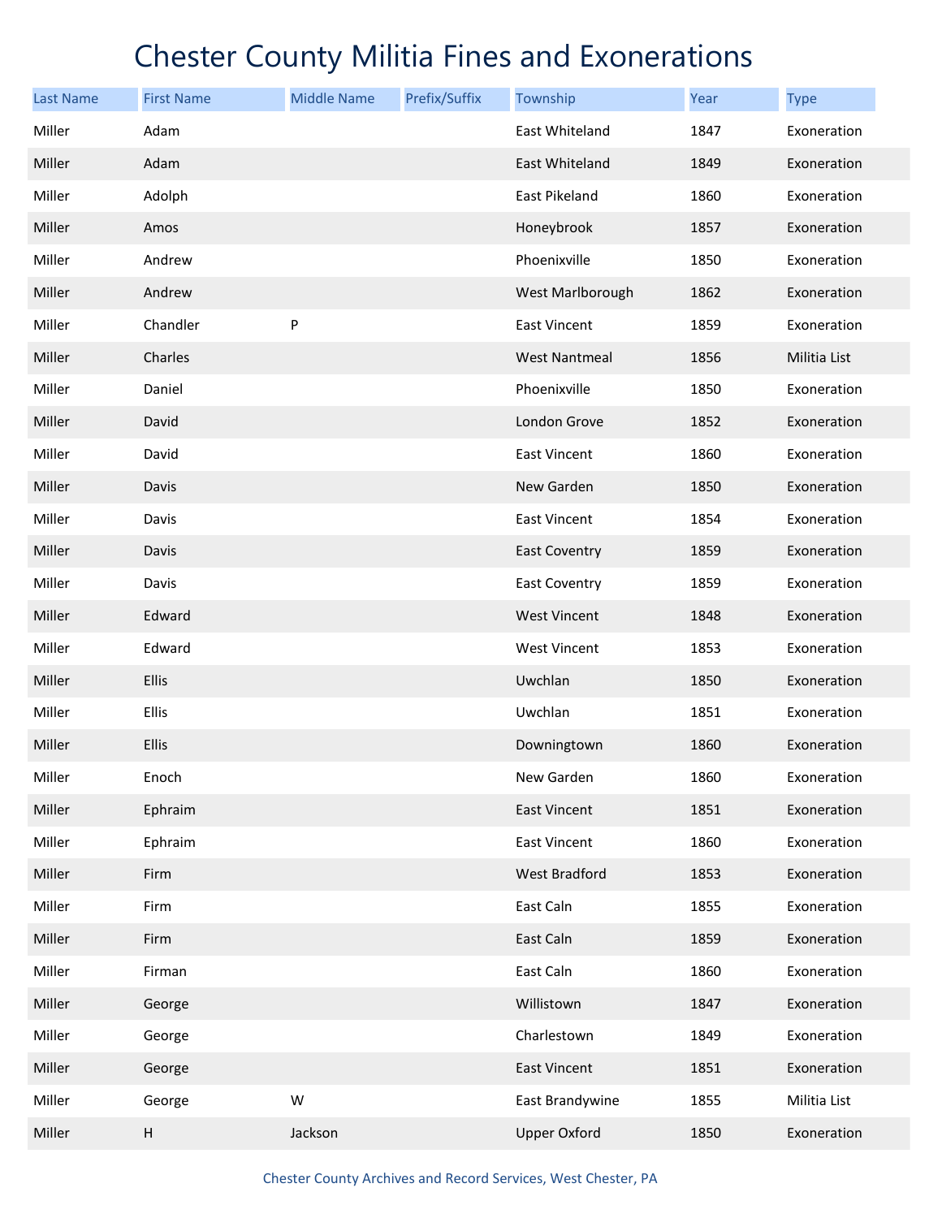# Chester County Militia Fines and Exonerations

| Last Name | First Name | Middle Name | Prefix/Suffix | Township | Year | Type |
|---|---|---|---|---|---|---|
| Miller | Adam | | | East Whiteland | 1847 | Exoneration |
| Miller | Adam | | | East Whiteland | 1849 | Exoneration |
| Miller | Adolph | | | East Pikeland | 1860 | Exoneration |
| Miller | Amos | | | Honeybrook | 1857 | Exoneration |
| Miller | Andrew | | | Phoenixville | 1850 | Exoneration |
| Miller | Andrew | | | West Marlborough | 1862 | Exoneration |
| Miller | Chandler | P | | East Vincent | 1859 | Exoneration |
| Miller | Charles | | | West Nantmeal | 1856 | Militia List |
| Miller | Daniel | | | Phoenixville | 1850 | Exoneration |
| Miller | David | | | London Grove | 1852 | Exoneration |
| Miller | David | | | East Vincent | 1860 | Exoneration |
| Miller | Davis | | | New Garden | 1850 | Exoneration |
| Miller | Davis | | | East Vincent | 1854 | Exoneration |
| Miller | Davis | | | East Coventry | 1859 | Exoneration |
| Miller | Davis | | | East Coventry | 1859 | Exoneration |
| Miller | Edward | | | West Vincent | 1848 | Exoneration |
| Miller | Edward | | | West Vincent | 1853 | Exoneration |
| Miller | Ellis | | | Uwchlan | 1850 | Exoneration |
| Miller | Ellis | | | Uwchlan | 1851 | Exoneration |
| Miller | Ellis | | | Downingtown | 1860 | Exoneration |
| Miller | Enoch | | | New Garden | 1860 | Exoneration |
| Miller | Ephraim | | | East Vincent | 1851 | Exoneration |
| Miller | Ephraim | | | East Vincent | 1860 | Exoneration |
| Miller | Firm | | | West Bradford | 1853 | Exoneration |
| Miller | Firm | | | East Caln | 1855 | Exoneration |
| Miller | Firm | | | East Caln | 1859 | Exoneration |
| Miller | Firman | | | East Caln | 1860 | Exoneration |
| Miller | George | | | Willistown | 1847 | Exoneration |
| Miller | George | | | Charlestown | 1849 | Exoneration |
| Miller | George | | | East Vincent | 1851 | Exoneration |
| Miller | George | W | | East Brandywine | 1855 | Militia List |
| Miller | H | Jackson | | Upper Oxford | 1850 | Exoneration |

Chester County Archives and Record Services, West Chester, PA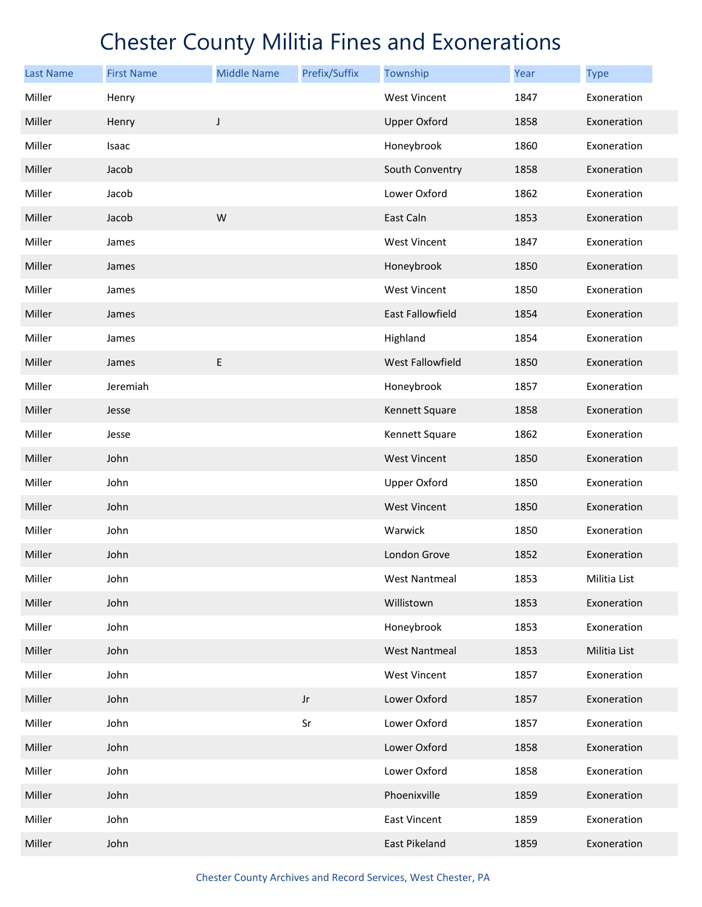# Chester County Militia Fines and Exonerations

| Last Name | First Name | Middle Name | Prefix/Suffix | Township | Year | Type |
|---|---|---|---|---|---|---|
| Miller | Henry | | | West Vincent | 1847 | Exoneration |
| Miller | Henry | J | | Upper Oxford | 1858 | Exoneration |
| Miller | Isaac | | | Honeybrook | 1860 | Exoneration |
| Miller | Jacob | | | South Conventry | 1858 | Exoneration |
| Miller | Jacob | | | Lower Oxford | 1862 | Exoneration |
| Miller | Jacob | W | | East Caln | 1853 | Exoneration |
| Miller | James | | | West Vincent | 1847 | Exoneration |
| Miller | James | | | Honeybrook | 1850 | Exoneration |
| Miller | James | | | West Vincent | 1850 | Exoneration |
| Miller | James | | | East Fallowfield | 1854 | Exoneration |
| Miller | James | | | Highland | 1854 | Exoneration |
| Miller | James | E | | West Fallowfield | 1850 | Exoneration |
| Miller | Jeremiah | | | Honeybrook | 1857 | Exoneration |
| Miller | Jesse | | | Kennett Square | 1858 | Exoneration |
| Miller | Jesse | | | Kennett Square | 1862 | Exoneration |
| Miller | John | | | West Vincent | 1850 | Exoneration |
| Miller | John | | | Upper Oxford | 1850 | Exoneration |
| Miller | John | | | West Vincent | 1850 | Exoneration |
| Miller | John | | | Warwick | 1850 | Exoneration |
| Miller | John | | | London Grove | 1852 | Exoneration |
| Miller | John | | | West Nantmeal | 1853 | Militia List |
| Miller | John | | | Willistown | 1853 | Exoneration |
| Miller | John | | | Honeybrook | 1853 | Exoneration |
| Miller | John | | | West Nantmeal | 1853 | Militia List |
| Miller | John | | | West Vincent | 1857 | Exoneration |
| Miller | John | | Jr | Lower Oxford | 1857 | Exoneration |
| Miller | John | | Sr | Lower Oxford | 1857 | Exoneration |
| Miller | John | | | Lower Oxford | 1858 | Exoneration |
| Miller | John | | | Lower Oxford | 1858 | Exoneration |
| Miller | John | | | Phoenixville | 1859 | Exoneration |
| Miller | John | | | East Vincent | 1859 | Exoneration |
| Miller | John | | | East Pikeland | 1859 | Exoneration |

Chester County Archives and Record Services, West Chester, PA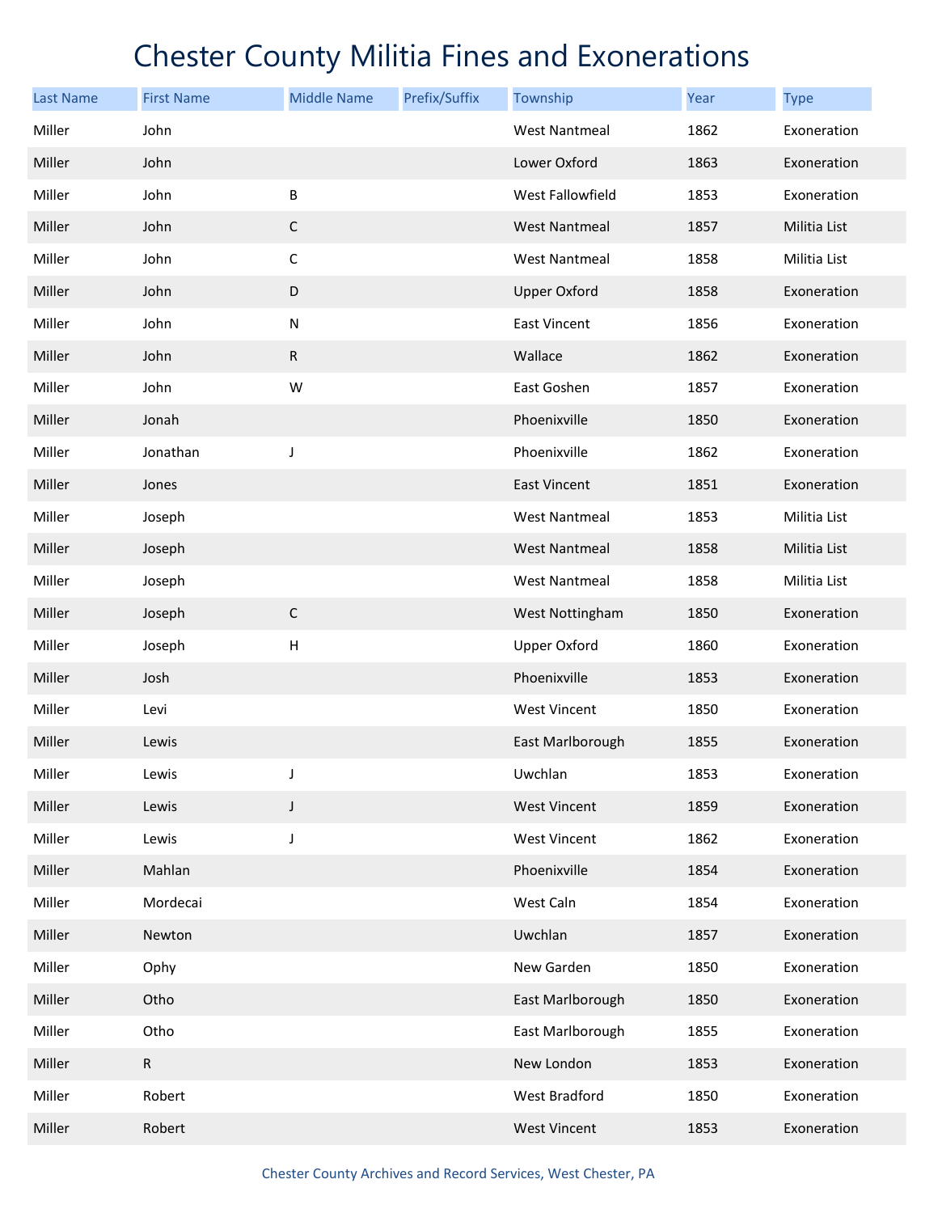# Chester County Militia Fines and Exonerations

| Last Name | First Name | Middle Name | Prefix/Suffix | Township | Year | Type |
|---|---|---|---|---|---|---|
| Miller | John | | | West Nantmeal | 1862 | Exoneration |
| Miller | John | | | Lower Oxford | 1863 | Exoneration |
| Miller | John | B | | West Fallowfield | 1853 | Exoneration |
| Miller | John | C | | West Nantmeal | 1857 | Militia List |
| Miller | John | C | | West Nantmeal | 1858 | Militia List |
| Miller | John | D | | Upper Oxford | 1858 | Exoneration |
| Miller | John | N | | East Vincent | 1856 | Exoneration |
| Miller | John | R | | Wallace | 1862 | Exoneration |
| Miller | John | W | | East Goshen | 1857 | Exoneration |
| Miller | Jonah | | | Phoenixville | 1850 | Exoneration |
| Miller | Jonathan | J | | Phoenixville | 1862 | Exoneration |
| Miller | Jones | | | East Vincent | 1851 | Exoneration |
| Miller | Joseph | | | West Nantmeal | 1853 | Militia List |
| Miller | Joseph | | | West Nantmeal | 1858 | Militia List |
| Miller | Joseph | | | West Nantmeal | 1858 | Militia List |
| Miller | Joseph | C | | West Nottingham | 1850 | Exoneration |
| Miller | Joseph | H | | Upper Oxford | 1860 | Exoneration |
| Miller | Josh | | | Phoenixville | 1853 | Exoneration |
| Miller | Levi | | | West Vincent | 1850 | Exoneration |
| Miller | Lewis | | | East Marlborough | 1855 | Exoneration |
| Miller | Lewis | J | | Uwchlan | 1853 | Exoneration |
| Miller | Lewis | J | | West Vincent | 1859 | Exoneration |
| Miller | Lewis | J | | West Vincent | 1862 | Exoneration |
| Miller | Mahlan | | | Phoenixville | 1854 | Exoneration |
| Miller | Mordecai | | | West Caln | 1854 | Exoneration |
| Miller | Newton | | | Uwchlan | 1857 | Exoneration |
| Miller | Ophy | | | New Garden | 1850 | Exoneration |
| Miller | Otho | | | East Marlborough | 1850 | Exoneration |
| Miller | Otho | | | East Marlborough | 1855 | Exoneration |
| Miller | R | | | New London | 1853 | Exoneration |
| Miller | Robert | | | West Bradford | 1850 | Exoneration |
| Miller | Robert | | | West Vincent | 1853 | Exoneration |

Chester County Archives and Record Services, West Chester, PA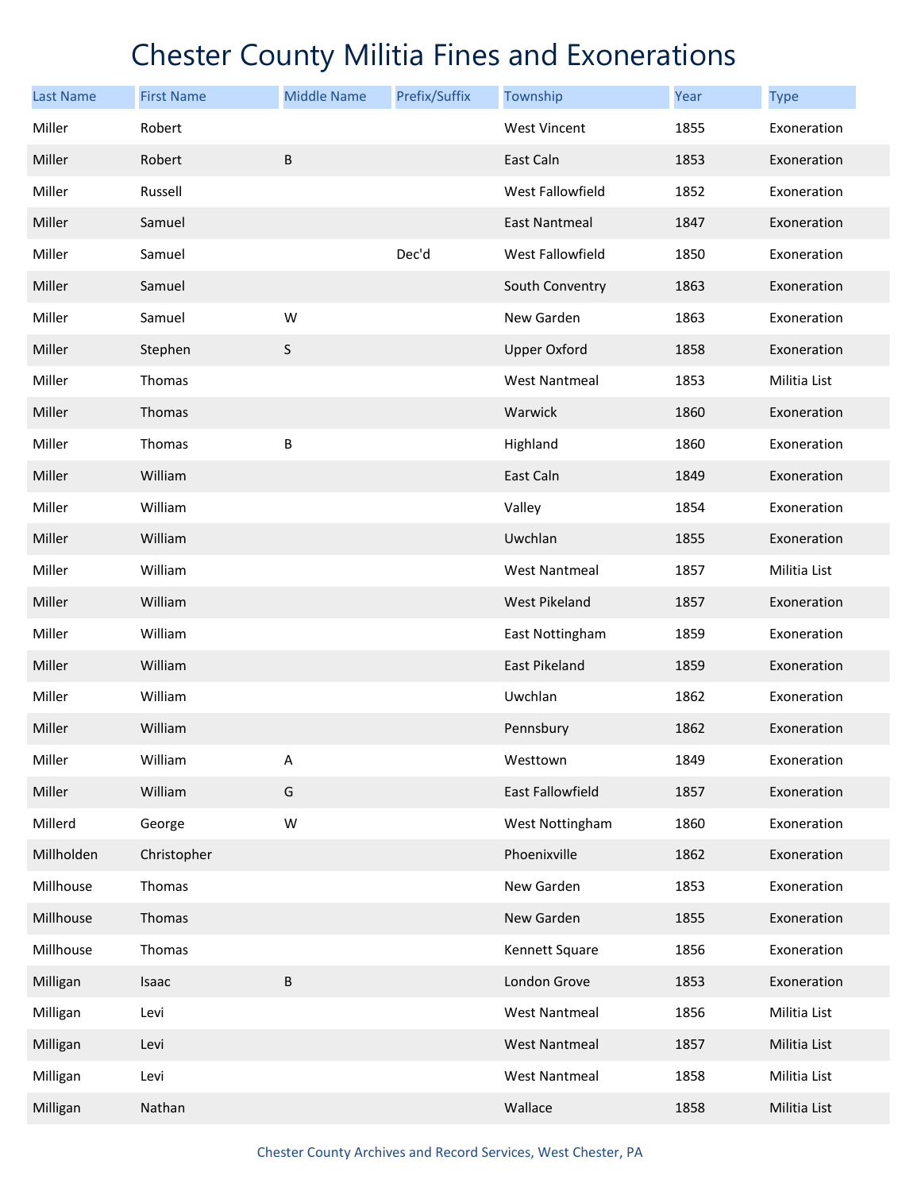# Chester County Militia Fines and Exonerations

| Last Name | First Name | Middle Name | Prefix/Suffix | Township | Year | Type |
|---|---|---|---|---|---|---|
| Miller | Robert | | | West Vincent | 1855 | Exoneration |
| Miller | Robert | B | | East Caln | 1853 | Exoneration |
| Miller | Russell | | | West Fallowfield | 1852 | Exoneration |
| Miller | Samuel | | | East Nantmeal | 1847 | Exoneration |
| Miller | Samuel | | Dec'd | West Fallowfield | 1850 | Exoneration |
| Miller | Samuel | | | South Conventry | 1863 | Exoneration |
| Miller | Samuel | W | | New Garden | 1863 | Exoneration |
| Miller | Stephen | S | | Upper Oxford | 1858 | Exoneration |
| Miller | Thomas | | | West Nantmeal | 1853 | Militia List |
| Miller | Thomas | | | Warwick | 1860 | Exoneration |
| Miller | Thomas | B | | Highland | 1860 | Exoneration |
| Miller | William | | | East Caln | 1849 | Exoneration |
| Miller | William | | | Valley | 1854 | Exoneration |
| Miller | William | | | Uwchlan | 1855 | Exoneration |
| Miller | William | | | West Nantmeal | 1857 | Militia List |
| Miller | William | | | West Pikeland | 1857 | Exoneration |
| Miller | William | | | East Nottingham | 1859 | Exoneration |
| Miller | William | | | East Pikeland | 1859 | Exoneration |
| Miller | William | | | Uwchlan | 1862 | Exoneration |
| Miller | William | | | Pennsbury | 1862 | Exoneration |
| Miller | William | A | | Westtown | 1849 | Exoneration |
| Miller | William | G | | East Fallowfield | 1857 | Exoneration |
| Millerd | George | W | | West Nottingham | 1860 | Exoneration |
| Millholden | Christopher | | | Phoenixville | 1862 | Exoneration |
| Millhouse | Thomas | | | New Garden | 1853 | Exoneration |
| Millhouse | Thomas | | | New Garden | 1855 | Exoneration |
| Millhouse | Thomas | | | Kennett Square | 1856 | Exoneration |
| Milligan | Isaac | B | | London Grove | 1853 | Exoneration |
| Milligan | Levi | | | West Nantmeal | 1856 | Militia List |
| Milligan | Levi | | | West Nantmeal | 1857 | Militia List |
| Milligan | Levi | | | West Nantmeal | 1858 | Militia List |
| Milligan | Nathan | | | Wallace | 1858 | Militia List |

Chester County Archives and Record Services, West Chester, PA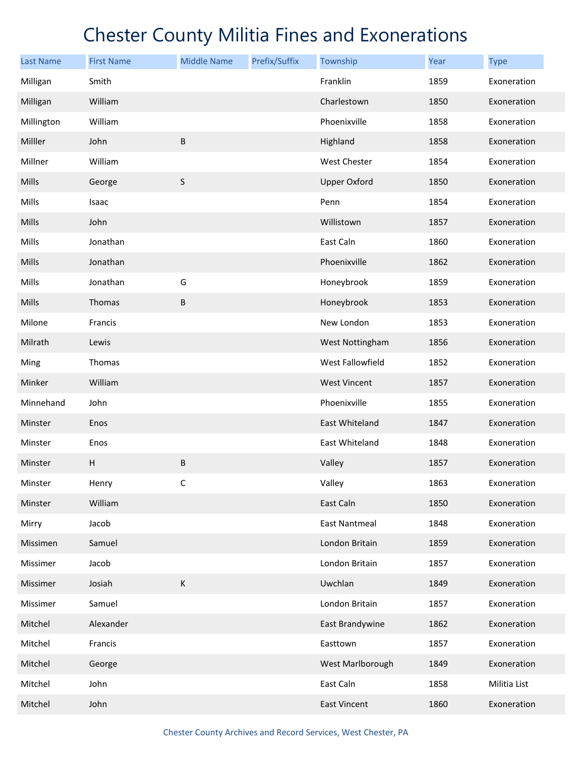# Chester County Militia Fines and Exonerations

| Last Name | First Name | Middle Name | Prefix/Suffix | Township | Year | Type |
|---|---|---|---|---|---|---|
| Milligan | Smith | | | Franklin | 1859 | Exoneration |
| Milligan | William | | | Charlestown | 1850 | Exoneration |
| Millington | William | | | Phoenixville | 1858 | Exoneration |
| Milller | John | B | | Highland | 1858 | Exoneration |
| Millner | William | | | West Chester | 1854 | Exoneration |
| Mills | George | S | | Upper Oxford | 1850 | Exoneration |
| Mills | Isaac | | | Penn | 1854 | Exoneration |
| Mills | John | | | Willistown | 1857 | Exoneration |
| Mills | Jonathan | | | East Caln | 1860 | Exoneration |
| Mills | Jonathan | | | Phoenixville | 1862 | Exoneration |
| Mills | Jonathan | G | | Honeybrook | 1859 | Exoneration |
| Mills | Thomas | B | | Honeybrook | 1853 | Exoneration |
| Milone | Francis | | | New London | 1853 | Exoneration |
| Milrath | Lewis | | | West Nottingham | 1856 | Exoneration |
| Ming | Thomas | | | West Fallowfield | 1852 | Exoneration |
| Minker | William | | | West Vincent | 1857 | Exoneration |
| Minnehand | John | | | Phoenixville | 1855 | Exoneration |
| Minster | Enos | | | East Whiteland | 1847 | Exoneration |
| Minster | Enos | | | East Whiteland | 1848 | Exoneration |
| Minster | H | B | | Valley | 1857 | Exoneration |
| Minster | Henry | C | | Valley | 1863 | Exoneration |
| Minster | William | | | East Caln | 1850 | Exoneration |
| Mirry | Jacob | | | East Nantmeal | 1848 | Exoneration |
| Missimen | Samuel | | | London Britain | 1859 | Exoneration |
| Missimer | Jacob | | | London Britain | 1857 | Exoneration |
| Missimer | Josiah | K | | Uwchlan | 1849 | Exoneration |
| Missimer | Samuel | | | London Britain | 1857 | Exoneration |
| Mitchel | Alexander | | | East Brandywine | 1862 | Exoneration |
| Mitchel | Francis | | | Easttown | 1857 | Exoneration |
| Mitchel | George | | | West Marlborough | 1849 | Exoneration |
| Mitchel | John | | | East Caln | 1858 | Militia List |
| Mitchel | John | | | East Vincent | 1860 | Exoneration |

Chester County Archives and Record Services, West Chester, PA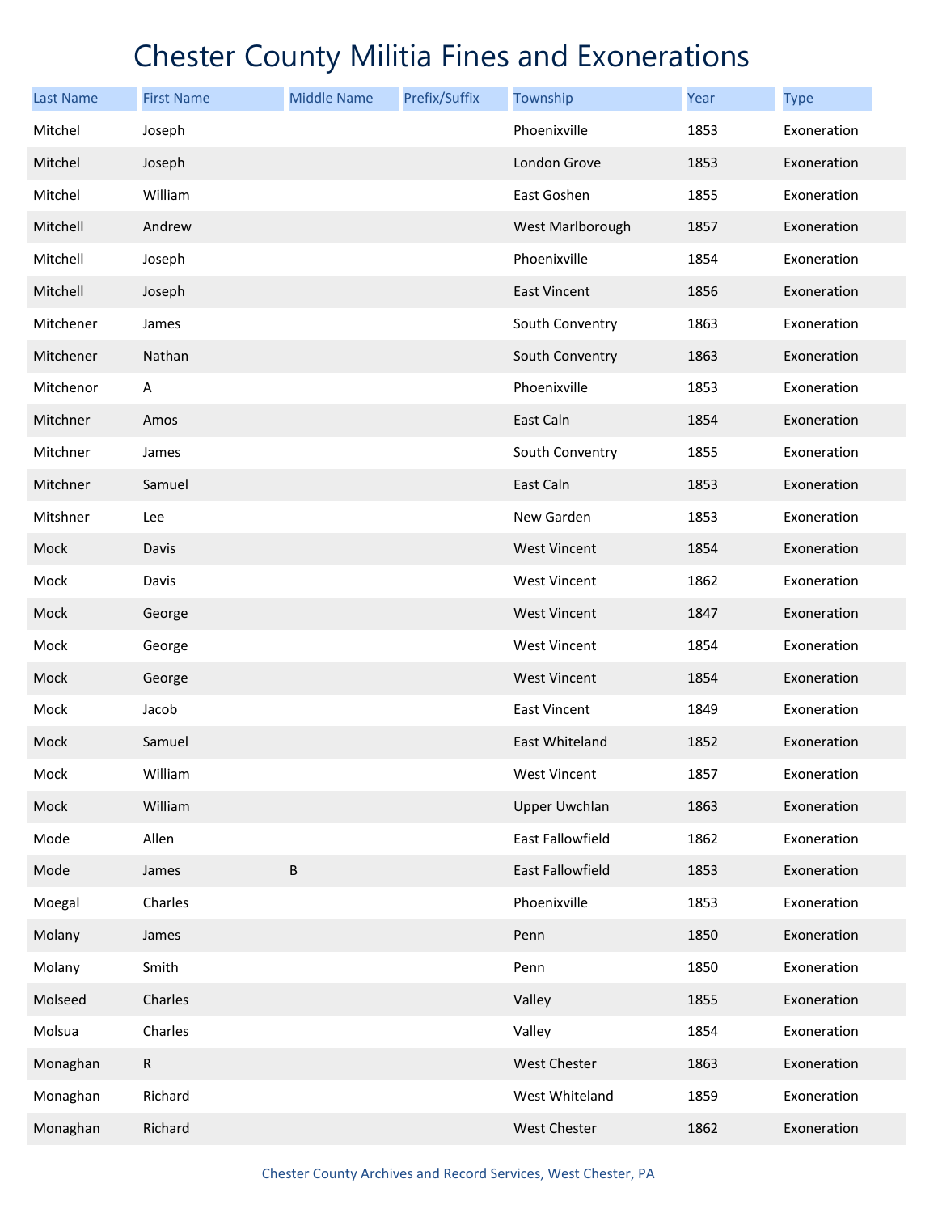# Chester County Militia Fines and Exonerations

| Last Name | First Name | Middle Name | Prefix/Suffix | Township | Year | Type |
|---|---|---|---|---|---|---|
| Mitchel | Joseph | | | Phoenixville | 1853 | Exoneration |
| Mitchel | Joseph | | | London Grove | 1853 | Exoneration |
| Mitchel | William | | | East Goshen | 1855 | Exoneration |
| Mitchell | Andrew | | | West Marlborough | 1857 | Exoneration |
| Mitchell | Joseph | | | Phoenixville | 1854 | Exoneration |
| Mitchell | Joseph | | | East Vincent | 1856 | Exoneration |
| Mitchener | James | | | South Conventry | 1863 | Exoneration |
| Mitchener | Nathan | | | South Conventry | 1863 | Exoneration |
| Mitchenor | A | | | Phoenixville | 1853 | Exoneration |
| Mitchner | Amos | | | East Caln | 1854 | Exoneration |
| Mitchner | James | | | South Conventry | 1855 | Exoneration |
| Mitchner | Samuel | | | East Caln | 1853 | Exoneration |
| Mitshner | Lee | | | New Garden | 1853 | Exoneration |
| Mock | Davis | | | West Vincent | 1854 | Exoneration |
| Mock | Davis | | | West Vincent | 1862 | Exoneration |
| Mock | George | | | West Vincent | 1847 | Exoneration |
| Mock | George | | | West Vincent | 1854 | Exoneration |
| Mock | George | | | West Vincent | 1854 | Exoneration |
| Mock | Jacob | | | East Vincent | 1849 | Exoneration |
| Mock | Samuel | | | East Whiteland | 1852 | Exoneration |
| Mock | William | | | West Vincent | 1857 | Exoneration |
| Mock | William | | | Upper Uwchlan | 1863 | Exoneration |
| Mode | Allen | | | East Fallowfield | 1862 | Exoneration |
| Mode | James | B | | East Fallowfield | 1853 | Exoneration |
| Moegal | Charles | | | Phoenixville | 1853 | Exoneration |
| Molany | James | | | Penn | 1850 | Exoneration |
| Molany | Smith | | | Penn | 1850 | Exoneration |
| Molseed | Charles | | | Valley | 1855 | Exoneration |
| Molsua | Charles | | | Valley | 1854 | Exoneration |
| Monaghan | R | | | West Chester | 1863 | Exoneration |
| Monaghan | Richard | | | West Whiteland | 1859 | Exoneration |
| Monaghan | Richard | | | West Chester | 1862 | Exoneration |

Chester County Archives and Record Services, West Chester, PA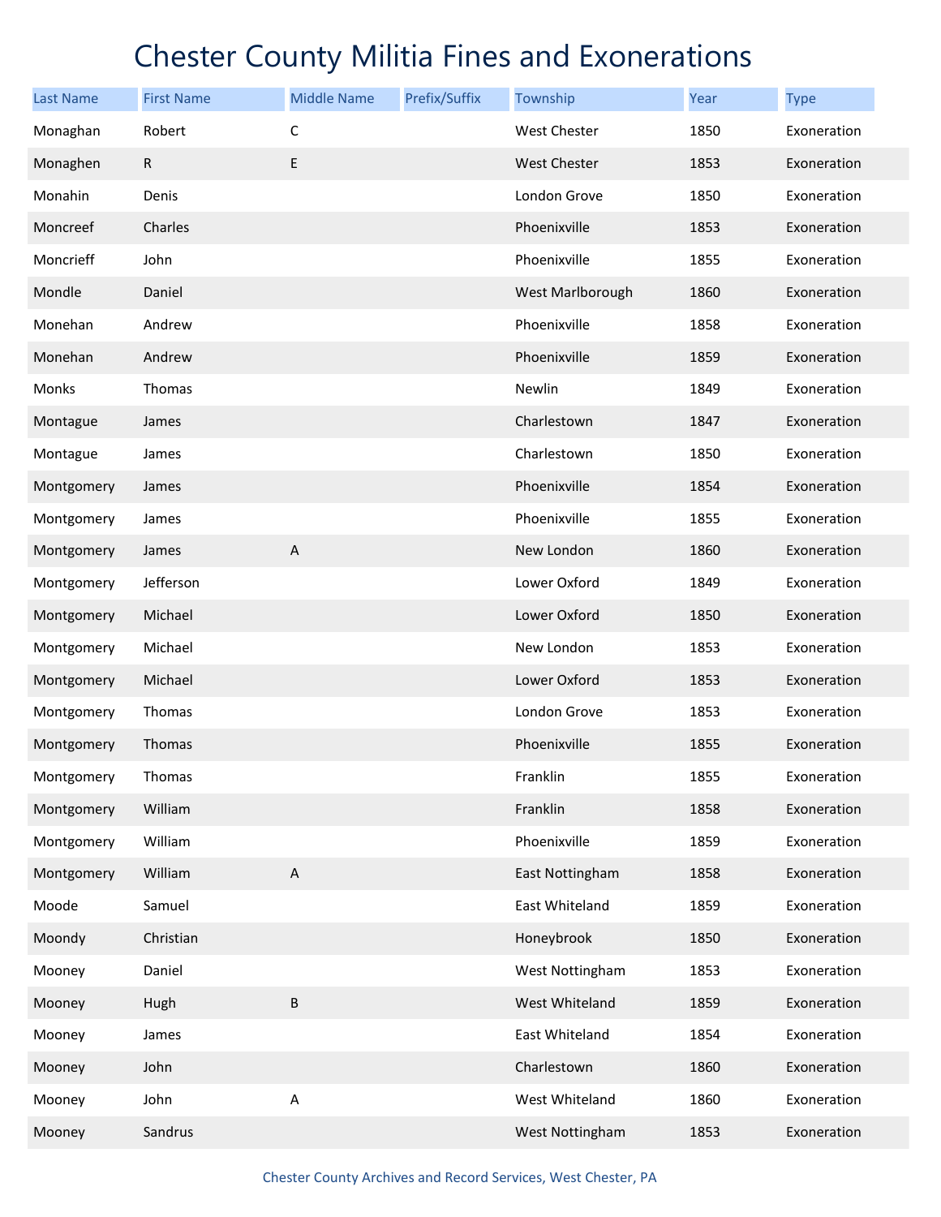# Chester County Militia Fines and Exonerations

| Last Name | First Name | Middle Name | Prefix/Suffix | Township | Year | Type |
|---|---|---|---|---|---|---|
| Monaghan | Robert | C | | West Chester | 1850 | Exoneration |
| Monaghen | R | E | | West Chester | 1853 | Exoneration |
| Monahin | Denis | | | London Grove | 1850 | Exoneration |
| Moncreef | Charles | | | Phoenixville | 1853 | Exoneration |
| Moncrieff | John | | | Phoenixville | 1855 | Exoneration |
| Mondle | Daniel | | | West Marlborough | 1860 | Exoneration |
| Monehan | Andrew | | | Phoenixville | 1858 | Exoneration |
| Monehan | Andrew | | | Phoenixville | 1859 | Exoneration |
| Monks | Thomas | | | Newlin | 1849 | Exoneration |
| Montague | James | | | Charlestown | 1847 | Exoneration |
| Montague | James | | | Charlestown | 1850 | Exoneration |
| Montgomery | James | | | Phoenixville | 1854 | Exoneration |
| Montgomery | James | | | Phoenixville | 1855 | Exoneration |
| Montgomery | James | A | | New London | 1860 | Exoneration |
| Montgomery | Jefferson | | | Lower Oxford | 1849 | Exoneration |
| Montgomery | Michael | | | Lower Oxford | 1850 | Exoneration |
| Montgomery | Michael | | | New London | 1853 | Exoneration |
| Montgomery | Michael | | | Lower Oxford | 1853 | Exoneration |
| Montgomery | Thomas | | | London Grove | 1853 | Exoneration |
| Montgomery | Thomas | | | Phoenixville | 1855 | Exoneration |
| Montgomery | Thomas | | | Franklin | 1855 | Exoneration |
| Montgomery | William | | | Franklin | 1858 | Exoneration |
| Montgomery | William | | | Phoenixville | 1859 | Exoneration |
| Montgomery | William | A | | East Nottingham | 1858 | Exoneration |
| Moode | Samuel | | | East Whiteland | 1859 | Exoneration |
| Moondy | Christian | | | Honeybrook | 1850 | Exoneration |
| Mooney | Daniel | | | West Nottingham | 1853 | Exoneration |
| Mooney | Hugh | B | | West Whiteland | 1859 | Exoneration |
| Mooney | James | | | East Whiteland | 1854 | Exoneration |
| Mooney | John | | | Charlestown | 1860 | Exoneration |
| Mooney | John | A | | West Whiteland | 1860 | Exoneration |
| Mooney | Sandrus | | | West Nottingham | 1853 | Exoneration |

Chester County Archives and Record Services, West Chester, PA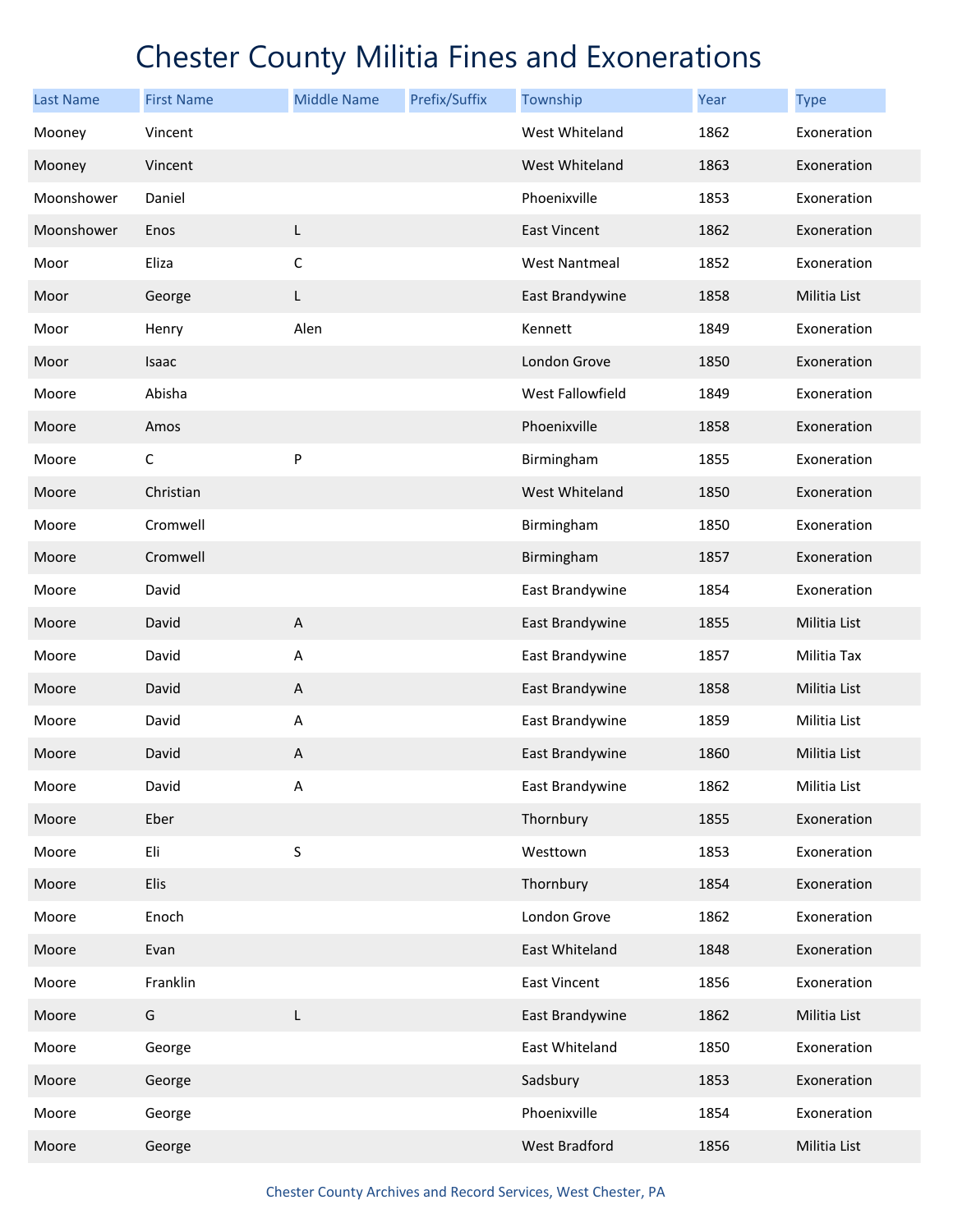# Chester County Militia Fines and Exonerations

| Last Name | First Name | Middle Name | Prefix/Suffix | Township | Year | Type |
|---|---|---|---|---|---|---|
| Mooney | Vincent | | | West Whiteland | 1862 | Exoneration |
| Mooney | Vincent | | | West Whiteland | 1863 | Exoneration |
| Moonshower | Daniel | | | Phoenixville | 1853 | Exoneration |
| Moonshower | Enos | L | | East Vincent | 1862 | Exoneration |
| Moor | Eliza | C | | West Nantmeal | 1852 | Exoneration |
| Moor | George | L | | East Brandywine | 1858 | Militia List |
| Moor | Henry | Alen | | Kennett | 1849 | Exoneration |
| Moor | Isaac | | | London Grove | 1850 | Exoneration |
| Moore | Abisha | | | West Fallowfield | 1849 | Exoneration |
| Moore | Amos | | | Phoenixville | 1858 | Exoneration |
| Moore | C | P | | Birmingham | 1855 | Exoneration |
| Moore | Christian | | | West Whiteland | 1850 | Exoneration |
| Moore | Cromwell | | | Birmingham | 1850 | Exoneration |
| Moore | Cromwell | | | Birmingham | 1857 | Exoneration |
| Moore | David | | | East Brandywine | 1854 | Exoneration |
| Moore | David | A | | East Brandywine | 1855 | Militia List |
| Moore | David | A | | East Brandywine | 1857 | Militia Tax |
| Moore | David | A | | East Brandywine | 1858 | Militia List |
| Moore | David | A | | East Brandywine | 1859 | Militia List |
| Moore | David | A | | East Brandywine | 1860 | Militia List |
| Moore | David | A | | East Brandywine | 1862 | Militia List |
| Moore | Eber | | | Thornbury | 1855 | Exoneration |
| Moore | Eli | S | | Westtown | 1853 | Exoneration |
| Moore | Elis | | | Thornbury | 1854 | Exoneration |
| Moore | Enoch | | | London Grove | 1862 | Exoneration |
| Moore | Evan | | | East Whiteland | 1848 | Exoneration |
| Moore | Franklin | | | East Vincent | 1856 | Exoneration |
| Moore | G | L | | East Brandywine | 1862 | Militia List |
| Moore | George | | | East Whiteland | 1850 | Exoneration |
| Moore | George | | | Sadsbury | 1853 | Exoneration |
| Moore | George | | | Phoenixville | 1854 | Exoneration |
| Moore | George | | | West Bradford | 1856 | Militia List |

Chester County Archives and Record Services, West Chester, PA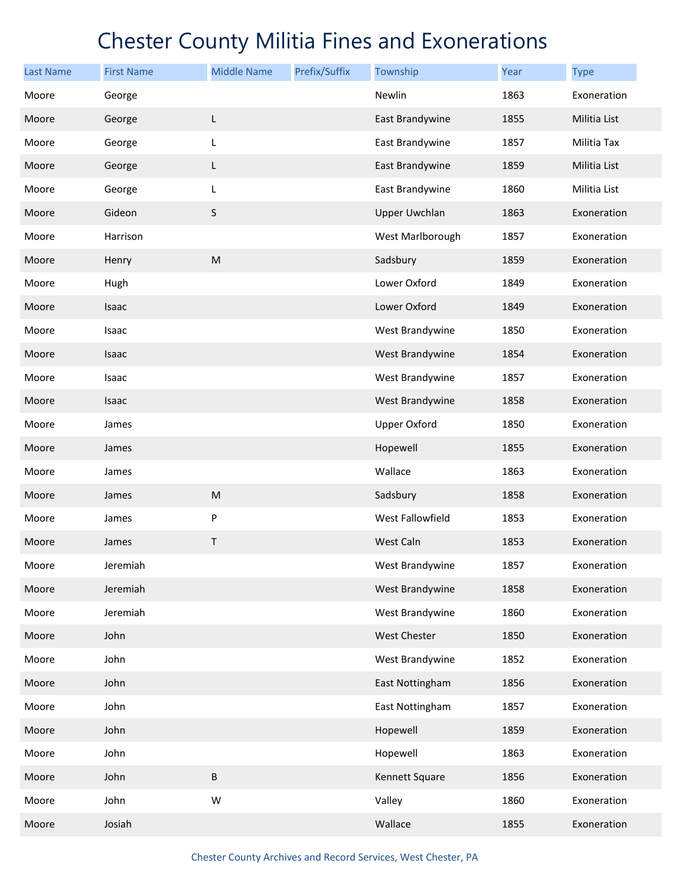# Chester County Militia Fines and Exonerations

| Last Name | First Name | Middle Name | Prefix/Suffix | Township | Year | Type |
|---|---|---|---|---|---|---|
| Moore | George | | | Newlin | 1863 | Exoneration |
| Moore | George | L | | East Brandywine | 1855 | Militia List |
| Moore | George | L | | East Brandywine | 1857 | Militia Tax |
| Moore | George | L | | East Brandywine | 1859 | Militia List |
| Moore | George | L | | East Brandywine | 1860 | Militia List |
| Moore | Gideon | S | | Upper Uwchlan | 1863 | Exoneration |
| Moore | Harrison | | | West Marlborough | 1857 | Exoneration |
| Moore | Henry | M | | Sadsbury | 1859 | Exoneration |
| Moore | Hugh | | | Lower Oxford | 1849 | Exoneration |
| Moore | Isaac | | | Lower Oxford | 1849 | Exoneration |
| Moore | Isaac | | | West Brandywine | 1850 | Exoneration |
| Moore | Isaac | | | West Brandywine | 1854 | Exoneration |
| Moore | Isaac | | | West Brandywine | 1857 | Exoneration |
| Moore | Isaac | | | West Brandywine | 1858 | Exoneration |
| Moore | James | | | Upper Oxford | 1850 | Exoneration |
| Moore | James | | | Hopewell | 1855 | Exoneration |
| Moore | James | | | Wallace | 1863 | Exoneration |
| Moore | James | M | | Sadsbury | 1858 | Exoneration |
| Moore | James | P | | West Fallowfield | 1853 | Exoneration |
| Moore | James | T | | West Caln | 1853 | Exoneration |
| Moore | Jeremiah | | | West Brandywine | 1857 | Exoneration |
| Moore | Jeremiah | | | West Brandywine | 1858 | Exoneration |
| Moore | Jeremiah | | | West Brandywine | 1860 | Exoneration |
| Moore | John | | | West Chester | 1850 | Exoneration |
| Moore | John | | | West Brandywine | 1852 | Exoneration |
| Moore | John | | | East Nottingham | 1856 | Exoneration |
| Moore | John | | | East Nottingham | 1857 | Exoneration |
| Moore | John | | | Hopewell | 1859 | Exoneration |
| Moore | John | | | Hopewell | 1863 | Exoneration |
| Moore | John | B | | Kennett Square | 1856 | Exoneration |
| Moore | John | W | | Valley | 1860 | Exoneration |
| Moore | Josiah | | | Wallace | 1855 | Exoneration |

Chester County Archives and Record Services, West Chester, PA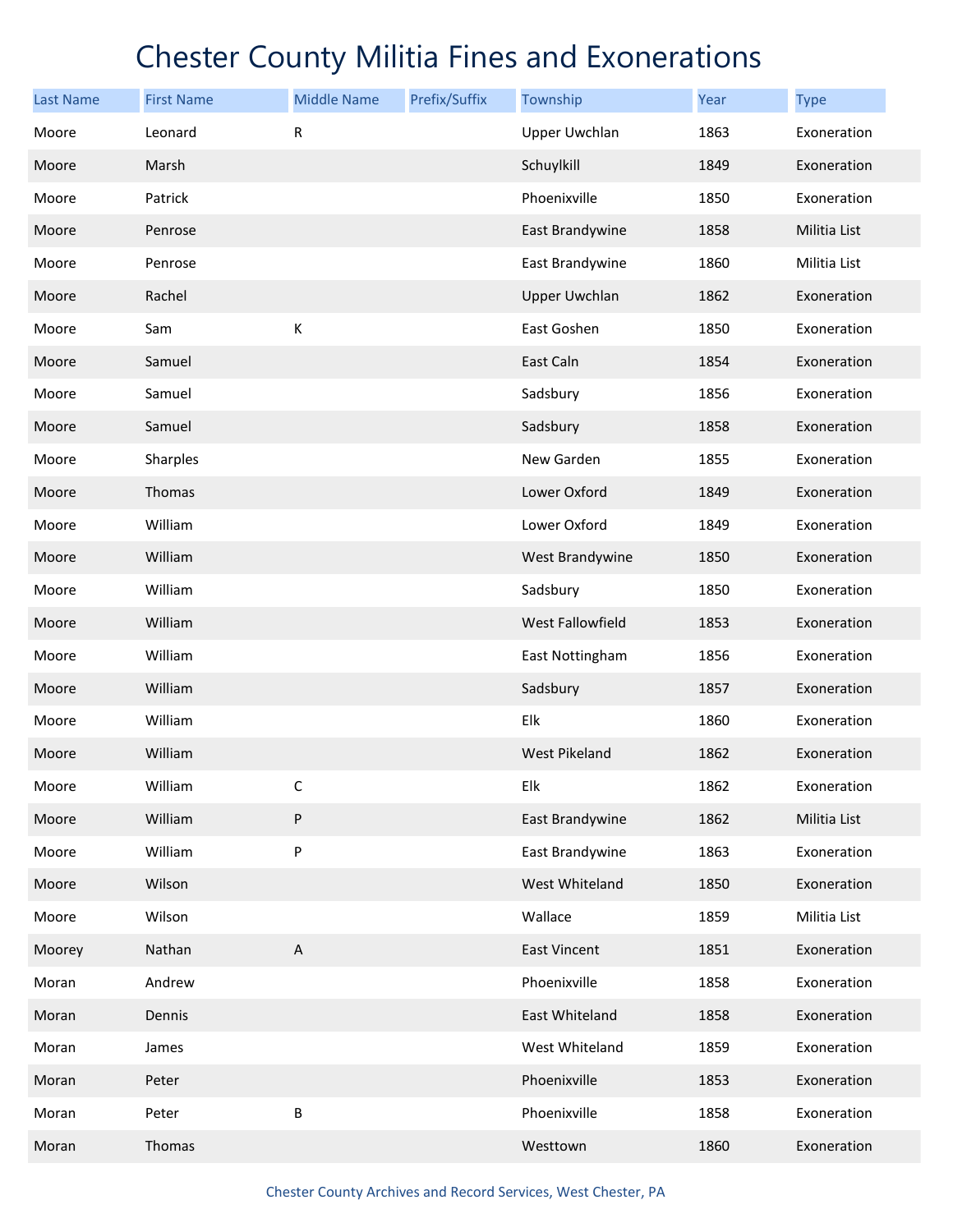# Chester County Militia Fines and Exonerations

| Last Name | First Name | Middle Name | Prefix/Suffix | Township | Year | Type |
|---|---|---|---|---|---|---|
| Moore | Leonard | R | | Upper Uwchlan | 1863 | Exoneration |
| Moore | Marsh | | | Schuylkill | 1849 | Exoneration |
| Moore | Patrick | | | Phoenixville | 1850 | Exoneration |
| Moore | Penrose | | | East Brandywine | 1858 | Militia List |
| Moore | Penrose | | | East Brandywine | 1860 | Militia List |
| Moore | Rachel | | | Upper Uwchlan | 1862 | Exoneration |
| Moore | Sam | K | | East Goshen | 1850 | Exoneration |
| Moore | Samuel | | | East Caln | 1854 | Exoneration |
| Moore | Samuel | | | Sadsbury | 1856 | Exoneration |
| Moore | Samuel | | | Sadsbury | 1858 | Exoneration |
| Moore | Sharples | | | New Garden | 1855 | Exoneration |
| Moore | Thomas | | | Lower Oxford | 1849 | Exoneration |
| Moore | William | | | Lower Oxford | 1849 | Exoneration |
| Moore | William | | | West Brandywine | 1850 | Exoneration |
| Moore | William | | | Sadsbury | 1850 | Exoneration |
| Moore | William | | | West Fallowfield | 1853 | Exoneration |
| Moore | William | | | East Nottingham | 1856 | Exoneration |
| Moore | William | | | Sadsbury | 1857 | Exoneration |
| Moore | William | | | Elk | 1860 | Exoneration |
| Moore | William | | | West Pikeland | 1862 | Exoneration |
| Moore | William | C | | Elk | 1862 | Exoneration |
| Moore | William | P | | East Brandywine | 1862 | Militia List |
| Moore | William | P | | East Brandywine | 1863 | Exoneration |
| Moore | Wilson | | | West Whiteland | 1850 | Exoneration |
| Moore | Wilson | | | Wallace | 1859 | Militia List |
| Moorey | Nathan | A | | East Vincent | 1851 | Exoneration |
| Moran | Andrew | | | Phoenixville | 1858 | Exoneration |
| Moran | Dennis | | | East Whiteland | 1858 | Exoneration |
| Moran | James | | | West Whiteland | 1859 | Exoneration |
| Moran | Peter | | | Phoenixville | 1853 | Exoneration |
| Moran | Peter | B | | Phoenixville | 1858 | Exoneration |
| Moran | Thomas | | | Westtown | 1860 | Exoneration |

Chester County Archives and Record Services, West Chester, PA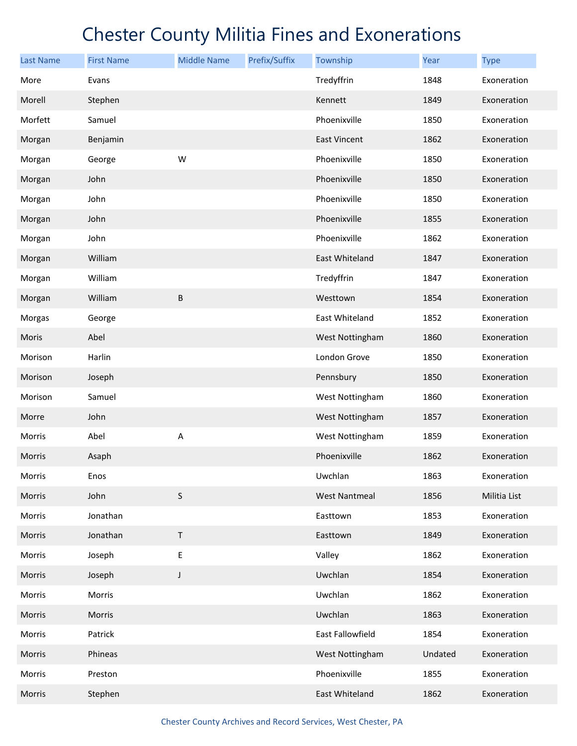# Chester County Militia Fines and Exonerations

| Last Name | First Name | Middle Name | Prefix/Suffix | Township | Year | Type |
|---|---|---|---|---|---|---|
| More | Evans | | | Tredyffrin | 1848 | Exoneration |
| Morell | Stephen | | | Kennett | 1849 | Exoneration |
| Morfett | Samuel | | | Phoenixville | 1850 | Exoneration |
| Morgan | Benjamin | | | East Vincent | 1862 | Exoneration |
| Morgan | George | W | | Phoenixville | 1850 | Exoneration |
| Morgan | John | | | Phoenixville | 1850 | Exoneration |
| Morgan | John | | | Phoenixville | 1850 | Exoneration |
| Morgan | John | | | Phoenixville | 1855 | Exoneration |
| Morgan | John | | | Phoenixville | 1862 | Exoneration |
| Morgan | William | | | East Whiteland | 1847 | Exoneration |
| Morgan | William | | | Tredyffrin | 1847 | Exoneration |
| Morgan | William | B | | Westtown | 1854 | Exoneration |
| Morgas | George | | | East Whiteland | 1852 | Exoneration |
| Moris | Abel | | | West Nottingham | 1860 | Exoneration |
| Morison | Harlin | | | London Grove | 1850 | Exoneration |
| Morison | Joseph | | | Pennsbury | 1850 | Exoneration |
| Morison | Samuel | | | West Nottingham | 1860 | Exoneration |
| Morre | John | | | West Nottingham | 1857 | Exoneration |
| Morris | Abel | A | | West Nottingham | 1859 | Exoneration |
| Morris | Asaph | | | Phoenixville | 1862 | Exoneration |
| Morris | Enos | | | Uwchlan | 1863 | Exoneration |
| Morris | John | S | | West Nantmeal | 1856 | Militia List |
| Morris | Jonathan | | | Easttown | 1853 | Exoneration |
| Morris | Jonathan | T | | Easttown | 1849 | Exoneration |
| Morris | Joseph | E | | Valley | 1862 | Exoneration |
| Morris | Joseph | J | | Uwchlan | 1854 | Exoneration |
| Morris | Morris | | | Uwchlan | 1862 | Exoneration |
| Morris | Morris | | | Uwchlan | 1863 | Exoneration |
| Morris | Patrick | | | East Fallowfield | 1854 | Exoneration |
| Morris | Phineas | | | West Nottingham | Undated | Exoneration |
| Morris | Preston | | | Phoenixville | 1855 | Exoneration |
| Morris | Stephen | | | East Whiteland | 1862 | Exoneration |

Chester County Archives and Record Services, West Chester, PA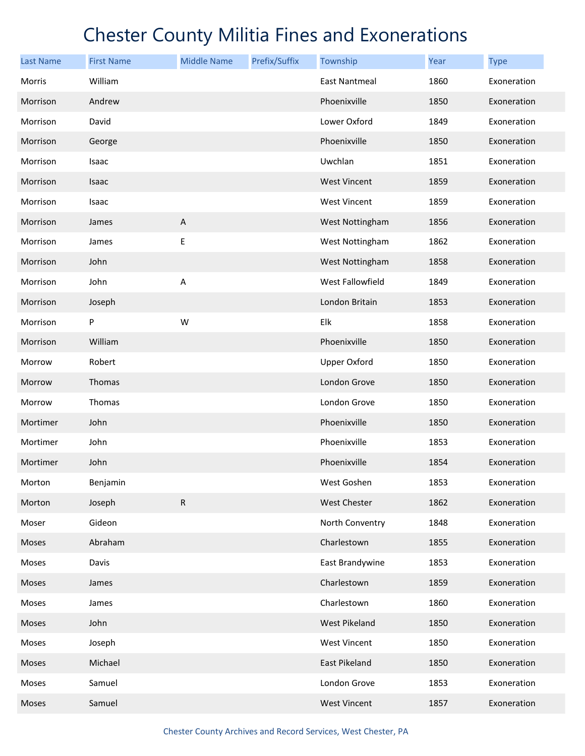# Chester County Militia Fines and Exonerations

| Last Name | First Name | Middle Name | Prefix/Suffix | Township | Year | Type |
|---|---|---|---|---|---|---|
| Morris | William | | | East Nantmeal | 1860 | Exoneration |
| Morrison | Andrew | | | Phoenixville | 1850 | Exoneration |
| Morrison | David | | | Lower Oxford | 1849 | Exoneration |
| Morrison | George | | | Phoenixville | 1850 | Exoneration |
| Morrison | Isaac | | | Uwchlan | 1851 | Exoneration |
| Morrison | Isaac | | | West Vincent | 1859 | Exoneration |
| Morrison | Isaac | | | West Vincent | 1859 | Exoneration |
| Morrison | James | A | | West Nottingham | 1856 | Exoneration |
| Morrison | James | E | | West Nottingham | 1862 | Exoneration |
| Morrison | John | | | West Nottingham | 1858 | Exoneration |
| Morrison | John | A | | West Fallowfield | 1849 | Exoneration |
| Morrison | Joseph | | | London Britain | 1853 | Exoneration |
| Morrison | P | W | | Elk | 1858 | Exoneration |
| Morrison | William | | | Phoenixville | 1850 | Exoneration |
| Morrow | Robert | | | Upper Oxford | 1850 | Exoneration |
| Morrow | Thomas | | | London Grove | 1850 | Exoneration |
| Morrow | Thomas | | | London Grove | 1850 | Exoneration |
| Mortimer | John | | | Phoenixville | 1850 | Exoneration |
| Mortimer | John | | | Phoenixville | 1853 | Exoneration |
| Mortimer | John | | | Phoenixville | 1854 | Exoneration |
| Morton | Benjamin | | | West Goshen | 1853 | Exoneration |
| Morton | Joseph | R | | West Chester | 1862 | Exoneration |
| Moser | Gideon | | | North Conventry | 1848 | Exoneration |
| Moses | Abraham | | | Charlestown | 1855 | Exoneration |
| Moses | Davis | | | East Brandywine | 1853 | Exoneration |
| Moses | James | | | Charlestown | 1859 | Exoneration |
| Moses | James | | | Charlestown | 1860 | Exoneration |
| Moses | John | | | West Pikeland | 1850 | Exoneration |
| Moses | Joseph | | | West Vincent | 1850 | Exoneration |
| Moses | Michael | | | East Pikeland | 1850 | Exoneration |
| Moses | Samuel | | | London Grove | 1853 | Exoneration |
| Moses | Samuel | | | West Vincent | 1857 | Exoneration |

Chester County Archives and Record Services, West Chester, PA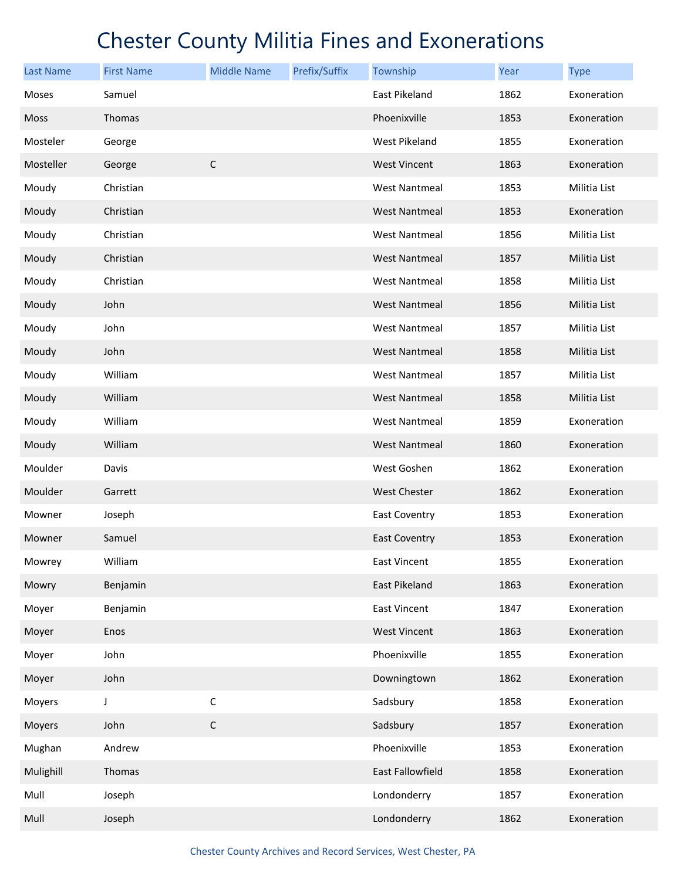# Chester County Militia Fines and Exonerations

| Last Name | First Name | Middle Name | Prefix/Suffix | Township | Year | Type |
|---|---|---|---|---|---|---|
| Moses | Samuel | | | East Pikeland | 1862 | Exoneration |
| Moss | Thomas | | | Phoenixville | 1853 | Exoneration |
| Mosteler | George | | | West Pikeland | 1855 | Exoneration |
| Mosteller | George | C | | West Vincent | 1863 | Exoneration |
| Moudy | Christian | | | West Nantmeal | 1853 | Militia List |
| Moudy | Christian | | | West Nantmeal | 1853 | Exoneration |
| Moudy | Christian | | | West Nantmeal | 1856 | Militia List |
| Moudy | Christian | | | West Nantmeal | 1857 | Militia List |
| Moudy | Christian | | | West Nantmeal | 1858 | Militia List |
| Moudy | John | | | West Nantmeal | 1856 | Militia List |
| Moudy | John | | | West Nantmeal | 1857 | Militia List |
| Moudy | John | | | West Nantmeal | 1858 | Militia List |
| Moudy | William | | | West Nantmeal | 1857 | Militia List |
| Moudy | William | | | West Nantmeal | 1858 | Militia List |
| Moudy | William | | | West Nantmeal | 1859 | Exoneration |
| Moudy | William | | | West Nantmeal | 1860 | Exoneration |
| Moulder | Davis | | | West Goshen | 1862 | Exoneration |
| Moulder | Garrett | | | West Chester | 1862 | Exoneration |
| Mowner | Joseph | | | East Coventry | 1853 | Exoneration |
| Mowner | Samuel | | | East Coventry | 1853 | Exoneration |
| Mowrey | William | | | East Vincent | 1855 | Exoneration |
| Mowry | Benjamin | | | East Pikeland | 1863 | Exoneration |
| Moyer | Benjamin | | | East Vincent | 1847 | Exoneration |
| Moyer | Enos | | | West Vincent | 1863 | Exoneration |
| Moyer | John | | | Phoenixville | 1855 | Exoneration |
| Moyer | John | | | Downingtown | 1862 | Exoneration |
| Moyers | J | C | | Sadsbury | 1858 | Exoneration |
| Moyers | John | C | | Sadsbury | 1857 | Exoneration |
| Mughan | Andrew | | | Phoenixville | 1853 | Exoneration |
| Mulighill | Thomas | | | East Fallowfield | 1858 | Exoneration |
| Mull | Joseph | | | Londonderry | 1857 | Exoneration |
| Mull | Joseph | | | Londonderry | 1862 | Exoneration |

Chester County Archives and Record Services, West Chester, PA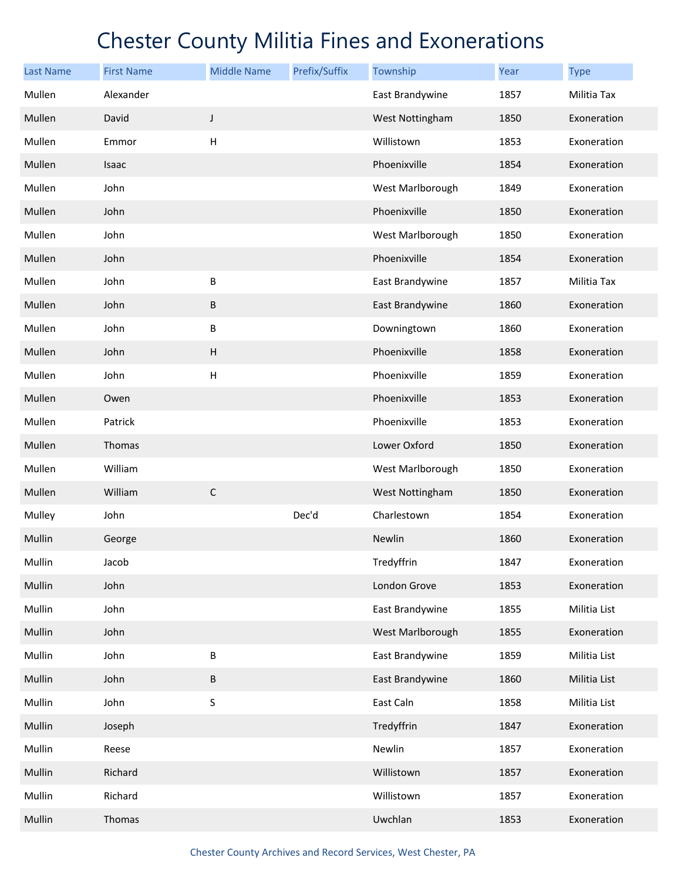# Chester County Militia Fines and Exonerations

| Last Name | First Name | Middle Name | Prefix/Suffix | Township | Year | Type |
|---|---|---|---|---|---|---|
| Mullen | Alexander | | | East Brandywine | 1857 | Militia Tax |
| Mullen | David | J | | West Nottingham | 1850 | Exoneration |
| Mullen | Emmor | H | | Willistown | 1853 | Exoneration |
| Mullen | Isaac | | | Phoenixville | 1854 | Exoneration |
| Mullen | John | | | West Marlborough | 1849 | Exoneration |
| Mullen | John | | | Phoenixville | 1850 | Exoneration |
| Mullen | John | | | West Marlborough | 1850 | Exoneration |
| Mullen | John | | | Phoenixville | 1854 | Exoneration |
| Mullen | John | B | | East Brandywine | 1857 | Militia Tax |
| Mullen | John | B | | East Brandywine | 1860 | Exoneration |
| Mullen | John | B | | Downingtown | 1860 | Exoneration |
| Mullen | John | H | | Phoenixville | 1858 | Exoneration |
| Mullen | John | H | | Phoenixville | 1859 | Exoneration |
| Mullen | Owen | | | Phoenixville | 1853 | Exoneration |
| Mullen | Patrick | | | Phoenixville | 1853 | Exoneration |
| Mullen | Thomas | | | Lower Oxford | 1850 | Exoneration |
| Mullen | William | | | West Marlborough | 1850 | Exoneration |
| Mullen | William | C | | West Nottingham | 1850 | Exoneration |
| Mulley | John | | Dec'd | Charlestown | 1854 | Exoneration |
| Mullin | George | | | Newlin | 1860 | Exoneration |
| Mullin | Jacob | | | Tredyffrin | 1847 | Exoneration |
| Mullin | John | | | London Grove | 1853 | Exoneration |
| Mullin | John | | | East Brandywine | 1855 | Militia List |
| Mullin | John | | | West Marlborough | 1855 | Exoneration |
| Mullin | John | B | | East Brandywine | 1859 | Militia List |
| Mullin | John | B | | East Brandywine | 1860 | Militia List |
| Mullin | John | S | | East Caln | 1858 | Militia List |
| Mullin | Joseph | | | Tredyffrin | 1847 | Exoneration |
| Mullin | Reese | | | Newlin | 1857 | Exoneration |
| Mullin | Richard | | | Willistown | 1857 | Exoneration |
| Mullin | Richard | | | Willistown | 1857 | Exoneration |
| Mullin | Thomas | | | Uwchlan | 1853 | Exoneration |

Chester County Archives and Record Services, West Chester, PA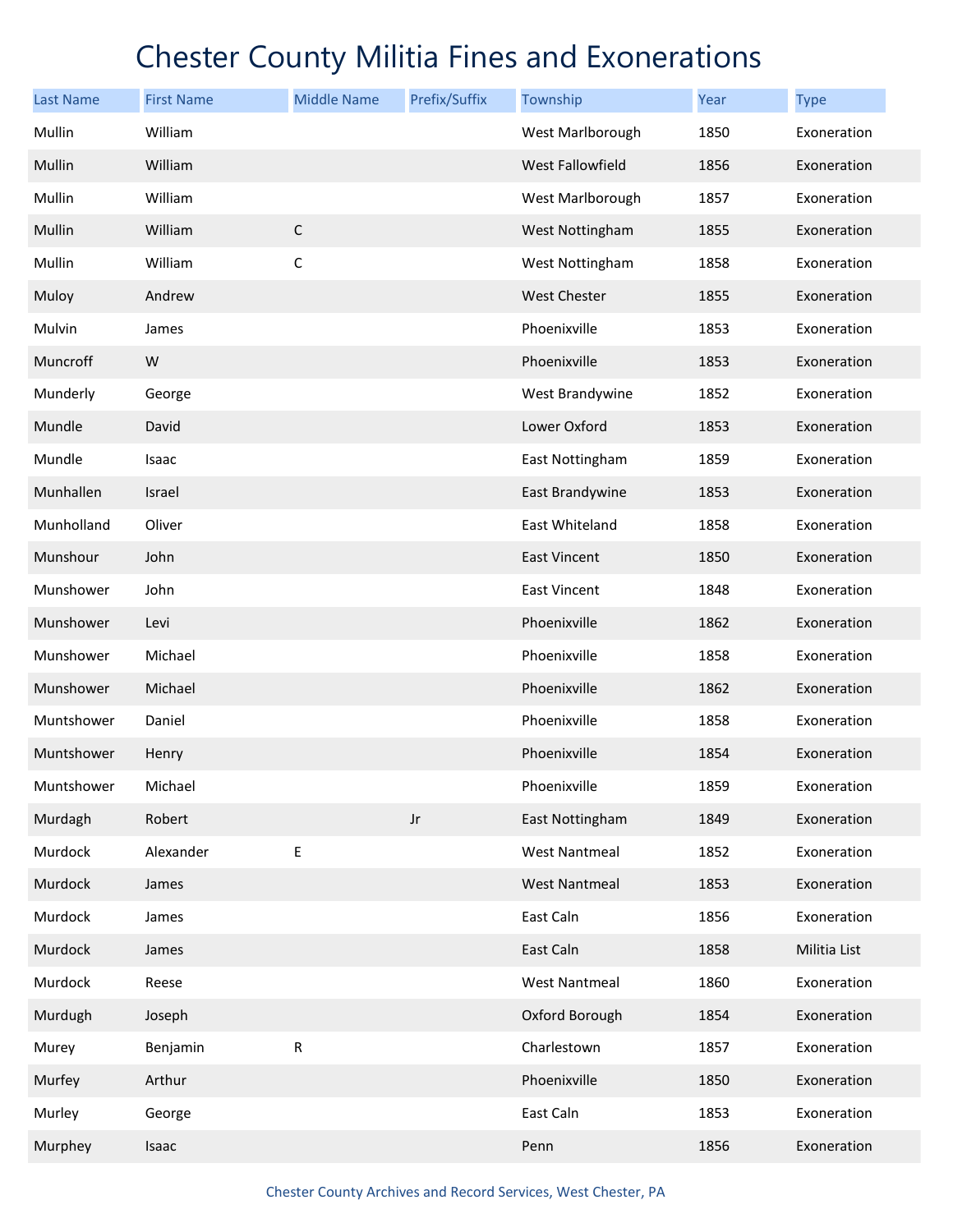# Chester County Militia Fines and Exonerations

| Last Name | First Name | Middle Name | Prefix/Suffix | Township | Year | Type |
|---|---|---|---|---|---|---|
| Mullin | William | | | West Marlborough | 1850 | Exoneration |
| Mullin | William | | | West Fallowfield | 1856 | Exoneration |
| Mullin | William | | | West Marlborough | 1857 | Exoneration |
| Mullin | William | C | | West Nottingham | 1855 | Exoneration |
| Mullin | William | C | | West Nottingham | 1858 | Exoneration |
| Muloy | Andrew | | | West Chester | 1855 | Exoneration |
| Mulvin | James | | | Phoenixville | 1853 | Exoneration |
| Muncroff | W | | | Phoenixville | 1853 | Exoneration |
| Munderly | George | | | West Brandywine | 1852 | Exoneration |
| Mundle | David | | | Lower Oxford | 1853 | Exoneration |
| Mundle | Isaac | | | East Nottingham | 1859 | Exoneration |
| Munhallen | Israel | | | East Brandywine | 1853 | Exoneration |
| Munholland | Oliver | | | East Whiteland | 1858 | Exoneration |
| Munshour | John | | | East Vincent | 1850 | Exoneration |
| Munshower | John | | | East Vincent | 1848 | Exoneration |
| Munshower | Levi | | | Phoenixville | 1862 | Exoneration |
| Munshower | Michael | | | Phoenixville | 1858 | Exoneration |
| Munshower | Michael | | | Phoenixville | 1862 | Exoneration |
| Muntshower | Daniel | | | Phoenixville | 1858 | Exoneration |
| Muntshower | Henry | | | Phoenixville | 1854 | Exoneration |
| Muntshower | Michael | | | Phoenixville | 1859 | Exoneration |
| Murdagh | Robert | | Jr | East Nottingham | 1849 | Exoneration |
| Murdock | Alexander | E | | West Nantmeal | 1852 | Exoneration |
| Murdock | James | | | West Nantmeal | 1853 | Exoneration |
| Murdock | James | | | East Caln | 1856 | Exoneration |
| Murdock | James | | | East Caln | 1858 | Militia List |
| Murdock | Reese | | | West Nantmeal | 1860 | Exoneration |
| Murdugh | Joseph | | | Oxford Borough | 1854 | Exoneration |
| Murey | Benjamin | R | | Charlestown | 1857 | Exoneration |
| Murfey | Arthur | | | Phoenixville | 1850 | Exoneration |
| Murley | George | | | East Caln | 1853 | Exoneration |
| Murphey | Isaac | | | Penn | 1856 | Exoneration |

Chester County Archives and Record Services, West Chester, PA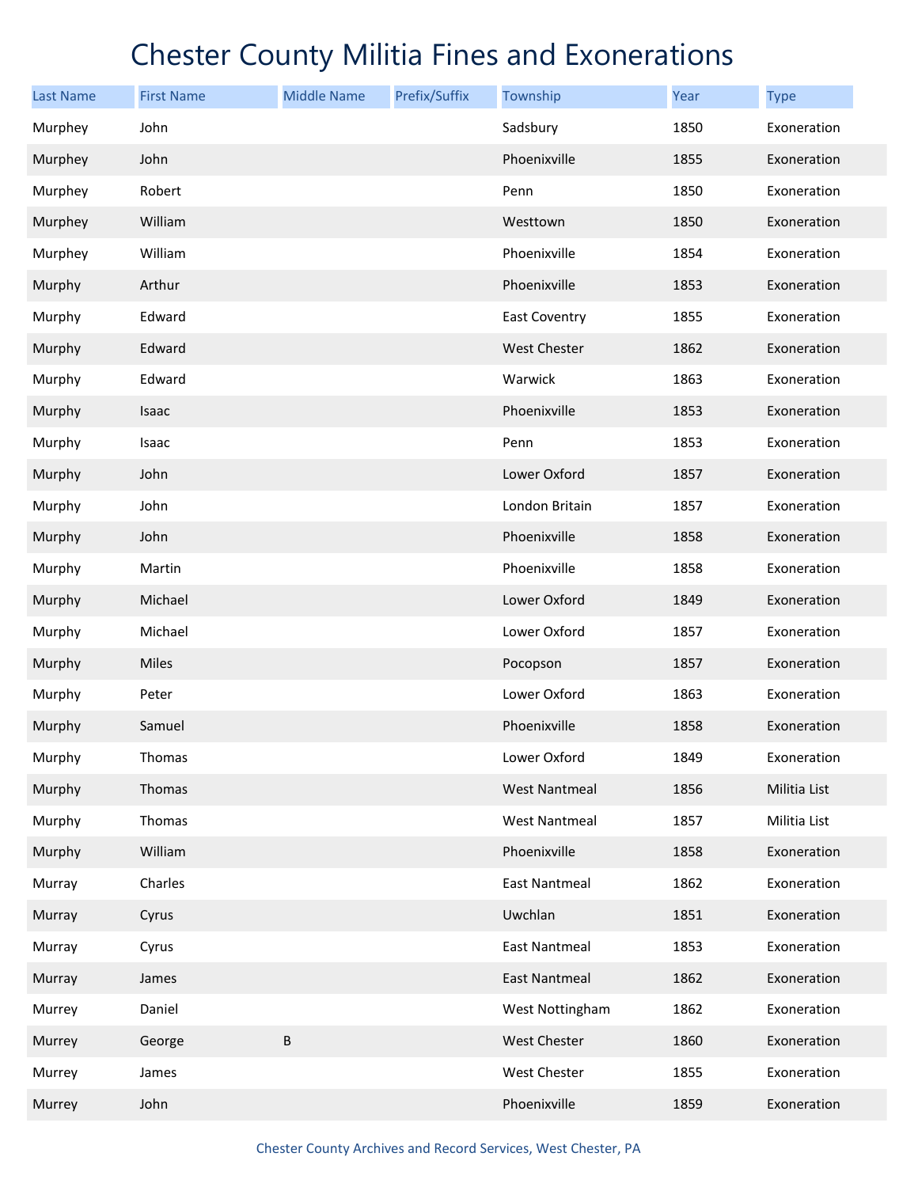# Chester County Militia Fines and Exonerations

| Last Name | First Name | Middle Name | Prefix/Suffix | Township | Year | Type |
|---|---|---|---|---|---|---|
| Murphey | John | | | Sadsbury | 1850 | Exoneration |
| Murphey | John | | | Phoenixville | 1855 | Exoneration |
| Murphey | Robert | | | Penn | 1850 | Exoneration |
| Murphey | William | | | Westtown | 1850 | Exoneration |
| Murphey | William | | | Phoenixville | 1854 | Exoneration |
| Murphy | Arthur | | | Phoenixville | 1853 | Exoneration |
| Murphy | Edward | | | East Coventry | 1855 | Exoneration |
| Murphy | Edward | | | West Chester | 1862 | Exoneration |
| Murphy | Edward | | | Warwick | 1863 | Exoneration |
| Murphy | Isaac | | | Phoenixville | 1853 | Exoneration |
| Murphy | Isaac | | | Penn | 1853 | Exoneration |
| Murphy | John | | | Lower Oxford | 1857 | Exoneration |
| Murphy | John | | | London Britain | 1857 | Exoneration |
| Murphy | John | | | Phoenixville | 1858 | Exoneration |
| Murphy | Martin | | | Phoenixville | 1858 | Exoneration |
| Murphy | Michael | | | Lower Oxford | 1849 | Exoneration |
| Murphy | Michael | | | Lower Oxford | 1857 | Exoneration |
| Murphy | Miles | | | Pocopson | 1857 | Exoneration |
| Murphy | Peter | | | Lower Oxford | 1863 | Exoneration |
| Murphy | Samuel | | | Phoenixville | 1858 | Exoneration |
| Murphy | Thomas | | | Lower Oxford | 1849 | Exoneration |
| Murphy | Thomas | | | West Nantmeal | 1856 | Militia List |
| Murphy | Thomas | | | West Nantmeal | 1857 | Militia List |
| Murphy | William | | | Phoenixville | 1858 | Exoneration |
| Murray | Charles | | | East Nantmeal | 1862 | Exoneration |
| Murray | Cyrus | | | Uwchlan | 1851 | Exoneration |
| Murray | Cyrus | | | East Nantmeal | 1853 | Exoneration |
| Murray | James | | | East Nantmeal | 1862 | Exoneration |
| Murrey | Daniel | | | West Nottingham | 1862 | Exoneration |
| Murrey | George | B | | West Chester | 1860 | Exoneration |
| Murrey | James | | | West Chester | 1855 | Exoneration |
| Murrey | John | | | Phoenixville | 1859 | Exoneration |

Chester County Archives and Record Services, West Chester, PA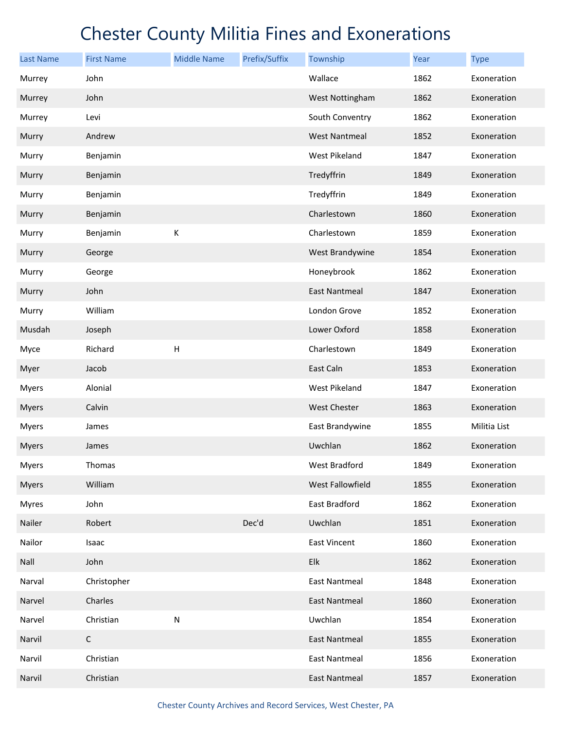# Chester County Militia Fines and Exonerations

| Last Name | First Name | Middle Name | Prefix/Suffix | Township | Year | Type |
|---|---|---|---|---|---|---|
| Murrey | John | | | Wallace | 1862 | Exoneration |
| Murrey | John | | | West Nottingham | 1862 | Exoneration |
| Murrey | Levi | | | South Conventry | 1862 | Exoneration |
| Murry | Andrew | | | West Nantmeal | 1852 | Exoneration |
| Murry | Benjamin | | | West Pikeland | 1847 | Exoneration |
| Murry | Benjamin | | | Tredyffrin | 1849 | Exoneration |
| Murry | Benjamin | | | Tredyffrin | 1849 | Exoneration |
| Murry | Benjamin | | | Charlestown | 1860 | Exoneration |
| Murry | Benjamin | K | | Charlestown | 1859 | Exoneration |
| Murry | George | | | West Brandywine | 1854 | Exoneration |
| Murry | George | | | Honeybrook | 1862 | Exoneration |
| Murry | John | | | East Nantmeal | 1847 | Exoneration |
| Murry | William | | | London Grove | 1852 | Exoneration |
| Musdah | Joseph | | | Lower Oxford | 1858 | Exoneration |
| Myce | Richard | H | | Charlestown | 1849 | Exoneration |
| Myer | Jacob | | | East Caln | 1853 | Exoneration |
| Myers | Alonial | | | West Pikeland | 1847 | Exoneration |
| Myers | Calvin | | | West Chester | 1863 | Exoneration |
| Myers | James | | | East Brandywine | 1855 | Militia List |
| Myers | James | | | Uwchlan | 1862 | Exoneration |
| Myers | Thomas | | | West Bradford | 1849 | Exoneration |
| Myers | William | | | West Fallowfield | 1855 | Exoneration |
| Myres | John | | | East Bradford | 1862 | Exoneration |
| Nailer | Robert | | Dec'd | Uwchlan | 1851 | Exoneration |
| Nailor | Isaac | | | East Vincent | 1860 | Exoneration |
| Nall | John | | | Elk | 1862 | Exoneration |
| Narval | Christopher | | | East Nantmeal | 1848 | Exoneration |
| Narvel | Charles | | | East Nantmeal | 1860 | Exoneration |
| Narvel | Christian | N | | Uwchlan | 1854 | Exoneration |
| Narvil | C | | | East Nantmeal | 1855 | Exoneration |
| Narvil | Christian | | | East Nantmeal | 1856 | Exoneration |
| Narvil | Christian | | | East Nantmeal | 1857 | Exoneration |

Chester County Archives and Record Services, West Chester, PA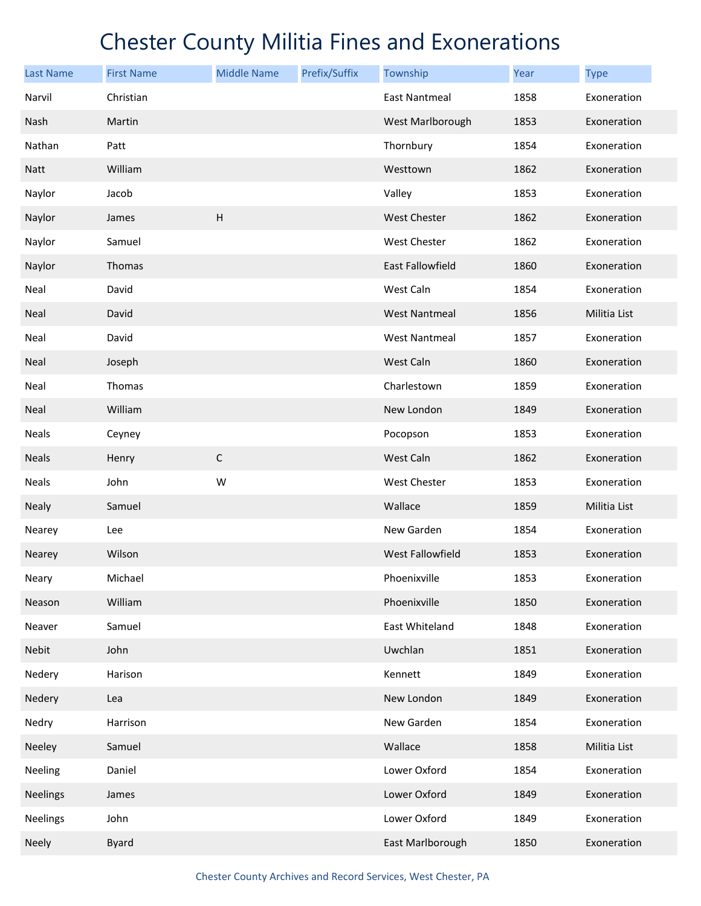# Chester County Militia Fines and Exonerations

| Last Name | First Name | Middle Name | Prefix/Suffix | Township | Year | Type |
|---|---|---|---|---|---|---|
| Narvil | Christian | | | East Nantmeal | 1858 | Exoneration |
| Nash | Martin | | | West Marlborough | 1853 | Exoneration |
| Nathan | Patt | | | Thornbury | 1854 | Exoneration |
| Natt | William | | | Westtown | 1862 | Exoneration |
| Naylor | Jacob | | | Valley | 1853 | Exoneration |
| Naylor | James | H | | West Chester | 1862 | Exoneration |
| Naylor | Samuel | | | West Chester | 1862 | Exoneration |
| Naylor | Thomas | | | East Fallowfield | 1860 | Exoneration |
| Neal | David | | | West Caln | 1854 | Exoneration |
| Neal | David | | | West Nantmeal | 1856 | Militia List |
| Neal | David | | | West Nantmeal | 1857 | Exoneration |
| Neal | Joseph | | | West Caln | 1860 | Exoneration |
| Neal | Thomas | | | Charlestown | 1859 | Exoneration |
| Neal | William | | | New London | 1849 | Exoneration |
| Neals | Ceyney | | | Pocopson | 1853 | Exoneration |
| Neals | Henry | C | | West Caln | 1862 | Exoneration |
| Neals | John | W | | West Chester | 1853 | Exoneration |
| Nealy | Samuel | | | Wallace | 1859 | Militia List |
| Nearey | Lee | | | New Garden | 1854 | Exoneration |
| Nearey | Wilson | | | West Fallowfield | 1853 | Exoneration |
| Neary | Michael | | | Phoenixville | 1853 | Exoneration |
| Neason | William | | | Phoenixville | 1850 | Exoneration |
| Neaver | Samuel | | | East Whiteland | 1848 | Exoneration |
| Nebit | John | | | Uwchlan | 1851 | Exoneration |
| Nedery | Harison | | | Kennett | 1849 | Exoneration |
| Nedery | Lea | | | New London | 1849 | Exoneration |
| Nedry | Harrison | | | New Garden | 1854 | Exoneration |
| Neeley | Samuel | | | Wallace | 1858 | Militia List |
| Neeling | Daniel | | | Lower Oxford | 1854 | Exoneration |
| Neelings | James | | | Lower Oxford | 1849 | Exoneration |
| Neelings | John | | | Lower Oxford | 1849 | Exoneration |
| Neely | Byard | | | East Marlborough | 1850 | Exoneration |

Chester County Archives and Record Services, West Chester, PA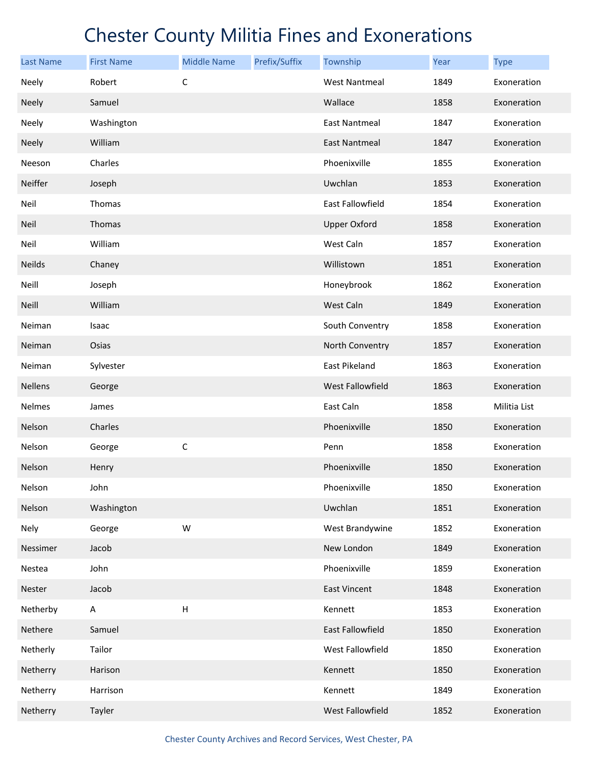# Chester County Militia Fines and Exonerations

| Last Name | First Name | Middle Name | Prefix/Suffix | Township | Year | Type |
|---|---|---|---|---|---|---|
| Neely | Robert | C | | West Nantmeal | 1849 | Exoneration |
| Neely | Samuel | | | Wallace | 1858 | Exoneration |
| Neely | Washington | | | East Nantmeal | 1847 | Exoneration |
| Neely | William | | | East Nantmeal | 1847 | Exoneration |
| Neeson | Charles | | | Phoenixville | 1855 | Exoneration |
| Neiffer | Joseph | | | Uwchlan | 1853 | Exoneration |
| Neil | Thomas | | | East Fallowfield | 1854 | Exoneration |
| Neil | Thomas | | | Upper Oxford | 1858 | Exoneration |
| Neil | William | | | West Caln | 1857 | Exoneration |
| Neilds | Chaney | | | Willistown | 1851 | Exoneration |
| Neill | Joseph | | | Honeybrook | 1862 | Exoneration |
| Neill | William | | | West Caln | 1849 | Exoneration |
| Neiman | Isaac | | | South Conventry | 1858 | Exoneration |
| Neiman | Osias | | | North Conventry | 1857 | Exoneration |
| Neiman | Sylvester | | | East Pikeland | 1863 | Exoneration |
| Nellens | George | | | West Fallowfield | 1863 | Exoneration |
| Nelmes | James | | | East Caln | 1858 | Militia List |
| Nelson | Charles | | | Phoenixville | 1850 | Exoneration |
| Nelson | George | C | | Penn | 1858 | Exoneration |
| Nelson | Henry | | | Phoenixville | 1850 | Exoneration |
| Nelson | John | | | Phoenixville | 1850 | Exoneration |
| Nelson | Washington | | | Uwchlan | 1851 | Exoneration |
| Nely | George | W | | West Brandywine | 1852 | Exoneration |
| Nessimer | Jacob | | | New London | 1849 | Exoneration |
| Nestea | John | | | Phoenixville | 1859 | Exoneration |
| Nester | Jacob | | | East Vincent | 1848 | Exoneration |
| Netherby | A | H | | Kennett | 1853 | Exoneration |
| Nethere | Samuel | | | East Fallowfield | 1850 | Exoneration |
| Netherly | Tailor | | | West Fallowfield | 1850 | Exoneration |
| Netherry | Harison | | | Kennett | 1850 | Exoneration |
| Netherry | Harrison | | | Kennett | 1849 | Exoneration |
| Netherry | Tayler | | | West Fallowfield | 1852 | Exoneration |

Chester County Archives and Record Services, West Chester, PA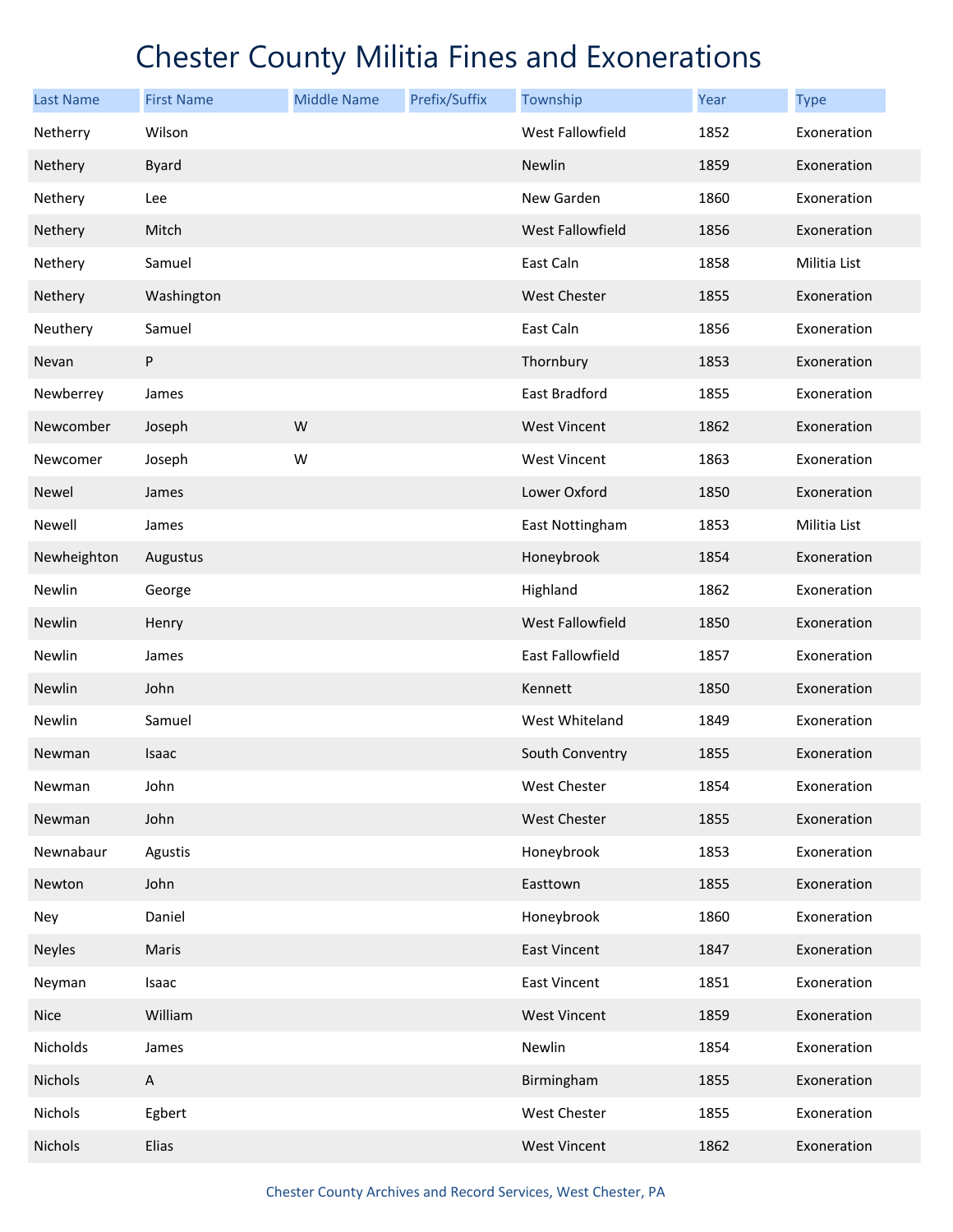# Chester County Militia Fines and Exonerations

| Last Name | First Name | Middle Name | Prefix/Suffix | Township | Year | Type |
|---|---|---|---|---|---|---|
| Netherry | Wilson | | | West Fallowfield | 1852 | Exoneration |
| Nethery | Byard | | | Newlin | 1859 | Exoneration |
| Nethery | Lee | | | New Garden | 1860 | Exoneration |
| Nethery | Mitch | | | West Fallowfield | 1856 | Exoneration |
| Nethery | Samuel | | | East Caln | 1858 | Militia List |
| Nethery | Washington | | | West Chester | 1855 | Exoneration |
| Neuthery | Samuel | | | East Caln | 1856 | Exoneration |
| Nevan | P | | | Thornbury | 1853 | Exoneration |
| Newberrey | James | | | East Bradford | 1855 | Exoneration |
| Newcomber | Joseph | W | | West Vincent | 1862 | Exoneration |
| Newcomer | Joseph | W | | West Vincent | 1863 | Exoneration |
| Newel | James | | | Lower Oxford | 1850 | Exoneration |
| Newell | James | | | East Nottingham | 1853 | Militia List |
| Newheighton | Augustus | | | Honeybrook | 1854 | Exoneration |
| Newlin | George | | | Highland | 1862 | Exoneration |
| Newlin | Henry | | | West Fallowfield | 1850 | Exoneration |
| Newlin | James | | | East Fallowfield | 1857 | Exoneration |
| Newlin | John | | | Kennett | 1850 | Exoneration |
| Newlin | Samuel | | | West Whiteland | 1849 | Exoneration |
| Newman | Isaac | | | South Conventry | 1855 | Exoneration |
| Newman | John | | | West Chester | 1854 | Exoneration |
| Newman | John | | | West Chester | 1855 | Exoneration |
| Newnabaur | Agustis | | | Honeybrook | 1853 | Exoneration |
| Newton | John | | | Easttown | 1855 | Exoneration |
| Ney | Daniel | | | Honeybrook | 1860 | Exoneration |
| Neyles | Maris | | | East Vincent | 1847 | Exoneration |
| Neyman | Isaac | | | East Vincent | 1851 | Exoneration |
| Nice | William | | | West Vincent | 1859 | Exoneration |
| Nicholds | James | | | Newlin | 1854 | Exoneration |
| Nichols | A | | | Birmingham | 1855 | Exoneration |
| Nichols | Egbert | | | West Chester | 1855 | Exoneration |
| Nichols | Elias | | | West Vincent | 1862 | Exoneration |

Chester County Archives and Record Services, West Chester, PA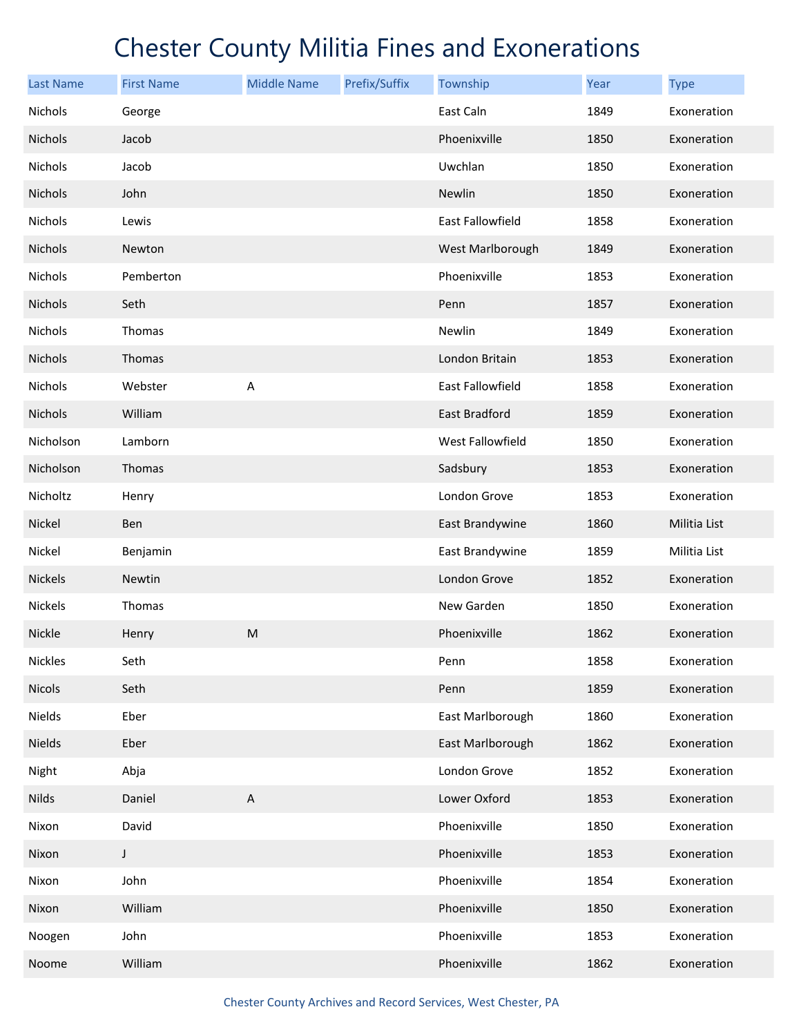# Chester County Militia Fines and Exonerations

| Last Name | First Name | Middle Name | Prefix/Suffix | Township | Year | Type |
|---|---|---|---|---|---|---|
| Nichols | George | | | East Caln | 1849 | Exoneration |
| Nichols | Jacob | | | Phoenixville | 1850 | Exoneration |
| Nichols | Jacob | | | Uwchlan | 1850 | Exoneration |
| Nichols | John | | | Newlin | 1850 | Exoneration |
| Nichols | Lewis | | | East Fallowfield | 1858 | Exoneration |
| Nichols | Newton | | | West Marlborough | 1849 | Exoneration |
| Nichols | Pemberton | | | Phoenixville | 1853 | Exoneration |
| Nichols | Seth | | | Penn | 1857 | Exoneration |
| Nichols | Thomas | | | Newlin | 1849 | Exoneration |
| Nichols | Thomas | | | London Britain | 1853 | Exoneration |
| Nichols | Webster | A | | East Fallowfield | 1858 | Exoneration |
| Nichols | William | | | East Bradford | 1859 | Exoneration |
| Nicholson | Lamborn | | | West Fallowfield | 1850 | Exoneration |
| Nicholson | Thomas | | | Sadsbury | 1853 | Exoneration |
| Nicholtz | Henry | | | London Grove | 1853 | Exoneration |
| Nickel | Ben | | | East Brandywine | 1860 | Militia List |
| Nickel | Benjamin | | | East Brandywine | 1859 | Militia List |
| Nickels | Newtin | | | London Grove | 1852 | Exoneration |
| Nickels | Thomas | | | New Garden | 1850 | Exoneration |
| Nickle | Henry | M | | Phoenixville | 1862 | Exoneration |
| Nickles | Seth | | | Penn | 1858 | Exoneration |
| Nicols | Seth | | | Penn | 1859 | Exoneration |
| Nields | Eber | | | East Marlborough | 1860 | Exoneration |
| Nields | Eber | | | East Marlborough | 1862 | Exoneration |
| Night | Abja | | | London Grove | 1852 | Exoneration |
| Nilds | Daniel | A | | Lower Oxford | 1853 | Exoneration |
| Nixon | David | | | Phoenixville | 1850 | Exoneration |
| Nixon | J | | | Phoenixville | 1853 | Exoneration |
| Nixon | John | | | Phoenixville | 1854 | Exoneration |
| Nixon | William | | | Phoenixville | 1850 | Exoneration |
| Noogen | John | | | Phoenixville | 1853 | Exoneration |
| Noome | William | | | Phoenixville | 1862 | Exoneration |

Chester County Archives and Record Services, West Chester, PA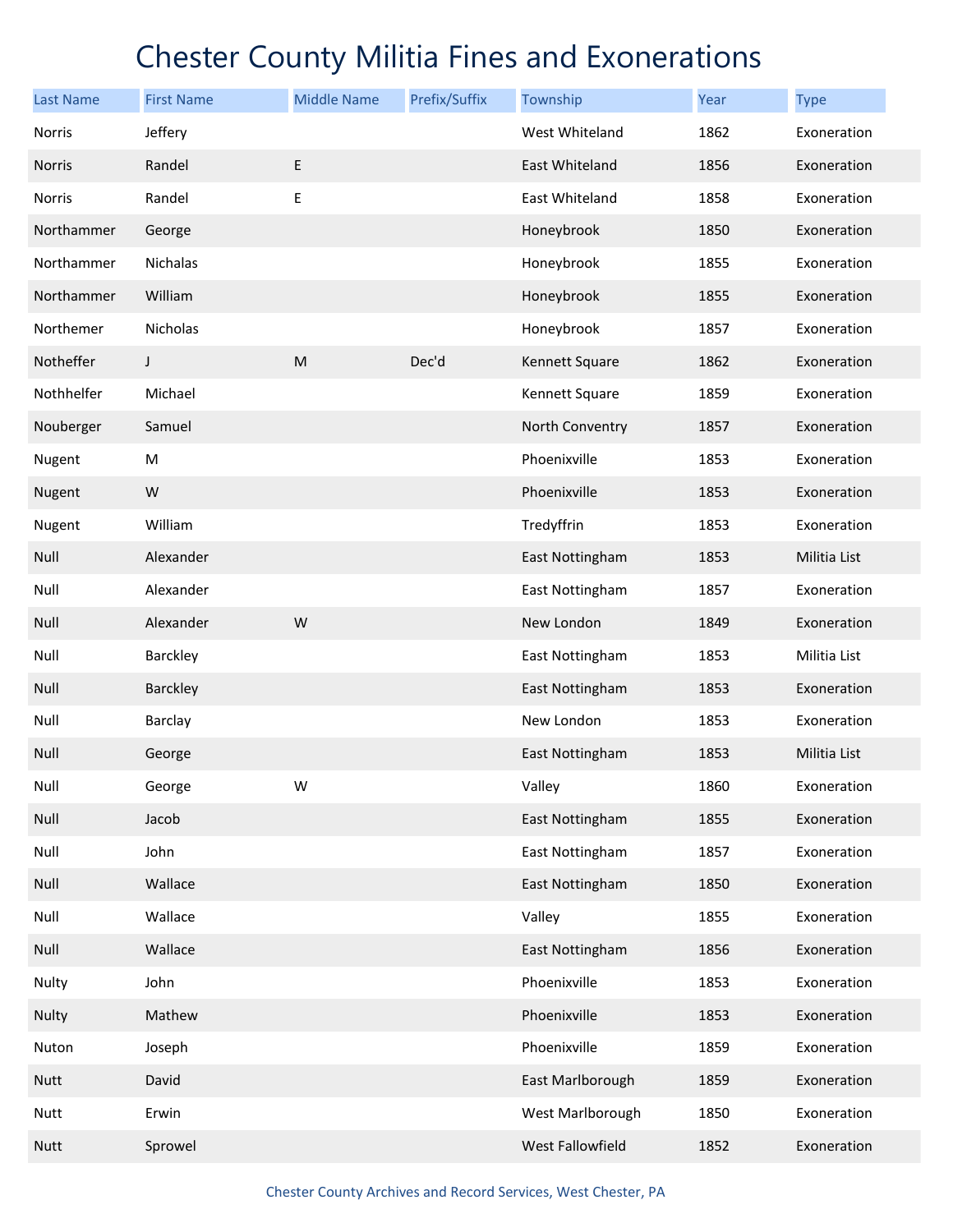# Chester County Militia Fines and Exonerations

| Last Name | First Name | Middle Name | Prefix/Suffix | Township | Year | Type |
|---|---|---|---|---|---|---|
| Norris | Jeffery | | | West Whiteland | 1862 | Exoneration |
| Norris | Randel | E | | East Whiteland | 1856 | Exoneration |
| Norris | Randel | E | | East Whiteland | 1858 | Exoneration |
| Northammer | George | | | Honeybrook | 1850 | Exoneration |
| Northammer | Nichalas | | | Honeybrook | 1855 | Exoneration |
| Northammer | William | | | Honeybrook | 1855 | Exoneration |
| Northemer | Nicholas | | | Honeybrook | 1857 | Exoneration |
| Notheffer | J | M | Dec'd | Kennett Square | 1862 | Exoneration |
| Nothhelfer | Michael | | | Kennett Square | 1859 | Exoneration |
| Nouberger | Samuel | | | North Conventry | 1857 | Exoneration |
| Nugent | M | | | Phoenixville | 1853 | Exoneration |
| Nugent | W | | | Phoenixville | 1853 | Exoneration |
| Nugent | William | | | Tredyffrin | 1853 | Exoneration |
| Null | Alexander | | | East Nottingham | 1853 | Militia List |
| Null | Alexander | | | East Nottingham | 1857 | Exoneration |
| Null | Alexander | W | | New London | 1849 | Exoneration |
| Null | Barckley | | | East Nottingham | 1853 | Militia List |
| Null | Barckley | | | East Nottingham | 1853 | Exoneration |
| Null | Barclay | | | New London | 1853 | Exoneration |
| Null | George | | | East Nottingham | 1853 | Militia List |
| Null | George | W | | Valley | 1860 | Exoneration |
| Null | Jacob | | | East Nottingham | 1855 | Exoneration |
| Null | John | | | East Nottingham | 1857 | Exoneration |
| Null | Wallace | | | East Nottingham | 1850 | Exoneration |
| Null | Wallace | | | Valley | 1855 | Exoneration |
| Null | Wallace | | | East Nottingham | 1856 | Exoneration |
| Nulty | John | | | Phoenixville | 1853 | Exoneration |
| Nulty | Mathew | | | Phoenixville | 1853 | Exoneration |
| Nuton | Joseph | | | Phoenixville | 1859 | Exoneration |
| Nutt | David | | | East Marlborough | 1859 | Exoneration |
| Nutt | Erwin | | | West Marlborough | 1850 | Exoneration |
| Nutt | Sprowel | | | West Fallowfield | 1852 | Exoneration |

Chester County Archives and Record Services, West Chester, PA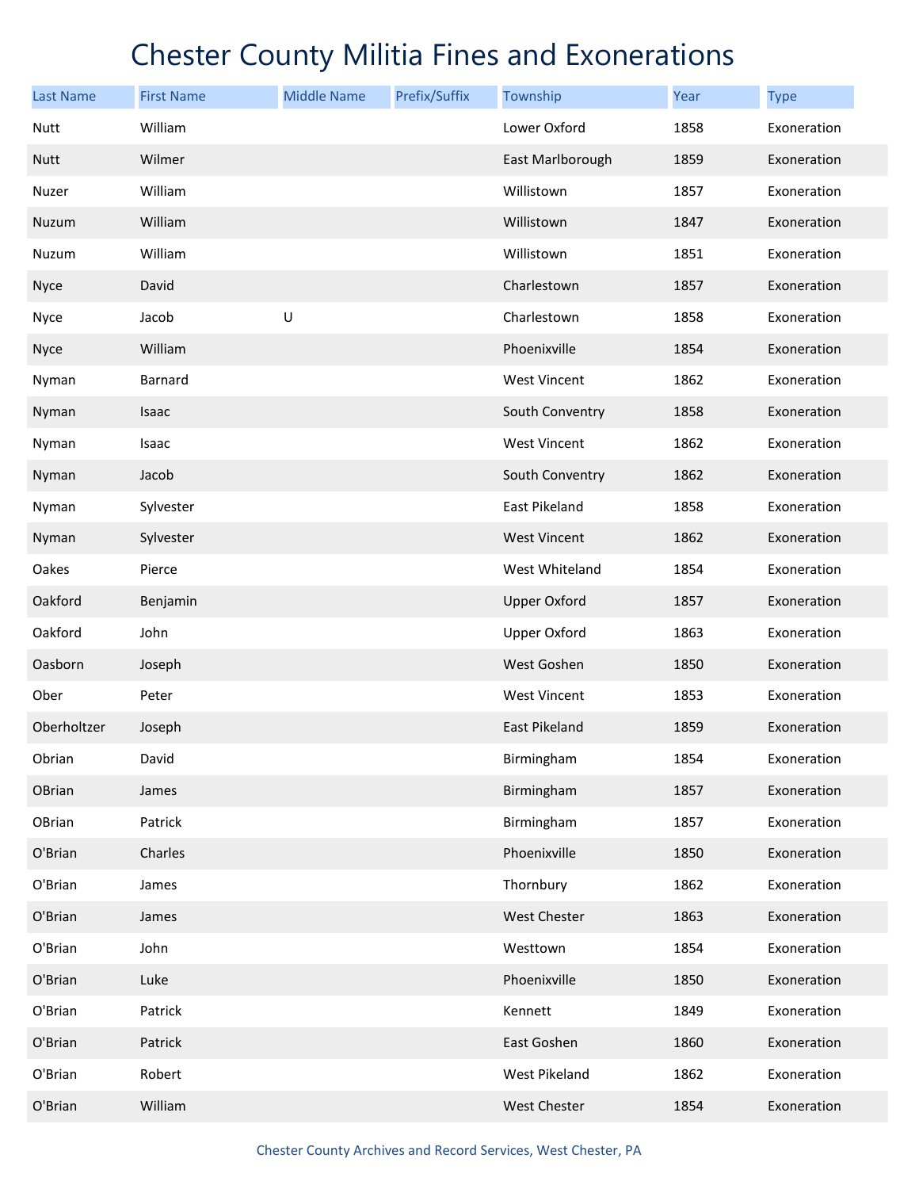# Chester County Militia Fines and Exonerations

| Last Name | First Name | Middle Name | Prefix/Suffix | Township | Year | Type |
|---|---|---|---|---|---|---|
| Nutt | William | | | Lower Oxford | 1858 | Exoneration |
| Nutt | Wilmer | | | East Marlborough | 1859 | Exoneration |
| Nuzer | William | | | Willistown | 1857 | Exoneration |
| Nuzum | William | | | Willistown | 1847 | Exoneration |
| Nuzum | William | | | Willistown | 1851 | Exoneration |
| Nyce | David | | | Charlestown | 1857 | Exoneration |
| Nyce | Jacob | U | | Charlestown | 1858 | Exoneration |
| Nyce | William | | | Phoenixville | 1854 | Exoneration |
| Nyman | Barnard | | | West Vincent | 1862 | Exoneration |
| Nyman | Isaac | | | South Conventry | 1858 | Exoneration |
| Nyman | Isaac | | | West Vincent | 1862 | Exoneration |
| Nyman | Jacob | | | South Conventry | 1862 | Exoneration |
| Nyman | Sylvester | | | East Pikeland | 1858 | Exoneration |
| Nyman | Sylvester | | | West Vincent | 1862 | Exoneration |
| Oakes | Pierce | | | West Whiteland | 1854 | Exoneration |
| Oakford | Benjamin | | | Upper Oxford | 1857 | Exoneration |
| Oakford | John | | | Upper Oxford | 1863 | Exoneration |
| Oasborn | Joseph | | | West Goshen | 1850 | Exoneration |
| Ober | Peter | | | West Vincent | 1853 | Exoneration |
| Oberholtzer | Joseph | | | East Pikeland | 1859 | Exoneration |
| Obrian | David | | | Birmingham | 1854 | Exoneration |
| OBrian | James | | | Birmingham | 1857 | Exoneration |
| OBrian | Patrick | | | Birmingham | 1857 | Exoneration |
| O'Brian | Charles | | | Phoenixville | 1850 | Exoneration |
| O'Brian | James | | | Thornbury | 1862 | Exoneration |
| O'Brian | James | | | West Chester | 1863 | Exoneration |
| O'Brian | John | | | Westtown | 1854 | Exoneration |
| O'Brian | Luke | | | Phoenixville | 1850 | Exoneration |
| O'Brian | Patrick | | | Kennett | 1849 | Exoneration |
| O'Brian | Patrick | | | East Goshen | 1860 | Exoneration |
| O'Brian | Robert | | | West Pikeland | 1862 | Exoneration |
| O'Brian | William | | | West Chester | 1854 | Exoneration |

Chester County Archives and Record Services, West Chester, PA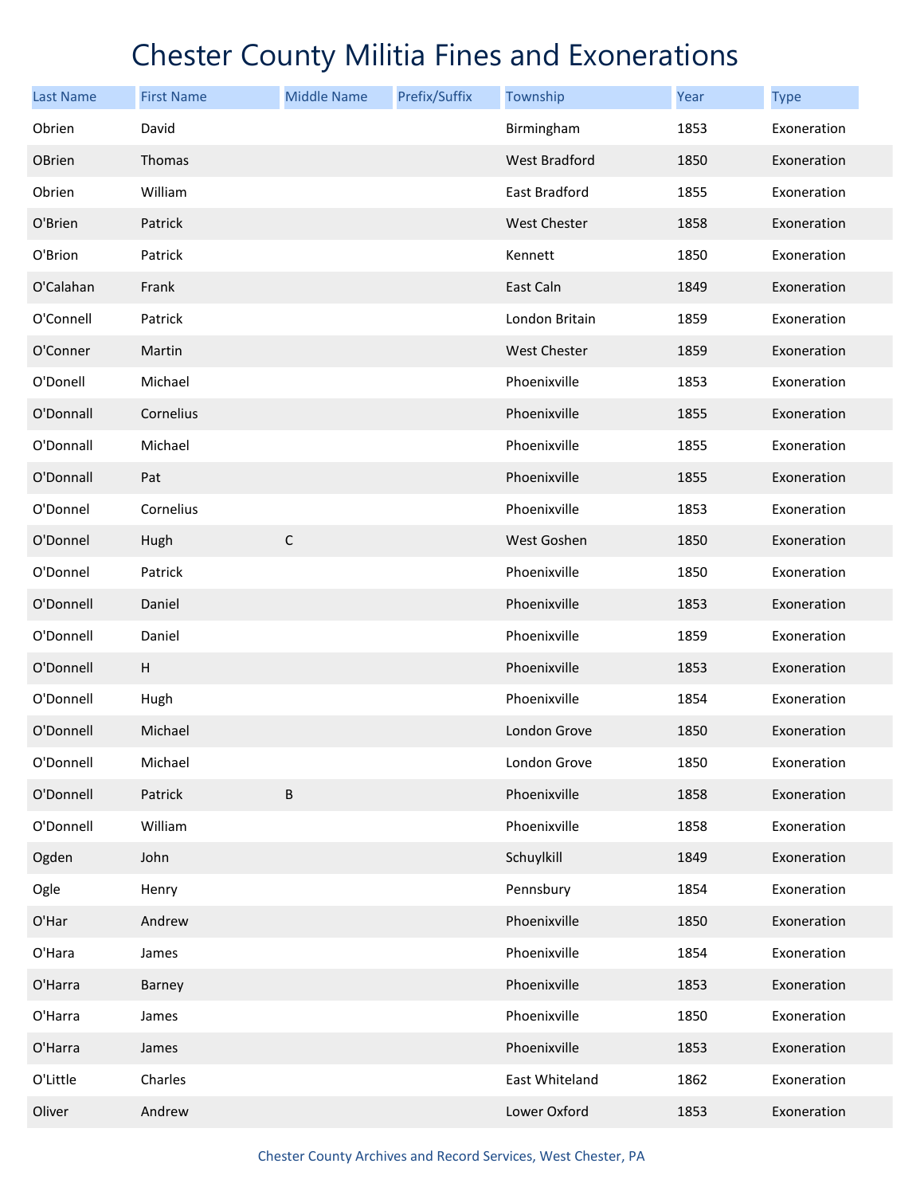# Chester County Militia Fines and Exonerations

| Last Name | First Name | Middle Name | Prefix/Suffix | Township | Year | Type |
|---|---|---|---|---|---|---|
| Obrien | David | | | Birmingham | 1853 | Exoneration |
| OBrien | Thomas | | | West Bradford | 1850 | Exoneration |
| Obrien | William | | | East Bradford | 1855 | Exoneration |
| O'Brien | Patrick | | | West Chester | 1858 | Exoneration |
| O'Brion | Patrick | | | Kennett | 1850 | Exoneration |
| O'Calahan | Frank | | | East Caln | 1849 | Exoneration |
| O'Connell | Patrick | | | London Britain | 1859 | Exoneration |
| O'Conner | Martin | | | West Chester | 1859 | Exoneration |
| O'Donell | Michael | | | Phoenixville | 1853 | Exoneration |
| O'Donnall | Cornelius | | | Phoenixville | 1855 | Exoneration |
| O'Donnall | Michael | | | Phoenixville | 1855 | Exoneration |
| O'Donnall | Pat | | | Phoenixville | 1855 | Exoneration |
| O'Donnel | Cornelius | | | Phoenixville | 1853 | Exoneration |
| O'Donnel | Hugh | C | | West Goshen | 1850 | Exoneration |
| O'Donnel | Patrick | | | Phoenixville | 1850 | Exoneration |
| O'Donnell | Daniel | | | Phoenixville | 1853 | Exoneration |
| O'Donnell | Daniel | | | Phoenixville | 1859 | Exoneration |
| O'Donnell | H | | | Phoenixville | 1853 | Exoneration |
| O'Donnell | Hugh | | | Phoenixville | 1854 | Exoneration |
| O'Donnell | Michael | | | London Grove | 1850 | Exoneration |
| O'Donnell | Michael | | | London Grove | 1850 | Exoneration |
| O'Donnell | Patrick | B | | Phoenixville | 1858 | Exoneration |
| O'Donnell | William | | | Phoenixville | 1858 | Exoneration |
| Ogden | John | | | Schuylkill | 1849 | Exoneration |
| Ogle | Henry | | | Pennsbury | 1854 | Exoneration |
| O'Har | Andrew | | | Phoenixville | 1850 | Exoneration |
| O'Hara | James | | | Phoenixville | 1854 | Exoneration |
| O'Harra | Barney | | | Phoenixville | 1853 | Exoneration |
| O'Harra | James | | | Phoenixville | 1850 | Exoneration |
| O'Harra | James | | | Phoenixville | 1853 | Exoneration |
| O'Little | Charles | | | East Whiteland | 1862 | Exoneration |
| Oliver | Andrew | | | Lower Oxford | 1853 | Exoneration |

Chester County Archives and Record Services, West Chester, PA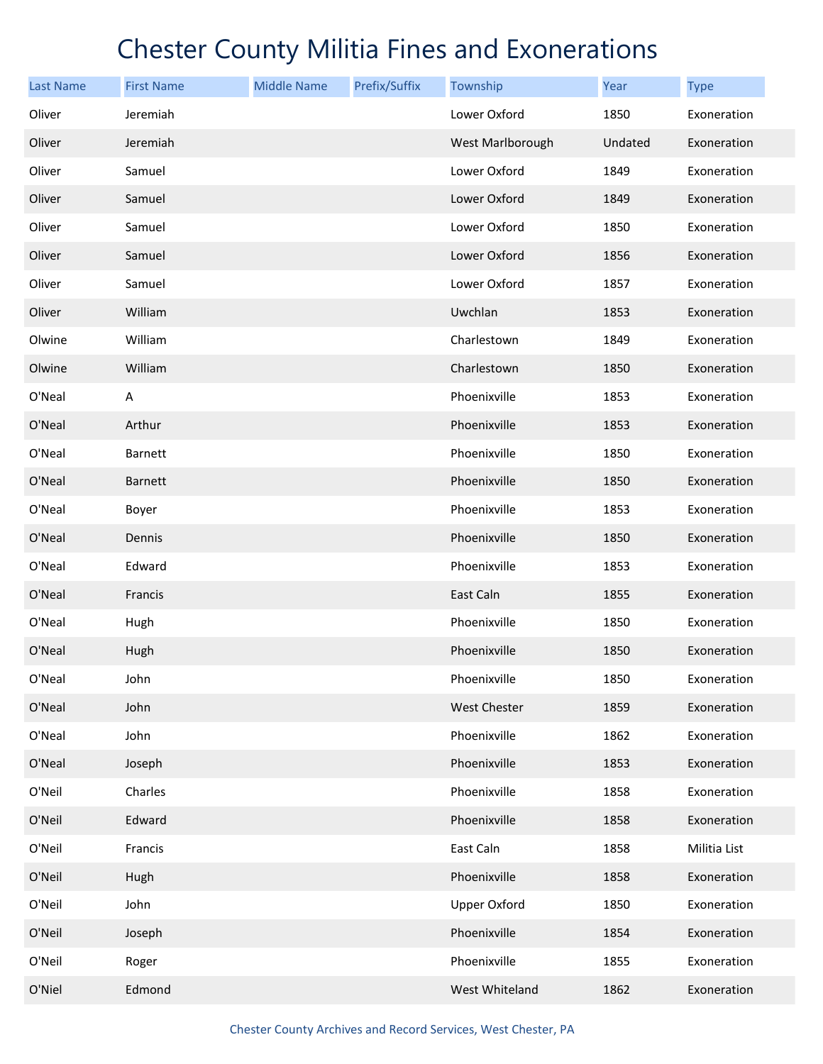# Chester County Militia Fines and Exonerations

| Last Name | First Name | Middle Name | Prefix/Suffix | Township | Year | Type |
|---|---|---|---|---|---|---|
| Oliver | Jeremiah | | | Lower Oxford | 1850 | Exoneration |
| Oliver | Jeremiah | | | West Marlborough | Undated | Exoneration |
| Oliver | Samuel | | | Lower Oxford | 1849 | Exoneration |
| Oliver | Samuel | | | Lower Oxford | 1849 | Exoneration |
| Oliver | Samuel | | | Lower Oxford | 1850 | Exoneration |
| Oliver | Samuel | | | Lower Oxford | 1856 | Exoneration |
| Oliver | Samuel | | | Lower Oxford | 1857 | Exoneration |
| Oliver | William | | | Uwchlan | 1853 | Exoneration |
| Olwine | William | | | Charlestown | 1849 | Exoneration |
| Olwine | William | | | Charlestown | 1850 | Exoneration |
| O'Neal | A | | | Phoenixville | 1853 | Exoneration |
| O'Neal | Arthur | | | Phoenixville | 1853 | Exoneration |
| O'Neal | Barnett | | | Phoenixville | 1850 | Exoneration |
| O'Neal | Barnett | | | Phoenixville | 1850 | Exoneration |
| O'Neal | Boyer | | | Phoenixville | 1853 | Exoneration |
| O'Neal | Dennis | | | Phoenixville | 1850 | Exoneration |
| O'Neal | Edward | | | Phoenixville | 1853 | Exoneration |
| O'Neal | Francis | | | East Caln | 1855 | Exoneration |
| O'Neal | Hugh | | | Phoenixville | 1850 | Exoneration |
| O'Neal | Hugh | | | Phoenixville | 1850 | Exoneration |
| O'Neal | John | | | Phoenixville | 1850 | Exoneration |
| O'Neal | John | | | West Chester | 1859 | Exoneration |
| O'Neal | John | | | Phoenixville | 1862 | Exoneration |
| O'Neal | Joseph | | | Phoenixville | 1853 | Exoneration |
| O'Neil | Charles | | | Phoenixville | 1858 | Exoneration |
| O'Neil | Edward | | | Phoenixville | 1858 | Exoneration |
| O'Neil | Francis | | | East Caln | 1858 | Militia List |
| O'Neil | Hugh | | | Phoenixville | 1858 | Exoneration |
| O'Neil | John | | | Upper Oxford | 1850 | Exoneration |
| O'Neil | Joseph | | | Phoenixville | 1854 | Exoneration |
| O'Neil | Roger | | | Phoenixville | 1855 | Exoneration |
| O'Niel | Edmond | | | West Whiteland | 1862 | Exoneration |

Chester County Archives and Record Services, West Chester, PA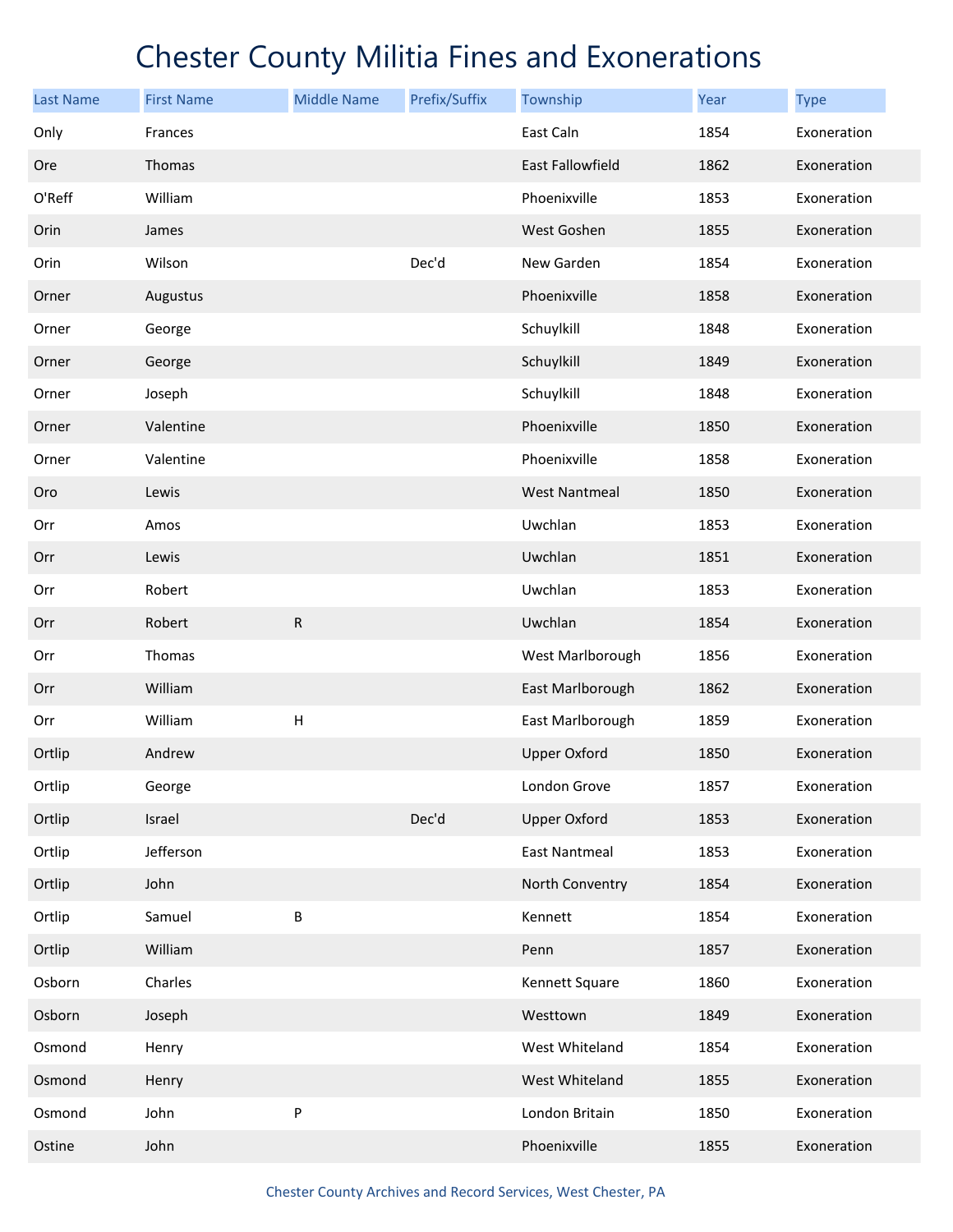# Chester County Militia Fines and Exonerations

| Last Name | First Name | Middle Name | Prefix/Suffix | Township | Year | Type |
|---|---|---|---|---|---|---|
| Only | Frances | | | East Caln | 1854 | Exoneration |
| Ore | Thomas | | | East Fallowfield | 1862 | Exoneration |
| O'Reff | William | | | Phoenixville | 1853 | Exoneration |
| Orin | James | | | West Goshen | 1855 | Exoneration |
| Orin | Wilson | | Dec'd | New Garden | 1854 | Exoneration |
| Orner | Augustus | | | Phoenixville | 1858 | Exoneration |
| Orner | George | | | Schuylkill | 1848 | Exoneration |
| Orner | George | | | Schuylkill | 1849 | Exoneration |
| Orner | Joseph | | | Schuylkill | 1848 | Exoneration |
| Orner | Valentine | | | Phoenixville | 1850 | Exoneration |
| Orner | Valentine | | | Phoenixville | 1858 | Exoneration |
| Oro | Lewis | | | West Nantmeal | 1850 | Exoneration |
| Orr | Amos | | | Uwchlan | 1853 | Exoneration |
| Orr | Lewis | | | Uwchlan | 1851 | Exoneration |
| Orr | Robert | | | Uwchlan | 1853 | Exoneration |
| Orr | Robert | R | | Uwchlan | 1854 | Exoneration |
| Orr | Thomas | | | West Marlborough | 1856 | Exoneration |
| Orr | William | | | East Marlborough | 1862 | Exoneration |
| Orr | William | H | | East Marlborough | 1859 | Exoneration |
| Ortlip | Andrew | | | Upper Oxford | 1850 | Exoneration |
| Ortlip | George | | | London Grove | 1857 | Exoneration |
| Ortlip | Israel | | Dec'd | Upper Oxford | 1853 | Exoneration |
| Ortlip | Jefferson | | | East Nantmeal | 1853 | Exoneration |
| Ortlip | John | | | North Conventry | 1854 | Exoneration |
| Ortlip | Samuel | B | | Kennett | 1854 | Exoneration |
| Ortlip | William | | | Penn | 1857 | Exoneration |
| Osborn | Charles | | | Kennett Square | 1860 | Exoneration |
| Osborn | Joseph | | | Westtown | 1849 | Exoneration |
| Osmond | Henry | | | West Whiteland | 1854 | Exoneration |
| Osmond | Henry | | | West Whiteland | 1855 | Exoneration |
| Osmond | John | P | | London Britain | 1850 | Exoneration |
| Ostine | John | | | Phoenixville | 1855 | Exoneration |

Chester County Archives and Record Services, West Chester, PA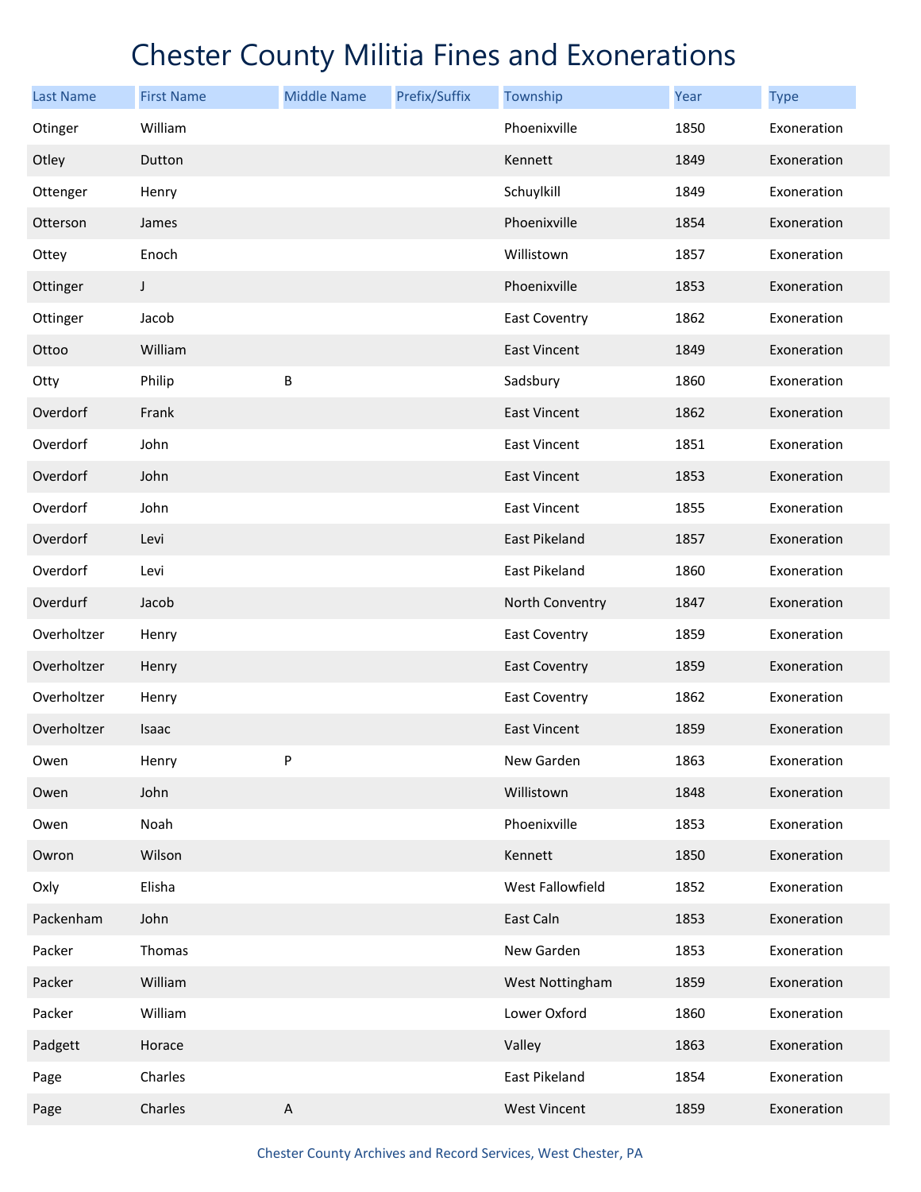# Chester County Militia Fines and Exonerations

| Last Name | First Name | Middle Name | Prefix/Suffix | Township | Year | Type |
|---|---|---|---|---|---|---|
| Otinger | William | | | Phoenixville | 1850 | Exoneration |
| Otley | Dutton | | | Kennett | 1849 | Exoneration |
| Ottenger | Henry | | | Schuylkill | 1849 | Exoneration |
| Otterson | James | | | Phoenixville | 1854 | Exoneration |
| Ottey | Enoch | | | Willistown | 1857 | Exoneration |
| Ottinger | J | | | Phoenixville | 1853 | Exoneration |
| Ottinger | Jacob | | | East Coventry | 1862 | Exoneration |
| Ottoo | William | | | East Vincent | 1849 | Exoneration |
| Otty | Philip | B | | Sadsbury | 1860 | Exoneration |
| Overdorf | Frank | | | East Vincent | 1862 | Exoneration |
| Overdorf | John | | | East Vincent | 1851 | Exoneration |
| Overdorf | John | | | East Vincent | 1853 | Exoneration |
| Overdorf | John | | | East Vincent | 1855 | Exoneration |
| Overdorf | Levi | | | East Pikeland | 1857 | Exoneration |
| Overdorf | Levi | | | East Pikeland | 1860 | Exoneration |
| Overdurf | Jacob | | | North Conventry | 1847 | Exoneration |
| Overholtzer | Henry | | | East Coventry | 1859 | Exoneration |
| Overholtzer | Henry | | | East Coventry | 1859 | Exoneration |
| Overholtzer | Henry | | | East Coventry | 1862 | Exoneration |
| Overholtzer | Isaac | | | East Vincent | 1859 | Exoneration |
| Owen | Henry | P | | New Garden | 1863 | Exoneration |
| Owen | John | | | Willistown | 1848 | Exoneration |
| Owen | Noah | | | Phoenixville | 1853 | Exoneration |
| Owron | Wilson | | | Kennett | 1850 | Exoneration |
| Oxly | Elisha | | | West Fallowfield | 1852 | Exoneration |
| Packenham | John | | | East Caln | 1853 | Exoneration |
| Packer | Thomas | | | New Garden | 1853 | Exoneration |
| Packer | William | | | West Nottingham | 1859 | Exoneration |
| Packer | William | | | Lower Oxford | 1860 | Exoneration |
| Padgett | Horace | | | Valley | 1863 | Exoneration |
| Page | Charles | | | East Pikeland | 1854 | Exoneration |
| Page | Charles | A | | West Vincent | 1859 | Exoneration |

Chester County Archives and Record Services, West Chester, PA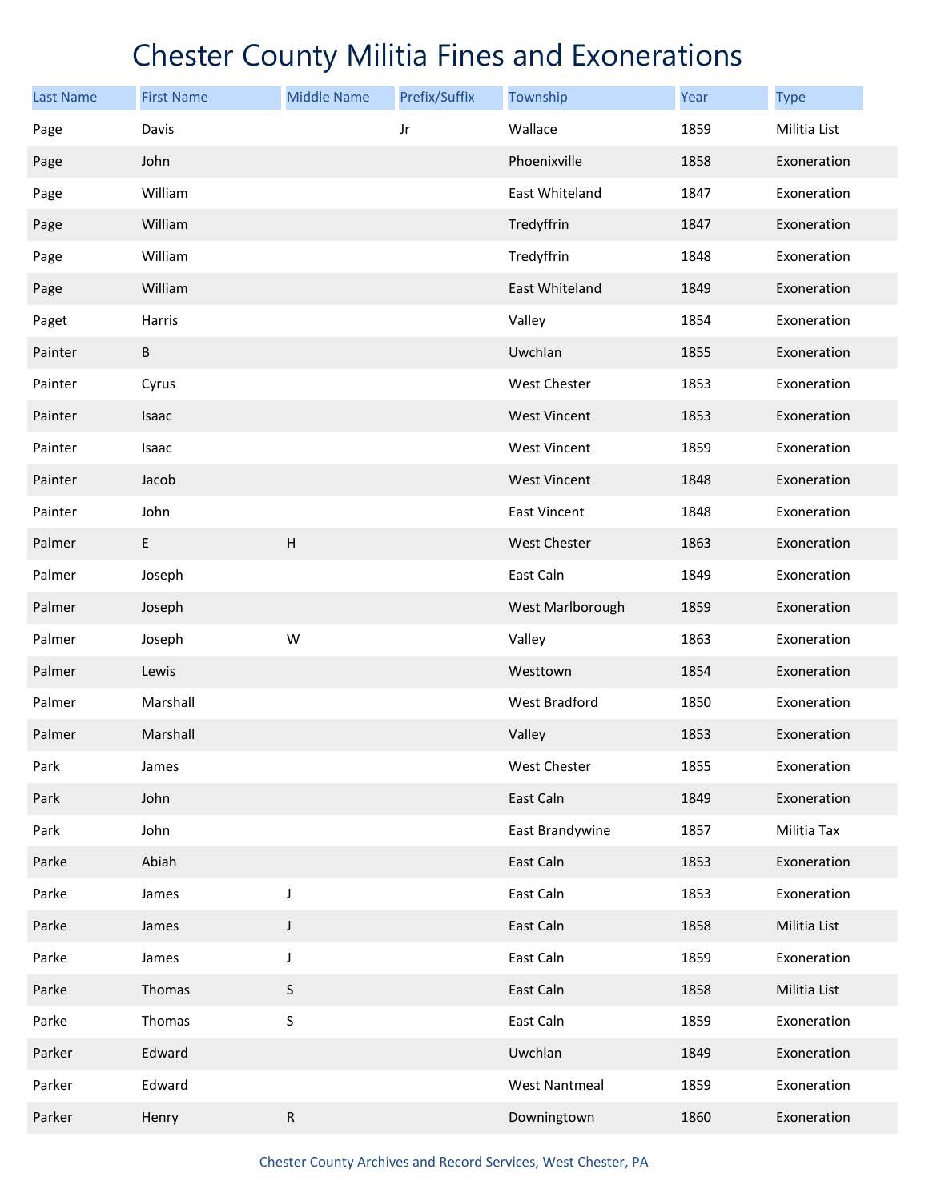# Chester County Militia Fines and Exonerations

| Last Name | First Name | Middle Name | Prefix/Suffix | Township | Year | Type |
|---|---|---|---|---|---|---|
| Page | Davis | | Jr | Wallace | 1859 | Militia List |
| Page | John | | | Phoenixville | 1858 | Exoneration |
| Page | William | | | East Whiteland | 1847 | Exoneration |
| Page | William | | | Tredyffrin | 1847 | Exoneration |
| Page | William | | | Tredyffrin | 1848 | Exoneration |
| Page | William | | | East Whiteland | 1849 | Exoneration |
| Paget | Harris | | | Valley | 1854 | Exoneration |
| Painter | B | | | Uwchlan | 1855 | Exoneration |
| Painter | Cyrus | | | West Chester | 1853 | Exoneration |
| Painter | Isaac | | | West Vincent | 1853 | Exoneration |
| Painter | Isaac | | | West Vincent | 1859 | Exoneration |
| Painter | Jacob | | | West Vincent | 1848 | Exoneration |
| Painter | John | | | East Vincent | 1848 | Exoneration |
| Palmer | E | H | | West Chester | 1863 | Exoneration |
| Palmer | Joseph | | | East Caln | 1849 | Exoneration |
| Palmer | Joseph | | | West Marlborough | 1859 | Exoneration |
| Palmer | Joseph | W | | Valley | 1863 | Exoneration |
| Palmer | Lewis | | | Westtown | 1854 | Exoneration |
| Palmer | Marshall | | | West Bradford | 1850 | Exoneration |
| Palmer | Marshall | | | Valley | 1853 | Exoneration |
| Park | James | | | West Chester | 1855 | Exoneration |
| Park | John | | | East Caln | 1849 | Exoneration |
| Park | John | | | East Brandywine | 1857 | Militia Tax |
| Parke | Abiah | | | East Caln | 1853 | Exoneration |
| Parke | James | J | | East Caln | 1853 | Exoneration |
| Parke | James | J | | East Caln | 1858 | Militia List |
| Parke | James | J | | East Caln | 1859 | Exoneration |
| Parke | Thomas | S | | East Caln | 1858 | Militia List |
| Parke | Thomas | S | | East Caln | 1859 | Exoneration |
| Parker | Edward | | | Uwchlan | 1849 | Exoneration |
| Parker | Edward | | | West Nantmeal | 1859 | Exoneration |
| Parker | Henry | R | | Downingtown | 1860 | Exoneration |

Chester County Archives and Record Services, West Chester, PA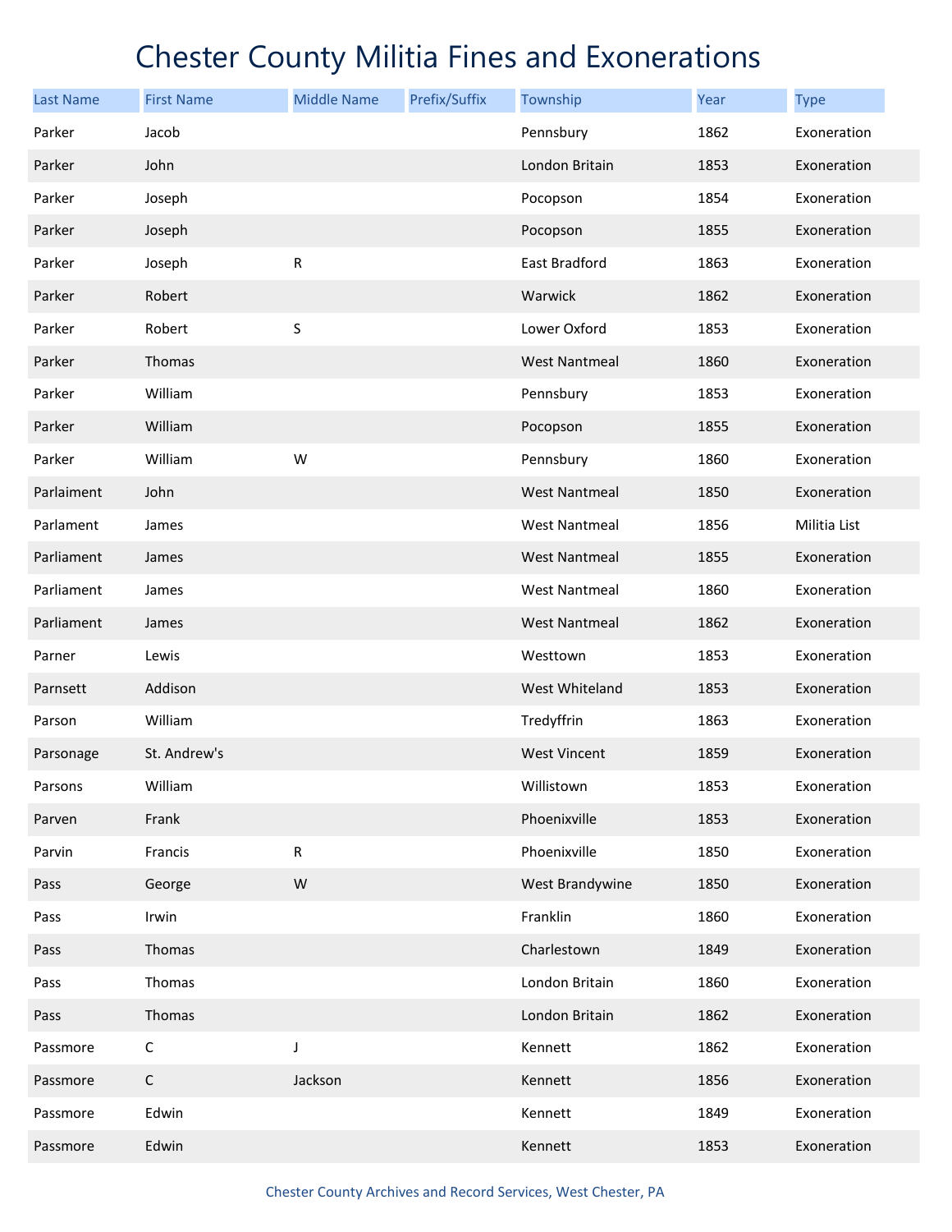# Chester County Militia Fines and Exonerations

| Last Name | First Name | Middle Name | Prefix/Suffix | Township | Year | Type |
|---|---|---|---|---|---|---|
| Parker | Jacob | | | Pennsbury | 1862 | Exoneration |
| Parker | John | | | London Britain | 1853 | Exoneration |
| Parker | Joseph | | | Pocopson | 1854 | Exoneration |
| Parker | Joseph | | | Pocopson | 1855 | Exoneration |
| Parker | Joseph | R | | East Bradford | 1863 | Exoneration |
| Parker | Robert | | | Warwick | 1862 | Exoneration |
| Parker | Robert | S | | Lower Oxford | 1853 | Exoneration |
| Parker | Thomas | | | West Nantmeal | 1860 | Exoneration |
| Parker | William | | | Pennsbury | 1853 | Exoneration |
| Parker | William | | | Pocopson | 1855 | Exoneration |
| Parker | William | W | | Pennsbury | 1860 | Exoneration |
| Parlaiment | John | | | West Nantmeal | 1850 | Exoneration |
| Parlament | James | | | West Nantmeal | 1856 | Militia List |
| Parliament | James | | | West Nantmeal | 1855 | Exoneration |
| Parliament | James | | | West Nantmeal | 1860 | Exoneration |
| Parliament | James | | | West Nantmeal | 1862 | Exoneration |
| Parner | Lewis | | | Westtown | 1853 | Exoneration |
| Parnsett | Addison | | | West Whiteland | 1853 | Exoneration |
| Parson | William | | | Tredyffrin | 1863 | Exoneration |
| Parsonage | St. Andrew's | | | West Vincent | 1859 | Exoneration |
| Parsons | William | | | Willistown | 1853 | Exoneration |
| Parven | Frank | | | Phoenixville | 1853 | Exoneration |
| Parvin | Francis | R | | Phoenixville | 1850 | Exoneration |
| Pass | George | W | | West Brandywine | 1850 | Exoneration |
| Pass | Irwin | | | Franklin | 1860 | Exoneration |
| Pass | Thomas | | | Charlestown | 1849 | Exoneration |
| Pass | Thomas | | | London Britain | 1860 | Exoneration |
| Pass | Thomas | | | London Britain | 1862 | Exoneration |
| Passmore | C | J | | Kennett | 1862 | Exoneration |
| Passmore | C | Jackson | | Kennett | 1856 | Exoneration |
| Passmore | Edwin | | | Kennett | 1849 | Exoneration |
| Passmore | Edwin | | | Kennett | 1853 | Exoneration |

Chester County Archives and Record Services, West Chester, PA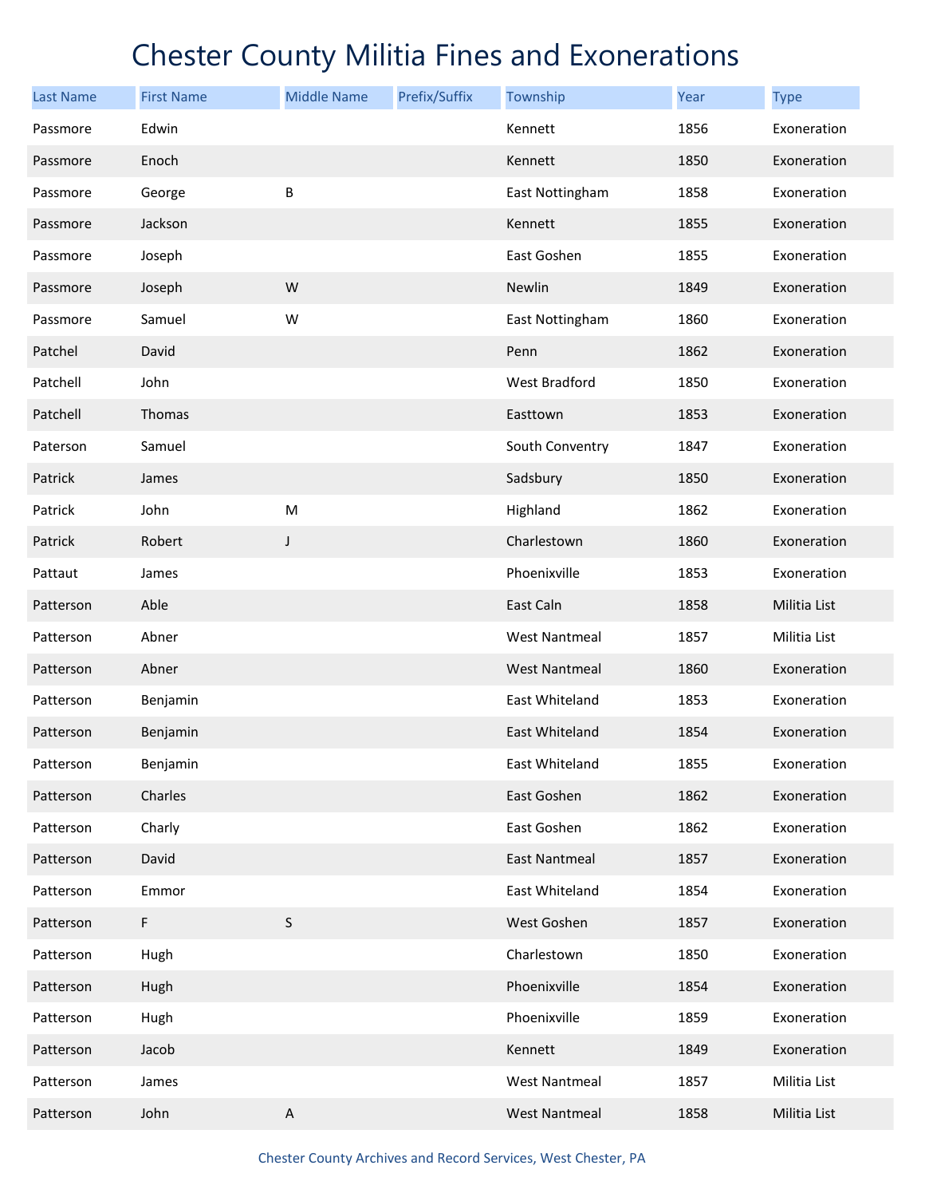# Chester County Militia Fines and Exonerations

| Last Name | First Name | Middle Name | Prefix/Suffix | Township | Year | Type |
|---|---|---|---|---|---|---|
| Passmore | Edwin | | | Kennett | 1856 | Exoneration |
| Passmore | Enoch | | | Kennett | 1850 | Exoneration |
| Passmore | George | B | | East Nottingham | 1858 | Exoneration |
| Passmore | Jackson | | | Kennett | 1855 | Exoneration |
| Passmore | Joseph | | | East Goshen | 1855 | Exoneration |
| Passmore | Joseph | W | | Newlin | 1849 | Exoneration |
| Passmore | Samuel | W | | East Nottingham | 1860 | Exoneration |
| Patchel | David | | | Penn | 1862 | Exoneration |
| Patchell | John | | | West Bradford | 1850 | Exoneration |
| Patchell | Thomas | | | Easttown | 1853 | Exoneration |
| Paterson | Samuel | | | South Conventry | 1847 | Exoneration |
| Patrick | James | | | Sadsbury | 1850 | Exoneration |
| Patrick | John | M | | Highland | 1862 | Exoneration |
| Patrick | Robert | J | | Charlestown | 1860 | Exoneration |
| Pattaut | James | | | Phoenixville | 1853 | Exoneration |
| Patterson | Able | | | East Caln | 1858 | Militia List |
| Patterson | Abner | | | West Nantmeal | 1857 | Militia List |
| Patterson | Abner | | | West Nantmeal | 1860 | Exoneration |
| Patterson | Benjamin | | | East Whiteland | 1853 | Exoneration |
| Patterson | Benjamin | | | East Whiteland | 1854 | Exoneration |
| Patterson | Benjamin | | | East Whiteland | 1855 | Exoneration |
| Patterson | Charles | | | East Goshen | 1862 | Exoneration |
| Patterson | Charly | | | East Goshen | 1862 | Exoneration |
| Patterson | David | | | East Nantmeal | 1857 | Exoneration |
| Patterson | Emmor | | | East Whiteland | 1854 | Exoneration |
| Patterson | F | S | | West Goshen | 1857 | Exoneration |
| Patterson | Hugh | | | Charlestown | 1850 | Exoneration |
| Patterson | Hugh | | | Phoenixville | 1854 | Exoneration |
| Patterson | Hugh | | | Phoenixville | 1859 | Exoneration |
| Patterson | Jacob | | | Kennett | 1849 | Exoneration |
| Patterson | James | | | West Nantmeal | 1857 | Militia List |
| Patterson | John | A | | West Nantmeal | 1858 | Militia List |

Chester County Archives and Record Services, West Chester, PA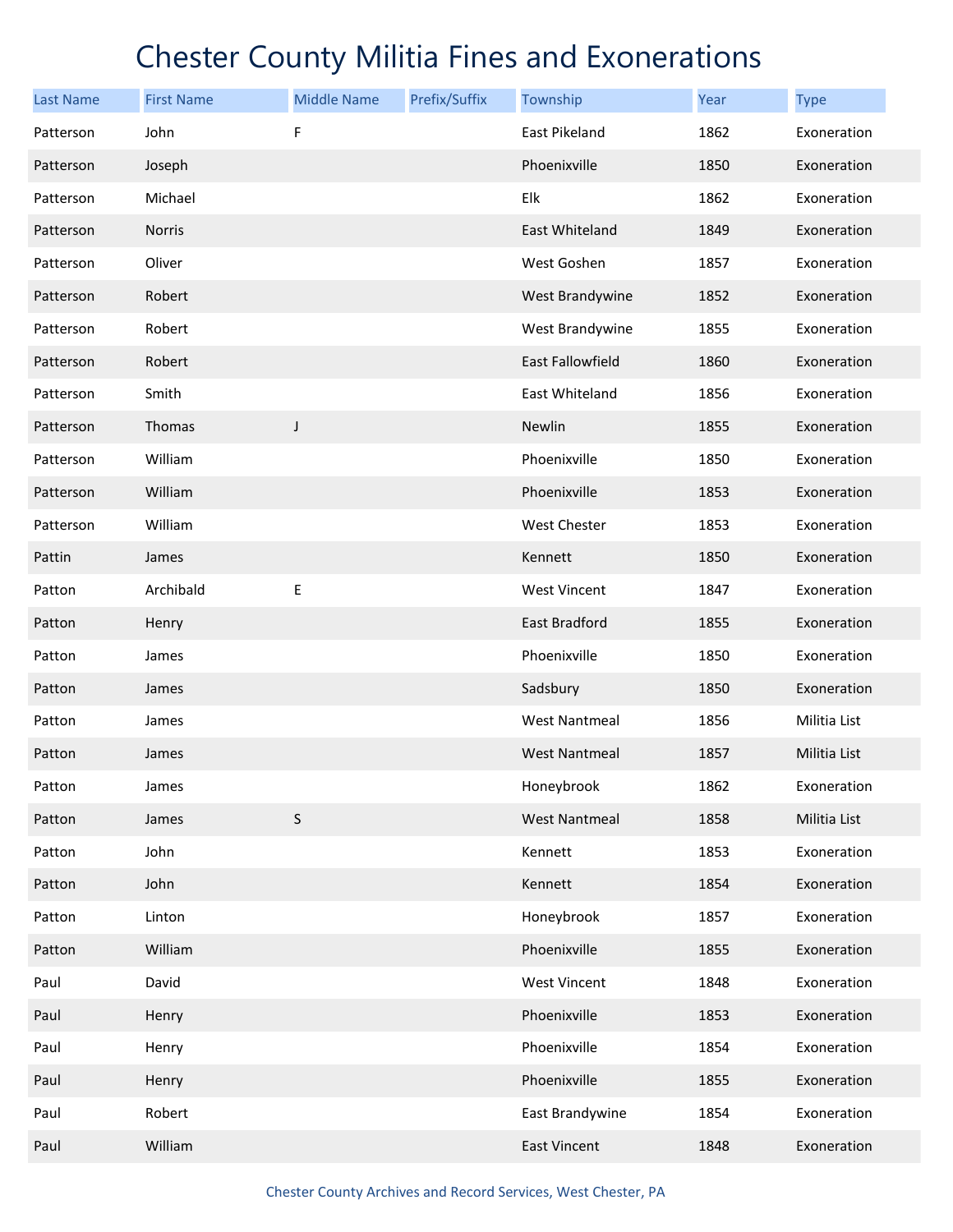# Chester County Militia Fines and Exonerations

| Last Name | First Name | Middle Name | Prefix/Suffix | Township | Year | Type |
|---|---|---|---|---|---|---|
| Patterson | John | F | | East Pikeland | 1862 | Exoneration |
| Patterson | Joseph | | | Phoenixville | 1850 | Exoneration |
| Patterson | Michael | | | Elk | 1862 | Exoneration |
| Patterson | Norris | | | East Whiteland | 1849 | Exoneration |
| Patterson | Oliver | | | West Goshen | 1857 | Exoneration |
| Patterson | Robert | | | West Brandywine | 1852 | Exoneration |
| Patterson | Robert | | | West Brandywine | 1855 | Exoneration |
| Patterson | Robert | | | East Fallowfield | 1860 | Exoneration |
| Patterson | Smith | | | East Whiteland | 1856 | Exoneration |
| Patterson | Thomas | J | | Newlin | 1855 | Exoneration |
| Patterson | William | | | Phoenixville | 1850 | Exoneration |
| Patterson | William | | | Phoenixville | 1853 | Exoneration |
| Patterson | William | | | West Chester | 1853 | Exoneration |
| Pattin | James | | | Kennett | 1850 | Exoneration |
| Patton | Archibald | E | | West Vincent | 1847 | Exoneration |
| Patton | Henry | | | East Bradford | 1855 | Exoneration |
| Patton | James | | | Phoenixville | 1850 | Exoneration |
| Patton | James | | | Sadsbury | 1850 | Exoneration |
| Patton | James | | | West Nantmeal | 1856 | Militia List |
| Patton | James | | | West Nantmeal | 1857 | Militia List |
| Patton | James | | | Honeybrook | 1862 | Exoneration |
| Patton | James | S | | West Nantmeal | 1858 | Militia List |
| Patton | John | | | Kennett | 1853 | Exoneration |
| Patton | John | | | Kennett | 1854 | Exoneration |
| Patton | Linton | | | Honeybrook | 1857 | Exoneration |
| Patton | William | | | Phoenixville | 1855 | Exoneration |
| Paul | David | | | West Vincent | 1848 | Exoneration |
| Paul | Henry | | | Phoenixville | 1853 | Exoneration |
| Paul | Henry | | | Phoenixville | 1854 | Exoneration |
| Paul | Henry | | | Phoenixville | 1855 | Exoneration |
| Paul | Robert | | | East Brandywine | 1854 | Exoneration |
| Paul | William | | | East Vincent | 1848 | Exoneration |

Chester County Archives and Record Services, West Chester, PA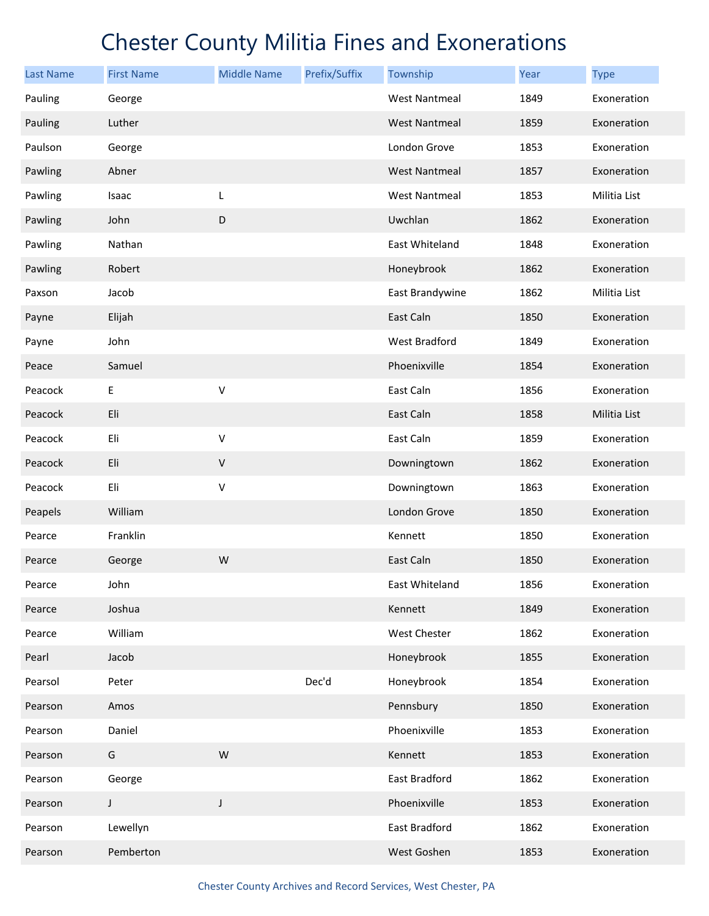# Chester County Militia Fines and Exonerations

| Last Name | First Name | Middle Name | Prefix/Suffix | Township | Year | Type |
|---|---|---|---|---|---|---|
| Pauling | George | | | West Nantmeal | 1849 | Exoneration |
| Pauling | Luther | | | West Nantmeal | 1859 | Exoneration |
| Paulson | George | | | London Grove | 1853 | Exoneration |
| Pawling | Abner | | | West Nantmeal | 1857 | Exoneration |
| Pawling | Isaac | L | | West Nantmeal | 1853 | Militia List |
| Pawling | John | D | | Uwchlan | 1862 | Exoneration |
| Pawling | Nathan | | | East Whiteland | 1848 | Exoneration |
| Pawling | Robert | | | Honeybrook | 1862 | Exoneration |
| Paxson | Jacob | | | East Brandywine | 1862 | Militia List |
| Payne | Elijah | | | East Caln | 1850 | Exoneration |
| Payne | John | | | West Bradford | 1849 | Exoneration |
| Peace | Samuel | | | Phoenixville | 1854 | Exoneration |
| Peacock | E | V | | East Caln | 1856 | Exoneration |
| Peacock | Eli | | | East Caln | 1858 | Militia List |
| Peacock | Eli | V | | East Caln | 1859 | Exoneration |
| Peacock | Eli | V | | Downingtown | 1862 | Exoneration |
| Peacock | Eli | V | | Downingtown | 1863 | Exoneration |
| Peapels | William | | | London Grove | 1850 | Exoneration |
| Pearce | Franklin | | | Kennett | 1850 | Exoneration |
| Pearce | George | W | | East Caln | 1850 | Exoneration |
| Pearce | John | | | East Whiteland | 1856 | Exoneration |
| Pearce | Joshua | | | Kennett | 1849 | Exoneration |
| Pearce | William | | | West Chester | 1862 | Exoneration |
| Pearl | Jacob | | | Honeybrook | 1855 | Exoneration |
| Pearsol | Peter | | Dec'd | Honeybrook | 1854 | Exoneration |
| Pearson | Amos | | | Pennsbury | 1850 | Exoneration |
| Pearson | Daniel | | | Phoenixville | 1853 | Exoneration |
| Pearson | G | W | | Kennett | 1853 | Exoneration |
| Pearson | George | | | East Bradford | 1862 | Exoneration |
| Pearson | J | J | | Phoenixville | 1853 | Exoneration |
| Pearson | Lewellyn | | | East Bradford | 1862 | Exoneration |
| Pearson | Pemberton | | | West Goshen | 1853 | Exoneration |

Chester County Archives and Record Services, West Chester, PA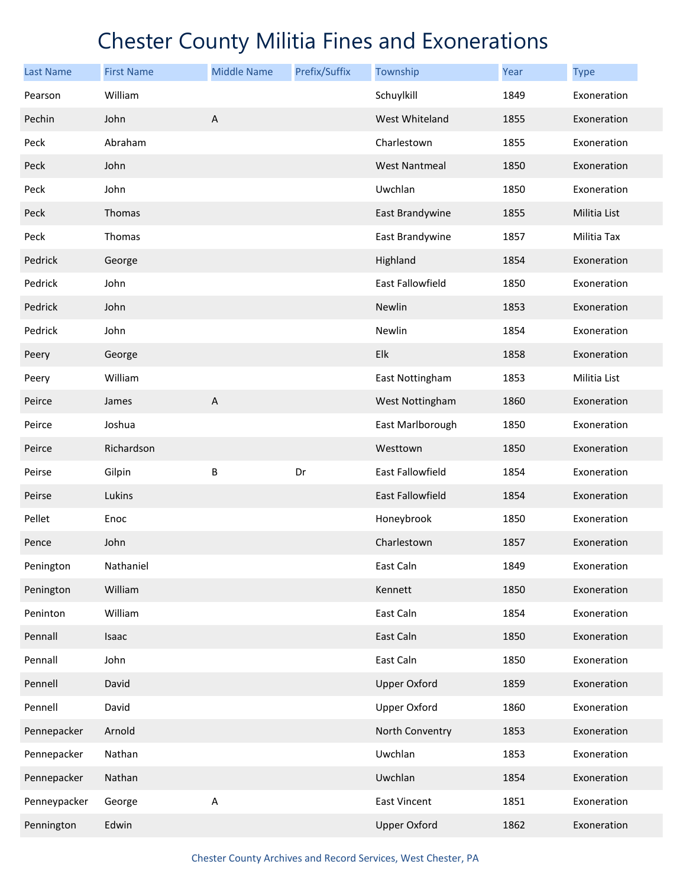# Chester County Militia Fines and Exonerations

| Last Name | First Name | Middle Name | Prefix/Suffix | Township | Year | Type |
|---|---|---|---|---|---|---|
| Pearson | William | | | Schuylkill | 1849 | Exoneration |
| Pechin | John | A | | West Whiteland | 1855 | Exoneration |
| Peck | Abraham | | | Charlestown | 1855 | Exoneration |
| Peck | John | | | West Nantmeal | 1850 | Exoneration |
| Peck | John | | | Uwchlan | 1850 | Exoneration |
| Peck | Thomas | | | East Brandywine | 1855 | Militia List |
| Peck | Thomas | | | East Brandywine | 1857 | Militia Tax |
| Pedrick | George | | | Highland | 1854 | Exoneration |
| Pedrick | John | | | East Fallowfield | 1850 | Exoneration |
| Pedrick | John | | | Newlin | 1853 | Exoneration |
| Pedrick | John | | | Newlin | 1854 | Exoneration |
| Peery | George | | | Elk | 1858 | Exoneration |
| Peery | William | | | East Nottingham | 1853 | Militia List |
| Peirce | James | A | | West Nottingham | 1860 | Exoneration |
| Peirce | Joshua | | | East Marlborough | 1850 | Exoneration |
| Peirce | Richardson | | | Westtown | 1850 | Exoneration |
| Peirse | Gilpin | B | Dr | East Fallowfield | 1854 | Exoneration |
| Peirse | Lukins | | | East Fallowfield | 1854 | Exoneration |
| Pellet | Enoc | | | Honeybrook | 1850 | Exoneration |
| Pence | John | | | Charlestown | 1857 | Exoneration |
| Penington | Nathaniel | | | East Caln | 1849 | Exoneration |
| Penington | William | | | Kennett | 1850 | Exoneration |
| Peninton | William | | | East Caln | 1854 | Exoneration |
| Pennall | Isaac | | | East Caln | 1850 | Exoneration |
| Pennall | John | | | East Caln | 1850 | Exoneration |
| Pennell | David | | | Upper Oxford | 1859 | Exoneration |
| Pennell | David | | | Upper Oxford | 1860 | Exoneration |
| Pennepacker | Arnold | | | North Conventry | 1853 | Exoneration |
| Pennepacker | Nathan | | | Uwchlan | 1853 | Exoneration |
| Pennepacker | Nathan | | | Uwchlan | 1854 | Exoneration |
| Penneypacker | George | A | | East Vincent | 1851 | Exoneration |
| Pennington | Edwin | | | Upper Oxford | 1862 | Exoneration |

Chester County Archives and Record Services, West Chester, PA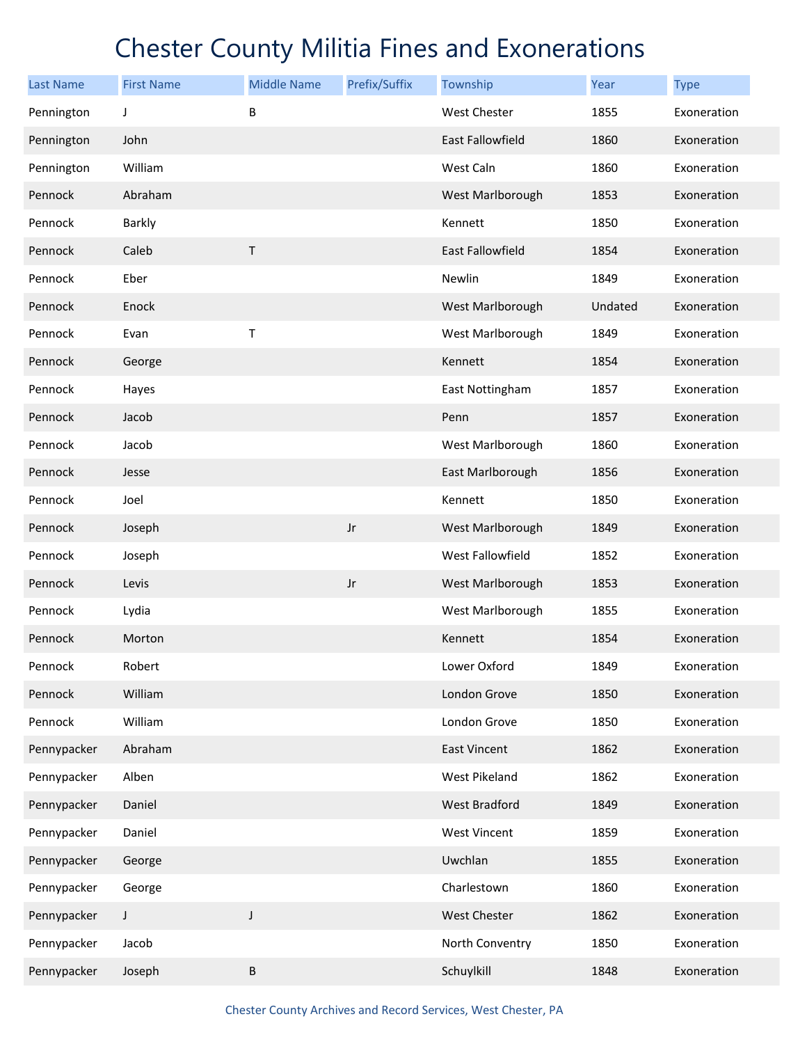# Chester County Militia Fines and Exonerations

| Last Name | First Name | Middle Name | Prefix/Suffix | Township | Year | Type |
|---|---|---|---|---|---|---|
| Pennington | J | B | | West Chester | 1855 | Exoneration |
| Pennington | John | | | East Fallowfield | 1860 | Exoneration |
| Pennington | William | | | West Caln | 1860 | Exoneration |
| Pennock | Abraham | | | West Marlborough | 1853 | Exoneration |
| Pennock | Barkly | | | Kennett | 1850 | Exoneration |
| Pennock | Caleb | T | | East Fallowfield | 1854 | Exoneration |
| Pennock | Eber | | | Newlin | 1849 | Exoneration |
| Pennock | Enock | | | West Marlborough | Undated | Exoneration |
| Pennock | Evan | T | | West Marlborough | 1849 | Exoneration |
| Pennock | George | | | Kennett | 1854 | Exoneration |
| Pennock | Hayes | | | East Nottingham | 1857 | Exoneration |
| Pennock | Jacob | | | Penn | 1857 | Exoneration |
| Pennock | Jacob | | | West Marlborough | 1860 | Exoneration |
| Pennock | Jesse | | | East Marlborough | 1856 | Exoneration |
| Pennock | Joel | | | Kennett | 1850 | Exoneration |
| Pennock | Joseph | | Jr | West Marlborough | 1849 | Exoneration |
| Pennock | Joseph | | | West Fallowfield | 1852 | Exoneration |
| Pennock | Levis | | Jr | West Marlborough | 1853 | Exoneration |
| Pennock | Lydia | | | West Marlborough | 1855 | Exoneration |
| Pennock | Morton | | | Kennett | 1854 | Exoneration |
| Pennock | Robert | | | Lower Oxford | 1849 | Exoneration |
| Pennock | William | | | London Grove | 1850 | Exoneration |
| Pennock | William | | | London Grove | 1850 | Exoneration |
| Pennypacker | Abraham | | | East Vincent | 1862 | Exoneration |
| Pennypacker | Alben | | | West Pikeland | 1862 | Exoneration |
| Pennypacker | Daniel | | | West Bradford | 1849 | Exoneration |
| Pennypacker | Daniel | | | West Vincent | 1859 | Exoneration |
| Pennypacker | George | | | Uwchlan | 1855 | Exoneration |
| Pennypacker | George | | | Charlestown | 1860 | Exoneration |
| Pennypacker | J | J | | West Chester | 1862 | Exoneration |
| Pennypacker | Jacob | | | North Conventry | 1850 | Exoneration |
| Pennypacker | Joseph | B | | Schuylkill | 1848 | Exoneration |

Chester County Archives and Record Services, West Chester, PA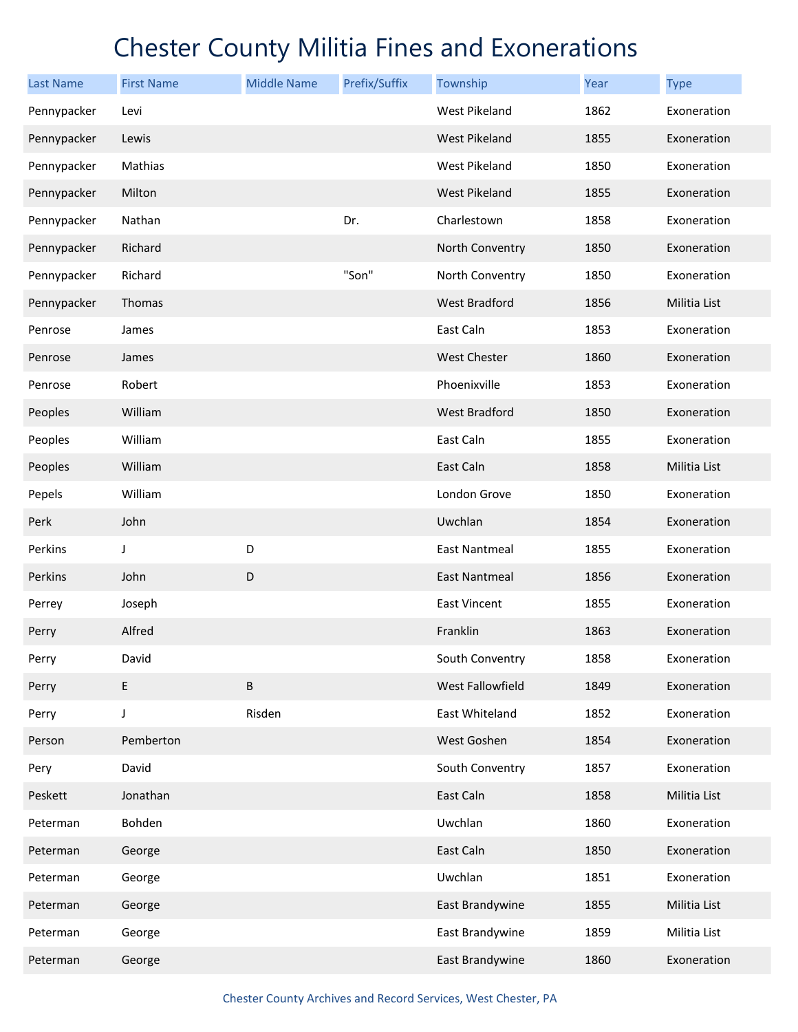# Chester County Militia Fines and Exonerations

| Last Name | First Name | Middle Name | Prefix/Suffix | Township | Year | Type |
|---|---|---|---|---|---|---|
| Pennypacker | Levi | | | West Pikeland | 1862 | Exoneration |
| Pennypacker | Lewis | | | West Pikeland | 1855 | Exoneration |
| Pennypacker | Mathias | | | West Pikeland | 1850 | Exoneration |
| Pennypacker | Milton | | | West Pikeland | 1855 | Exoneration |
| Pennypacker | Nathan | | Dr. | Charlestown | 1858 | Exoneration |
| Pennypacker | Richard | | | North Conventry | 1850 | Exoneration |
| Pennypacker | Richard | | "Son" | North Conventry | 1850 | Exoneration |
| Pennypacker | Thomas | | | West Bradford | 1856 | Militia List |
| Penrose | James | | | East Caln | 1853 | Exoneration |
| Penrose | James | | | West Chester | 1860 | Exoneration |
| Penrose | Robert | | | Phoenixville | 1853 | Exoneration |
| Peoples | William | | | West Bradford | 1850 | Exoneration |
| Peoples | William | | | East Caln | 1855 | Exoneration |
| Peoples | William | | | East Caln | 1858 | Militia List |
| Pepels | William | | | London Grove | 1850 | Exoneration |
| Perk | John | | | Uwchlan | 1854 | Exoneration |
| Perkins | J | D | | East Nantmeal | 1855 | Exoneration |
| Perkins | John | D | | East Nantmeal | 1856 | Exoneration |
| Perrey | Joseph | | | East Vincent | 1855 | Exoneration |
| Perry | Alfred | | | Franklin | 1863 | Exoneration |
| Perry | David | | | South Conventry | 1858 | Exoneration |
| Perry | E | B | | West Fallowfield | 1849 | Exoneration |
| Perry | J | Risden | | East Whiteland | 1852 | Exoneration |
| Person | Pemberton | | | West Goshen | 1854 | Exoneration |
| Pery | David | | | South Conventry | 1857 | Exoneration |
| Peskett | Jonathan | | | East Caln | 1858 | Militia List |
| Peterman | Bohden | | | Uwchlan | 1860 | Exoneration |
| Peterman | George | | | East Caln | 1850 | Exoneration |
| Peterman | George | | | Uwchlan | 1851 | Exoneration |
| Peterman | George | | | East Brandywine | 1855 | Militia List |
| Peterman | George | | | East Brandywine | 1859 | Militia List |
| Peterman | George | | | East Brandywine | 1860 | Exoneration |

Chester County Archives and Record Services, West Chester, PA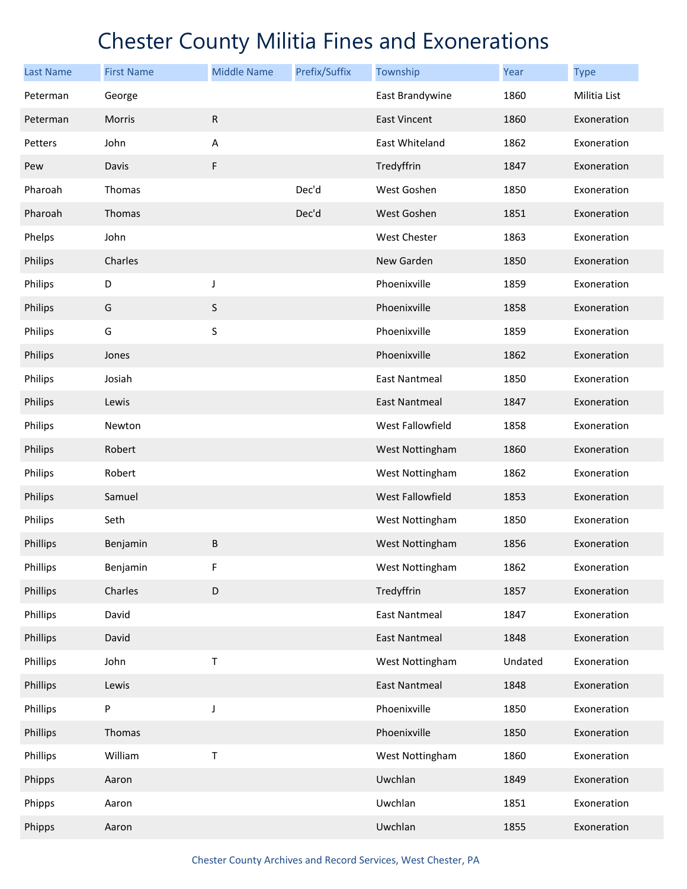# Chester County Militia Fines and Exonerations

| Last Name | First Name | Middle Name | Prefix/Suffix | Township | Year | Type |
|---|---|---|---|---|---|---|
| Peterman | George | | | East Brandywine | 1860 | Militia List |
| Peterman | Morris | R | | East Vincent | 1860 | Exoneration |
| Petters | John | A | | East Whiteland | 1862 | Exoneration |
| Pew | Davis | F | | Tredyffrin | 1847 | Exoneration |
| Pharoah | Thomas | | Dec'd | West Goshen | 1850 | Exoneration |
| Pharoah | Thomas | | Dec'd | West Goshen | 1851 | Exoneration |
| Phelps | John | | | West Chester | 1863 | Exoneration |
| Philips | Charles | | | New Garden | 1850 | Exoneration |
| Philips | D | J | | Phoenixville | 1859 | Exoneration |
| Philips | G | S | | Phoenixville | 1858 | Exoneration |
| Philips | G | S | | Phoenixville | 1859 | Exoneration |
| Philips | Jones | | | Phoenixville | 1862 | Exoneration |
| Philips | Josiah | | | East Nantmeal | 1850 | Exoneration |
| Philips | Lewis | | | East Nantmeal | 1847 | Exoneration |
| Philips | Newton | | | West Fallowfield | 1858 | Exoneration |
| Philips | Robert | | | West Nottingham | 1860 | Exoneration |
| Philips | Robert | | | West Nottingham | 1862 | Exoneration |
| Philips | Samuel | | | West Fallowfield | 1853 | Exoneration |
| Philips | Seth | | | West Nottingham | 1850 | Exoneration |
| Phillips | Benjamin | B | | West Nottingham | 1856 | Exoneration |
| Phillips | Benjamin | F | | West Nottingham | 1862 | Exoneration |
| Phillips | Charles | D | | Tredyffrin | 1857 | Exoneration |
| Phillips | David | | | East Nantmeal | 1847 | Exoneration |
| Phillips | David | | | East Nantmeal | 1848 | Exoneration |
| Phillips | John | T | | West Nottingham | Undated | Exoneration |
| Phillips | Lewis | | | East Nantmeal | 1848 | Exoneration |
| Phillips | P | J | | Phoenixville | 1850 | Exoneration |
| Phillips | Thomas | | | Phoenixville | 1850 | Exoneration |
| Phillips | William | T | | West Nottingham | 1860 | Exoneration |
| Phipps | Aaron | | | Uwchlan | 1849 | Exoneration |
| Phipps | Aaron | | | Uwchlan | 1851 | Exoneration |
| Phipps | Aaron | | | Uwchlan | 1855 | Exoneration |

Chester County Archives and Record Services, West Chester, PA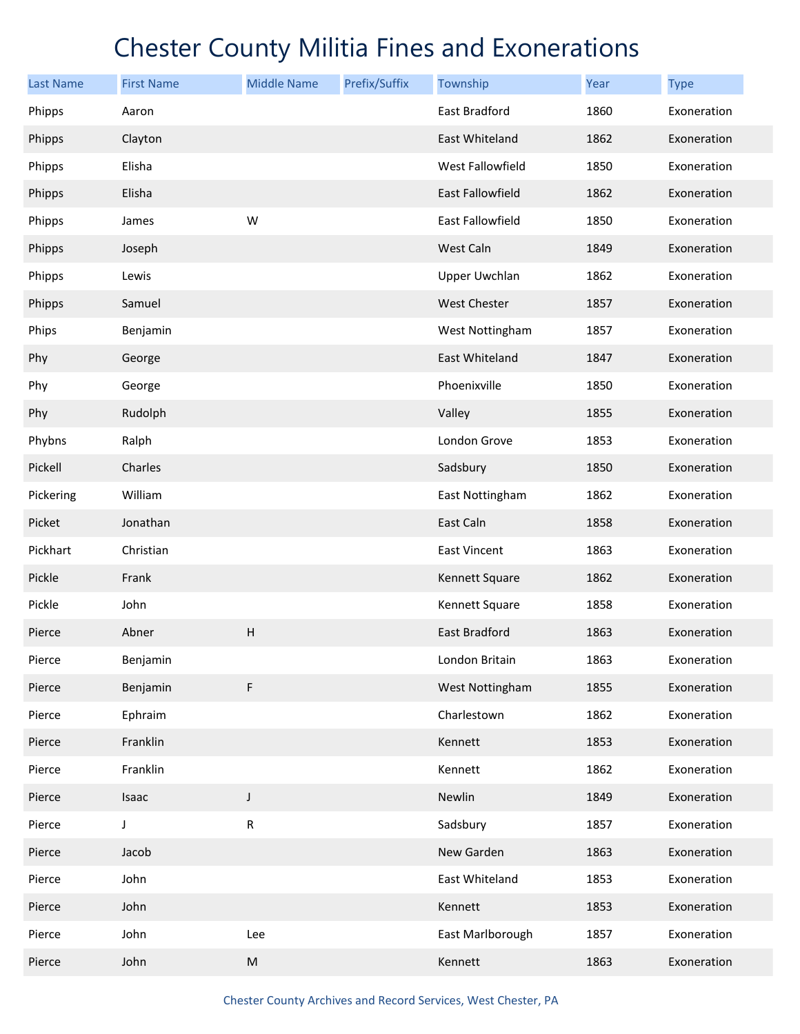# Chester County Militia Fines and Exonerations

| Last Name | First Name | Middle Name | Prefix/Suffix | Township | Year | Type |
|---|---|---|---|---|---|---|
| Phipps | Aaron | | | East Bradford | 1860 | Exoneration |
| Phipps | Clayton | | | East Whiteland | 1862 | Exoneration |
| Phipps | Elisha | | | West Fallowfield | 1850 | Exoneration |
| Phipps | Elisha | | | East Fallowfield | 1862 | Exoneration |
| Phipps | James | W | | East Fallowfield | 1850 | Exoneration |
| Phipps | Joseph | | | West Caln | 1849 | Exoneration |
| Phipps | Lewis | | | Upper Uwchlan | 1862 | Exoneration |
| Phipps | Samuel | | | West Chester | 1857 | Exoneration |
| Phips | Benjamin | | | West Nottingham | 1857 | Exoneration |
| Phy | George | | | East Whiteland | 1847 | Exoneration |
| Phy | George | | | Phoenixville | 1850 | Exoneration |
| Phy | Rudolph | | | Valley | 1855 | Exoneration |
| Phybns | Ralph | | | London Grove | 1853 | Exoneration |
| Pickell | Charles | | | Sadsbury | 1850 | Exoneration |
| Pickering | William | | | East Nottingham | 1862 | Exoneration |
| Picket | Jonathan | | | East Caln | 1858 | Exoneration |
| Pickhart | Christian | | | East Vincent | 1863 | Exoneration |
| Pickle | Frank | | | Kennett Square | 1862 | Exoneration |
| Pickle | John | | | Kennett Square | 1858 | Exoneration |
| Pierce | Abner | H | | East Bradford | 1863 | Exoneration |
| Pierce | Benjamin | | | London Britain | 1863 | Exoneration |
| Pierce | Benjamin | F | | West Nottingham | 1855 | Exoneration |
| Pierce | Ephraim | | | Charlestown | 1862 | Exoneration |
| Pierce | Franklin | | | Kennett | 1853 | Exoneration |
| Pierce | Franklin | | | Kennett | 1862 | Exoneration |
| Pierce | Isaac | J | | Newlin | 1849 | Exoneration |
| Pierce | J | R | | Sadsbury | 1857 | Exoneration |
| Pierce | Jacob | | | New Garden | 1863 | Exoneration |
| Pierce | John | | | East Whiteland | 1853 | Exoneration |
| Pierce | John | | | Kennett | 1853 | Exoneration |
| Pierce | John | Lee | | East Marlborough | 1857 | Exoneration |
| Pierce | John | M | | Kennett | 1863 | Exoneration |

Chester County Archives and Record Services, West Chester, PA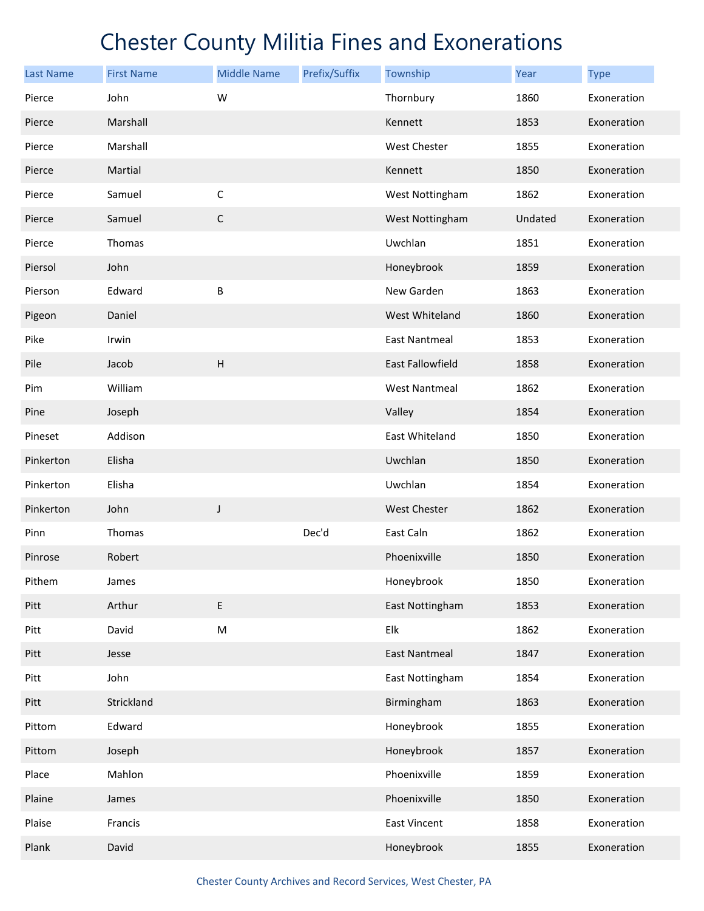# Chester County Militia Fines and Exonerations

| Last Name | First Name | Middle Name | Prefix/Suffix | Township | Year | Type |
|---|---|---|---|---|---|---|
| Pierce | John | W | | Thornbury | 1860 | Exoneration |
| Pierce | Marshall | | | Kennett | 1853 | Exoneration |
| Pierce | Marshall | | | West Chester | 1855 | Exoneration |
| Pierce | Martial | | | Kennett | 1850 | Exoneration |
| Pierce | Samuel | C | | West Nottingham | 1862 | Exoneration |
| Pierce | Samuel | C | | West Nottingham | Undated | Exoneration |
| Pierce | Thomas | | | Uwchlan | 1851 | Exoneration |
| Piersol | John | | | Honeybrook | 1859 | Exoneration |
| Pierson | Edward | B | | New Garden | 1863 | Exoneration |
| Pigeon | Daniel | | | West Whiteland | 1860 | Exoneration |
| Pike | Irwin | | | East Nantmeal | 1853 | Exoneration |
| Pile | Jacob | H | | East Fallowfield | 1858 | Exoneration |
| Pim | William | | | West Nantmeal | 1862 | Exoneration |
| Pine | Joseph | | | Valley | 1854 | Exoneration |
| Pineset | Addison | | | East Whiteland | 1850 | Exoneration |
| Pinkerton | Elisha | | | Uwchlan | 1850 | Exoneration |
| Pinkerton | Elisha | | | Uwchlan | 1854 | Exoneration |
| Pinkerton | John | J | | West Chester | 1862 | Exoneration |
| Pinn | Thomas | | Dec'd | East Caln | 1862 | Exoneration |
| Pinrose | Robert | | | Phoenixville | 1850 | Exoneration |
| Pithem | James | | | Honeybrook | 1850 | Exoneration |
| Pitt | Arthur | E | | East Nottingham | 1853 | Exoneration |
| Pitt | David | M | | Elk | 1862 | Exoneration |
| Pitt | Jesse | | | East Nantmeal | 1847 | Exoneration |
| Pitt | John | | | East Nottingham | 1854 | Exoneration |
| Pitt | Strickland | | | Birmingham | 1863 | Exoneration |
| Pittom | Edward | | | Honeybrook | 1855 | Exoneration |
| Pittom | Joseph | | | Honeybrook | 1857 | Exoneration |
| Place | Mahlon | | | Phoenixville | 1859 | Exoneration |
| Plaine | James | | | Phoenixville | 1850 | Exoneration |
| Plaise | Francis | | | East Vincent | 1858 | Exoneration |
| Plank | David | | | Honeybrook | 1855 | Exoneration |

Chester County Archives and Record Services, West Chester, PA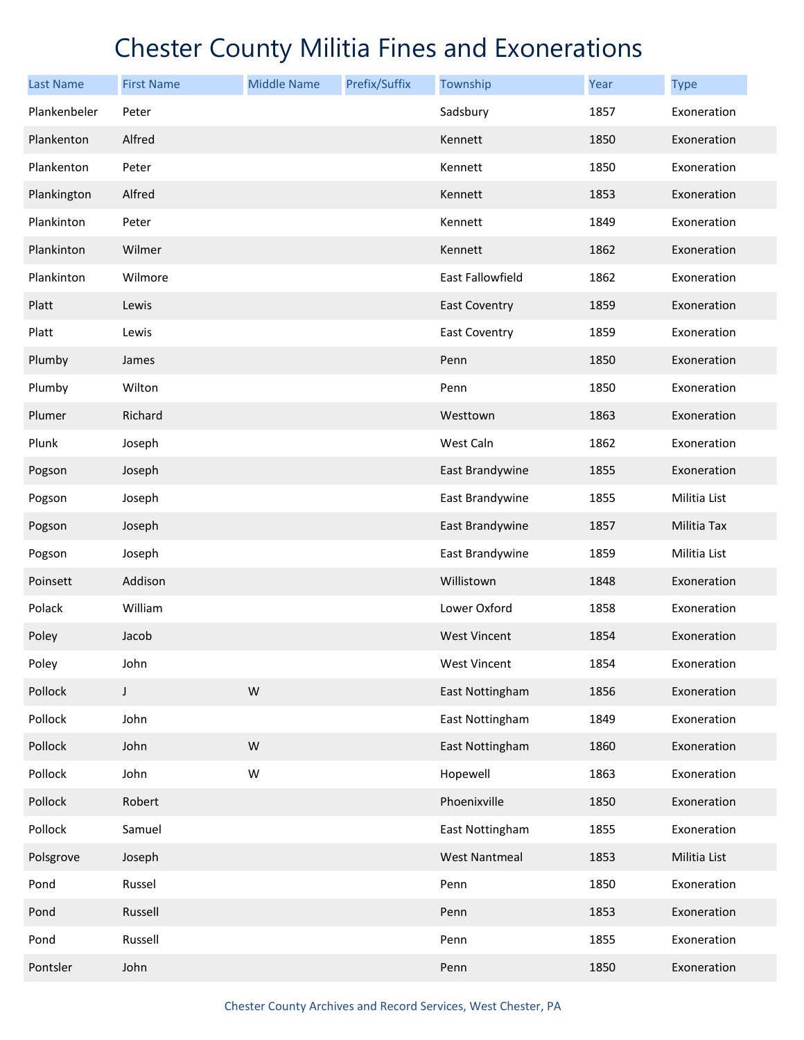# Chester County Militia Fines and Exonerations

| Last Name | First Name | Middle Name | Prefix/Suffix | Township | Year | Type |
|---|---|---|---|---|---|---|
| Plankenbeler | Peter | | | Sadsbury | 1857 | Exoneration |
| Plankenton | Alfred | | | Kennett | 1850 | Exoneration |
| Plankenton | Peter | | | Kennett | 1850 | Exoneration |
| Plankington | Alfred | | | Kennett | 1853 | Exoneration |
| Plankinton | Peter | | | Kennett | 1849 | Exoneration |
| Plankinton | Wilmer | | | Kennett | 1862 | Exoneration |
| Plankinton | Wilmore | | | East Fallowfield | 1862 | Exoneration |
| Platt | Lewis | | | East Coventry | 1859 | Exoneration |
| Platt | Lewis | | | East Coventry | 1859 | Exoneration |
| Plumby | James | | | Penn | 1850 | Exoneration |
| Plumby | Wilton | | | Penn | 1850 | Exoneration |
| Plumer | Richard | | | Westtown | 1863 | Exoneration |
| Plunk | Joseph | | | West Caln | 1862 | Exoneration |
| Pogson | Joseph | | | East Brandywine | 1855 | Exoneration |
| Pogson | Joseph | | | East Brandywine | 1855 | Militia List |
| Pogson | Joseph | | | East Brandywine | 1857 | Militia Tax |
| Pogson | Joseph | | | East Brandywine | 1859 | Militia List |
| Poinsett | Addison | | | Willistown | 1848 | Exoneration |
| Polack | William | | | Lower Oxford | 1858 | Exoneration |
| Poley | Jacob | | | West Vincent | 1854 | Exoneration |
| Poley | John | | | West Vincent | 1854 | Exoneration |
| Pollock | J | W | | East Nottingham | 1856 | Exoneration |
| Pollock | John | | | East Nottingham | 1849 | Exoneration |
| Pollock | John | W | | East Nottingham | 1860 | Exoneration |
| Pollock | John | W | | Hopewell | 1863 | Exoneration |
| Pollock | Robert | | | Phoenixville | 1850 | Exoneration |
| Pollock | Samuel | | | East Nottingham | 1855 | Exoneration |
| Polsgrove | Joseph | | | West Nantmeal | 1853 | Militia List |
| Pond | Russel | | | Penn | 1850 | Exoneration |
| Pond | Russell | | | Penn | 1853 | Exoneration |
| Pond | Russell | | | Penn | 1855 | Exoneration |
| Pontsler | John | | | Penn | 1850 | Exoneration |

Chester County Archives and Record Services, West Chester, PA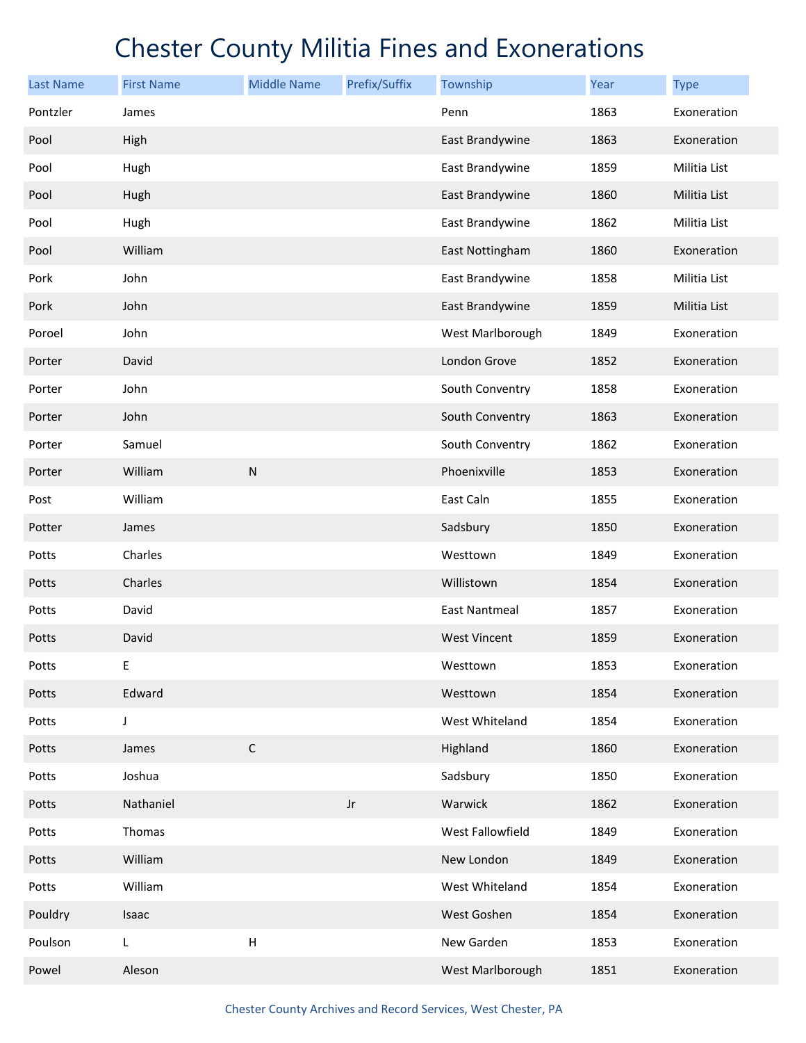# Chester County Militia Fines and Exonerations

| Last Name | First Name | Middle Name | Prefix/Suffix | Township | Year | Type |
|---|---|---|---|---|---|---|
| Pontzler | James | | | Penn | 1863 | Exoneration |
| Pool | High | | | East Brandywine | 1863 | Exoneration |
| Pool | Hugh | | | East Brandywine | 1859 | Militia List |
| Pool | Hugh | | | East Brandywine | 1860 | Militia List |
| Pool | Hugh | | | East Brandywine | 1862 | Militia List |
| Pool | William | | | East Nottingham | 1860 | Exoneration |
| Pork | John | | | East Brandywine | 1858 | Militia List |
| Pork | John | | | East Brandywine | 1859 | Militia List |
| Poroel | John | | | West Marlborough | 1849 | Exoneration |
| Porter | David | | | London Grove | 1852 | Exoneration |
| Porter | John | | | South Conventry | 1858 | Exoneration |
| Porter | John | | | South Conventry | 1863 | Exoneration |
| Porter | Samuel | | | South Conventry | 1862 | Exoneration |
| Porter | William | N | | Phoenixville | 1853 | Exoneration |
| Post | William | | | East Caln | 1855 | Exoneration |
| Potter | James | | | Sadsbury | 1850 | Exoneration |
| Potts | Charles | | | Westtown | 1849 | Exoneration |
| Potts | Charles | | | Willistown | 1854 | Exoneration |
| Potts | David | | | East Nantmeal | 1857 | Exoneration |
| Potts | David | | | West Vincent | 1859 | Exoneration |
| Potts | E | | | Westtown | 1853 | Exoneration |
| Potts | Edward | | | Westtown | 1854 | Exoneration |
| Potts | J | | | West Whiteland | 1854 | Exoneration |
| Potts | James | C | | Highland | 1860 | Exoneration |
| Potts | Joshua | | | Sadsbury | 1850 | Exoneration |
| Potts | Nathaniel | | Jr | Warwick | 1862 | Exoneration |
| Potts | Thomas | | | West Fallowfield | 1849 | Exoneration |
| Potts | William | | | New London | 1849 | Exoneration |
| Potts | William | | | West Whiteland | 1854 | Exoneration |
| Pouldry | Isaac | | | West Goshen | 1854 | Exoneration |
| Poulson | L | H | | New Garden | 1853 | Exoneration |
| Powel | Aleson | | | West Marlborough | 1851 | Exoneration |

Chester County Archives and Record Services, West Chester, PA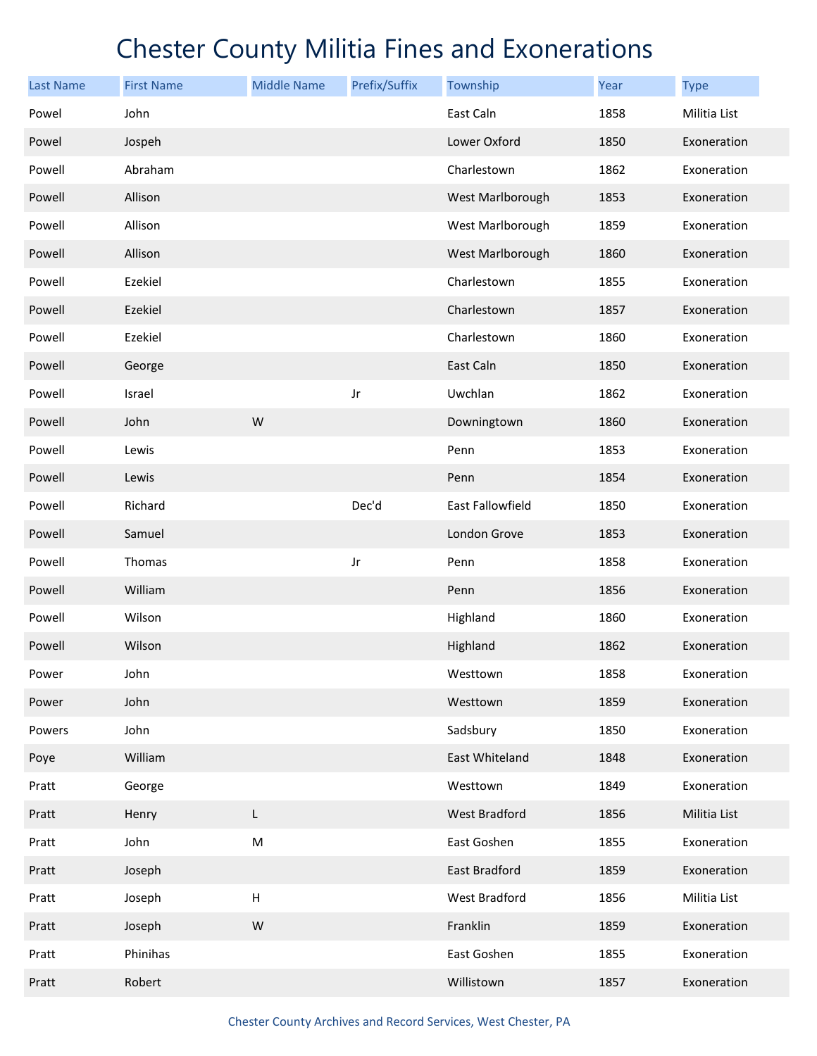# Chester County Militia Fines and Exonerations

| Last Name | First Name | Middle Name | Prefix/Suffix | Township | Year | Type |
|---|---|---|---|---|---|---|
| Powel | John | | | East Caln | 1858 | Militia List |
| Powel | Jospeh | | | Lower Oxford | 1850 | Exoneration |
| Powell | Abraham | | | Charlestown | 1862 | Exoneration |
| Powell | Allison | | | West Marlborough | 1853 | Exoneration |
| Powell | Allison | | | West Marlborough | 1859 | Exoneration |
| Powell | Allison | | | West Marlborough | 1860 | Exoneration |
| Powell | Ezekiel | | | Charlestown | 1855 | Exoneration |
| Powell | Ezekiel | | | Charlestown | 1857 | Exoneration |
| Powell | Ezekiel | | | Charlestown | 1860 | Exoneration |
| Powell | George | | | East Caln | 1850 | Exoneration |
| Powell | Israel | | Jr | Uwchlan | 1862 | Exoneration |
| Powell | John | W | | Downingtown | 1860 | Exoneration |
| Powell | Lewis | | | Penn | 1853 | Exoneration |
| Powell | Lewis | | | Penn | 1854 | Exoneration |
| Powell | Richard | | Dec'd | East Fallowfield | 1850 | Exoneration |
| Powell | Samuel | | | London Grove | 1853 | Exoneration |
| Powell | Thomas | | Jr | Penn | 1858 | Exoneration |
| Powell | William | | | Penn | 1856 | Exoneration |
| Powell | Wilson | | | Highland | 1860 | Exoneration |
| Powell | Wilson | | | Highland | 1862 | Exoneration |
| Power | John | | | Westtown | 1858 | Exoneration |
| Power | John | | | Westtown | 1859 | Exoneration |
| Powers | John | | | Sadsbury | 1850 | Exoneration |
| Poye | William | | | East Whiteland | 1848 | Exoneration |
| Pratt | George | | | Westtown | 1849 | Exoneration |
| Pratt | Henry | L | | West Bradford | 1856 | Militia List |
| Pratt | John | M | | East Goshen | 1855 | Exoneration |
| Pratt | Joseph | | | East Bradford | 1859 | Exoneration |
| Pratt | Joseph | H | | West Bradford | 1856 | Militia List |
| Pratt | Joseph | W | | Franklin | 1859 | Exoneration |
| Pratt | Phinihas | | | East Goshen | 1855 | Exoneration |
| Pratt | Robert | | | Willistown | 1857 | Exoneration |

Chester County Archives and Record Services, West Chester, PA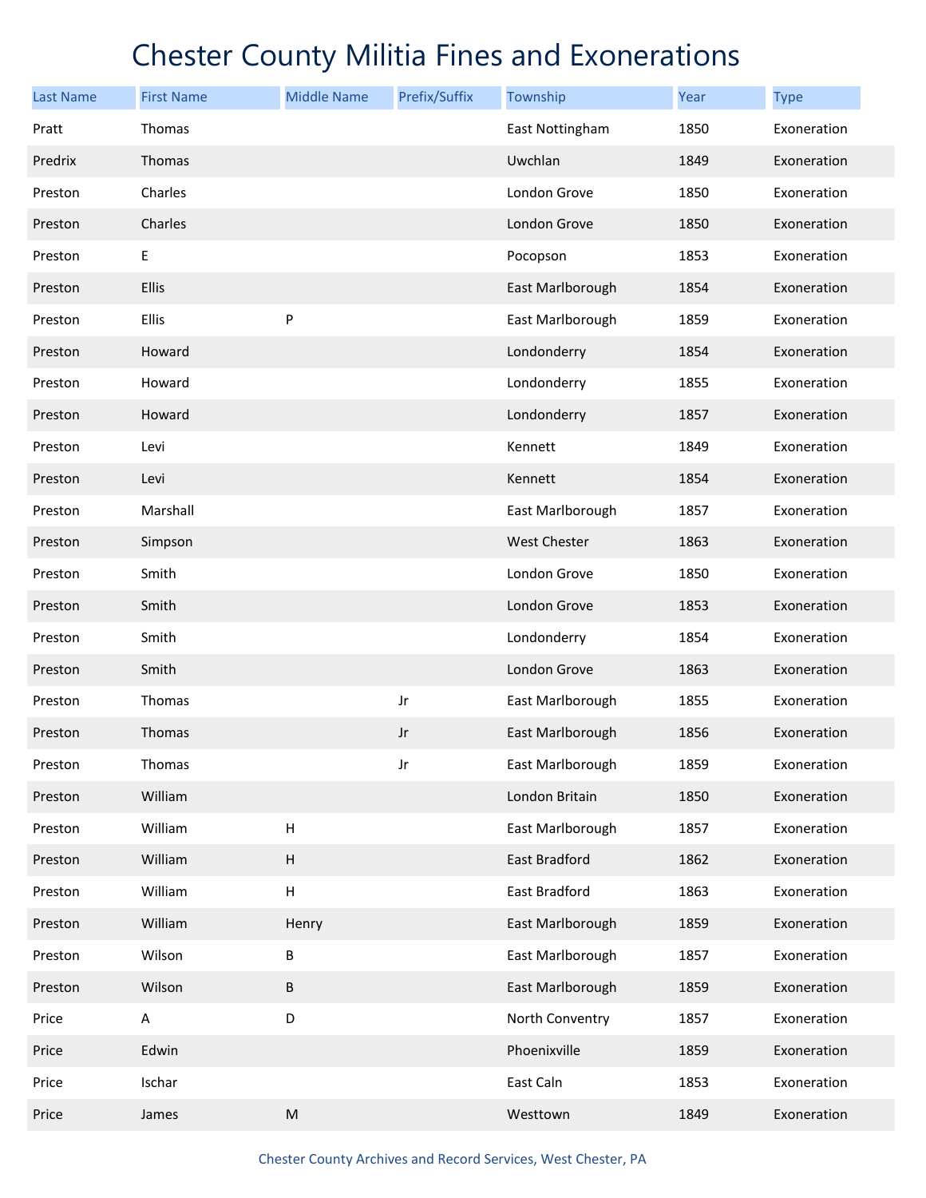# Chester County Militia Fines and Exonerations

| Last Name | First Name | Middle Name | Prefix/Suffix | Township | Year | Type |
|---|---|---|---|---|---|---|
| Pratt | Thomas | | | East Nottingham | 1850 | Exoneration |
| Predrix | Thomas | | | Uwchlan | 1849 | Exoneration |
| Preston | Charles | | | London Grove | 1850 | Exoneration |
| Preston | Charles | | | London Grove | 1850 | Exoneration |
| Preston | E | | | Pocopson | 1853 | Exoneration |
| Preston | Ellis | | | East Marlborough | 1854 | Exoneration |
| Preston | Ellis | P | | East Marlborough | 1859 | Exoneration |
| Preston | Howard | | | Londonderry | 1854 | Exoneration |
| Preston | Howard | | | Londonderry | 1855 | Exoneration |
| Preston | Howard | | | Londonderry | 1857 | Exoneration |
| Preston | Levi | | | Kennett | 1849 | Exoneration |
| Preston | Levi | | | Kennett | 1854 | Exoneration |
| Preston | Marshall | | | East Marlborough | 1857 | Exoneration |
| Preston | Simpson | | | West Chester | 1863 | Exoneration |
| Preston | Smith | | | London Grove | 1850 | Exoneration |
| Preston | Smith | | | London Grove | 1853 | Exoneration |
| Preston | Smith | | | Londonderry | 1854 | Exoneration |
| Preston | Smith | | | London Grove | 1863 | Exoneration |
| Preston | Thomas | | Jr | East Marlborough | 1855 | Exoneration |
| Preston | Thomas | | Jr | East Marlborough | 1856 | Exoneration |
| Preston | Thomas | | Jr | East Marlborough | 1859 | Exoneration |
| Preston | William | | | London Britain | 1850 | Exoneration |
| Preston | William | H | | East Marlborough | 1857 | Exoneration |
| Preston | William | H | | East Bradford | 1862 | Exoneration |
| Preston | William | H | | East Bradford | 1863 | Exoneration |
| Preston | William | Henry | | East Marlborough | 1859 | Exoneration |
| Preston | Wilson | B | | East Marlborough | 1857 | Exoneration |
| Preston | Wilson | B | | East Marlborough | 1859 | Exoneration |
| Price | A | D | | North Conventry | 1857 | Exoneration |
| Price | Edwin | | | Phoenixville | 1859 | Exoneration |
| Price | Ischar | | | East Caln | 1853 | Exoneration |
| Price | James | M | | Westtown | 1849 | Exoneration |

Chester County Archives and Record Services, West Chester, PA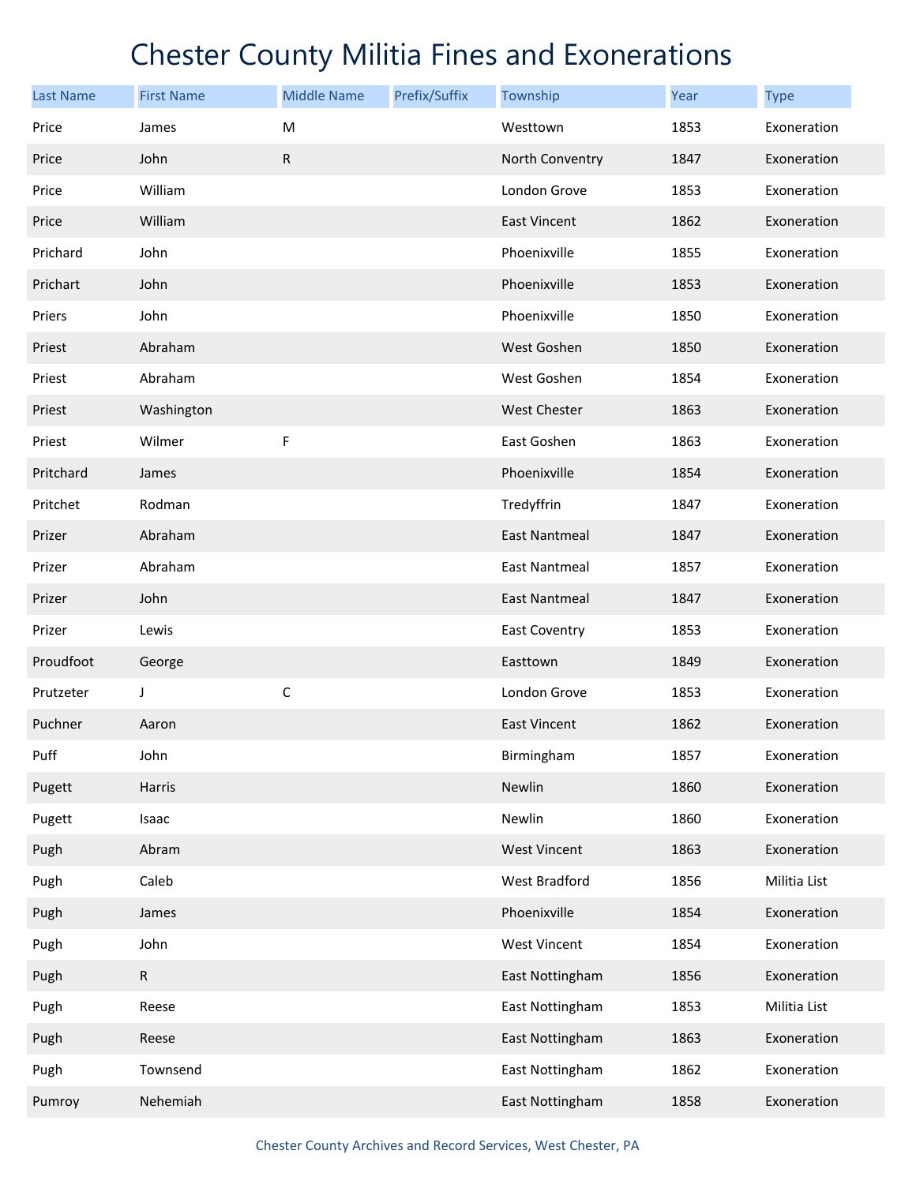# Chester County Militia Fines and Exonerations

| Last Name | First Name | Middle Name | Prefix/Suffix | Township | Year | Type |
|---|---|---|---|---|---|---|
| Price | James | M | | Westtown | 1853 | Exoneration |
| Price | John | R | | North Conventry | 1847 | Exoneration |
| Price | William | | | London Grove | 1853 | Exoneration |
| Price | William | | | East Vincent | 1862 | Exoneration |
| Prichard | John | | | Phoenixville | 1855 | Exoneration |
| Prichart | John | | | Phoenixville | 1853 | Exoneration |
| Priers | John | | | Phoenixville | 1850 | Exoneration |
| Priest | Abraham | | | West Goshen | 1850 | Exoneration |
| Priest | Abraham | | | West Goshen | 1854 | Exoneration |
| Priest | Washington | | | West Chester | 1863 | Exoneration |
| Priest | Wilmer | F | | East Goshen | 1863 | Exoneration |
| Pritchard | James | | | Phoenixville | 1854 | Exoneration |
| Pritchet | Rodman | | | Tredyffrin | 1847 | Exoneration |
| Prizer | Abraham | | | East Nantmeal | 1847 | Exoneration |
| Prizer | Abraham | | | East Nantmeal | 1857 | Exoneration |
| Prizer | John | | | East Nantmeal | 1847 | Exoneration |
| Prizer | Lewis | | | East Coventry | 1853 | Exoneration |
| Proudfoot | George | | | Easttown | 1849 | Exoneration |
| Prutzeter | J | C | | London Grove | 1853 | Exoneration |
| Puchner | Aaron | | | East Vincent | 1862 | Exoneration |
| Puff | John | | | Birmingham | 1857 | Exoneration |
| Pugett | Harris | | | Newlin | 1860 | Exoneration |
| Pugett | Isaac | | | Newlin | 1860 | Exoneration |
| Pugh | Abram | | | West Vincent | 1863 | Exoneration |
| Pugh | Caleb | | | West Bradford | 1856 | Militia List |
| Pugh | James | | | Phoenixville | 1854 | Exoneration |
| Pugh | John | | | West Vincent | 1854 | Exoneration |
| Pugh | R | | | East Nottingham | 1856 | Exoneration |
| Pugh | Reese | | | East Nottingham | 1853 | Militia List |
| Pugh | Reese | | | East Nottingham | 1863 | Exoneration |
| Pugh | Townsend | | | East Nottingham | 1862 | Exoneration |
| Pumroy | Nehemiah | | | East Nottingham | 1858 | Exoneration |

Chester County Archives and Record Services, West Chester, PA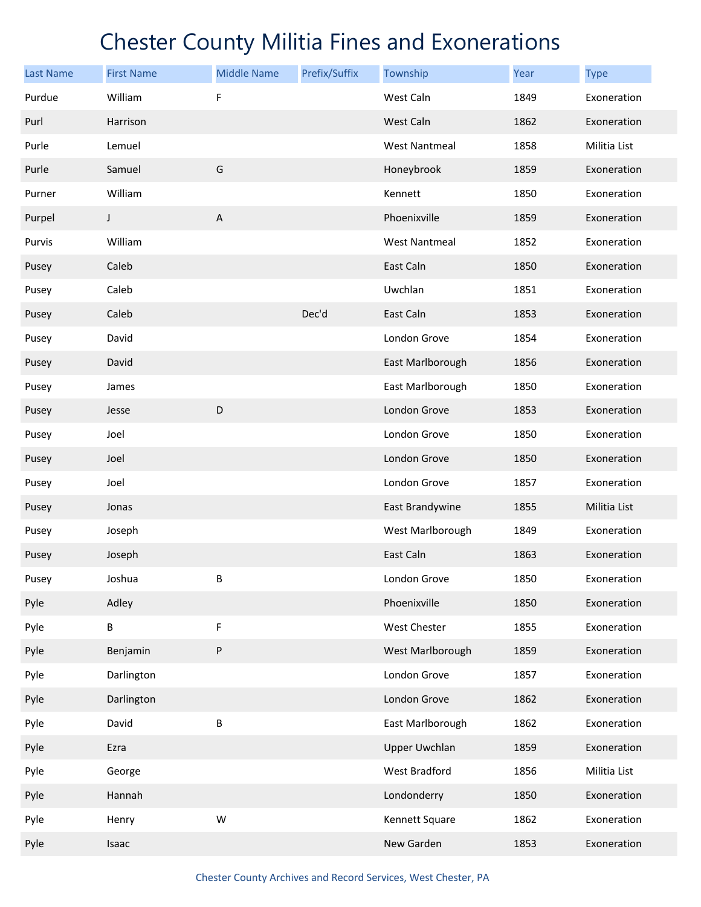# Chester County Militia Fines and Exonerations

| Last Name | First Name | Middle Name | Prefix/Suffix | Township | Year | Type |
|---|---|---|---|---|---|---|
| Purdue | William | F | | West Caln | 1849 | Exoneration |
| Purl | Harrison | | | West Caln | 1862 | Exoneration |
| Purle | Lemuel | | | West Nantmeal | 1858 | Militia List |
| Purle | Samuel | G | | Honeybrook | 1859 | Exoneration |
| Purner | William | | | Kennett | 1850 | Exoneration |
| Purpel | J | A | | Phoenixville | 1859 | Exoneration |
| Purvis | William | | | West Nantmeal | 1852 | Exoneration |
| Pusey | Caleb | | | East Caln | 1850 | Exoneration |
| Pusey | Caleb | | | Uwchlan | 1851 | Exoneration |
| Pusey | Caleb | | Dec'd | East Caln | 1853 | Exoneration |
| Pusey | David | | | London Grove | 1854 | Exoneration |
| Pusey | David | | | East Marlborough | 1856 | Exoneration |
| Pusey | James | | | East Marlborough | 1850 | Exoneration |
| Pusey | Jesse | D | | London Grove | 1853 | Exoneration |
| Pusey | Joel | | | London Grove | 1850 | Exoneration |
| Pusey | Joel | | | London Grove | 1850 | Exoneration |
| Pusey | Joel | | | London Grove | 1857 | Exoneration |
| Pusey | Jonas | | | East Brandywine | 1855 | Militia List |
| Pusey | Joseph | | | West Marlborough | 1849 | Exoneration |
| Pusey | Joseph | | | East Caln | 1863 | Exoneration |
| Pusey | Joshua | B | | London Grove | 1850 | Exoneration |
| Pyle | Adley | | | Phoenixville | 1850 | Exoneration |
| Pyle | B | F | | West Chester | 1855 | Exoneration |
| Pyle | Benjamin | P | | West Marlborough | 1859 | Exoneration |
| Pyle | Darlington | | | London Grove | 1857 | Exoneration |
| Pyle | Darlington | | | London Grove | 1862 | Exoneration |
| Pyle | David | B | | East Marlborough | 1862 | Exoneration |
| Pyle | Ezra | | | Upper Uwchlan | 1859 | Exoneration |
| Pyle | George | | | West Bradford | 1856 | Militia List |
| Pyle | Hannah | | | Londonderry | 1850 | Exoneration |
| Pyle | Henry | W | | Kennett Square | 1862 | Exoneration |
| Pyle | Isaac | | | New Garden | 1853 | Exoneration |

Chester County Archives and Record Services, West Chester, PA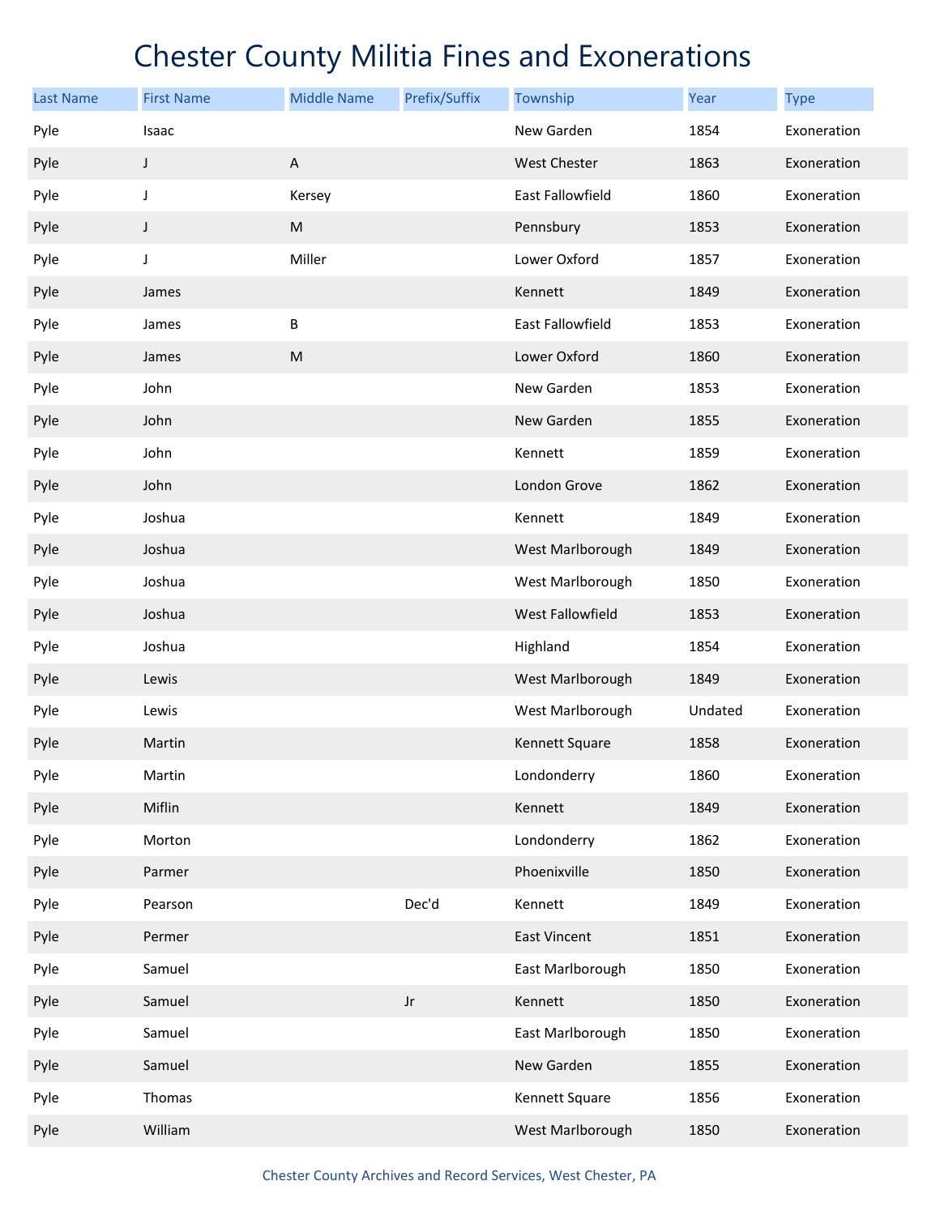# Chester County Militia Fines and Exonerations

| Last Name | First Name | Middle Name | Prefix/Suffix | Township | Year | Type |
|---|---|---|---|---|---|---|
| Pyle | Isaac | | | New Garden | 1854 | Exoneration |
| Pyle | J | A | | West Chester | 1863 | Exoneration |
| Pyle | J | Kersey | | East Fallowfield | 1860 | Exoneration |
| Pyle | J | M | | Pennsbury | 1853 | Exoneration |
| Pyle | J | Miller | | Lower Oxford | 1857 | Exoneration |
| Pyle | James | | | Kennett | 1849 | Exoneration |
| Pyle | James | B | | East Fallowfield | 1853 | Exoneration |
| Pyle | James | M | | Lower Oxford | 1860 | Exoneration |
| Pyle | John | | | New Garden | 1853 | Exoneration |
| Pyle | John | | | New Garden | 1855 | Exoneration |
| Pyle | John | | | Kennett | 1859 | Exoneration |
| Pyle | John | | | London Grove | 1862 | Exoneration |
| Pyle | Joshua | | | Kennett | 1849 | Exoneration |
| Pyle | Joshua | | | West Marlborough | 1849 | Exoneration |
| Pyle | Joshua | | | West Marlborough | 1850 | Exoneration |
| Pyle | Joshua | | | West Fallowfield | 1853 | Exoneration |
| Pyle | Joshua | | | Highland | 1854 | Exoneration |
| Pyle | Lewis | | | West Marlborough | 1849 | Exoneration |
| Pyle | Lewis | | | West Marlborough | Undated | Exoneration |
| Pyle | Martin | | | Kennett Square | 1858 | Exoneration |
| Pyle | Martin | | | Londonderry | 1860 | Exoneration |
| Pyle | Miflin | | | Kennett | 1849 | Exoneration |
| Pyle | Morton | | | Londonderry | 1862 | Exoneration |
| Pyle | Parmer | | | Phoenixville | 1850 | Exoneration |
| Pyle | Pearson | | Dec'd | Kennett | 1849 | Exoneration |
| Pyle | Permer | | | East Vincent | 1851 | Exoneration |
| Pyle | Samuel | | | East Marlborough | 1850 | Exoneration |
| Pyle | Samuel | | Jr | Kennett | 1850 | Exoneration |
| Pyle | Samuel | | | East Marlborough | 1850 | Exoneration |
| Pyle | Samuel | | | New Garden | 1855 | Exoneration |
| Pyle | Thomas | | | Kennett Square | 1856 | Exoneration |
| Pyle | William | | | West Marlborough | 1850 | Exoneration |

Chester County Archives and Record Services, West Chester, PA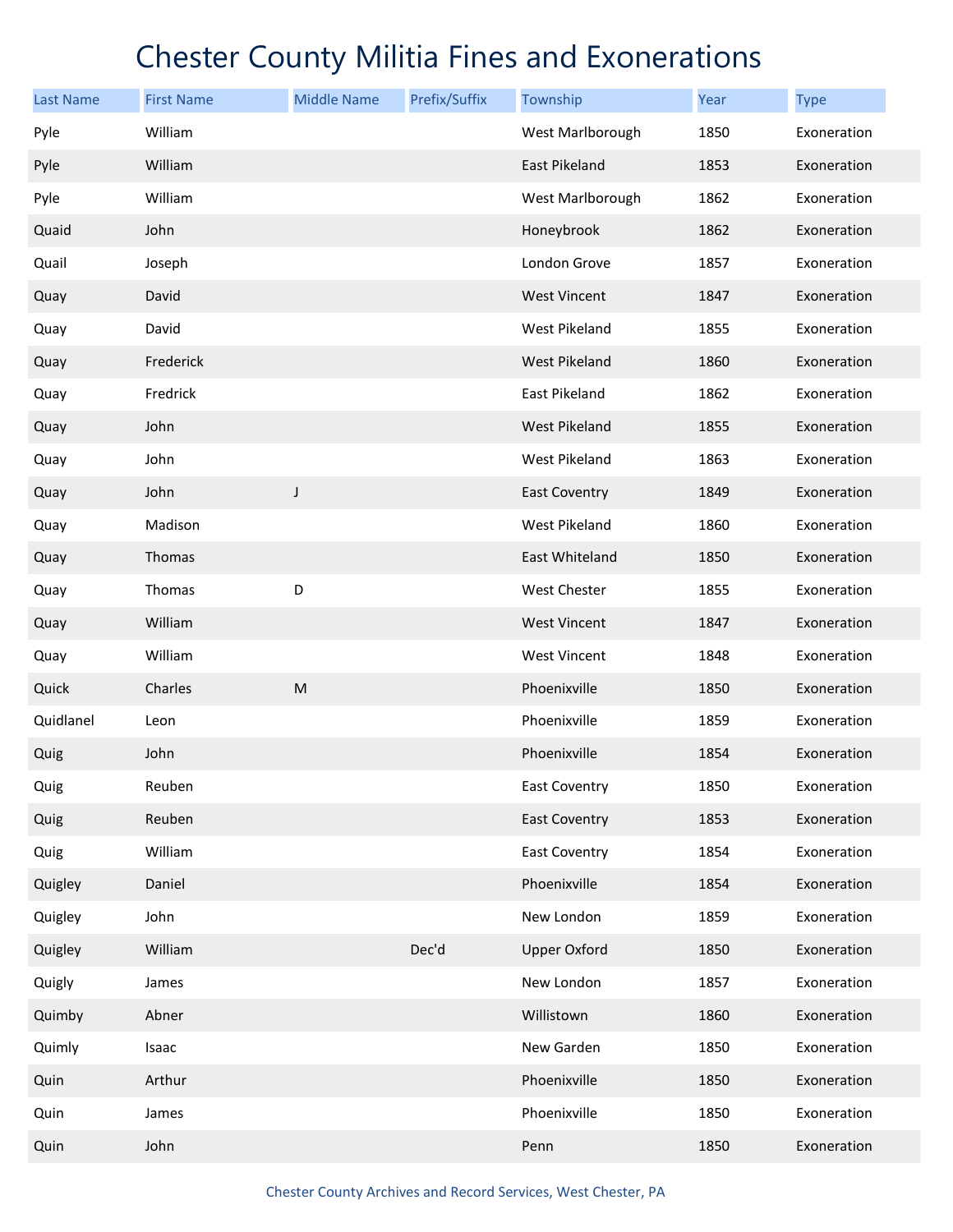# Chester County Militia Fines and Exonerations

| Last Name | First Name | Middle Name | Prefix/Suffix | Township | Year | Type |
|---|---|---|---|---|---|---|
| Pyle | William | | | West Marlborough | 1850 | Exoneration |
| Pyle | William | | | East Pikeland | 1853 | Exoneration |
| Pyle | William | | | West Marlborough | 1862 | Exoneration |
| Quaid | John | | | Honeybrook | 1862 | Exoneration |
| Quail | Joseph | | | London Grove | 1857 | Exoneration |
| Quay | David | | | West Vincent | 1847 | Exoneration |
| Quay | David | | | West Pikeland | 1855 | Exoneration |
| Quay | Frederick | | | West Pikeland | 1860 | Exoneration |
| Quay | Fredrick | | | East Pikeland | 1862 | Exoneration |
| Quay | John | | | West Pikeland | 1855 | Exoneration |
| Quay | John | | | West Pikeland | 1863 | Exoneration |
| Quay | John | J | | East Coventry | 1849 | Exoneration |
| Quay | Madison | | | West Pikeland | 1860 | Exoneration |
| Quay | Thomas | | | East Whiteland | 1850 | Exoneration |
| Quay | Thomas | D | | West Chester | 1855 | Exoneration |
| Quay | William | | | West Vincent | 1847 | Exoneration |
| Quay | William | | | West Vincent | 1848 | Exoneration |
| Quick | Charles | M | | Phoenixville | 1850 | Exoneration |
| Quidlanel | Leon | | | Phoenixville | 1859 | Exoneration |
| Quig | John | | | Phoenixville | 1854 | Exoneration |
| Quig | Reuben | | | East Coventry | 1850 | Exoneration |
| Quig | Reuben | | | East Coventry | 1853 | Exoneration |
| Quig | William | | | East Coventry | 1854 | Exoneration |
| Quigley | Daniel | | | Phoenixville | 1854 | Exoneration |
| Quigley | John | | | New London | 1859 | Exoneration |
| Quigley | William | | Dec'd | Upper Oxford | 1850 | Exoneration |
| Quigly | James | | | New London | 1857 | Exoneration |
| Quimby | Abner | | | Willistown | 1860 | Exoneration |
| Quimly | Isaac | | | New Garden | 1850 | Exoneration |
| Quin | Arthur | | | Phoenixville | 1850 | Exoneration |
| Quin | James | | | Phoenixville | 1850 | Exoneration |
| Quin | John | | | Penn | 1850 | Exoneration |

Chester County Archives and Record Services, West Chester, PA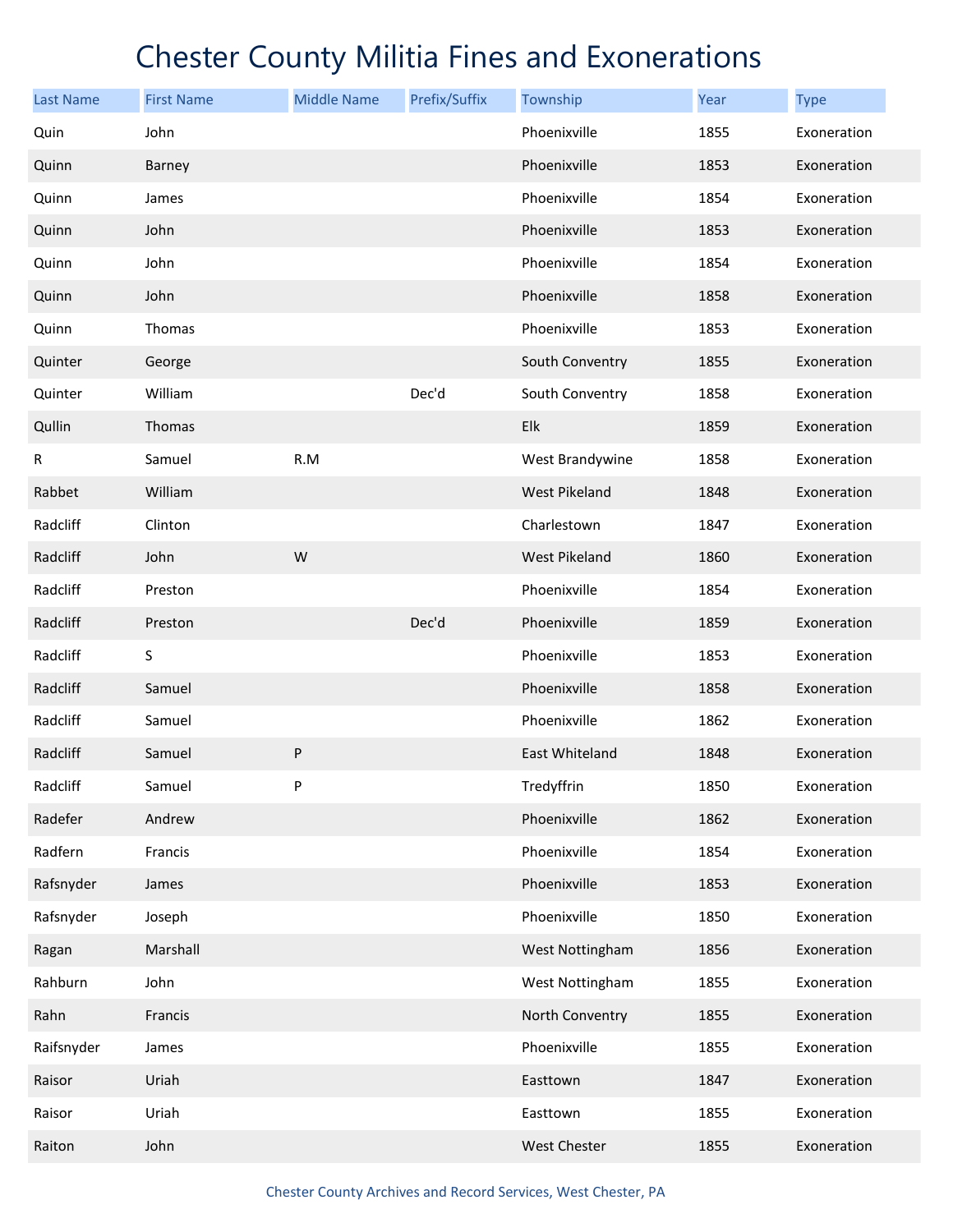# Chester County Militia Fines and Exonerations

| Last Name | First Name | Middle Name | Prefix/Suffix | Township | Year | Type |
|---|---|---|---|---|---|---|
| Quin | John | | | Phoenixville | 1855 | Exoneration |
| Quinn | Barney | | | Phoenixville | 1853 | Exoneration |
| Quinn | James | | | Phoenixville | 1854 | Exoneration |
| Quinn | John | | | Phoenixville | 1853 | Exoneration |
| Quinn | John | | | Phoenixville | 1854 | Exoneration |
| Quinn | John | | | Phoenixville | 1858 | Exoneration |
| Quinn | Thomas | | | Phoenixville | 1853 | Exoneration |
| Quinter | George | | | South Conventry | 1855 | Exoneration |
| Quinter | William | | Dec'd | South Conventry | 1858 | Exoneration |
| Qullin | Thomas | | | Elk | 1859 | Exoneration |
| R | Samuel | R.M | | West Brandywine | 1858 | Exoneration |
| Rabbet | William | | | West Pikeland | 1848 | Exoneration |
| Radcliff | Clinton | | | Charlestown | 1847 | Exoneration |
| Radcliff | John | W | | West Pikeland | 1860 | Exoneration |
| Radcliff | Preston | | | Phoenixville | 1854 | Exoneration |
| Radcliff | Preston | | Dec'd | Phoenixville | 1859 | Exoneration |
| Radcliff | S | | | Phoenixville | 1853 | Exoneration |
| Radcliff | Samuel | | | Phoenixville | 1858 | Exoneration |
| Radcliff | Samuel | | | Phoenixville | 1862 | Exoneration |
| Radcliff | Samuel | P | | East Whiteland | 1848 | Exoneration |
| Radcliff | Samuel | P | | Tredyffrin | 1850 | Exoneration |
| Radefer | Andrew | | | Phoenixville | 1862 | Exoneration |
| Radfern | Francis | | | Phoenixville | 1854 | Exoneration |
| Rafsnyder | James | | | Phoenixville | 1853 | Exoneration |
| Rafsnyder | Joseph | | | Phoenixville | 1850 | Exoneration |
| Ragan | Marshall | | | West Nottingham | 1856 | Exoneration |
| Rahburn | John | | | West Nottingham | 1855 | Exoneration |
| Rahn | Francis | | | North Conventry | 1855 | Exoneration |
| Raifsnyder | James | | | Phoenixville | 1855 | Exoneration |
| Raisor | Uriah | | | Easttown | 1847 | Exoneration |
| Raisor | Uriah | | | Easttown | 1855 | Exoneration |
| Raiton | John | | | West Chester | 1855 | Exoneration |

Chester County Archives and Record Services, West Chester, PA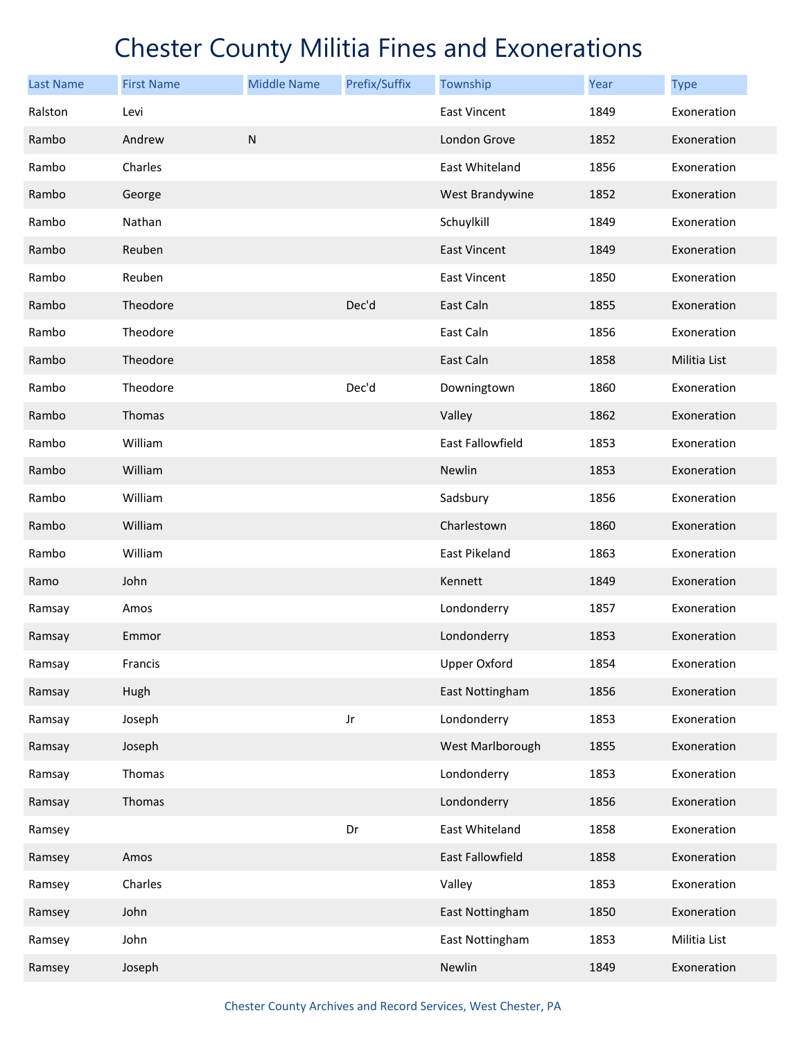# Chester County Militia Fines and Exonerations

| Last Name | First Name | Middle Name | Prefix/Suffix | Township | Year | Type |
|---|---|---|---|---|---|---|
| Ralston | Levi | | | East Vincent | 1849 | Exoneration |
| Rambo | Andrew | N | | London Grove | 1852 | Exoneration |
| Rambo | Charles | | | East Whiteland | 1856 | Exoneration |
| Rambo | George | | | West Brandywine | 1852 | Exoneration |
| Rambo | Nathan | | | Schuylkill | 1849 | Exoneration |
| Rambo | Reuben | | | East Vincent | 1849 | Exoneration |
| Rambo | Reuben | | | East Vincent | 1850 | Exoneration |
| Rambo | Theodore | | Dec'd | East Caln | 1855 | Exoneration |
| Rambo | Theodore | | | East Caln | 1856 | Exoneration |
| Rambo | Theodore | | | East Caln | 1858 | Militia List |
| Rambo | Theodore | | Dec'd | Downingtown | 1860 | Exoneration |
| Rambo | Thomas | | | Valley | 1862 | Exoneration |
| Rambo | William | | | East Fallowfield | 1853 | Exoneration |
| Rambo | William | | | Newlin | 1853 | Exoneration |
| Rambo | William | | | Sadsbury | 1856 | Exoneration |
| Rambo | William | | | Charlestown | 1860 | Exoneration |
| Rambo | William | | | East Pikeland | 1863 | Exoneration |
| Ramo | John | | | Kennett | 1849 | Exoneration |
| Ramsay | Amos | | | Londonderry | 1857 | Exoneration |
| Ramsay | Emmor | | | Londonderry | 1853 | Exoneration |
| Ramsay | Francis | | | Upper Oxford | 1854 | Exoneration |
| Ramsay | Hugh | | | East Nottingham | 1856 | Exoneration |
| Ramsay | Joseph | | Jr | Londonderry | 1853 | Exoneration |
| Ramsay | Joseph | | | West Marlborough | 1855 | Exoneration |
| Ramsay | Thomas | | | Londonderry | 1853 | Exoneration |
| Ramsay | Thomas | | | Londonderry | 1856 | Exoneration |
| Ramsey | | | Dr | East Whiteland | 1858 | Exoneration |
| Ramsey | Amos | | | East Fallowfield | 1858 | Exoneration |
| Ramsey | Charles | | | Valley | 1853 | Exoneration |
| Ramsey | John | | | East Nottingham | 1850 | Exoneration |
| Ramsey | John | | | East Nottingham | 1853 | Militia List |
| Ramsey | Joseph | | | Newlin | 1849 | Exoneration |

Chester County Archives and Record Services, West Chester, PA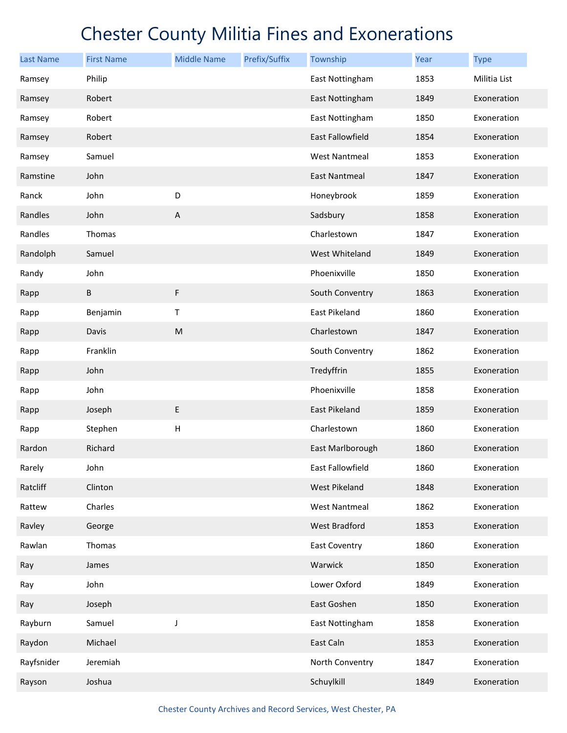# Chester County Militia Fines and Exonerations

| Last Name | First Name | Middle Name | Prefix/Suffix | Township | Year | Type |
|---|---|---|---|---|---|---|
| Ramsey | Philip | | | East Nottingham | 1853 | Militia List |
| Ramsey | Robert | | | East Nottingham | 1849 | Exoneration |
| Ramsey | Robert | | | East Nottingham | 1850 | Exoneration |
| Ramsey | Robert | | | East Fallowfield | 1854 | Exoneration |
| Ramsey | Samuel | | | West Nantmeal | 1853 | Exoneration |
| Ramstine | John | | | East Nantmeal | 1847 | Exoneration |
| Ranck | John | D | | Honeybrook | 1859 | Exoneration |
| Randles | John | A | | Sadsbury | 1858 | Exoneration |
| Randles | Thomas | | | Charlestown | 1847 | Exoneration |
| Randolph | Samuel | | | West Whiteland | 1849 | Exoneration |
| Randy | John | | | Phoenixville | 1850 | Exoneration |
| Rapp | B | F | | South Conventry | 1863 | Exoneration |
| Rapp | Benjamin | T | | East Pikeland | 1860 | Exoneration |
| Rapp | Davis | M | | Charlestown | 1847 | Exoneration |
| Rapp | Franklin | | | South Conventry | 1862 | Exoneration |
| Rapp | John | | | Tredyffrin | 1855 | Exoneration |
| Rapp | John | | | Phoenixville | 1858 | Exoneration |
| Rapp | Joseph | E | | East Pikeland | 1859 | Exoneration |
| Rapp | Stephen | H | | Charlestown | 1860 | Exoneration |
| Rardon | Richard | | | East Marlborough | 1860 | Exoneration |
| Rarely | John | | | East Fallowfield | 1860 | Exoneration |
| Ratcliff | Clinton | | | West Pikeland | 1848 | Exoneration |
| Rattew | Charles | | | West Nantmeal | 1862 | Exoneration |
| Ravley | George | | | West Bradford | 1853 | Exoneration |
| Rawlan | Thomas | | | East Coventry | 1860 | Exoneration |
| Ray | James | | | Warwick | 1850 | Exoneration |
| Ray | John | | | Lower Oxford | 1849 | Exoneration |
| Ray | Joseph | | | East Goshen | 1850 | Exoneration |
| Rayburn | Samuel | J | | East Nottingham | 1858 | Exoneration |
| Raydon | Michael | | | East Caln | 1853 | Exoneration |
| Rayfsnider | Jeremiah | | | North Conventry | 1847 | Exoneration |
| Rayson | Joshua | | | Schuylkill | 1849 | Exoneration |

Chester County Archives and Record Services, West Chester, PA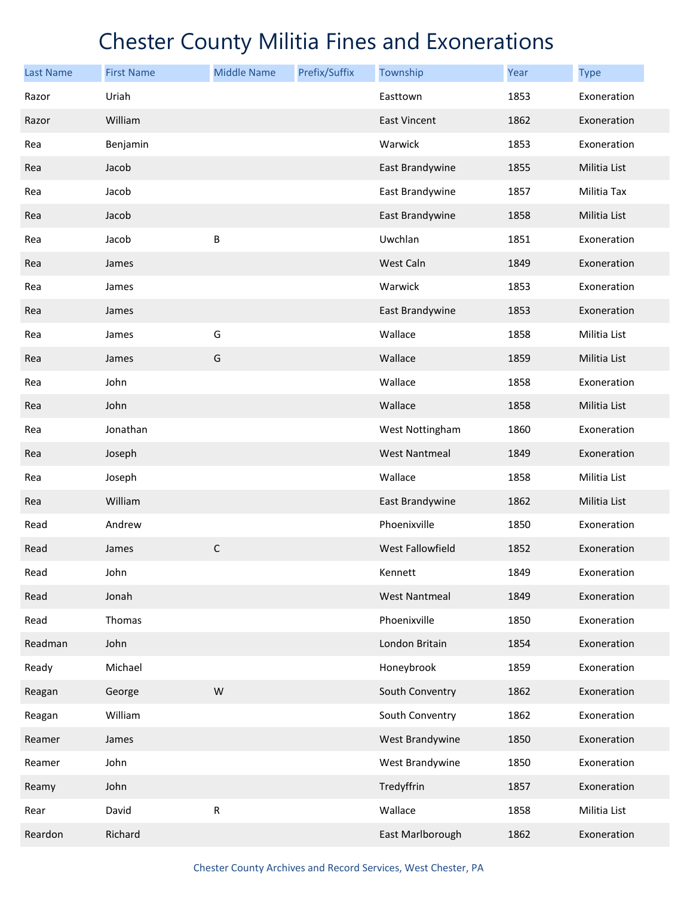# Chester County Militia Fines and Exonerations

| Last Name | First Name | Middle Name | Prefix/Suffix | Township | Year | Type |
|---|---|---|---|---|---|---|
| Razor | Uriah | | | Easttown | 1853 | Exoneration |
| Razor | William | | | East Vincent | 1862 | Exoneration |
| Rea | Benjamin | | | Warwick | 1853 | Exoneration |
| Rea | Jacob | | | East Brandywine | 1855 | Militia List |
| Rea | Jacob | | | East Brandywine | 1857 | Militia Tax |
| Rea | Jacob | | | East Brandywine | 1858 | Militia List |
| Rea | Jacob | B | | Uwchlan | 1851 | Exoneration |
| Rea | James | | | West Caln | 1849 | Exoneration |
| Rea | James | | | Warwick | 1853 | Exoneration |
| Rea | James | | | East Brandywine | 1853 | Exoneration |
| Rea | James | G | | Wallace | 1858 | Militia List |
| Rea | James | G | | Wallace | 1859 | Militia List |
| Rea | John | | | Wallace | 1858 | Exoneration |
| Rea | John | | | Wallace | 1858 | Militia List |
| Rea | Jonathan | | | West Nottingham | 1860 | Exoneration |
| Rea | Joseph | | | West Nantmeal | 1849 | Exoneration |
| Rea | Joseph | | | Wallace | 1858 | Militia List |
| Rea | William | | | East Brandywine | 1862 | Militia List |
| Read | Andrew | | | Phoenixville | 1850 | Exoneration |
| Read | James | C | | West Fallowfield | 1852 | Exoneration |
| Read | John | | | Kennett | 1849 | Exoneration |
| Read | Jonah | | | West Nantmeal | 1849 | Exoneration |
| Read | Thomas | | | Phoenixville | 1850 | Exoneration |
| Readman | John | | | London Britain | 1854 | Exoneration |
| Ready | Michael | | | Honeybrook | 1859 | Exoneration |
| Reagan | George | W | | South Conventry | 1862 | Exoneration |
| Reagan | William | | | South Conventry | 1862 | Exoneration |
| Reamer | James | | | West Brandywine | 1850 | Exoneration |
| Reamer | John | | | West Brandywine | 1850 | Exoneration |
| Reamy | John | | | Tredyffrin | 1857 | Exoneration |
| Rear | David | R | | Wallace | 1858 | Militia List |
| Reardon | Richard | | | East Marlborough | 1862 | Exoneration |

Chester County Archives and Record Services, West Chester, PA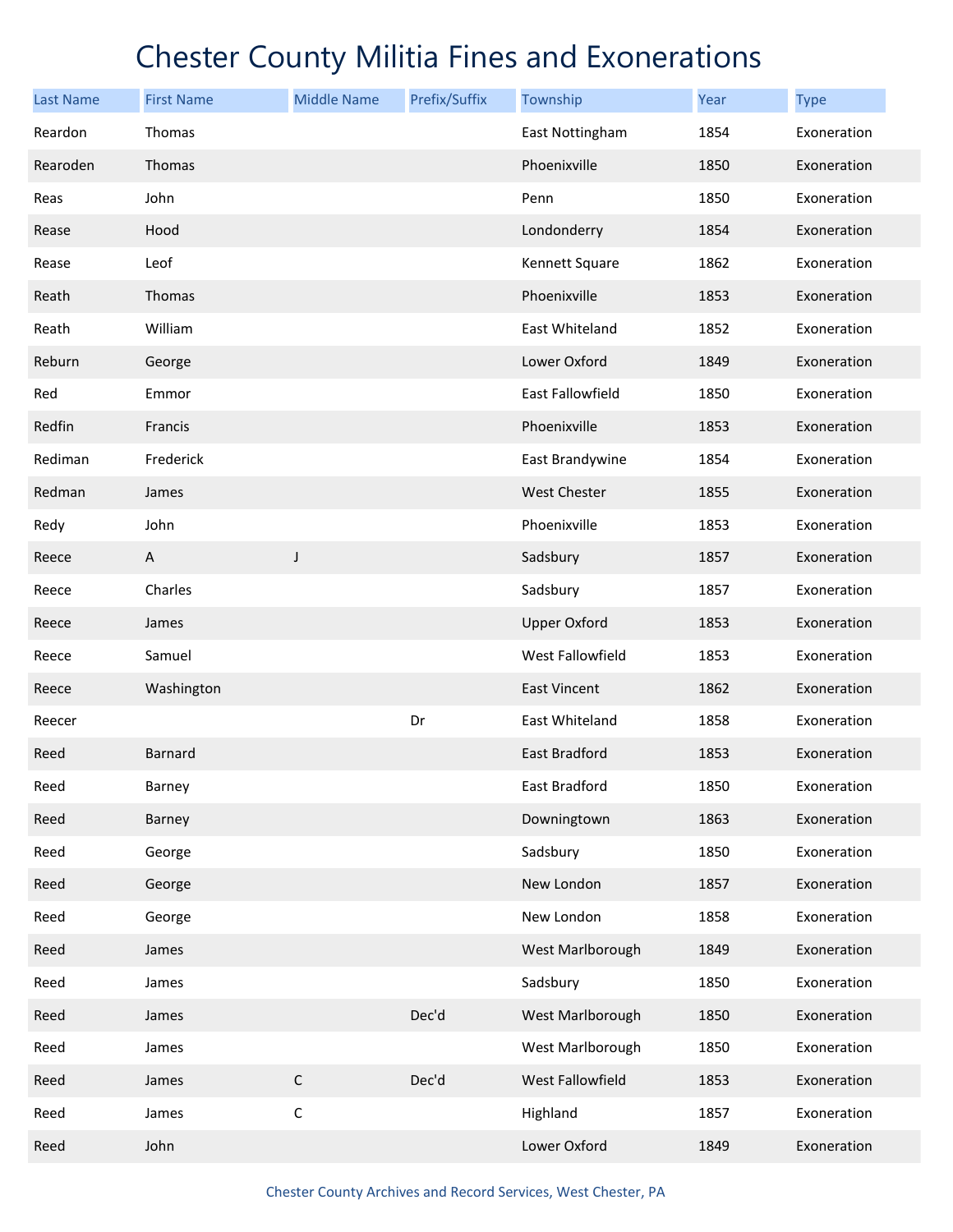# Chester County Militia Fines and Exonerations

| Last Name | First Name | Middle Name | Prefix/Suffix | Township | Year | Type |
|---|---|---|---|---|---|---|
| Reardon | Thomas | | | East Nottingham | 1854 | Exoneration |
| Rearoden | Thomas | | | Phoenixville | 1850 | Exoneration |
| Reas | John | | | Penn | 1850 | Exoneration |
| Rease | Hood | | | Londonderry | 1854 | Exoneration |
| Rease | Leof | | | Kennett Square | 1862 | Exoneration |
| Reath | Thomas | | | Phoenixville | 1853 | Exoneration |
| Reath | William | | | East Whiteland | 1852 | Exoneration |
| Reburn | George | | | Lower Oxford | 1849 | Exoneration |
| Red | Emmor | | | East Fallowfield | 1850 | Exoneration |
| Redfin | Francis | | | Phoenixville | 1853 | Exoneration |
| Rediman | Frederick | | | East Brandywine | 1854 | Exoneration |
| Redman | James | | | West Chester | 1855 | Exoneration |
| Redy | John | | | Phoenixville | 1853 | Exoneration |
| Reece | A | J | | Sadsbury | 1857 | Exoneration |
| Reece | Charles | | | Sadsbury | 1857 | Exoneration |
| Reece | James | | | Upper Oxford | 1853 | Exoneration |
| Reece | Samuel | | | West Fallowfield | 1853 | Exoneration |
| Reece | Washington | | | East Vincent | 1862 | Exoneration |
| Reecer | | | Dr | East Whiteland | 1858 | Exoneration |
| Reed | Barnard | | | East Bradford | 1853 | Exoneration |
| Reed | Barney | | | East Bradford | 1850 | Exoneration |
| Reed | Barney | | | Downingtown | 1863 | Exoneration |
| Reed | George | | | Sadsbury | 1850 | Exoneration |
| Reed | George | | | New London | 1857 | Exoneration |
| Reed | George | | | New London | 1858 | Exoneration |
| Reed | James | | | West Marlborough | 1849 | Exoneration |
| Reed | James | | | Sadsbury | 1850 | Exoneration |
| Reed | James | | Dec'd | West Marlborough | 1850 | Exoneration |
| Reed | James | | | West Marlborough | 1850 | Exoneration |
| Reed | James | C | Dec'd | West Fallowfield | 1853 | Exoneration |
| Reed | James | C | | Highland | 1857 | Exoneration |
| Reed | John | | | Lower Oxford | 1849 | Exoneration |

Chester County Archives and Record Services, West Chester, PA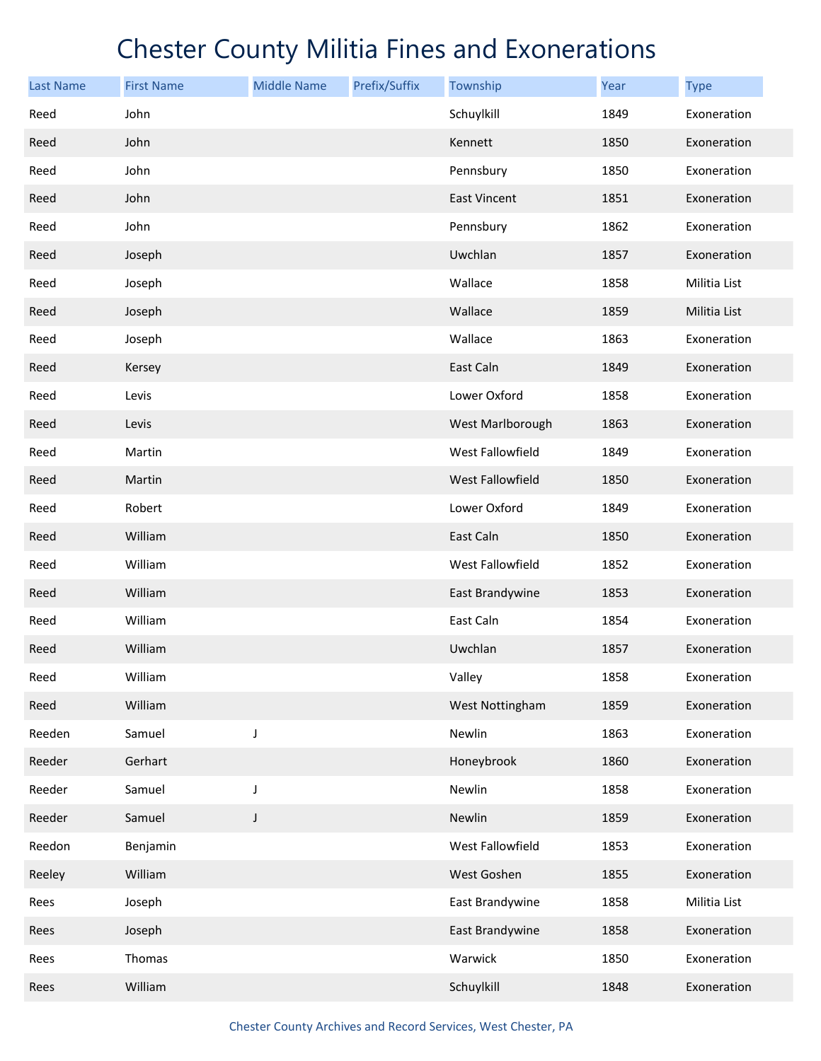# Chester County Militia Fines and Exonerations

| Last Name | First Name | Middle Name | Prefix/Suffix | Township | Year | Type |
|---|---|---|---|---|---|---|
| Reed | John | | | Schuylkill | 1849 | Exoneration |
| Reed | John | | | Kennett | 1850 | Exoneration |
| Reed | John | | | Pennsbury | 1850 | Exoneration |
| Reed | John | | | East Vincent | 1851 | Exoneration |
| Reed | John | | | Pennsbury | 1862 | Exoneration |
| Reed | Joseph | | | Uwchlan | 1857 | Exoneration |
| Reed | Joseph | | | Wallace | 1858 | Militia List |
| Reed | Joseph | | | Wallace | 1859 | Militia List |
| Reed | Joseph | | | Wallace | 1863 | Exoneration |
| Reed | Kersey | | | East Caln | 1849 | Exoneration |
| Reed | Levis | | | Lower Oxford | 1858 | Exoneration |
| Reed | Levis | | | West Marlborough | 1863 | Exoneration |
| Reed | Martin | | | West Fallowfield | 1849 | Exoneration |
| Reed | Martin | | | West Fallowfield | 1850 | Exoneration |
| Reed | Robert | | | Lower Oxford | 1849 | Exoneration |
| Reed | William | | | East Caln | 1850 | Exoneration |
| Reed | William | | | West Fallowfield | 1852 | Exoneration |
| Reed | William | | | East Brandywine | 1853 | Exoneration |
| Reed | William | | | East Caln | 1854 | Exoneration |
| Reed | William | | | Uwchlan | 1857 | Exoneration |
| Reed | William | | | Valley | 1858 | Exoneration |
| Reed | William | | | West Nottingham | 1859 | Exoneration |
| Reeden | Samuel | J | | Newlin | 1863 | Exoneration |
| Reeder | Gerhart | | | Honeybrook | 1860 | Exoneration |
| Reeder | Samuel | J | | Newlin | 1858 | Exoneration |
| Reeder | Samuel | J | | Newlin | 1859 | Exoneration |
| Reedon | Benjamin | | | West Fallowfield | 1853 | Exoneration |
| Reeley | William | | | West Goshen | 1855 | Exoneration |
| Rees | Joseph | | | East Brandywine | 1858 | Militia List |
| Rees | Joseph | | | East Brandywine | 1858 | Exoneration |
| Rees | Thomas | | | Warwick | 1850 | Exoneration |
| Rees | William | | | Schuylkill | 1848 | Exoneration |

Chester County Archives and Record Services, West Chester, PA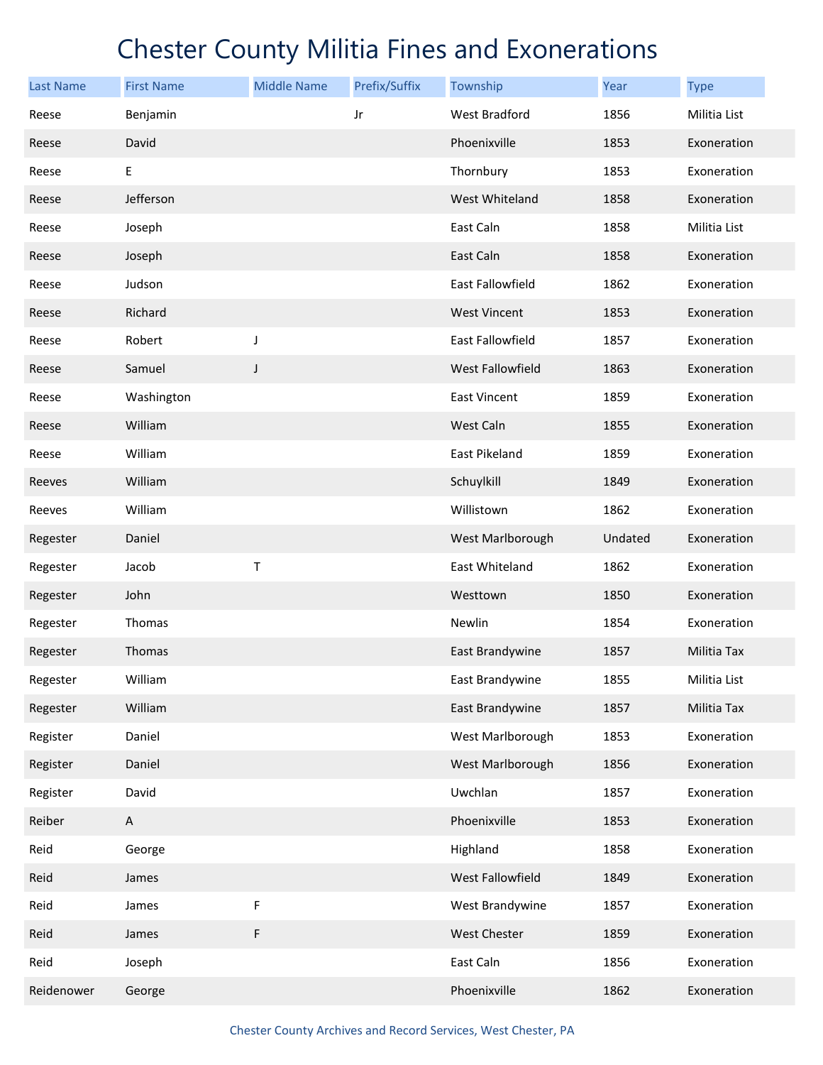# Chester County Militia Fines and Exonerations

| Last Name | First Name | Middle Name | Prefix/Suffix | Township | Year | Type |
|---|---|---|---|---|---|---|
| Reese | Benjamin | | Jr | West Bradford | 1856 | Militia List |
| Reese | David | | | Phoenixville | 1853 | Exoneration |
| Reese | E | | | Thornbury | 1853 | Exoneration |
| Reese | Jefferson | | | West Whiteland | 1858 | Exoneration |
| Reese | Joseph | | | East Caln | 1858 | Militia List |
| Reese | Joseph | | | East Caln | 1858 | Exoneration |
| Reese | Judson | | | East Fallowfield | 1862 | Exoneration |
| Reese | Richard | | | West Vincent | 1853 | Exoneration |
| Reese | Robert | J | | East Fallowfield | 1857 | Exoneration |
| Reese | Samuel | J | | West Fallowfield | 1863 | Exoneration |
| Reese | Washington | | | East Vincent | 1859 | Exoneration |
| Reese | William | | | West Caln | 1855 | Exoneration |
| Reese | William | | | East Pikeland | 1859 | Exoneration |
| Reeves | William | | | Schuylkill | 1849 | Exoneration |
| Reeves | William | | | Willistown | 1862 | Exoneration |
| Regester | Daniel | | | West Marlborough | Undated | Exoneration |
| Regester | Jacob | T | | East Whiteland | 1862 | Exoneration |
| Regester | John | | | Westtown | 1850 | Exoneration |
| Regester | Thomas | | | Newlin | 1854 | Exoneration |
| Regester | Thomas | | | East Brandywine | 1857 | Militia Tax |
| Regester | William | | | East Brandywine | 1855 | Militia List |
| Regester | William | | | East Brandywine | 1857 | Militia Tax |
| Register | Daniel | | | West Marlborough | 1853 | Exoneration |
| Register | Daniel | | | West Marlborough | 1856 | Exoneration |
| Register | David | | | Uwchlan | 1857 | Exoneration |
| Reiber | A | | | Phoenixville | 1853 | Exoneration |
| Reid | George | | | Highland | 1858 | Exoneration |
| Reid | James | | | West Fallowfield | 1849 | Exoneration |
| Reid | James | F | | West Brandywine | 1857 | Exoneration |
| Reid | James | F | | West Chester | 1859 | Exoneration |
| Reid | Joseph | | | East Caln | 1856 | Exoneration |
| Reidenower | George | | | Phoenixville | 1862 | Exoneration |

Chester County Archives and Record Services, West Chester, PA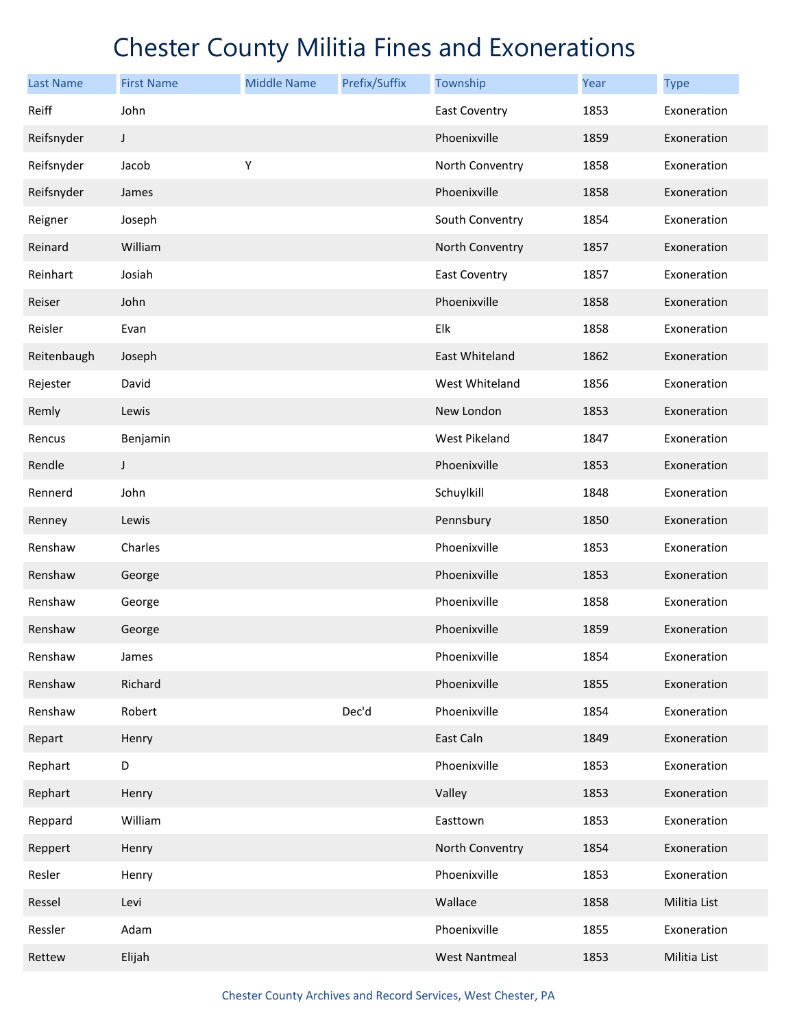# Chester County Militia Fines and Exonerations

| Last Name | First Name | Middle Name | Prefix/Suffix | Township | Year | Type |
|---|---|---|---|---|---|---|
| Reiff | John | | | East Coventry | 1853 | Exoneration |
| Reifsnyder | J | | | Phoenixville | 1859 | Exoneration |
| Reifsnyder | Jacob | Y | | North Conventry | 1858 | Exoneration |
| Reifsnyder | James | | | Phoenixville | 1858 | Exoneration |
| Reigner | Joseph | | | South Conventry | 1854 | Exoneration |
| Reinard | William | | | North Conventry | 1857 | Exoneration |
| Reinhart | Josiah | | | East Coventry | 1857 | Exoneration |
| Reiser | John | | | Phoenixville | 1858 | Exoneration |
| Reisler | Evan | | | Elk | 1858 | Exoneration |
| Reitenbaugh | Joseph | | | East Whiteland | 1862 | Exoneration |
| Rejester | David | | | West Whiteland | 1856 | Exoneration |
| Remly | Lewis | | | New London | 1853 | Exoneration |
| Rencus | Benjamin | | | West Pikeland | 1847 | Exoneration |
| Rendle | J | | | Phoenixville | 1853 | Exoneration |
| Rennerd | John | | | Schuylkill | 1848 | Exoneration |
| Renney | Lewis | | | Pennsbury | 1850 | Exoneration |
| Renshaw | Charles | | | Phoenixville | 1853 | Exoneration |
| Renshaw | George | | | Phoenixville | 1853 | Exoneration |
| Renshaw | George | | | Phoenixville | 1858 | Exoneration |
| Renshaw | George | | | Phoenixville | 1859 | Exoneration |
| Renshaw | James | | | Phoenixville | 1854 | Exoneration |
| Renshaw | Richard | | | Phoenixville | 1855 | Exoneration |
| Renshaw | Robert | | Dec'd | Phoenixville | 1854 | Exoneration |
| Repart | Henry | | | East Caln | 1849 | Exoneration |
| Rephart | D | | | Phoenixville | 1853 | Exoneration |
| Rephart | Henry | | | Valley | 1853 | Exoneration |
| Reppard | William | | | Easttown | 1853 | Exoneration |
| Reppert | Henry | | | North Conventry | 1854 | Exoneration |
| Resler | Henry | | | Phoenixville | 1853 | Exoneration |
| Ressel | Levi | | | Wallace | 1858 | Militia List |
| Ressler | Adam | | | Phoenixville | 1855 | Exoneration |
| Rettew | Elijah | | | West Nantmeal | 1853 | Militia List |

Chester County Archives and Record Services, West Chester, PA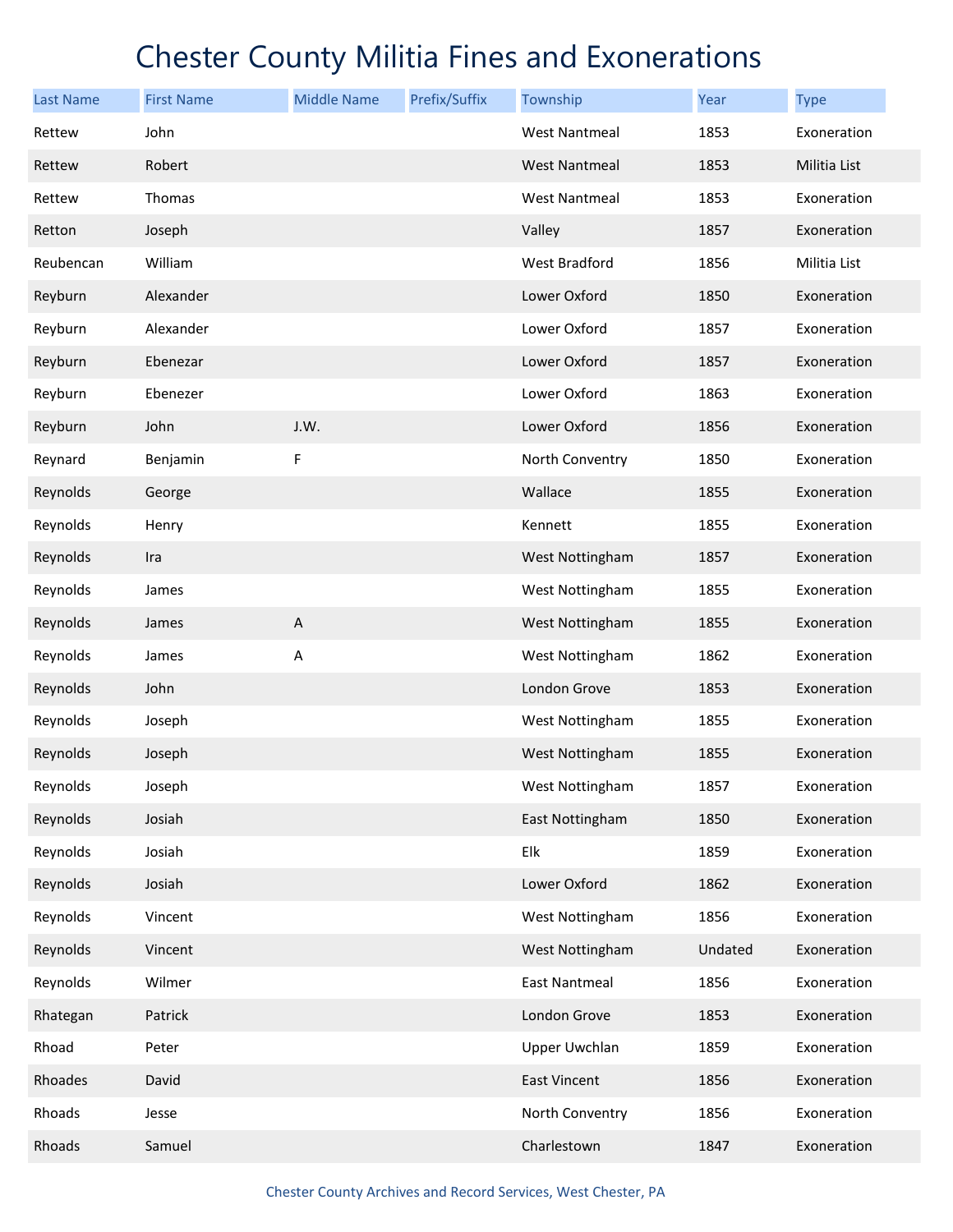# Chester County Militia Fines and Exonerations

| Last Name | First Name | Middle Name | Prefix/Suffix | Township | Year | Type |
|---|---|---|---|---|---|---|
| Rettew | John | | | West Nantmeal | 1853 | Exoneration |
| Rettew | Robert | | | West Nantmeal | 1853 | Militia List |
| Rettew | Thomas | | | West Nantmeal | 1853 | Exoneration |
| Retton | Joseph | | | Valley | 1857 | Exoneration |
| Reubencan | William | | | West Bradford | 1856 | Militia List |
| Reyburn | Alexander | | | Lower Oxford | 1850 | Exoneration |
| Reyburn | Alexander | | | Lower Oxford | 1857 | Exoneration |
| Reyburn | Ebenezar | | | Lower Oxford | 1857 | Exoneration |
| Reyburn | Ebenezer | | | Lower Oxford | 1863 | Exoneration |
| Reyburn | John | J.W. | | Lower Oxford | 1856 | Exoneration |
| Reynard | Benjamin | F | | North Conventry | 1850 | Exoneration |
| Reynolds | George | | | Wallace | 1855 | Exoneration |
| Reynolds | Henry | | | Kennett | 1855 | Exoneration |
| Reynolds | Ira | | | West Nottingham | 1857 | Exoneration |
| Reynolds | James | | | West Nottingham | 1855 | Exoneration |
| Reynolds | James | A | | West Nottingham | 1855 | Exoneration |
| Reynolds | James | A | | West Nottingham | 1862 | Exoneration |
| Reynolds | John | | | London Grove | 1853 | Exoneration |
| Reynolds | Joseph | | | West Nottingham | 1855 | Exoneration |
| Reynolds | Joseph | | | West Nottingham | 1855 | Exoneration |
| Reynolds | Joseph | | | West Nottingham | 1857 | Exoneration |
| Reynolds | Josiah | | | East Nottingham | 1850 | Exoneration |
| Reynolds | Josiah | | | Elk | 1859 | Exoneration |
| Reynolds | Josiah | | | Lower Oxford | 1862 | Exoneration |
| Reynolds | Vincent | | | West Nottingham | 1856 | Exoneration |
| Reynolds | Vincent | | | West Nottingham | Undated | Exoneration |
| Reynolds | Wilmer | | | East Nantmeal | 1856 | Exoneration |
| Rhategan | Patrick | | | London Grove | 1853 | Exoneration |
| Rhoad | Peter | | | Upper Uwchlan | 1859 | Exoneration |
| Rhoades | David | | | East Vincent | 1856 | Exoneration |
| Rhoads | Jesse | | | North Conventry | 1856 | Exoneration |
| Rhoads | Samuel | | | Charlestown | 1847 | Exoneration |

Chester County Archives and Record Services, West Chester, PA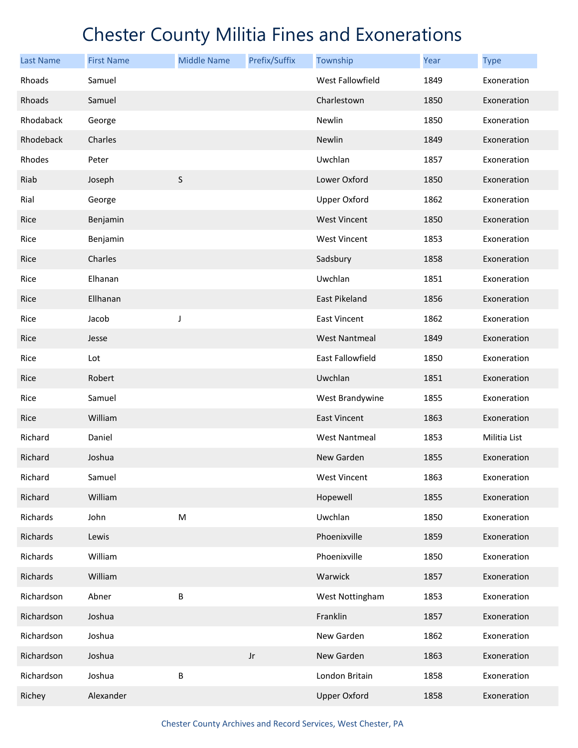# Chester County Militia Fines and Exonerations

| Last Name | First Name | Middle Name | Prefix/Suffix | Township | Year | Type |
|---|---|---|---|---|---|---|
| Rhoads | Samuel | | | West Fallowfield | 1849 | Exoneration |
| Rhoads | Samuel | | | Charlestown | 1850 | Exoneration |
| Rhodaback | George | | | Newlin | 1850 | Exoneration |
| Rhodeback | Charles | | | Newlin | 1849 | Exoneration |
| Rhodes | Peter | | | Uwchlan | 1857 | Exoneration |
| Riab | Joseph | S | | Lower Oxford | 1850 | Exoneration |
| Rial | George | | | Upper Oxford | 1862 | Exoneration |
| Rice | Benjamin | | | West Vincent | 1850 | Exoneration |
| Rice | Benjamin | | | West Vincent | 1853 | Exoneration |
| Rice | Charles | | | Sadsbury | 1858 | Exoneration |
| Rice | Elhanan | | | Uwchlan | 1851 | Exoneration |
| Rice | Ellhanan | | | East Pikeland | 1856 | Exoneration |
| Rice | Jacob | J | | East Vincent | 1862 | Exoneration |
| Rice | Jesse | | | West Nantmeal | 1849 | Exoneration |
| Rice | Lot | | | East Fallowfield | 1850 | Exoneration |
| Rice | Robert | | | Uwchlan | 1851 | Exoneration |
| Rice | Samuel | | | West Brandywine | 1855 | Exoneration |
| Rice | William | | | East Vincent | 1863 | Exoneration |
| Richard | Daniel | | | West Nantmeal | 1853 | Militia List |
| Richard | Joshua | | | New Garden | 1855 | Exoneration |
| Richard | Samuel | | | West Vincent | 1863 | Exoneration |
| Richard | William | | | Hopewell | 1855 | Exoneration |
| Richards | John | M | | Uwchlan | 1850 | Exoneration |
| Richards | Lewis | | | Phoenixville | 1859 | Exoneration |
| Richards | William | | | Phoenixville | 1850 | Exoneration |
| Richards | William | | | Warwick | 1857 | Exoneration |
| Richardson | Abner | B | | West Nottingham | 1853 | Exoneration |
| Richardson | Joshua | | | Franklin | 1857 | Exoneration |
| Richardson | Joshua | | | New Garden | 1862 | Exoneration |
| Richardson | Joshua | | Jr | New Garden | 1863 | Exoneration |
| Richardson | Joshua | B | | London Britain | 1858 | Exoneration |
| Richey | Alexander | | | Upper Oxford | 1858 | Exoneration |

Chester County Archives and Record Services, West Chester, PA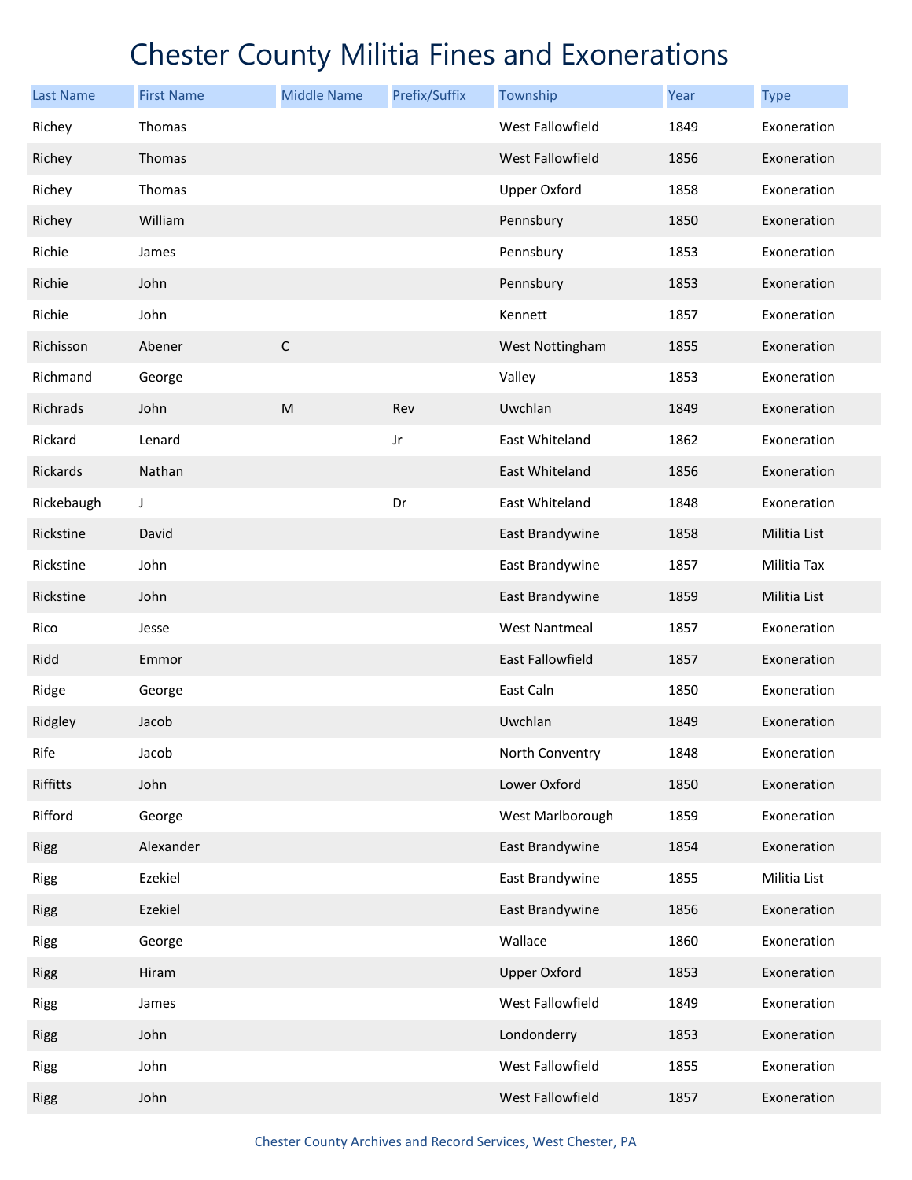# Chester County Militia Fines and Exonerations

| Last Name | First Name | Middle Name | Prefix/Suffix | Township | Year | Type |
|---|---|---|---|---|---|---|
| Richey | Thomas | | | West Fallowfield | 1849 | Exoneration |
| Richey | Thomas | | | West Fallowfield | 1856 | Exoneration |
| Richey | Thomas | | | Upper Oxford | 1858 | Exoneration |
| Richey | William | | | Pennsbury | 1850 | Exoneration |
| Richie | James | | | Pennsbury | 1853 | Exoneration |
| Richie | John | | | Pennsbury | 1853 | Exoneration |
| Richie | John | | | Kennett | 1857 | Exoneration |
| Richisson | Abener | C | | West Nottingham | 1855 | Exoneration |
| Richmand | George | | | Valley | 1853 | Exoneration |
| Richrads | John | M | Rev | Uwchlan | 1849 | Exoneration |
| Rickard | Lenard | | Jr | East Whiteland | 1862 | Exoneration |
| Rickards | Nathan | | | East Whiteland | 1856 | Exoneration |
| Rickebaugh | J | | Dr | East Whiteland | 1848 | Exoneration |
| Rickstine | David | | | East Brandywine | 1858 | Militia List |
| Rickstine | John | | | East Brandywine | 1857 | Militia Tax |
| Rickstine | John | | | East Brandywine | 1859 | Militia List |
| Rico | Jesse | | | West Nantmeal | 1857 | Exoneration |
| Ridd | Emmor | | | East Fallowfield | 1857 | Exoneration |
| Ridge | George | | | East Caln | 1850 | Exoneration |
| Ridgley | Jacob | | | Uwchlan | 1849 | Exoneration |
| Rife | Jacob | | | North Conventry | 1848 | Exoneration |
| Riffitts | John | | | Lower Oxford | 1850 | Exoneration |
| Rifford | George | | | West Marlborough | 1859 | Exoneration |
| Rigg | Alexander | | | East Brandywine | 1854 | Exoneration |
| Rigg | Ezekiel | | | East Brandywine | 1855 | Militia List |
| Rigg | Ezekiel | | | East Brandywine | 1856 | Exoneration |
| Rigg | George | | | Wallace | 1860 | Exoneration |
| Rigg | Hiram | | | Upper Oxford | 1853 | Exoneration |
| Rigg | James | | | West Fallowfield | 1849 | Exoneration |
| Rigg | John | | | Londonderry | 1853 | Exoneration |
| Rigg | John | | | West Fallowfield | 1855 | Exoneration |
| Rigg | John | | | West Fallowfield | 1857 | Exoneration |

Chester County Archives and Record Services, West Chester, PA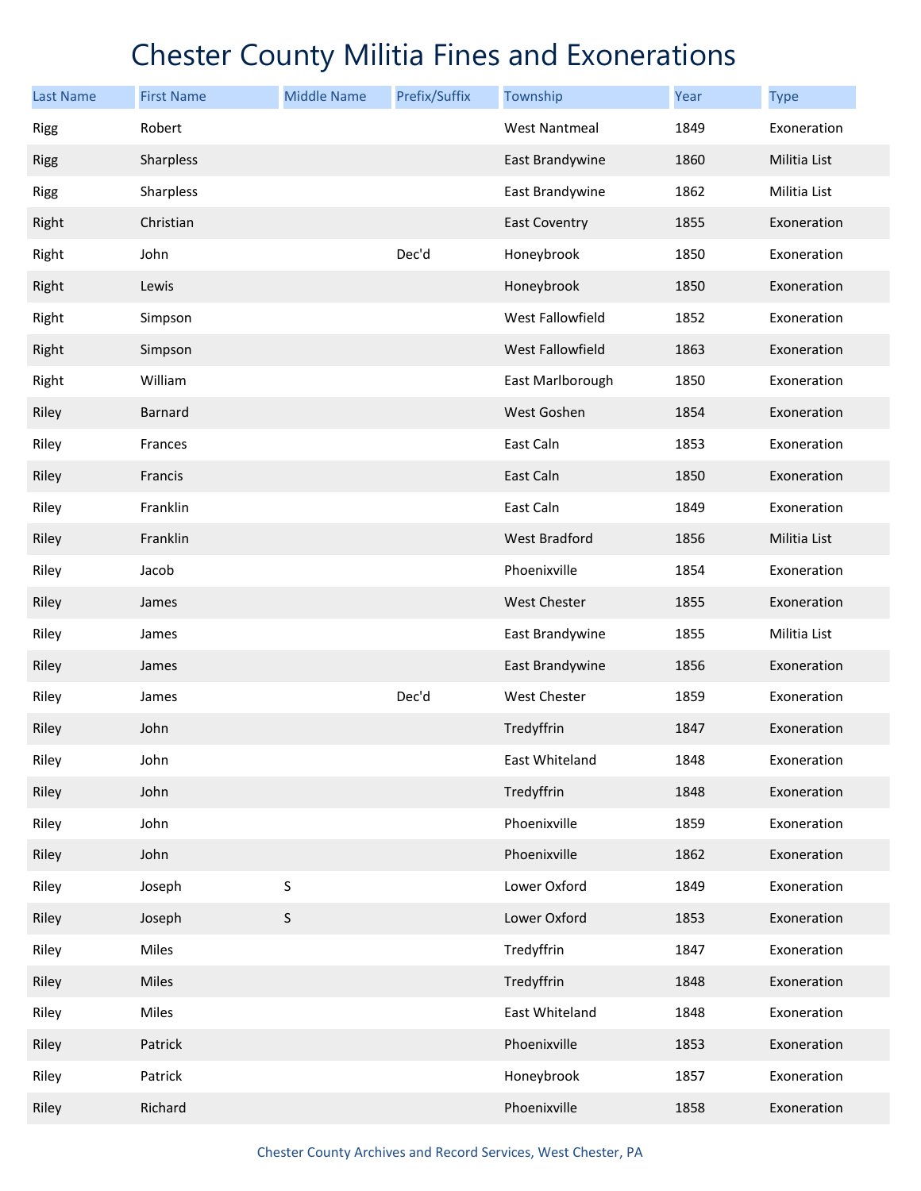# Chester County Militia Fines and Exonerations

| Last Name | First Name | Middle Name | Prefix/Suffix | Township | Year | Type |
|---|---|---|---|---|---|---|
| Rigg | Robert | | | West Nantmeal | 1849 | Exoneration |
| Rigg | Sharpless | | | East Brandywine | 1860 | Militia List |
| Rigg | Sharpless | | | East Brandywine | 1862 | Militia List |
| Right | Christian | | | East Coventry | 1855 | Exoneration |
| Right | John | | Dec'd | Honeybrook | 1850 | Exoneration |
| Right | Lewis | | | Honeybrook | 1850 | Exoneration |
| Right | Simpson | | | West Fallowfield | 1852 | Exoneration |
| Right | Simpson | | | West Fallowfield | 1863 | Exoneration |
| Right | William | | | East Marlborough | 1850 | Exoneration |
| Riley | Barnard | | | West Goshen | 1854 | Exoneration |
| Riley | Frances | | | East Caln | 1853 | Exoneration |
| Riley | Francis | | | East Caln | 1850 | Exoneration |
| Riley | Franklin | | | East Caln | 1849 | Exoneration |
| Riley | Franklin | | | West Bradford | 1856 | Militia List |
| Riley | Jacob | | | Phoenixville | 1854 | Exoneration |
| Riley | James | | | West Chester | 1855 | Exoneration |
| Riley | James | | | East Brandywine | 1855 | Militia List |
| Riley | James | | | East Brandywine | 1856 | Exoneration |
| Riley | James | | Dec'd | West Chester | 1859 | Exoneration |
| Riley | John | | | Tredyffrin | 1847 | Exoneration |
| Riley | John | | | East Whiteland | 1848 | Exoneration |
| Riley | John | | | Tredyffrin | 1848 | Exoneration |
| Riley | John | | | Phoenixville | 1859 | Exoneration |
| Riley | John | | | Phoenixville | 1862 | Exoneration |
| Riley | Joseph | S | | Lower Oxford | 1849 | Exoneration |
| Riley | Joseph | S | | Lower Oxford | 1853 | Exoneration |
| Riley | Miles | | | Tredyffrin | 1847 | Exoneration |
| Riley | Miles | | | Tredyffrin | 1848 | Exoneration |
| Riley | Miles | | | East Whiteland | 1848 | Exoneration |
| Riley | Patrick | | | Phoenixville | 1853 | Exoneration |
| Riley | Patrick | | | Honeybrook | 1857 | Exoneration |
| Riley | Richard | | | Phoenixville | 1858 | Exoneration |

Chester County Archives and Record Services, West Chester, PA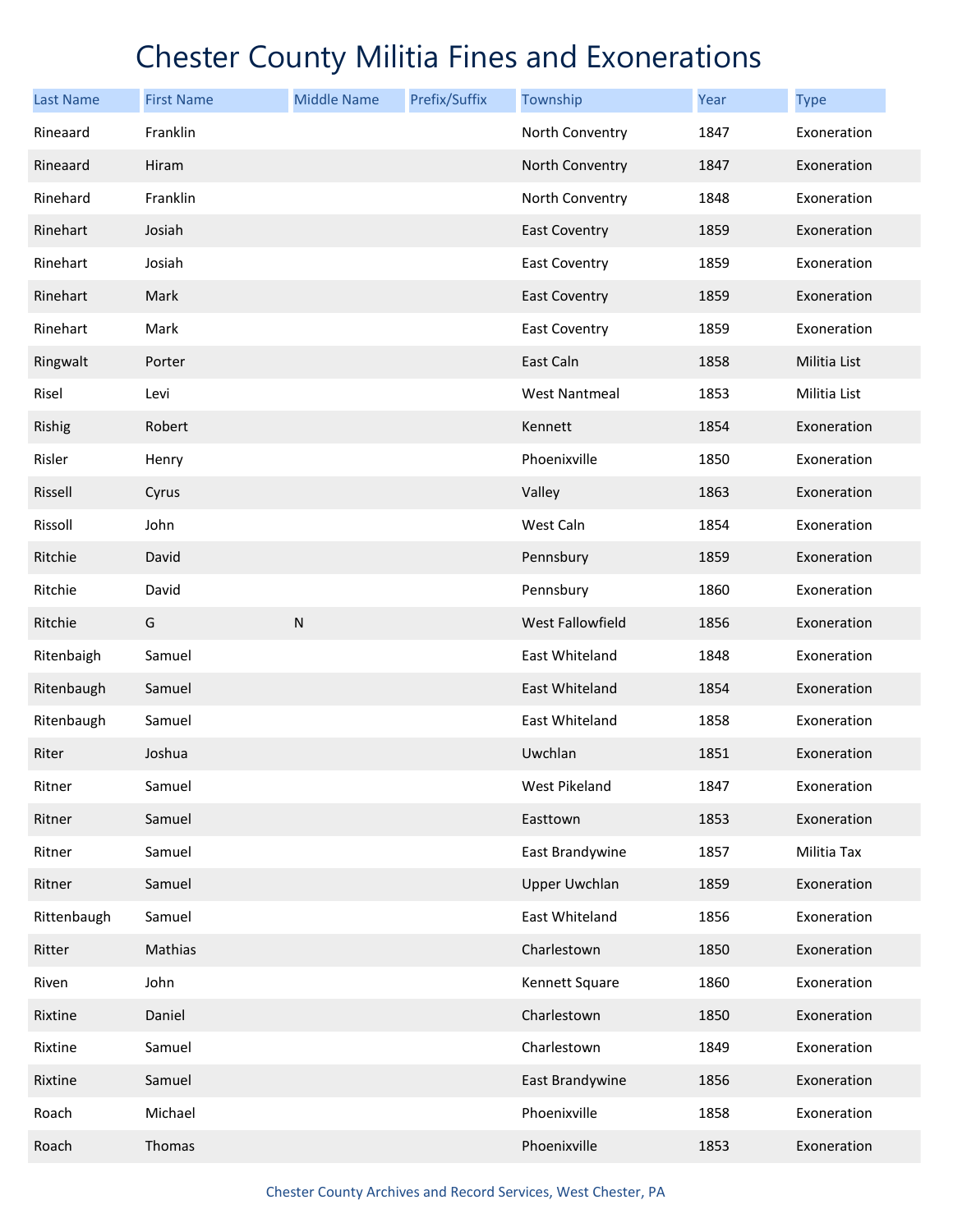# Chester County Militia Fines and Exonerations

| Last Name | First Name | Middle Name | Prefix/Suffix | Township | Year | Type |
|---|---|---|---|---|---|---|
| Rineaard | Franklin | | | North Conventry | 1847 | Exoneration |
| Rineaard | Hiram | | | North Conventry | 1847 | Exoneration |
| Rinehard | Franklin | | | North Conventry | 1848 | Exoneration |
| Rinehart | Josiah | | | East Coventry | 1859 | Exoneration |
| Rinehart | Josiah | | | East Coventry | 1859 | Exoneration |
| Rinehart | Mark | | | East Coventry | 1859 | Exoneration |
| Rinehart | Mark | | | East Coventry | 1859 | Exoneration |
| Ringwalt | Porter | | | East Caln | 1858 | Militia List |
| Risel | Levi | | | West Nantmeal | 1853 | Militia List |
| Rishig | Robert | | | Kennett | 1854 | Exoneration |
| Risler | Henry | | | Phoenixville | 1850 | Exoneration |
| Rissell | Cyrus | | | Valley | 1863 | Exoneration |
| Rissoll | John | | | West Caln | 1854 | Exoneration |
| Ritchie | David | | | Pennsbury | 1859 | Exoneration |
| Ritchie | David | | | Pennsbury | 1860 | Exoneration |
| Ritchie | G | N | | West Fallowfield | 1856 | Exoneration |
| Ritenbaigh | Samuel | | | East Whiteland | 1848 | Exoneration |
| Ritenbaugh | Samuel | | | East Whiteland | 1854 | Exoneration |
| Ritenbaugh | Samuel | | | East Whiteland | 1858 | Exoneration |
| Riter | Joshua | | | Uwchlan | 1851 | Exoneration |
| Ritner | Samuel | | | West Pikeland | 1847 | Exoneration |
| Ritner | Samuel | | | Easttown | 1853 | Exoneration |
| Ritner | Samuel | | | East Brandywine | 1857 | Militia Tax |
| Ritner | Samuel | | | Upper Uwchlan | 1859 | Exoneration |
| Rittenbaugh | Samuel | | | East Whiteland | 1856 | Exoneration |
| Ritter | Mathias | | | Charlestown | 1850 | Exoneration |
| Riven | John | | | Kennett Square | 1860 | Exoneration |
| Rixtine | Daniel | | | Charlestown | 1850 | Exoneration |
| Rixtine | Samuel | | | Charlestown | 1849 | Exoneration |
| Rixtine | Samuel | | | East Brandywine | 1856 | Exoneration |
| Roach | Michael | | | Phoenixville | 1858 | Exoneration |
| Roach | Thomas | | | Phoenixville | 1853 | Exoneration |

Chester County Archives and Record Services, West Chester, PA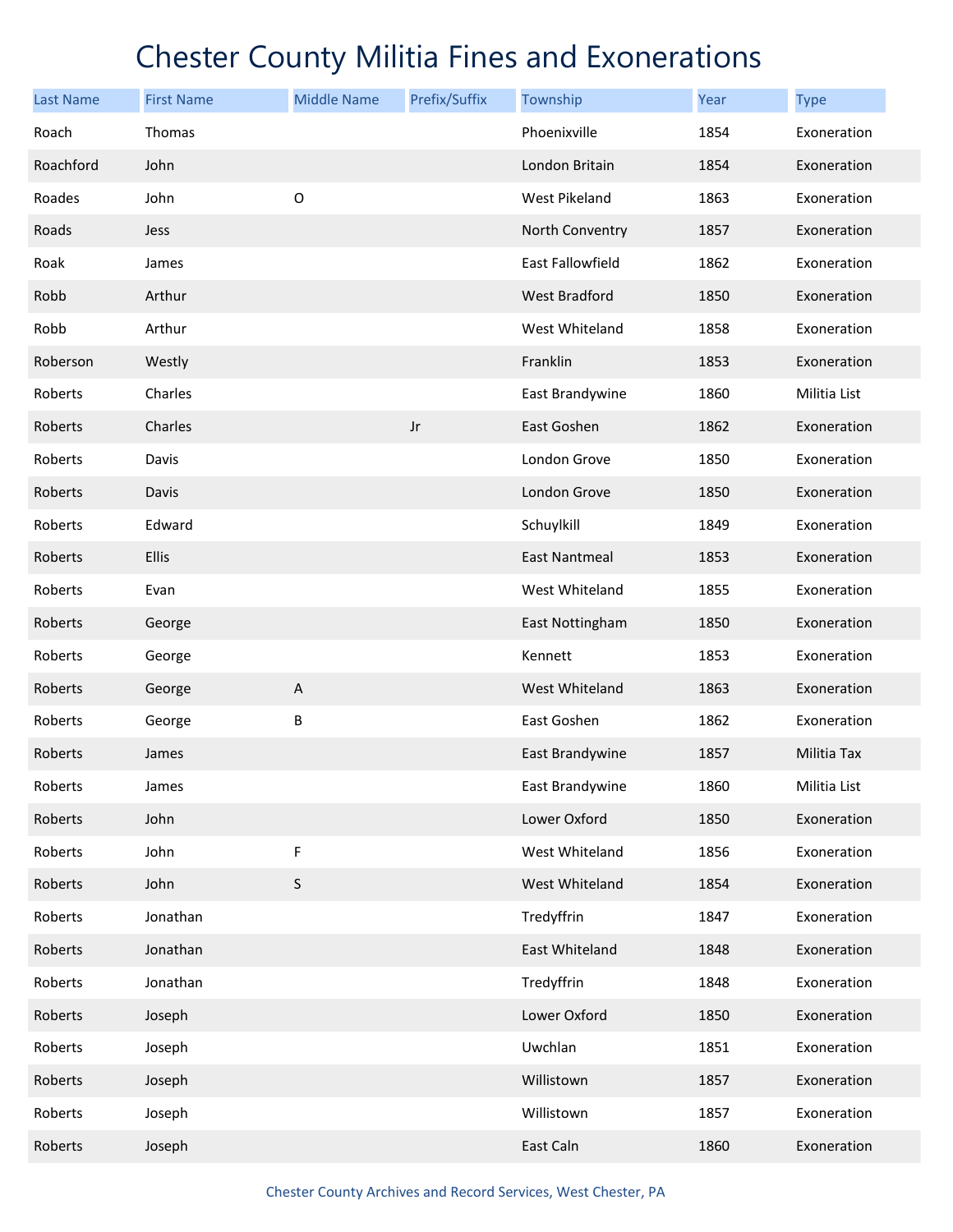# Chester County Militia Fines and Exonerations

| Last Name | First Name | Middle Name | Prefix/Suffix | Township | Year | Type |
|---|---|---|---|---|---|---|
| Roach | Thomas | | | Phoenixville | 1854 | Exoneration |
| Roachford | John | | | London Britain | 1854 | Exoneration |
| Roades | John | O | | West Pikeland | 1863 | Exoneration |
| Roads | Jess | | | North Conventry | 1857 | Exoneration |
| Roak | James | | | East Fallowfield | 1862 | Exoneration |
| Robb | Arthur | | | West Bradford | 1850 | Exoneration |
| Robb | Arthur | | | West Whiteland | 1858 | Exoneration |
| Roberson | Westly | | | Franklin | 1853 | Exoneration |
| Roberts | Charles | | | East Brandywine | 1860 | Militia List |
| Roberts | Charles | | Jr | East Goshen | 1862 | Exoneration |
| Roberts | Davis | | | London Grove | 1850 | Exoneration |
| Roberts | Davis | | | London Grove | 1850 | Exoneration |
| Roberts | Edward | | | Schuylkill | 1849 | Exoneration |
| Roberts | Ellis | | | East Nantmeal | 1853 | Exoneration |
| Roberts | Evan | | | West Whiteland | 1855 | Exoneration |
| Roberts | George | | | East Nottingham | 1850 | Exoneration |
| Roberts | George | | | Kennett | 1853 | Exoneration |
| Roberts | George | A | | West Whiteland | 1863 | Exoneration |
| Roberts | George | B | | East Goshen | 1862 | Exoneration |
| Roberts | James | | | East Brandywine | 1857 | Militia Tax |
| Roberts | James | | | East Brandywine | 1860 | Militia List |
| Roberts | John | | | Lower Oxford | 1850 | Exoneration |
| Roberts | John | F | | West Whiteland | 1856 | Exoneration |
| Roberts | John | S | | West Whiteland | 1854 | Exoneration |
| Roberts | Jonathan | | | Tredyffrin | 1847 | Exoneration |
| Roberts | Jonathan | | | East Whiteland | 1848 | Exoneration |
| Roberts | Jonathan | | | Tredyffrin | 1848 | Exoneration |
| Roberts | Joseph | | | Lower Oxford | 1850 | Exoneration |
| Roberts | Joseph | | | Uwchlan | 1851 | Exoneration |
| Roberts | Joseph | | | Willistown | 1857 | Exoneration |
| Roberts | Joseph | | | Willistown | 1857 | Exoneration |
| Roberts | Joseph | | | East Caln | 1860 | Exoneration |

Chester County Archives and Record Services, West Chester, PA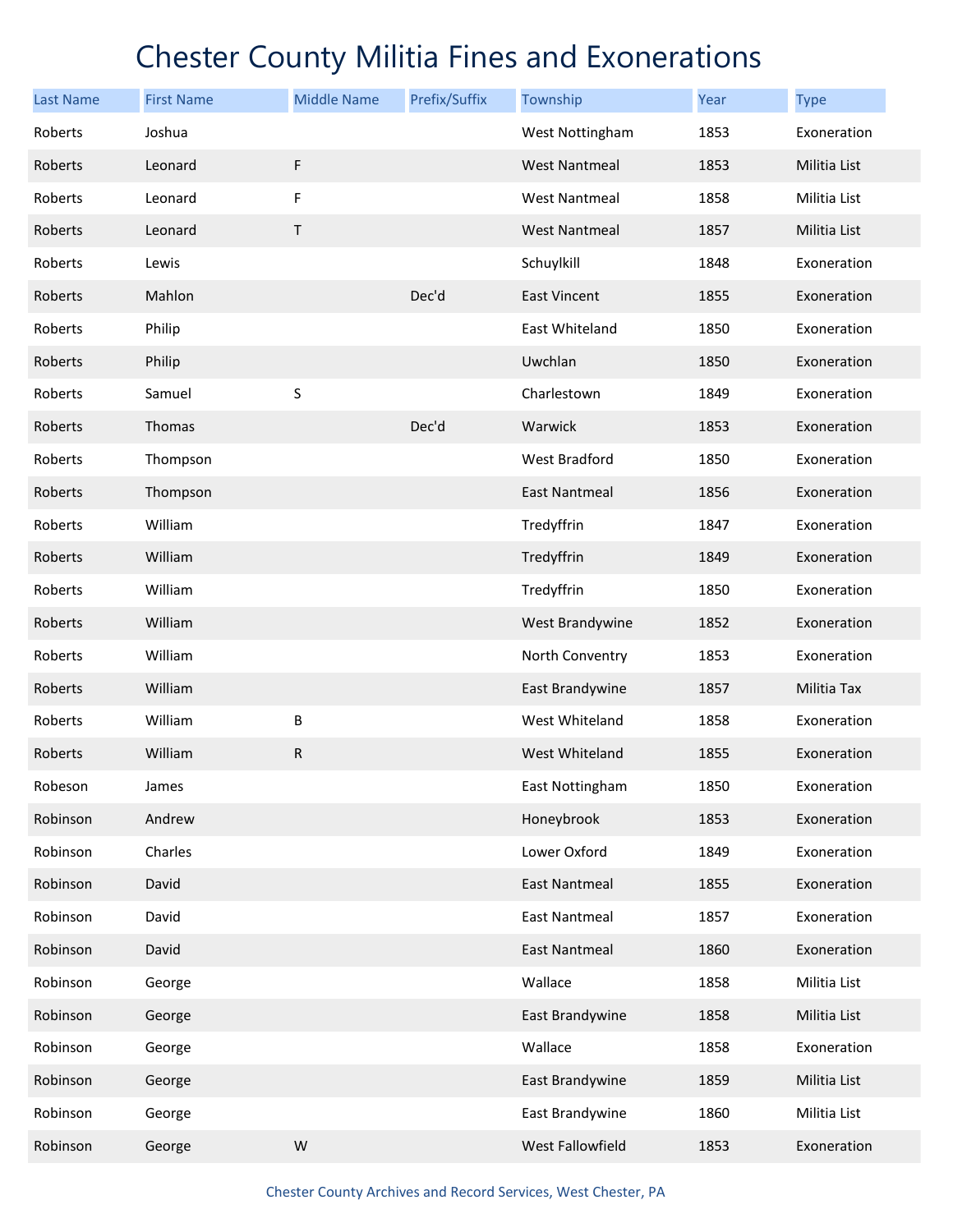# Chester County Militia Fines and Exonerations

| Last Name | First Name | Middle Name | Prefix/Suffix | Township | Year | Type |
|---|---|---|---|---|---|---|
| Roberts | Joshua | | | West Nottingham | 1853 | Exoneration |
| Roberts | Leonard | F | | West Nantmeal | 1853 | Militia List |
| Roberts | Leonard | F | | West Nantmeal | 1858 | Militia List |
| Roberts | Leonard | T | | West Nantmeal | 1857 | Militia List |
| Roberts | Lewis | | | Schuylkill | 1848 | Exoneration |
| Roberts | Mahlon | | Dec'd | East Vincent | 1855 | Exoneration |
| Roberts | Philip | | | East Whiteland | 1850 | Exoneration |
| Roberts | Philip | | | Uwchlan | 1850 | Exoneration |
| Roberts | Samuel | S | | Charlestown | 1849 | Exoneration |
| Roberts | Thomas | | Dec'd | Warwick | 1853 | Exoneration |
| Roberts | Thompson | | | West Bradford | 1850 | Exoneration |
| Roberts | Thompson | | | East Nantmeal | 1856 | Exoneration |
| Roberts | William | | | Tredyffrin | 1847 | Exoneration |
| Roberts | William | | | Tredyffrin | 1849 | Exoneration |
| Roberts | William | | | Tredyffrin | 1850 | Exoneration |
| Roberts | William | | | West Brandywine | 1852 | Exoneration |
| Roberts | William | | | North Conventry | 1853 | Exoneration |
| Roberts | William | | | East Brandywine | 1857 | Militia Tax |
| Roberts | William | B | | West Whiteland | 1858 | Exoneration |
| Roberts | William | R | | West Whiteland | 1855 | Exoneration |
| Robeson | James | | | East Nottingham | 1850 | Exoneration |
| Robinson | Andrew | | | Honeybrook | 1853 | Exoneration |
| Robinson | Charles | | | Lower Oxford | 1849 | Exoneration |
| Robinson | David | | | East Nantmeal | 1855 | Exoneration |
| Robinson | David | | | East Nantmeal | 1857 | Exoneration |
| Robinson | David | | | East Nantmeal | 1860 | Exoneration |
| Robinson | George | | | Wallace | 1858 | Militia List |
| Robinson | George | | | East Brandywine | 1858 | Militia List |
| Robinson | George | | | Wallace | 1858 | Exoneration |
| Robinson | George | | | East Brandywine | 1859 | Militia List |
| Robinson | George | | | East Brandywine | 1860 | Militia List |
| Robinson | George | W | | West Fallowfield | 1853 | Exoneration |

Chester County Archives and Record Services, West Chester, PA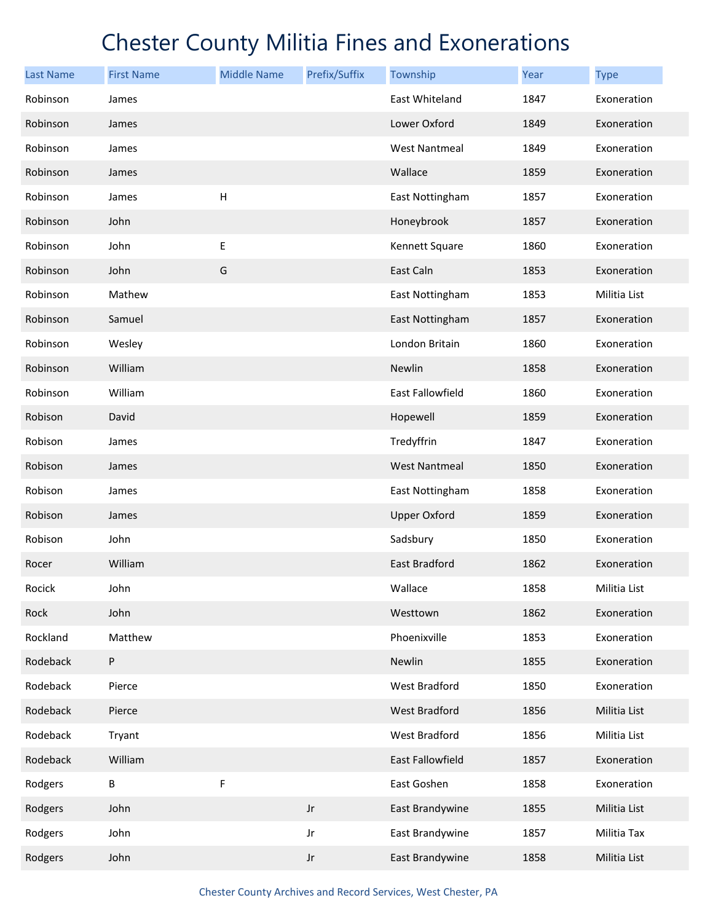# Chester County Militia Fines and Exonerations

| Last Name | First Name | Middle Name | Prefix/Suffix | Township | Year | Type |
|---|---|---|---|---|---|---|
| Robinson | James | | | East Whiteland | 1847 | Exoneration |
| Robinson | James | | | Lower Oxford | 1849 | Exoneration |
| Robinson | James | | | West Nantmeal | 1849 | Exoneration |
| Robinson | James | | | Wallace | 1859 | Exoneration |
| Robinson | James | H | | East Nottingham | 1857 | Exoneration |
| Robinson | John | | | Honeybrook | 1857 | Exoneration |
| Robinson | John | E | | Kennett Square | 1860 | Exoneration |
| Robinson | John | G | | East Caln | 1853 | Exoneration |
| Robinson | Mathew | | | East Nottingham | 1853 | Militia List |
| Robinson | Samuel | | | East Nottingham | 1857 | Exoneration |
| Robinson | Wesley | | | London Britain | 1860 | Exoneration |
| Robinson | William | | | Newlin | 1858 | Exoneration |
| Robinson | William | | | East Fallowfield | 1860 | Exoneration |
| Robison | David | | | Hopewell | 1859 | Exoneration |
| Robison | James | | | Tredyffrin | 1847 | Exoneration |
| Robison | James | | | West Nantmeal | 1850 | Exoneration |
| Robison | James | | | East Nottingham | 1858 | Exoneration |
| Robison | James | | | Upper Oxford | 1859 | Exoneration |
| Robison | John | | | Sadsbury | 1850 | Exoneration |
| Rocer | William | | | East Bradford | 1862 | Exoneration |
| Rocick | John | | | Wallace | 1858 | Militia List |
| Rock | John | | | Westtown | 1862 | Exoneration |
| Rockland | Matthew | | | Phoenixville | 1853 | Exoneration |
| Rodeback | P | | | Newlin | 1855 | Exoneration |
| Rodeback | Pierce | | | West Bradford | 1850 | Exoneration |
| Rodeback | Pierce | | | West Bradford | 1856 | Militia List |
| Rodeback | Tryant | | | West Bradford | 1856 | Militia List |
| Rodeback | William | | | East Fallowfield | 1857 | Exoneration |
| Rodgers | B | F | | East Goshen | 1858 | Exoneration |
| Rodgers | John | | Jr | East Brandywine | 1855 | Militia List |
| Rodgers | John | | Jr | East Brandywine | 1857 | Militia Tax |
| Rodgers | John | | Jr | East Brandywine | 1858 | Militia List |

Chester County Archives and Record Services, West Chester, PA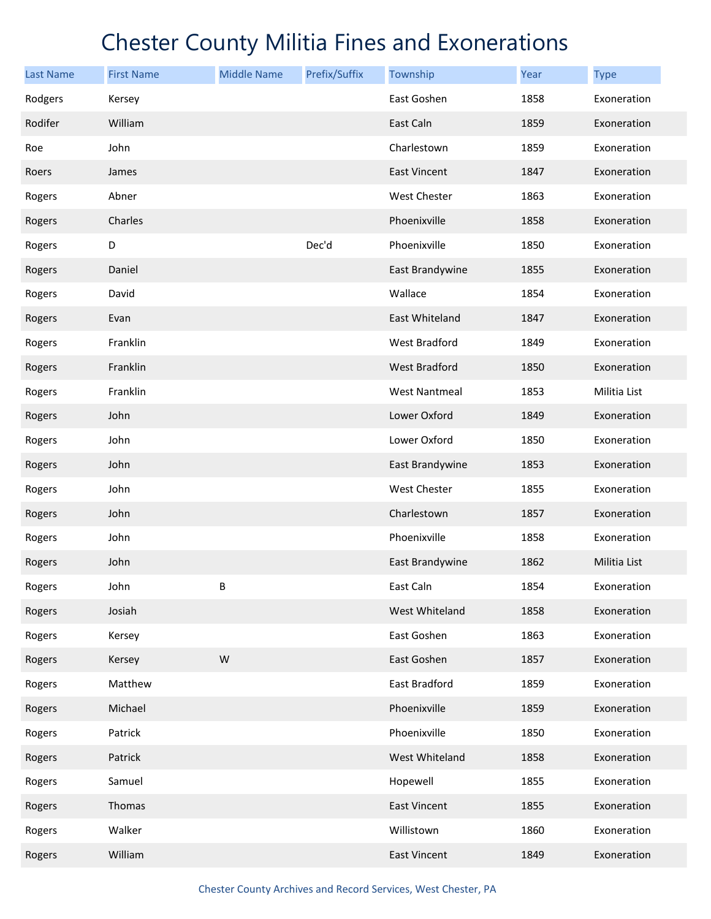# Chester County Militia Fines and Exonerations

| Last Name | First Name | Middle Name | Prefix/Suffix | Township | Year | Type |
|---|---|---|---|---|---|---|
| Rodgers | Kersey | | | East Goshen | 1858 | Exoneration |
| Rodifer | William | | | East Caln | 1859 | Exoneration |
| Roe | John | | | Charlestown | 1859 | Exoneration |
| Roers | James | | | East Vincent | 1847 | Exoneration |
| Rogers | Abner | | | West Chester | 1863 | Exoneration |
| Rogers | Charles | | | Phoenixville | 1858 | Exoneration |
| Rogers | D | | Dec'd | Phoenixville | 1850 | Exoneration |
| Rogers | Daniel | | | East Brandywine | 1855 | Exoneration |
| Rogers | David | | | Wallace | 1854 | Exoneration |
| Rogers | Evan | | | East Whiteland | 1847 | Exoneration |
| Rogers | Franklin | | | West Bradford | 1849 | Exoneration |
| Rogers | Franklin | | | West Bradford | 1850 | Exoneration |
| Rogers | Franklin | | | West Nantmeal | 1853 | Militia List |
| Rogers | John | | | Lower Oxford | 1849 | Exoneration |
| Rogers | John | | | Lower Oxford | 1850 | Exoneration |
| Rogers | John | | | East Brandywine | 1853 | Exoneration |
| Rogers | John | | | West Chester | 1855 | Exoneration |
| Rogers | John | | | Charlestown | 1857 | Exoneration |
| Rogers | John | | | Phoenixville | 1858 | Exoneration |
| Rogers | John | | | East Brandywine | 1862 | Militia List |
| Rogers | John | B | | East Caln | 1854 | Exoneration |
| Rogers | Josiah | | | West Whiteland | 1858 | Exoneration |
| Rogers | Kersey | | | East Goshen | 1863 | Exoneration |
| Rogers | Kersey | W | | East Goshen | 1857 | Exoneration |
| Rogers | Matthew | | | East Bradford | 1859 | Exoneration |
| Rogers | Michael | | | Phoenixville | 1859 | Exoneration |
| Rogers | Patrick | | | Phoenixville | 1850 | Exoneration |
| Rogers | Patrick | | | West Whiteland | 1858 | Exoneration |
| Rogers | Samuel | | | Hopewell | 1855 | Exoneration |
| Rogers | Thomas | | | East Vincent | 1855 | Exoneration |
| Rogers | Walker | | | Willistown | 1860 | Exoneration |
| Rogers | William | | | East Vincent | 1849 | Exoneration |

Chester County Archives and Record Services, West Chester, PA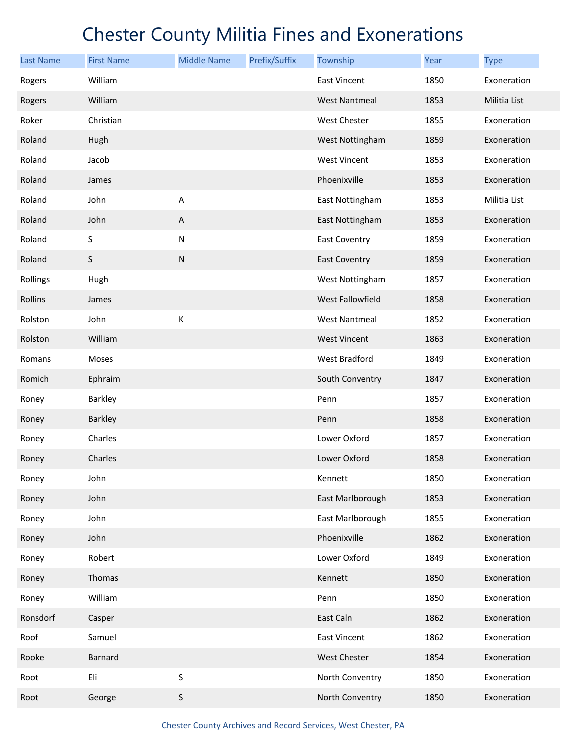# Chester County Militia Fines and Exonerations

| Last Name | First Name | Middle Name | Prefix/Suffix | Township | Year | Type |
|---|---|---|---|---|---|---|
| Rogers | William | | | East Vincent | 1850 | Exoneration |
| Rogers | William | | | West Nantmeal | 1853 | Militia List |
| Roker | Christian | | | West Chester | 1855 | Exoneration |
| Roland | Hugh | | | West Nottingham | 1859 | Exoneration |
| Roland | Jacob | | | West Vincent | 1853 | Exoneration |
| Roland | James | | | Phoenixville | 1853 | Exoneration |
| Roland | John | A | | East Nottingham | 1853 | Militia List |
| Roland | John | A | | East Nottingham | 1853 | Exoneration |
| Roland | S | N | | East Coventry | 1859 | Exoneration |
| Roland | S | N | | East Coventry | 1859 | Exoneration |
| Rollings | Hugh | | | West Nottingham | 1857 | Exoneration |
| Rollins | James | | | West Fallowfield | 1858 | Exoneration |
| Rolston | John | K | | West Nantmeal | 1852 | Exoneration |
| Rolston | William | | | West Vincent | 1863 | Exoneration |
| Romans | Moses | | | West Bradford | 1849 | Exoneration |
| Romich | Ephraim | | | South Conventry | 1847 | Exoneration |
| Roney | Barkley | | | Penn | 1857 | Exoneration |
| Roney | Barkley | | | Penn | 1858 | Exoneration |
| Roney | Charles | | | Lower Oxford | 1857 | Exoneration |
| Roney | Charles | | | Lower Oxford | 1858 | Exoneration |
| Roney | John | | | Kennett | 1850 | Exoneration |
| Roney | John | | | East Marlborough | 1853 | Exoneration |
| Roney | John | | | East Marlborough | 1855 | Exoneration |
| Roney | John | | | Phoenixville | 1862 | Exoneration |
| Roney | Robert | | | Lower Oxford | 1849 | Exoneration |
| Roney | Thomas | | | Kennett | 1850 | Exoneration |
| Roney | William | | | Penn | 1850 | Exoneration |
| Ronsdorf | Casper | | | East Caln | 1862 | Exoneration |
| Roof | Samuel | | | East Vincent | 1862 | Exoneration |
| Rooke | Barnard | | | West Chester | 1854 | Exoneration |
| Root | Eli | S | | North Conventry | 1850 | Exoneration |
| Root | George | S | | North Conventry | 1850 | Exoneration |

Chester County Archives and Record Services, West Chester, PA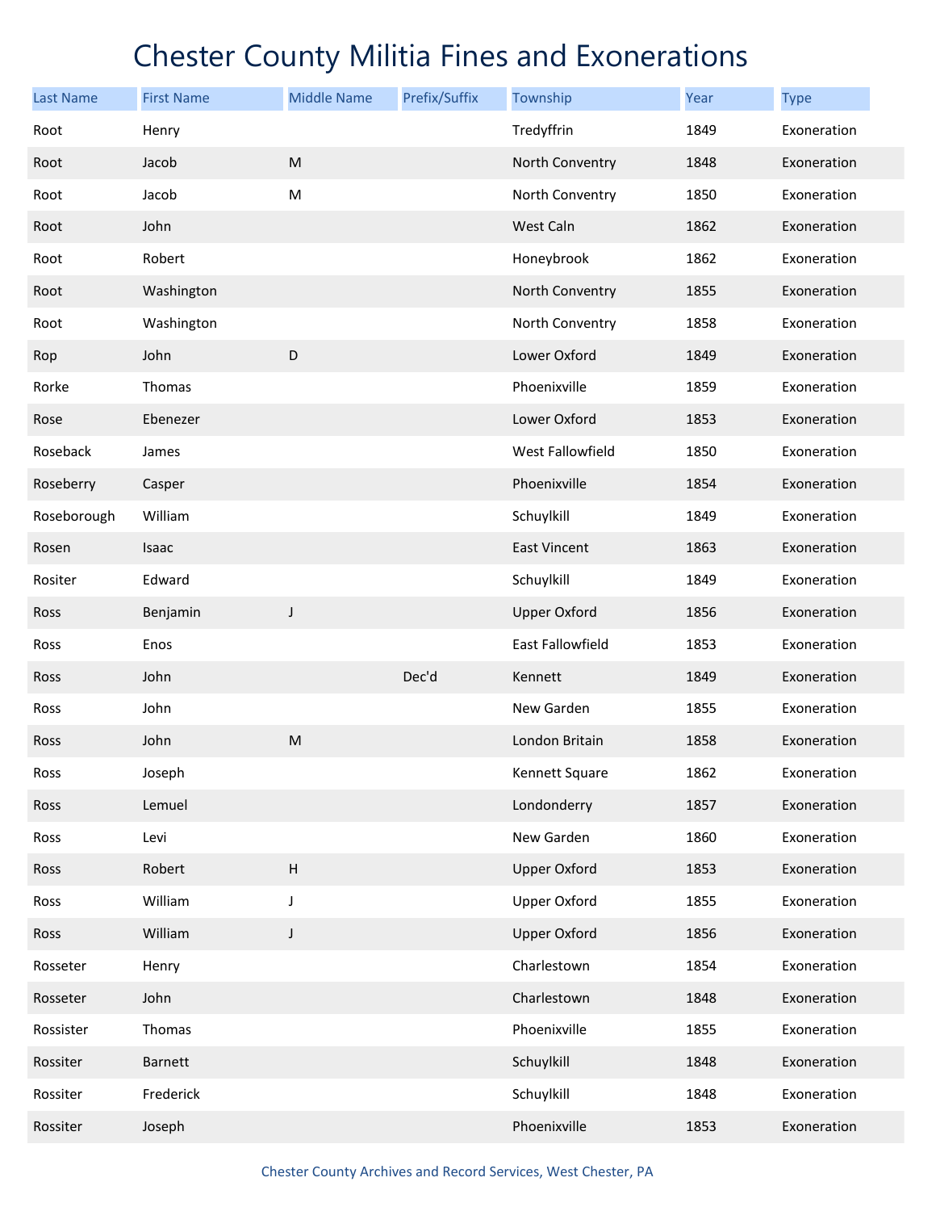# Chester County Militia Fines and Exonerations

| Last Name | First Name | Middle Name | Prefix/Suffix | Township | Year | Type |
|---|---|---|---|---|---|---|
| Root | Henry | | | Tredyffrin | 1849 | Exoneration |
| Root | Jacob | M | | North Conventry | 1848 | Exoneration |
| Root | Jacob | M | | North Conventry | 1850 | Exoneration |
| Root | John | | | West Caln | 1862 | Exoneration |
| Root | Robert | | | Honeybrook | 1862 | Exoneration |
| Root | Washington | | | North Conventry | 1855 | Exoneration |
| Root | Washington | | | North Conventry | 1858 | Exoneration |
| Rop | John | D | | Lower Oxford | 1849 | Exoneration |
| Rorke | Thomas | | | Phoenixville | 1859 | Exoneration |
| Rose | Ebenezer | | | Lower Oxford | 1853 | Exoneration |
| Roseback | James | | | West Fallowfield | 1850 | Exoneration |
| Roseberry | Casper | | | Phoenixville | 1854 | Exoneration |
| Roseborough | William | | | Schuylkill | 1849 | Exoneration |
| Rosen | Isaac | | | East Vincent | 1863 | Exoneration |
| Rositer | Edward | | | Schuylkill | 1849 | Exoneration |
| Ross | Benjamin | J | | Upper Oxford | 1856 | Exoneration |
| Ross | Enos | | | East Fallowfield | 1853 | Exoneration |
| Ross | John | | Dec'd | Kennett | 1849 | Exoneration |
| Ross | John | | | New Garden | 1855 | Exoneration |
| Ross | John | M | | London Britain | 1858 | Exoneration |
| Ross | Joseph | | | Kennett Square | 1862 | Exoneration |
| Ross | Lemuel | | | Londonderry | 1857 | Exoneration |
| Ross | Levi | | | New Garden | 1860 | Exoneration |
| Ross | Robert | H | | Upper Oxford | 1853 | Exoneration |
| Ross | William | J | | Upper Oxford | 1855 | Exoneration |
| Ross | William | J | | Upper Oxford | 1856 | Exoneration |
| Rosseter | Henry | | | Charlestown | 1854 | Exoneration |
| Rosseter | John | | | Charlestown | 1848 | Exoneration |
| Rossister | Thomas | | | Phoenixville | 1855 | Exoneration |
| Rossiter | Barnett | | | Schuylkill | 1848 | Exoneration |
| Rossiter | Frederick | | | Schuylkill | 1848 | Exoneration |
| Rossiter | Joseph | | | Phoenixville | 1853 | Exoneration |

Chester County Archives and Record Services, West Chester, PA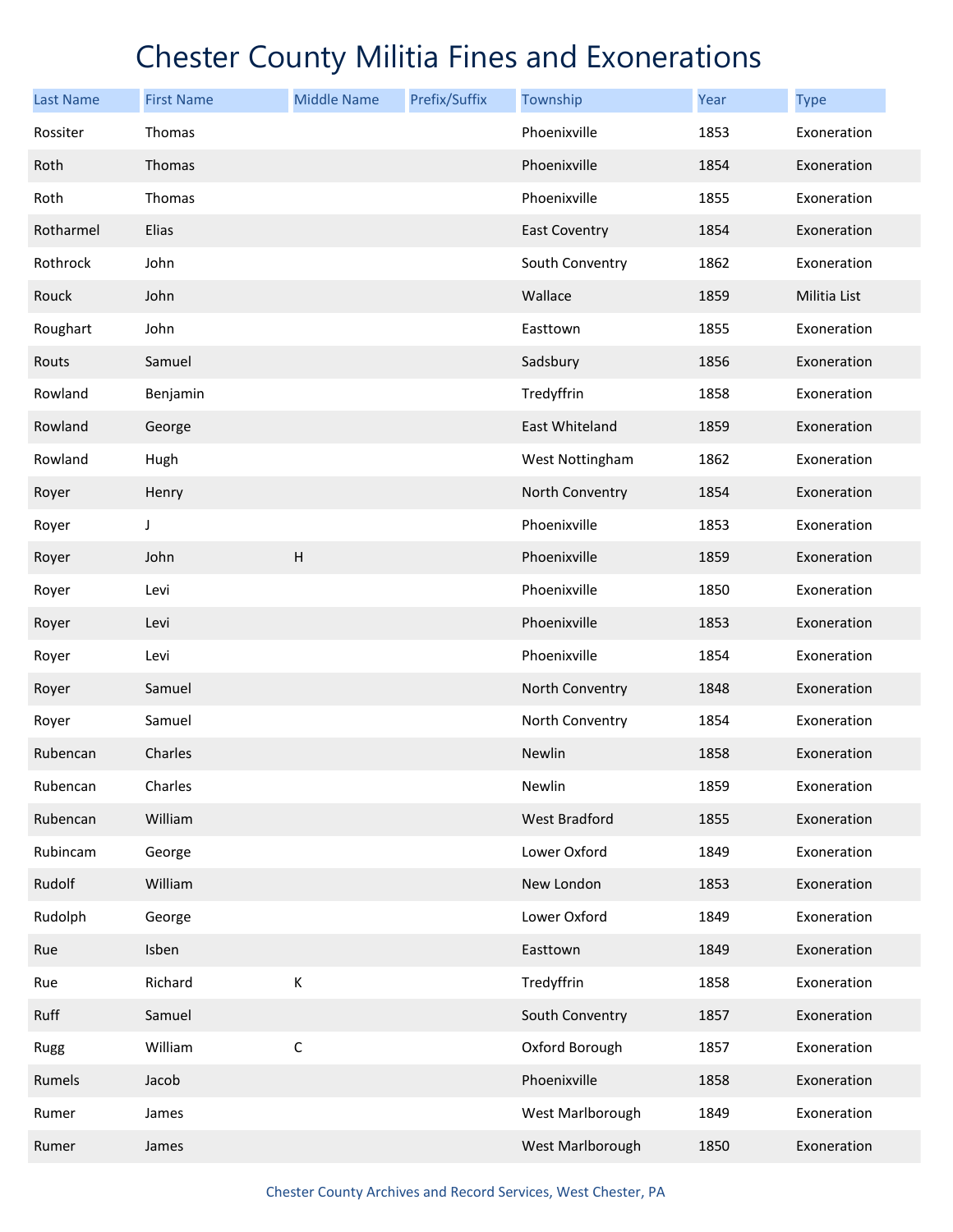# Chester County Militia Fines and Exonerations

| Last Name | First Name | Middle Name | Prefix/Suffix | Township | Year | Type |
|---|---|---|---|---|---|---|
| Rossiter | Thomas | | | Phoenixville | 1853 | Exoneration |
| Roth | Thomas | | | Phoenixville | 1854 | Exoneration |
| Roth | Thomas | | | Phoenixville | 1855 | Exoneration |
| Rotharmel | Elias | | | East Coventry | 1854 | Exoneration |
| Rothrock | John | | | South Conventry | 1862 | Exoneration |
| Rouck | John | | | Wallace | 1859 | Militia List |
| Roughart | John | | | Easttown | 1855 | Exoneration |
| Routs | Samuel | | | Sadsbury | 1856 | Exoneration |
| Rowland | Benjamin | | | Tredyffrin | 1858 | Exoneration |
| Rowland | George | | | East Whiteland | 1859 | Exoneration |
| Rowland | Hugh | | | West Nottingham | 1862 | Exoneration |
| Royer | Henry | | | North Conventry | 1854 | Exoneration |
| Royer | J | | | Phoenixville | 1853 | Exoneration |
| Royer | John | H | | Phoenixville | 1859 | Exoneration |
| Royer | Levi | | | Phoenixville | 1850 | Exoneration |
| Royer | Levi | | | Phoenixville | 1853 | Exoneration |
| Royer | Levi | | | Phoenixville | 1854 | Exoneration |
| Royer | Samuel | | | North Conventry | 1848 | Exoneration |
| Royer | Samuel | | | North Conventry | 1854 | Exoneration |
| Rubencan | Charles | | | Newlin | 1858 | Exoneration |
| Rubencan | Charles | | | Newlin | 1859 | Exoneration |
| Rubencan | William | | | West Bradford | 1855 | Exoneration |
| Rubincam | George | | | Lower Oxford | 1849 | Exoneration |
| Rudolf | William | | | New London | 1853 | Exoneration |
| Rudolph | George | | | Lower Oxford | 1849 | Exoneration |
| Rue | Isben | | | Easttown | 1849 | Exoneration |
| Rue | Richard | K | | Tredyffrin | 1858 | Exoneration |
| Ruff | Samuel | | | South Conventry | 1857 | Exoneration |
| Rugg | William | C | | Oxford Borough | 1857 | Exoneration |
| Rumels | Jacob | | | Phoenixville | 1858 | Exoneration |
| Rumer | James | | | West Marlborough | 1849 | Exoneration |
| Rumer | James | | | West Marlborough | 1850 | Exoneration |

Chester County Archives and Record Services, West Chester, PA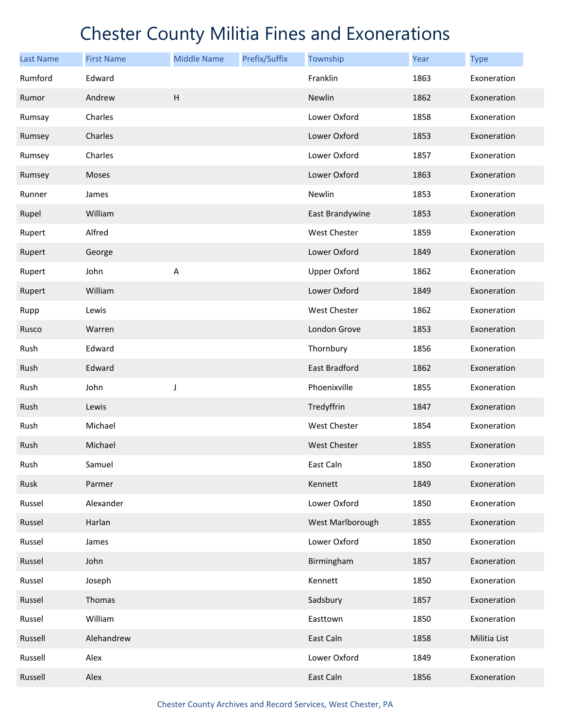# Chester County Militia Fines and Exonerations

| Last Name | First Name | Middle Name | Prefix/Suffix | Township | Year | Type |
|---|---|---|---|---|---|---|
| Rumford | Edward | | | Franklin | 1863 | Exoneration |
| Rumor | Andrew | H | | Newlin | 1862 | Exoneration |
| Rumsay | Charles | | | Lower Oxford | 1858 | Exoneration |
| Rumsey | Charles | | | Lower Oxford | 1853 | Exoneration |
| Rumsey | Charles | | | Lower Oxford | 1857 | Exoneration |
| Rumsey | Moses | | | Lower Oxford | 1863 | Exoneration |
| Runner | James | | | Newlin | 1853 | Exoneration |
| Rupel | William | | | East Brandywine | 1853 | Exoneration |
| Rupert | Alfred | | | West Chester | 1859 | Exoneration |
| Rupert | George | | | Lower Oxford | 1849 | Exoneration |
| Rupert | John | A | | Upper Oxford | 1862 | Exoneration |
| Rupert | William | | | Lower Oxford | 1849 | Exoneration |
| Rupp | Lewis | | | West Chester | 1862 | Exoneration |
| Rusco | Warren | | | London Grove | 1853 | Exoneration |
| Rush | Edward | | | Thornbury | 1856 | Exoneration |
| Rush | Edward | | | East Bradford | 1862 | Exoneration |
| Rush | John | J | | Phoenixville | 1855 | Exoneration |
| Rush | Lewis | | | Tredyffrin | 1847 | Exoneration |
| Rush | Michael | | | West Chester | 1854 | Exoneration |
| Rush | Michael | | | West Chester | 1855 | Exoneration |
| Rush | Samuel | | | East Caln | 1850 | Exoneration |
| Rusk | Parmer | | | Kennett | 1849 | Exoneration |
| Russel | Alexander | | | Lower Oxford | 1850 | Exoneration |
| Russel | Harlan | | | West Marlborough | 1855 | Exoneration |
| Russel | James | | | Lower Oxford | 1850 | Exoneration |
| Russel | John | | | Birmingham | 1857 | Exoneration |
| Russel | Joseph | | | Kennett | 1850 | Exoneration |
| Russel | Thomas | | | Sadsbury | 1857 | Exoneration |
| Russel | William | | | Easttown | 1850 | Exoneration |
| Russell | Alehandrew | | | East Caln | 1858 | Militia List |
| Russell | Alex | | | Lower Oxford | 1849 | Exoneration |
| Russell | Alex | | | East Caln | 1856 | Exoneration |

Chester County Archives and Record Services, West Chester, PA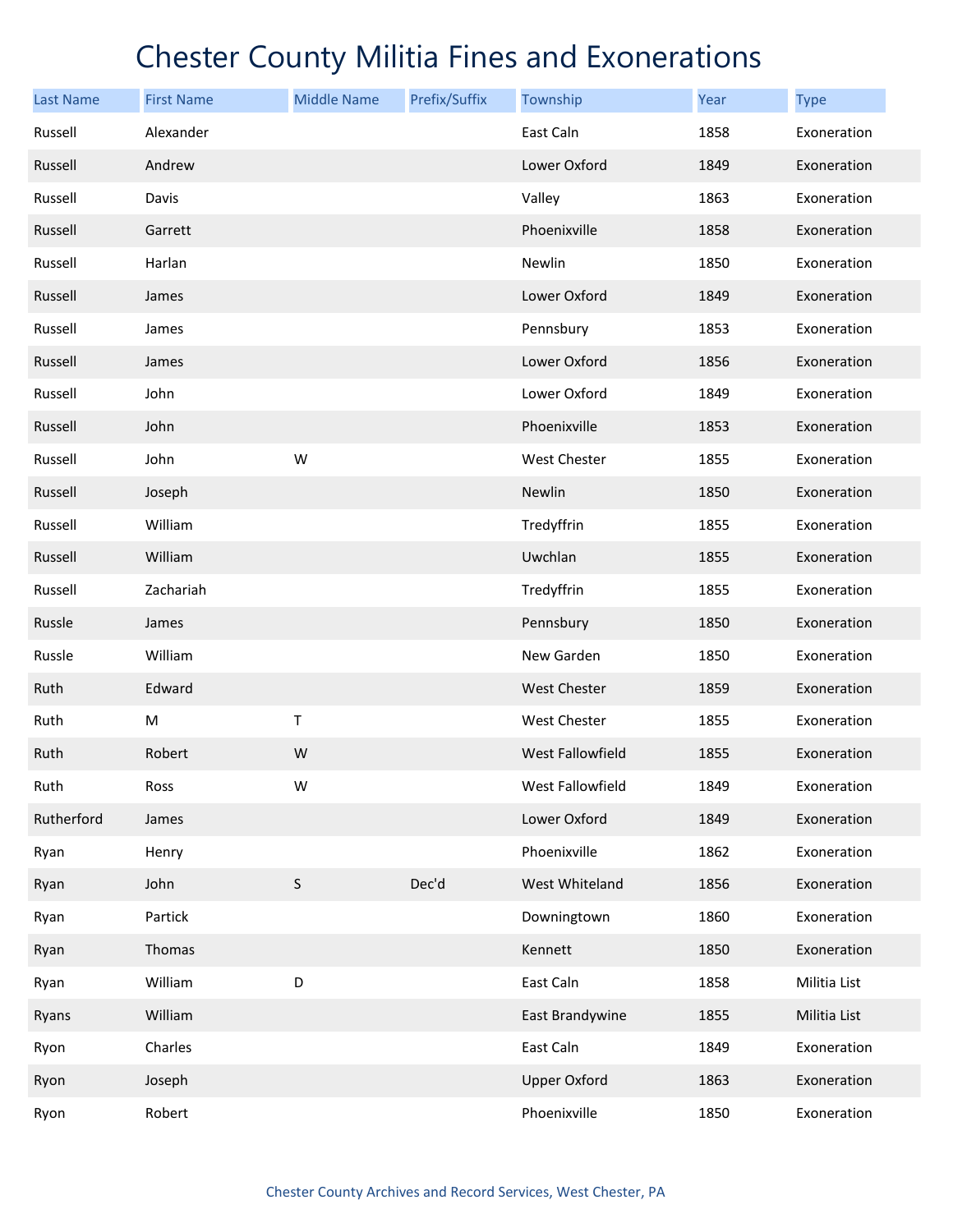# Chester County Militia Fines and Exonerations

| Last Name | First Name | Middle Name | Prefix/Suffix | Township | Year | Type |
|---|---|---|---|---|---|---|
| Russell | Alexander | | | East Caln | 1858 | Exoneration |
| Russell | Andrew | | | Lower Oxford | 1849 | Exoneration |
| Russell | Davis | | | Valley | 1863 | Exoneration |
| Russell | Garrett | | | Phoenixville | 1858 | Exoneration |
| Russell | Harlan | | | Newlin | 1850 | Exoneration |
| Russell | James | | | Lower Oxford | 1849 | Exoneration |
| Russell | James | | | Pennsbury | 1853 | Exoneration |
| Russell | James | | | Lower Oxford | 1856 | Exoneration |
| Russell | John | | | Lower Oxford | 1849 | Exoneration |
| Russell | John | | | Phoenixville | 1853 | Exoneration |
| Russell | John | W | | West Chester | 1855 | Exoneration |
| Russell | Joseph | | | Newlin | 1850 | Exoneration |
| Russell | William | | | Tredyffrin | 1855 | Exoneration |
| Russell | William | | | Uwchlan | 1855 | Exoneration |
| Russell | Zachariah | | | Tredyffrin | 1855 | Exoneration |
| Russle | James | | | Pennsbury | 1850 | Exoneration |
| Russle | William | | | New Garden | 1850 | Exoneration |
| Ruth | Edward | | | West Chester | 1859 | Exoneration |
| Ruth | M | T | | West Chester | 1855 | Exoneration |
| Ruth | Robert | W | | West Fallowfield | 1855 | Exoneration |
| Ruth | Ross | W | | West Fallowfield | 1849 | Exoneration |
| Rutherford | James | | | Lower Oxford | 1849 | Exoneration |
| Ryan | Henry | | | Phoenixville | 1862 | Exoneration |
| Ryan | John | S | Dec'd | West Whiteland | 1856 | Exoneration |
| Ryan | Partick | | | Downingtown | 1860 | Exoneration |
| Ryan | Thomas | | | Kennett | 1850 | Exoneration |
| Ryan | William | D | | East Caln | 1858 | Militia List |
| Ryans | William | | | East Brandywine | 1855 | Militia List |
| Ryon | Charles | | | East Caln | 1849 | Exoneration |
| Ryon | Joseph | | | Upper Oxford | 1863 | Exoneration |
| Ryon | Robert | | | Phoenixville | 1850 | Exoneration |

Chester County Archives and Record Services, West Chester, PA